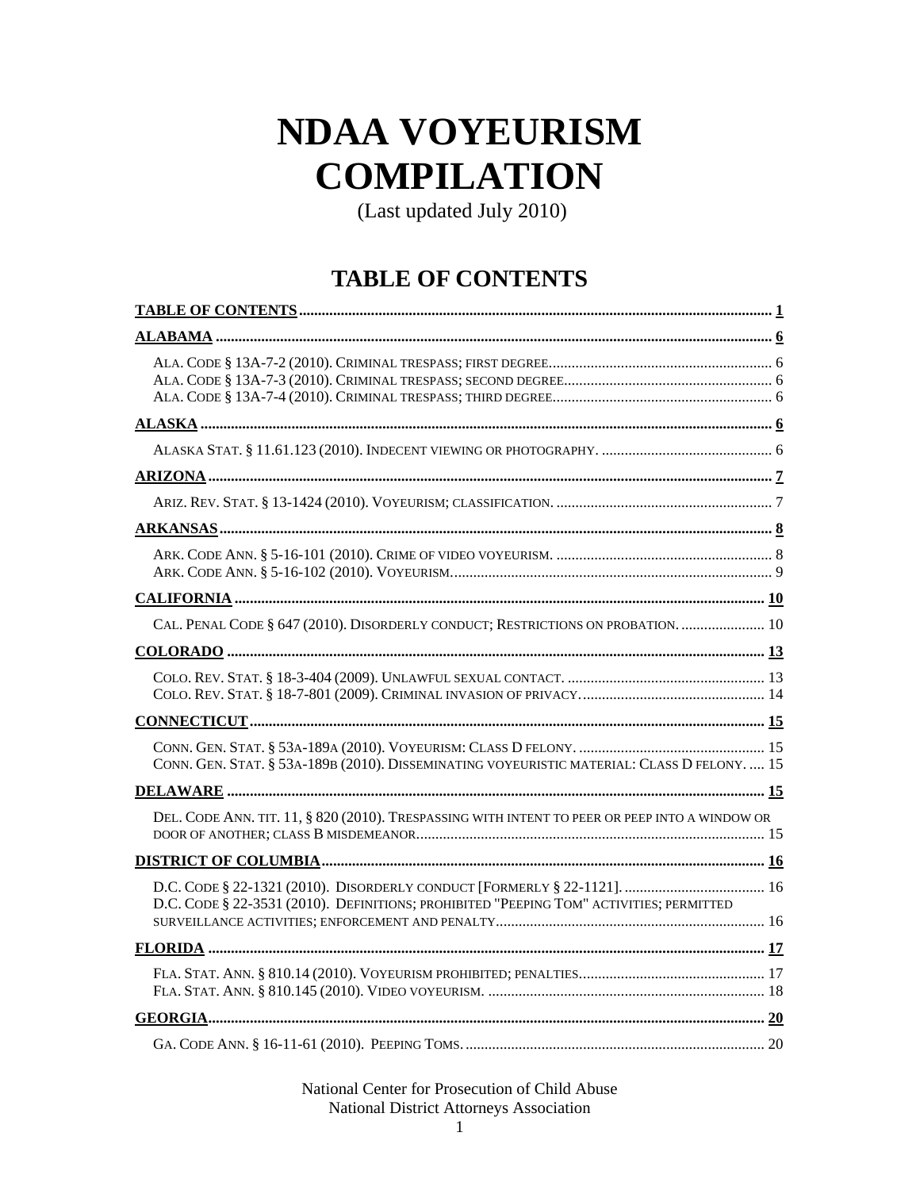# NDAA VOYEURISM COMPILATION

(Last updated July 2010)

## TABLE OF CONTENTS

**TABLE OF CONTENTS** ........................................................................ **1**

**ALABAMA** ........................................................................ **6**

- ALA. CODE § 13A-7-2 (2010). CRIMINAL TRESPASS; FIRST DEGREE ........................................................................ 6
- ALA. CODE § 13A-7-3 (2010). CRIMINAL TRESPASS; SECOND DEGREE ........................................................................ 6
- ALA. CODE § 13A-7-4 (2010). CRIMINAL TRESPASS; THIRD DEGREE ........................................................................ 6

**ALASKA** ........................................................................ **6**

- ALASKA STAT. § 11.61.123 (2010). INDECENT VIEWING OR PHOTOGRAPHY. ........................................................................ 6

**ARIZONA** ........................................................................ **7**

- ARIZ. REV. STAT. § 13-1424 (2010). VOYEURISM; CLASSIFICATION. ........................................................................ 7

**ARKANSAS** ........................................................................ **8**

- ARK. CODE ANN. § 5-16-101 (2010). CRIME OF VIDEO VOYEURISM. ........................................................................ 8
- ARK. CODE ANN. § 5-16-102 (2010). VOYEURISM ........................................................................ 9

**CALIFORNIA** ........................................................................ **10**

- CAL. PENAL CODE § 647 (2010). DISORDERLY CONDUCT; RESTRICTIONS ON PROBATION. ........................................................................ 10

**COLORADO** ........................................................................ **13**

- COLO. REV. STAT. § 18-3-404 (2009). UNLAWFUL SEXUAL CONTACT. ........................................................................ 13
- COLO. REV. STAT. § 18-7-801 (2009). CRIMINAL INVASION OF PRIVACY. ........................................................................ 14

**CONNECTICUT** ........................................................................ **15**

- CONN. GEN. STAT. § 53A-189A (2010). VOYEURISM: CLASS D FELONY. ........................................................................ 15
- CONN. GEN. STAT. § 53A-189B (2010). DISSEMINATING VOYEURISTIC MATERIAL: CLASS D FELONY. ..... 15

**DELAWARE** ........................................................................ **15**

- DEL. CODE ANN. TIT. 11, § 820 (2010). TRESPASSING WITH INTENT TO PEER OR PEEP INTO A WINDOW OR DOOR OF ANOTHER; CLASS B MISDEMEANOR ........................................................................ 15

**DISTRICT OF COLUMBIA** ........................................................................ **16**

- D.C. CODE § 22-1321 (2010). DISORDERLY CONDUCT [FORMERLY § 22-1121]. ........................................................................ 16
- D.C. CODE § 22-3531 (2010). DEFINITIONS; PROHIBITED "PEEPING TOM" ACTIVITIES; PERMITTED SURVEILLANCE ACTIVITIES; ENFORCEMENT AND PENALTY ........................................................................ 16

**FLORIDA** ........................................................................ **17**

- FLA. STAT. ANN. § 810.14 (2010). VOYEURISM PROHIBITED; PENALTIES ........................................................................ 17
- FLA. STAT. ANN. § 810.145 (2010). VIDEO VOYEURISM. ........................................................................ 18

**GEORGIA** ........................................................................ **20**

- GA. CODE ANN. § 16-11-61 (2010). PEEPING TOMS. ........................................................................ 20

National Center for Prosecution of Child Abuse
National District Attorneys Association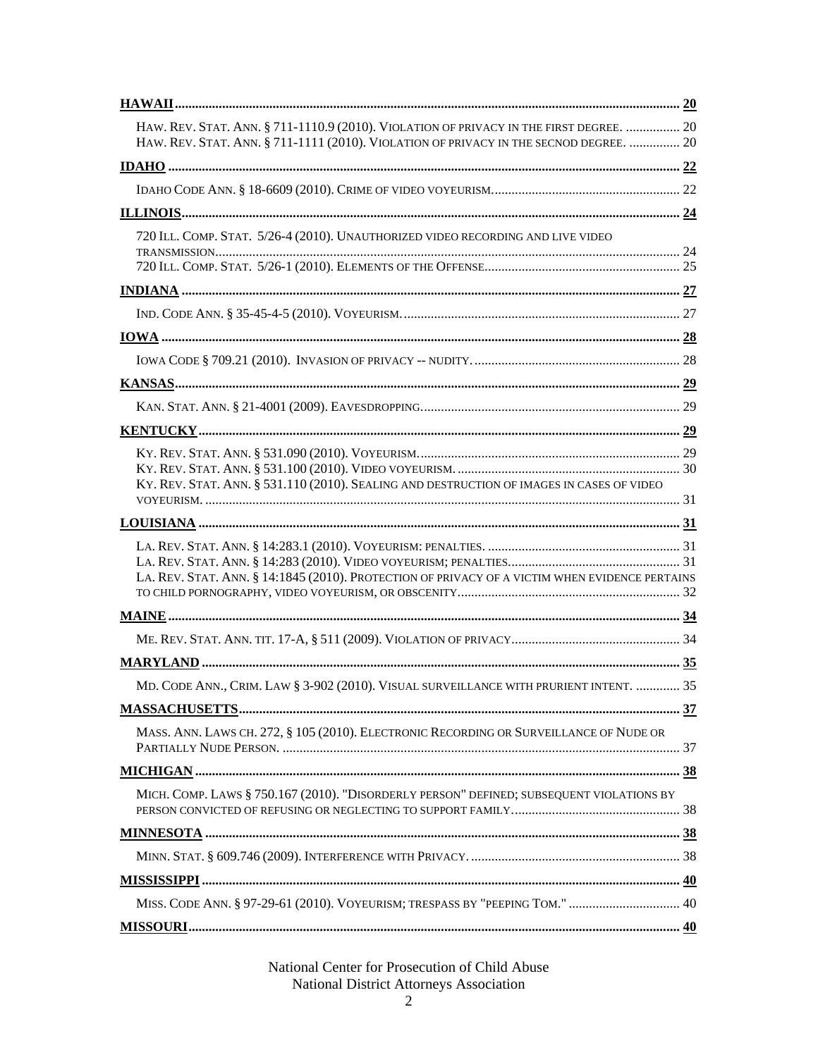**HAWAII** ...... **20**

- HAW. REV. STAT. ANN. § 711-1110.9 (2010). VIOLATION OF PRIVACY IN THE FIRST DEGREE. ...... 20
- HAW. REV. STAT. ANN. § 711-1111 (2010). VIOLATION OF PRIVACY IN THE SECNOD DEGREE. ...... 20

**IDAHO** ...... **22**

- IDAHO CODE ANN. § 18-6609 (2010). CRIME OF VIDEO VOYEURISM. ...... 22

**ILLINOIS** ...... **24**

- 720 ILL. COMP. STAT. 5/26-4 (2010). UNAUTHORIZED VIDEO RECORDING AND LIVE VIDEO TRANSMISSION. ...... 24
- 720 ILL. COMP. STAT. 5/26-1 (2010). ELEMENTS OF THE OFFENSE ...... 25

**INDIANA** ...... **27**

- IND. CODE ANN. § 35-45-4-5 (2010). VOYEURISM. ...... 27

**IOWA** ...... **28**

- IOWA CODE § 709.21 (2010). INVASION OF PRIVACY -- NUDITY. ...... 28

**KANSAS** ...... **29**

- KAN. STAT. ANN. § 21-4001 (2009). EAVESDROPPING. ...... 29

**KENTUCKY** ...... **29**

- KY. REV. STAT. ANN. § 531.090 (2010). VOYEURISM. ...... 29
- KY. REV. STAT. ANN. § 531.100 (2010). VIDEO VOYEURISM. ...... 30
- KY. REV. STAT. ANN. § 531.110 (2010). SEALING AND DESTRUCTION OF IMAGES IN CASES OF VIDEO VOYEURISM. ...... 31

**LOUISIANA** ...... **31**

- LA. REV. STAT. ANN. § 14:283.1 (2010). VOYEURISM: PENALTIES. ...... 31
- LA. REV. STAT. ANN. § 14:283 (2010). VIDEO VOYEURISM; PENALTIES. ...... 31
- LA. REV. STAT. ANN. § 14:1845 (2010). PROTECTION OF PRIVACY OF A VICTIM WHEN EVIDENCE PERTAINS TO CHILD PORNOGRAPHY, VIDEO VOYEURISM, OR OBSCENITY ...... 32

**MAINE** ...... **34**

- ME. REV. STAT. ANN. TIT. 17-A, § 511 (2009). VIOLATION OF PRIVACY ...... 34

**MARYLAND** ...... **35**

- MD. CODE ANN., CRIM. LAW § 3-902 (2010). VISUAL SURVEILLANCE WITH PRURIENT INTENT. ...... 35

**MASSACHUSETTS** ...... **37**

- MASS. ANN. LAWS CH. 272, § 105 (2010). ELECTRONIC RECORDING OR SURVEILLANCE OF NUDE OR PARTIALLY NUDE PERSON. ...... 37

**MICHIGAN** ...... **38**

- MICH. COMP. LAWS § 750.167 (2010). "DISORDERLY PERSON" DEFINED; SUBSEQUENT VIOLATIONS BY PERSON CONVICTED OF REFUSING OR NEGLECTING TO SUPPORT FAMILY ...... 38

**MINNESOTA** ...... **38**

- MINN. STAT. § 609.746 (2009). INTERFERENCE WITH PRIVACY. ...... 38

**MISSISSIPPI** ...... **40**

- MISS. CODE ANN. § 97-29-61 (2010). VOYEURISM; TRESPASS BY "PEEPING TOM." ...... 40

**MISSOURI** ...... **40**

National Center for Prosecution of Child Abuse
National District Attorneys Association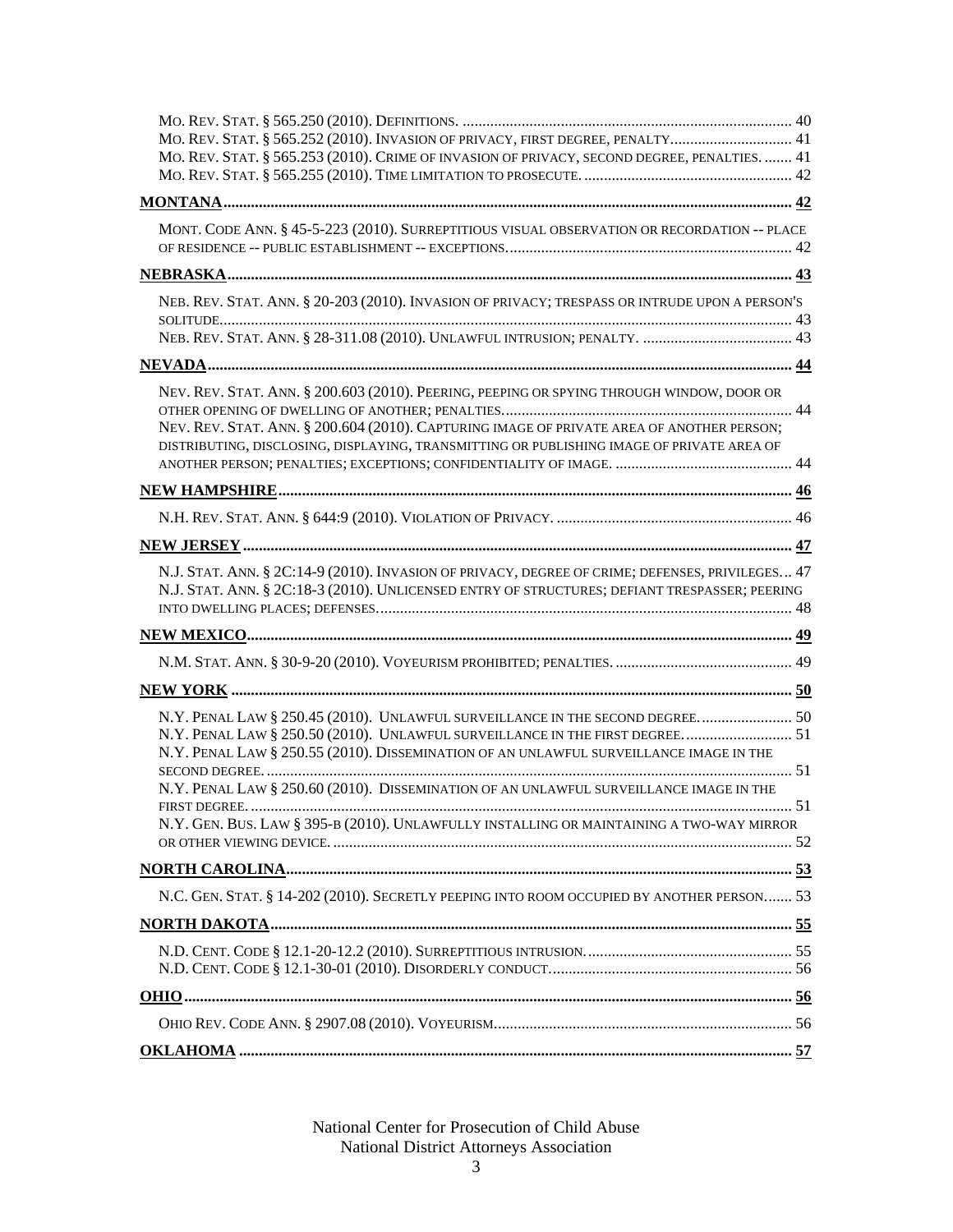MO. REV. STAT. § 565.250 (2010). DEFINITIONS. .................................................................................... 40
MO. REV. STAT. § 565.252 (2010). INVASION OF PRIVACY, FIRST DEGREE, PENALTY............................... 41
MO. REV. STAT. § 565.253 (2010). CRIME OF INVASION OF PRIVACY, SECOND DEGREE, PENALTIES. ....... 41
MO. REV. STAT. § 565.255 (2010). TIME LIMITATION TO PROSECUTE. ..................................................... 42

**MONTANA** ................................................................................................................................ **42**

MONT. CODE ANN. § 45-5-223 (2010). SURREPTITIOUS VISUAL OBSERVATION OR RECORDATION -- PLACE OF RESIDENCE -- PUBLIC ESTABLISHMENT -- EXCEPTIONS......................................................................... 42

**NEBRASKA** ................................................................................................................................ **43**

NEB. REV. STAT. ANN. § 20-203 (2010). INVASION OF PRIVACY; TRESPASS OR INTRUDE UPON A PERSON'S SOLITUDE.................................................................................................................................... 43
NEB. REV. STAT. ANN. § 28-311.08 (2010). UNLAWFUL INTRUSION; PENALTY. ...................................... 43

**NEVADA** ................................................................................................................................ **44**

NEV. REV. STAT. ANN. § 200.603 (2010). PEERING, PEEPING OR SPYING THROUGH WINDOW, DOOR OR OTHER OPENING OF DWELLING OF ANOTHER; PENALTIES.......................................................................... 44
NEV. REV. STAT. ANN. § 200.604 (2010). CAPTURING IMAGE OF PRIVATE AREA OF ANOTHER PERSON; DISTRIBUTING, DISCLOSING, DISPLAYING, TRANSMITTING OR PUBLISHING IMAGE OF PRIVATE AREA OF ANOTHER PERSON; PENALTIES; EXCEPTIONS; CONFIDENTIALITY OF IMAGE. ............................................. 44

**NEW HAMPSHIRE** ................................................................................................................................ **46**

N.H. REV. STAT. ANN. § 644:9 (2010). VIOLATION OF PRIVACY. ............................................................ 46

**NEW JERSEY** ................................................................................................................................ **47**

N.J. STAT. ANN. § 2C:14-9 (2010). INVASION OF PRIVACY, DEGREE OF CRIME; DEFENSES, PRIVILEGES... 47
N.J. STAT. ANN. § 2C:18-3 (2010). UNLICENSED ENTRY OF STRUCTURES; DEFIANT TRESPASSER; PEERING INTO DWELLING PLACES; DEFENSES......................................................................................................... 48

**NEW MEXICO** ................................................................................................................................ **49**

N.M. STAT. ANN. § 30-9-20 (2010). VOYEURISM PROHIBITED; PENALTIES. ............................................. 49

**NEW YORK** ................................................................................................................................ **50**

N.Y. PENAL LAW § 250.45 (2010). UNLAWFUL SURVEILLANCE IN THE SECOND DEGREE........................ 50
N.Y. PENAL LAW § 250.50 (2010). UNLAWFUL SURVEILLANCE IN THE FIRST DEGREE........................... 51
N.Y. PENAL LAW § 250.55 (2010). DISSEMINATION OF AN UNLAWFUL SURVEILLANCE IMAGE IN THE SECOND DEGREE. .................................................................................................................................. 51
N.Y. PENAL LAW § 250.60 (2010). DISSEMINATION OF AN UNLAWFUL SURVEILLANCE IMAGE IN THE FIRST DEGREE. ........................................................................................................................................ 51
N.Y. GEN. BUS. LAW § 395-B (2010). UNLAWFULLY INSTALLING OR MAINTAINING A TWO-WAY MIRROR OR OTHER VIEWING DEVICE. .................................................................................................................... 52

**NORTH CAROLINA** ................................................................................................................................ **53**

N.C. GEN. STAT. § 14-202 (2010). SECRETLY PEEPING INTO ROOM OCCUPIED BY ANOTHER PERSON....... 53

**NORTH DAKOTA** ................................................................................................................................ **55**

N.D. CENT. CODE § 12.1-20-12.2 (2010). SURREPTITIOUS INTRUSION.................................................... 55
N.D. CENT. CODE § 12.1-30-01 (2010). DISORDERLY CONDUCT............................................................. 56

**OHIO** ................................................................................................................................ **56**

OHIO REV. CODE ANN. § 2907.08 (2010). VOYEURISM........................................................................... 56

**OKLAHOMA** ................................................................................................................................ **57**

National Center for Prosecution of Child Abuse
National District Attorneys Association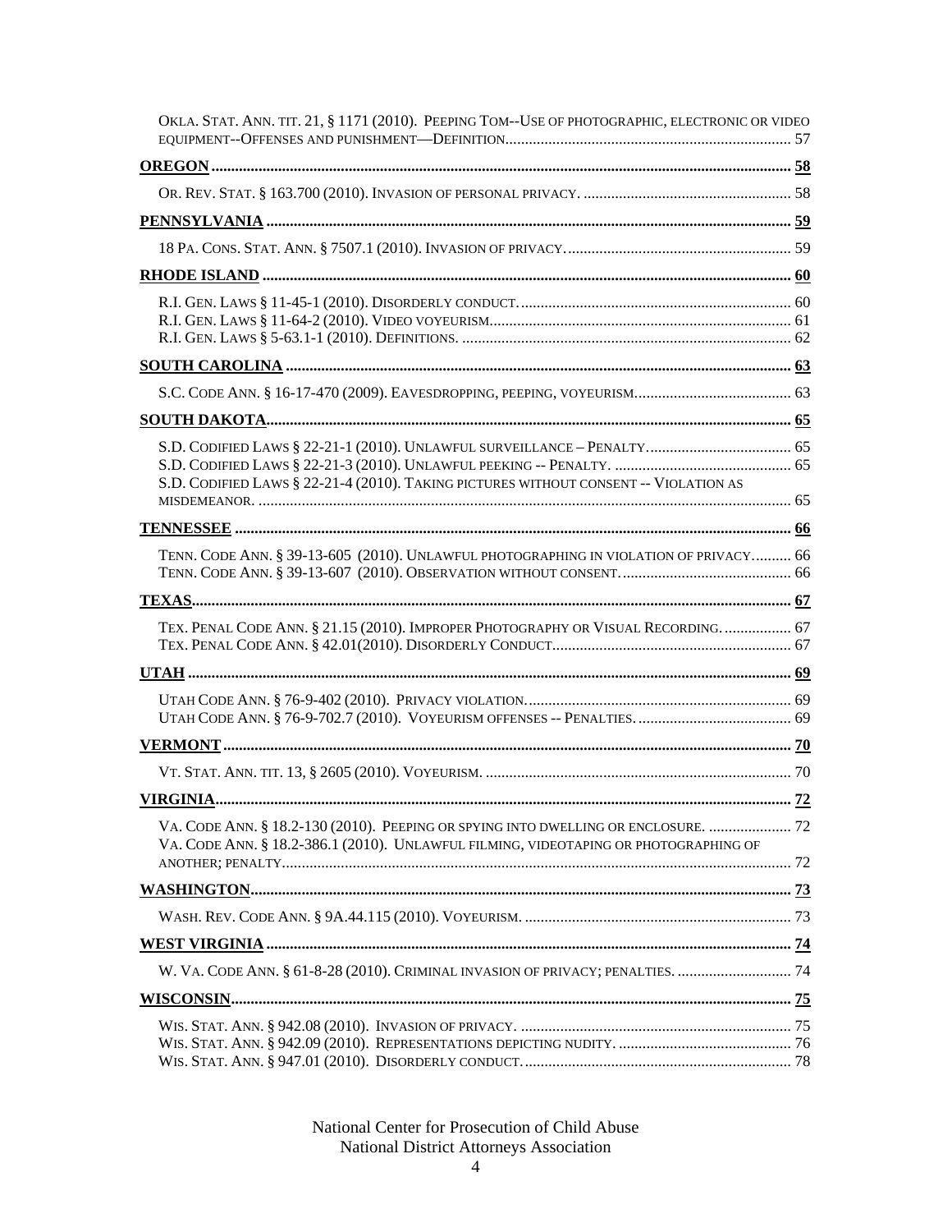OKLA. STAT. ANN. TIT. 21, § 1171 (2010). PEEPING TOM--USE OF PHOTOGRAPHIC, ELECTRONIC OR VIDEO EQUIPMENT--OFFENSES AND PUNISHMENT—DEFINITION........ 57

**OREGON** ........ **58**

OR. REV. STAT. § 163.700 (2010). INVASION OF PERSONAL PRIVACY. ........ 58

**PENNSYLVANIA** ........ **59**

18 PA. CONS. STAT. ANN. § 7507.1 (2010). INVASION OF PRIVACY........ 59

**RHODE ISLAND** ........ **60**

R.I. GEN. LAWS § 11-45-1 (2010). DISORDERLY CONDUCT........ 60
R.I. GEN. LAWS § 11-64-2 (2010). VIDEO VOYEURISM........ 61
R.I. GEN. LAWS § 5-63.1-1 (2010). DEFINITIONS. ........ 62

**SOUTH CAROLINA** ........ **63**

S.C. CODE ANN. § 16-17-470 (2009). EAVESDROPPING, PEEPING, VOYEURISM........ 63

**SOUTH DAKOTA** ........ **65**

S.D. CODIFIED LAWS § 22-21-1 (2010). UNLAWFUL SURVEILLANCE – PENALTY........ 65
S.D. CODIFIED LAWS § 22-21-3 (2010). UNLAWFUL PEEKING -- PENALTY. ........ 65
S.D. CODIFIED LAWS § 22-21-4 (2010). TAKING PICTURES WITHOUT CONSENT -- VIOLATION AS MISDEMEANOR. ........ 65

**TENNESSEE** ........ **66**

TENN. CODE ANN. § 39-13-605 (2010). UNLAWFUL PHOTOGRAPHING IN VIOLATION OF PRIVACY........ 66
TENN. CODE ANN. § 39-13-607 (2010). OBSERVATION WITHOUT CONSENT........ 66

**TEXAS** ........ **67**

TEX. PENAL CODE ANN. § 21.15 (2010). IMPROPER PHOTOGRAPHY OR VISUAL RECORDING. ........ 67
TEX. PENAL CODE ANN. § 42.01(2010). DISORDERLY CONDUCT........ 67

**UTAH** ........ **69**

UTAH CODE ANN. § 76-9-402 (2010). PRIVACY VIOLATION........ 69
UTAH CODE ANN. § 76-9-702.7 (2010). VOYEURISM OFFENSES -- PENALTIES. ........ 69

**VERMONT** ........ **70**

VT. STAT. ANN. TIT. 13, § 2605 (2010). VOYEURISM. ........ 70

**VIRGINIA** ........ **72**

VA. CODE ANN. § 18.2-130 (2010). PEEPING OR SPYING INTO DWELLING OR ENCLOSURE. ........ 72
VA. CODE ANN. § 18.2-386.1 (2010). UNLAWFUL FILMING, VIDEOTAPING OR PHOTOGRAPHING OF ANOTHER; PENALTY........ 72

**WASHINGTON** ........ **73**

WASH. REV. CODE ANN. § 9A.44.115 (2010). VOYEURISM. ........ 73

**WEST VIRGINIA** ........ **74**

W. VA. CODE ANN. § 61-8-28 (2010). CRIMINAL INVASION OF PRIVACY; PENALTIES. ........ 74

**WISCONSIN** ........ **75**

WIS. STAT. ANN. § 942.08 (2010). INVASION OF PRIVACY. ........ 75
WIS. STAT. ANN. § 942.09 (2010). REPRESENTATIONS DEPICTING NUDITY. ........ 76
WIS. STAT. ANN. § 947.01 (2010). DISORDERLY CONDUCT........ 78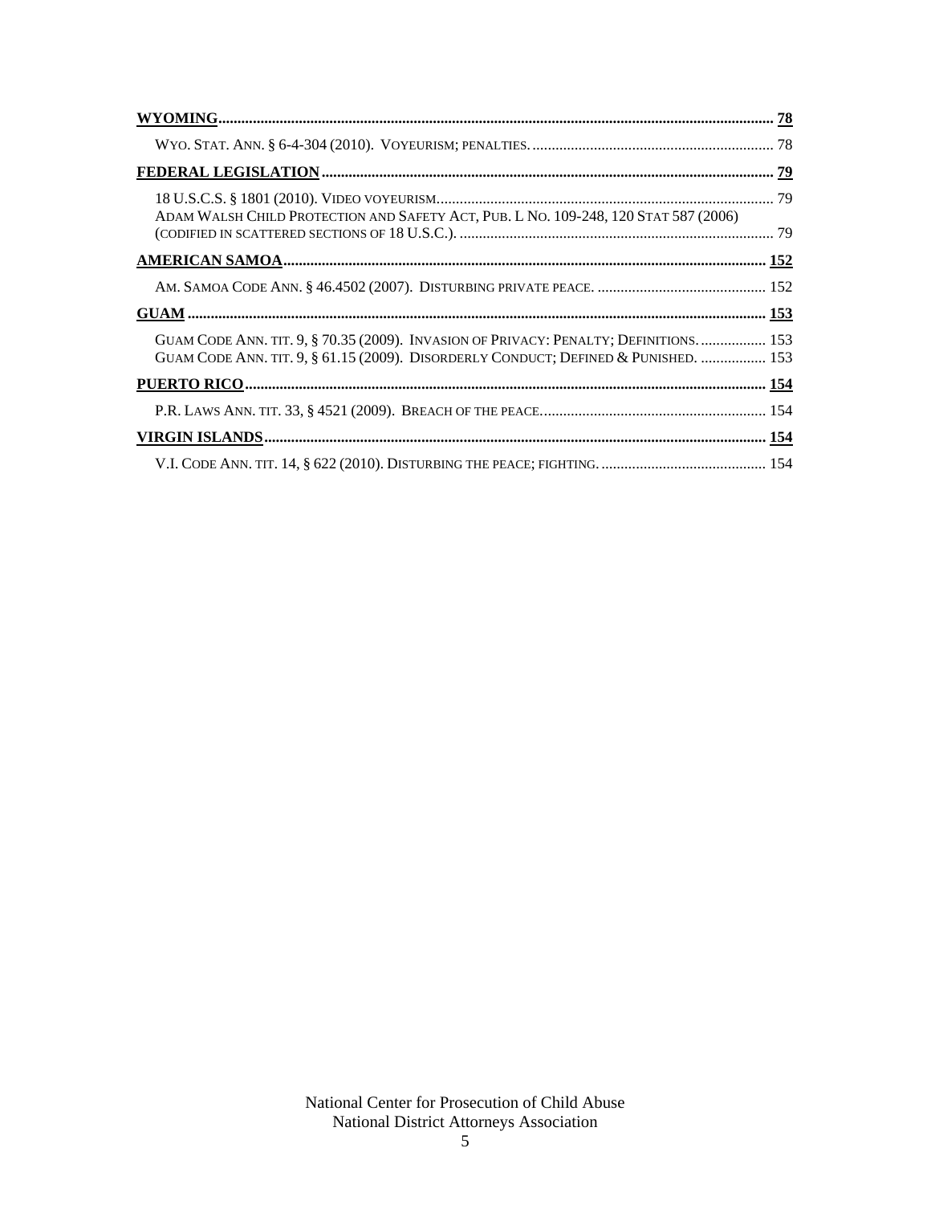**[WYOMING](#) ........................................................................................................................................ [78](#)**

WYO. STAT. ANN. § 6-4-304 (2010). VOYEURISM; PENALTIES. .............................................................. 78

**[FEDERAL LEGISLATION](#) .................................................................................................................... [79](#)**

18 U.S.C.S. § 1801 (2010). VIDEO VOYEURISM. ...................................................................................... 79

ADAM WALSH CHILD PROTECTION AND SAFETY ACT, PUB. L NO. 109-248, 120 STAT 587 (2006) (CODIFIED IN SCATTERED SECTIONS OF 18 U.S.C.). ................................................................................. 79

**[AMERICAN SAMOA](#) ........................................................................................................................... [152](#)**

AM. SAMOA CODE ANN. § 46.4502 (2007). DISTURBING PRIVATE PEACE. ............................................ 152

**[GUAM](#) ..................................................................................................................................................... [153](#)**

GUAM CODE ANN. TIT. 9, § 70.35 (2009). INVASION OF PRIVACY: PENALTY; DEFINITIONS. ................. 153

GUAM CODE ANN. TIT. 9, § 61.15 (2009). DISORDERLY CONDUCT; DEFINED & PUNISHED. ................. 153

**[PUERTO RICO](#) ...................................................................................................................................... [154](#)**

P.R. LAWS ANN. TIT. 33, § 4521 (2009). BREACH OF THE PEACE. .......................................................... 154

**[VIRGIN ISLANDS](#) ................................................................................................................................. [154](#)**

V.I. CODE ANN. TIT. 14, § 622 (2010). DISTURBING THE PEACE; FIGHTING. ........................................... 154

National Center for Prosecution of Child Abuse
National District Attorneys Association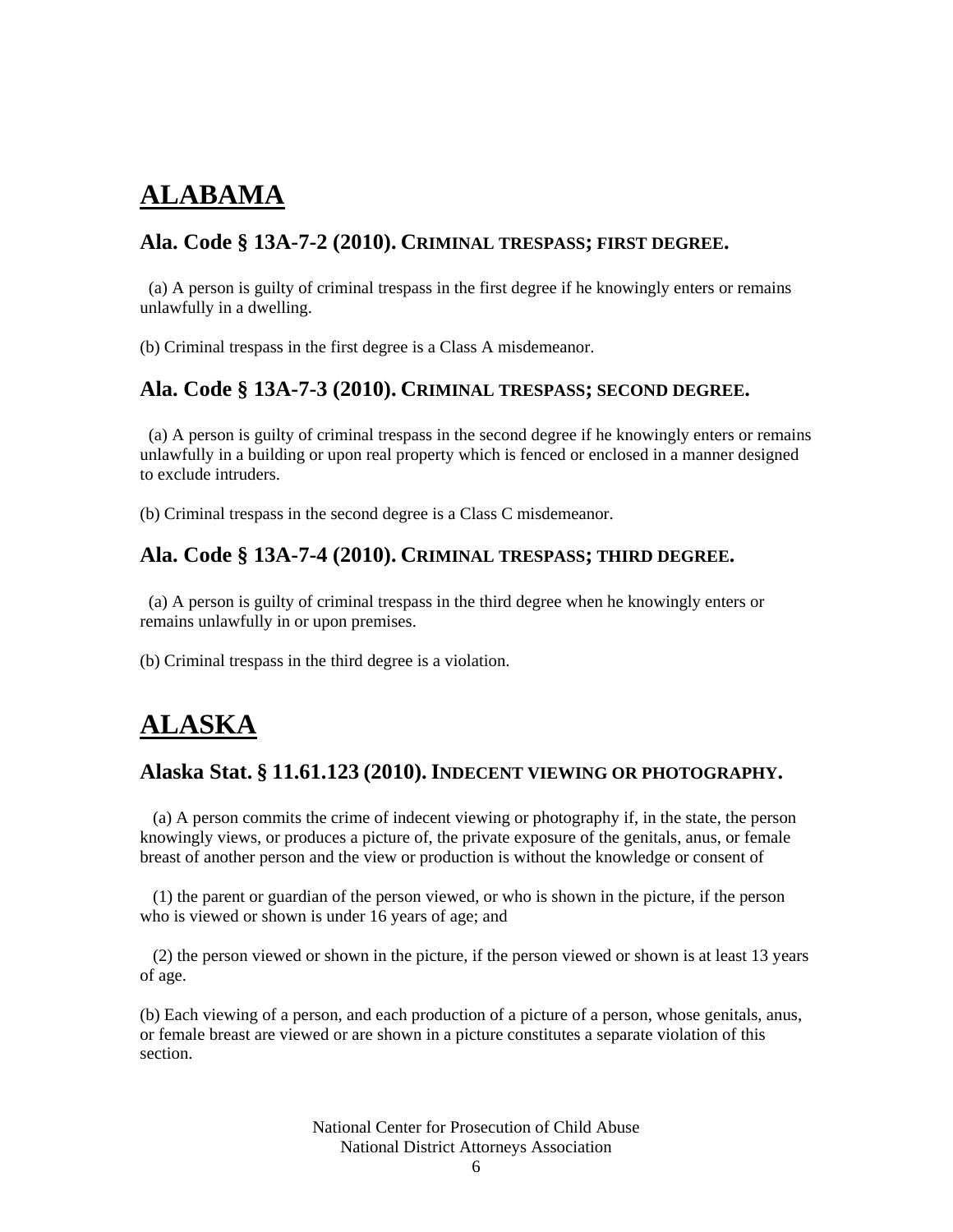# ALABAMA

### Ala. Code § 13A-7-2 (2010). CRIMINAL TRESPASS; FIRST DEGREE.

(a) A person is guilty of criminal trespass in the first degree if he knowingly enters or remains unlawfully in a dwelling.

(b) Criminal trespass in the first degree is a Class A misdemeanor.

### Ala. Code § 13A-7-3 (2010). CRIMINAL TRESPASS; SECOND DEGREE.

(a) A person is guilty of criminal trespass in the second degree if he knowingly enters or remains unlawfully in a building or upon real property which is fenced or enclosed in a manner designed to exclude intruders.

(b) Criminal trespass in the second degree is a Class C misdemeanor.

### Ala. Code § 13A-7-4 (2010). CRIMINAL TRESPASS; THIRD DEGREE.

(a) A person is guilty of criminal trespass in the third degree when he knowingly enters or remains unlawfully in or upon premises.

(b) Criminal trespass in the third degree is a violation.

# ALASKA

### Alaska Stat. § 11.61.123 (2010). INDECENT VIEWING OR PHOTOGRAPHY.

(a) A person commits the crime of indecent viewing or photography if, in the state, the person knowingly views, or produces a picture of, the private exposure of the genitals, anus, or female breast of another person and the view or production is without the knowledge or consent of

(1) the parent or guardian of the person viewed, or who is shown in the picture, if the person who is viewed or shown is under 16 years of age; and

(2) the person viewed or shown in the picture, if the person viewed or shown is at least 13 years of age.

(b) Each viewing of a person, and each production of a picture of a person, whose genitals, anus, or female breast are viewed or are shown in a picture constitutes a separate violation of this section.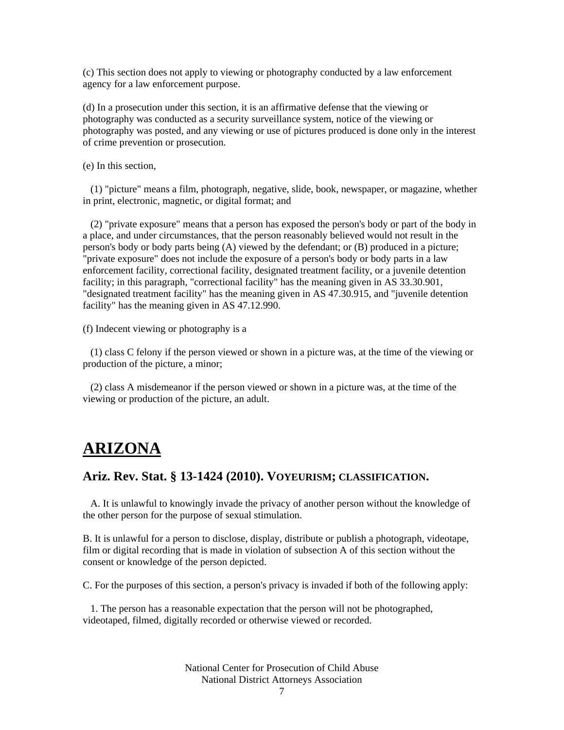(c) This section does not apply to viewing or photography conducted by a law enforcement agency for a law enforcement purpose.

(d) In a prosecution under this section, it is an affirmative defense that the viewing or photography was conducted as a security surveillance system, notice of the viewing or photography was posted, and any viewing or use of pictures produced is done only in the interest of crime prevention or prosecution.

(e) In this section,

(1) "picture" means a film, photograph, negative, slide, book, newspaper, or magazine, whether in print, electronic, magnetic, or digital format; and

(2) "private exposure" means that a person has exposed the person's body or part of the body in a place, and under circumstances, that the person reasonably believed would not result in the person's body or body parts being (A) viewed by the defendant; or (B) produced in a picture; "private exposure" does not include the exposure of a person's body or body parts in a law enforcement facility, correctional facility, designated treatment facility, or a juvenile detention facility; in this paragraph, "correctional facility" has the meaning given in AS 33.30.901, "designated treatment facility" has the meaning given in AS 47.30.915, and "juvenile detention facility" has the meaning given in AS 47.12.990.

(f) Indecent viewing or photography is a

(1) class C felony if the person viewed or shown in a picture was, at the time of the viewing or production of the picture, a minor;

(2) class A misdemeanor if the person viewed or shown in a picture was, at the time of the viewing or production of the picture, an adult.

# ARIZONA

## Ariz. Rev. Stat. § 13-1424 (2010). VOYEURISM; CLASSIFICATION.

A. It is unlawful to knowingly invade the privacy of another person without the knowledge of the other person for the purpose of sexual stimulation.

B. It is unlawful for a person to disclose, display, distribute or publish a photograph, videotape, film or digital recording that is made in violation of subsection A of this section without the consent or knowledge of the person depicted.

C. For the purposes of this section, a person's privacy is invaded if both of the following apply:

1. The person has a reasonable expectation that the person will not be photographed, videotaped, filmed, digitally recorded or otherwise viewed or recorded.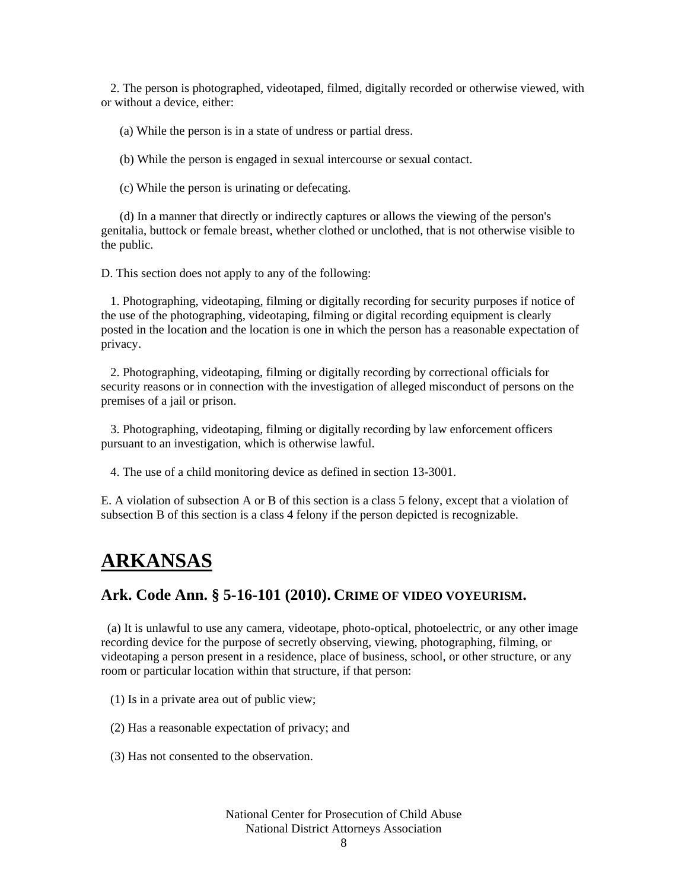2. The person is photographed, videotaped, filmed, digitally recorded or otherwise viewed, with or without a device, either:

(a) While the person is in a state of undress or partial dress.

(b) While the person is engaged in sexual intercourse or sexual contact.

(c) While the person is urinating or defecating.

(d) In a manner that directly or indirectly captures or allows the viewing of the person's genitalia, buttock or female breast, whether clothed or unclothed, that is not otherwise visible to the public.

D. This section does not apply to any of the following:

1. Photographing, videotaping, filming or digitally recording for security purposes if notice of the use of the photographing, videotaping, filming or digital recording equipment is clearly posted in the location and the location is one in which the person has a reasonable expectation of privacy.

2. Photographing, videotaping, filming or digitally recording by correctional officials for security reasons or in connection with the investigation of alleged misconduct of persons on the premises of a jail or prison.

3. Photographing, videotaping, filming or digitally recording by law enforcement officers pursuant to an investigation, which is otherwise lawful.

4. The use of a child monitoring device as defined in section 13-3001.

E. A violation of subsection A or B of this section is a class 5 felony, except that a violation of subsection B of this section is a class 4 felony if the person depicted is recognizable.

# ARKANSAS

## Ark. Code Ann. § 5-16-101 (2010). CRIME OF VIDEO VOYEURISM.

(a) It is unlawful to use any camera, videotape, photo-optical, photoelectric, or any other image recording device for the purpose of secretly observing, viewing, photographing, filming, or videotaping a person present in a residence, place of business, school, or other structure, or any room or particular location within that structure, if that person:

(1) Is in a private area out of public view;

(2) Has a reasonable expectation of privacy; and

(3) Has not consented to the observation.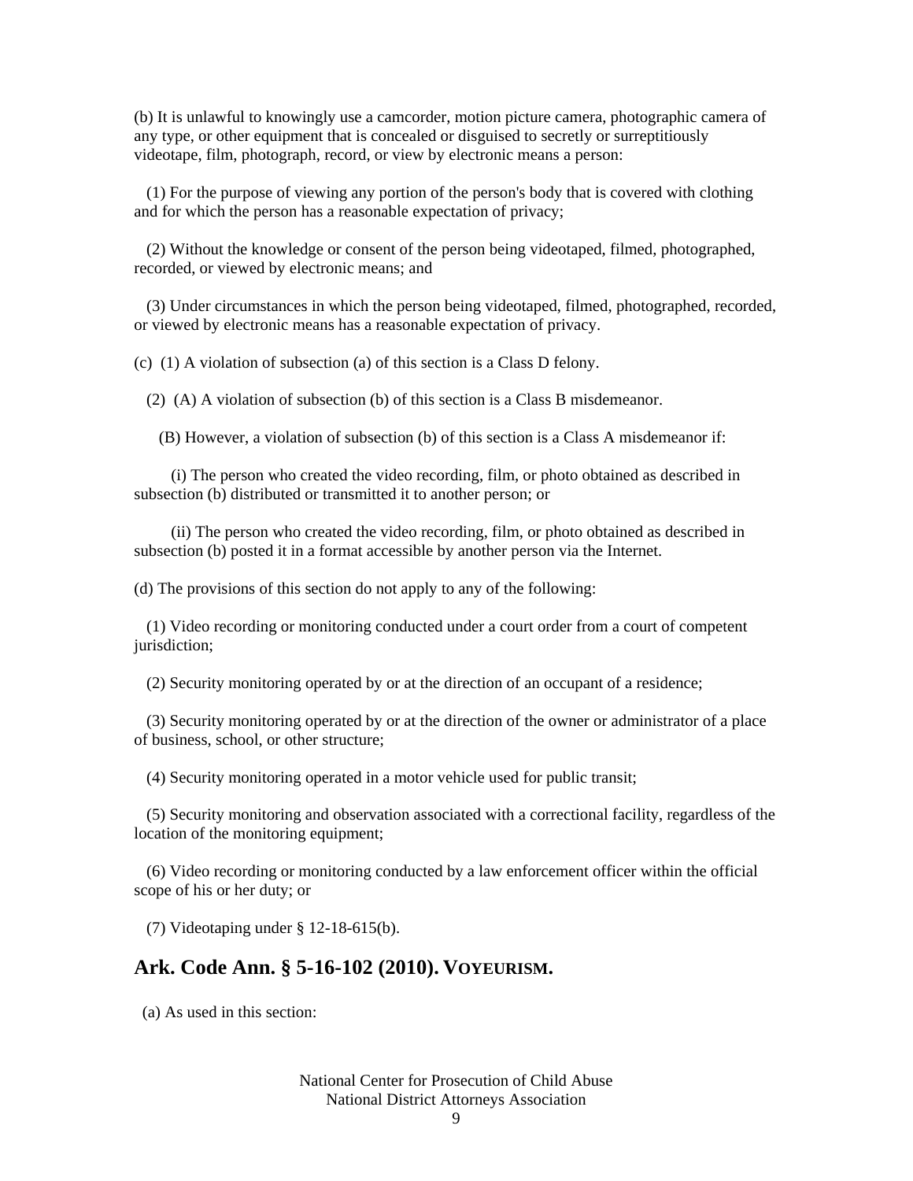(b) It is unlawful to knowingly use a camcorder, motion picture camera, photographic camera of any type, or other equipment that is concealed or disguised to secretly or surreptitiously videotape, film, photograph, record, or view by electronic means a person:

(1) For the purpose of viewing any portion of the person's body that is covered with clothing and for which the person has a reasonable expectation of privacy;

(2) Without the knowledge or consent of the person being videotaped, filmed, photographed, recorded, or viewed by electronic means; and

(3) Under circumstances in which the person being videotaped, filmed, photographed, recorded, or viewed by electronic means has a reasonable expectation of privacy.

(c) (1) A violation of subsection (a) of this section is a Class D felony.

(2) (A) A violation of subsection (b) of this section is a Class B misdemeanor.

(B) However, a violation of subsection (b) of this section is a Class A misdemeanor if:

(i) The person who created the video recording, film, or photo obtained as described in subsection (b) distributed or transmitted it to another person; or

(ii) The person who created the video recording, film, or photo obtained as described in subsection (b) posted it in a format accessible by another person via the Internet.

(d) The provisions of this section do not apply to any of the following:

(1) Video recording or monitoring conducted under a court order from a court of competent jurisdiction;

(2) Security monitoring operated by or at the direction of an occupant of a residence;

(3) Security monitoring operated by or at the direction of the owner or administrator of a place of business, school, or other structure;

(4) Security monitoring operated in a motor vehicle used for public transit;

(5) Security monitoring and observation associated with a correctional facility, regardless of the location of the monitoring equipment;

(6) Video recording or monitoring conducted by a law enforcement officer within the official scope of his or her duty; or

(7) Videotaping under § 12-18-615(b).

## Ark. Code Ann. § 5-16-102 (2010). VOYEURISM.

(a) As used in this section: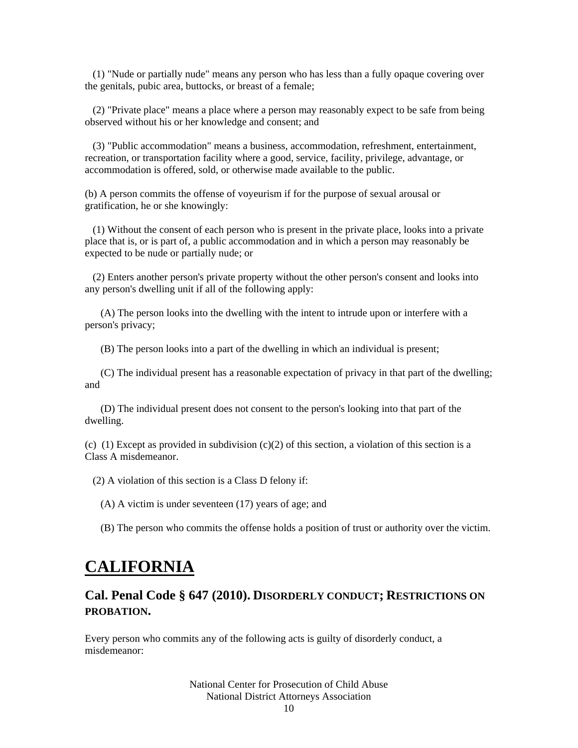(1) "Nude or partially nude" means any person who has less than a fully opaque covering over the genitals, pubic area, buttocks, or breast of a female;

(2) "Private place" means a place where a person may reasonably expect to be safe from being observed without his or her knowledge and consent; and

(3) "Public accommodation" means a business, accommodation, refreshment, entertainment, recreation, or transportation facility where a good, service, facility, privilege, advantage, or accommodation is offered, sold, or otherwise made available to the public.

(b) A person commits the offense of voyeurism if for the purpose of sexual arousal or gratification, he or she knowingly:

(1) Without the consent of each person who is present in the private place, looks into a private place that is, or is part of, a public accommodation and in which a person may reasonably be expected to be nude or partially nude; or

(2) Enters another person's private property without the other person's consent and looks into any person's dwelling unit if all of the following apply:

(A) The person looks into the dwelling with the intent to intrude upon or interfere with a person's privacy;

(B) The person looks into a part of the dwelling in which an individual is present;

(C) The individual present has a reasonable expectation of privacy in that part of the dwelling; and

(D) The individual present does not consent to the person's looking into that part of the dwelling.

(c) (1) Except as provided in subdivision (c)(2) of this section, a violation of this section is a Class A misdemeanor.

(2) A violation of this section is a Class D felony if:

(A) A victim is under seventeen (17) years of age; and

(B) The person who commits the offense holds a position of trust or authority over the victim.

# CALIFORNIA

## Cal. Penal Code § 647 (2010). DISORDERLY CONDUCT; RESTRICTIONS ON PROBATION.

Every person who commits any of the following acts is guilty of disorderly conduct, a misdemeanor: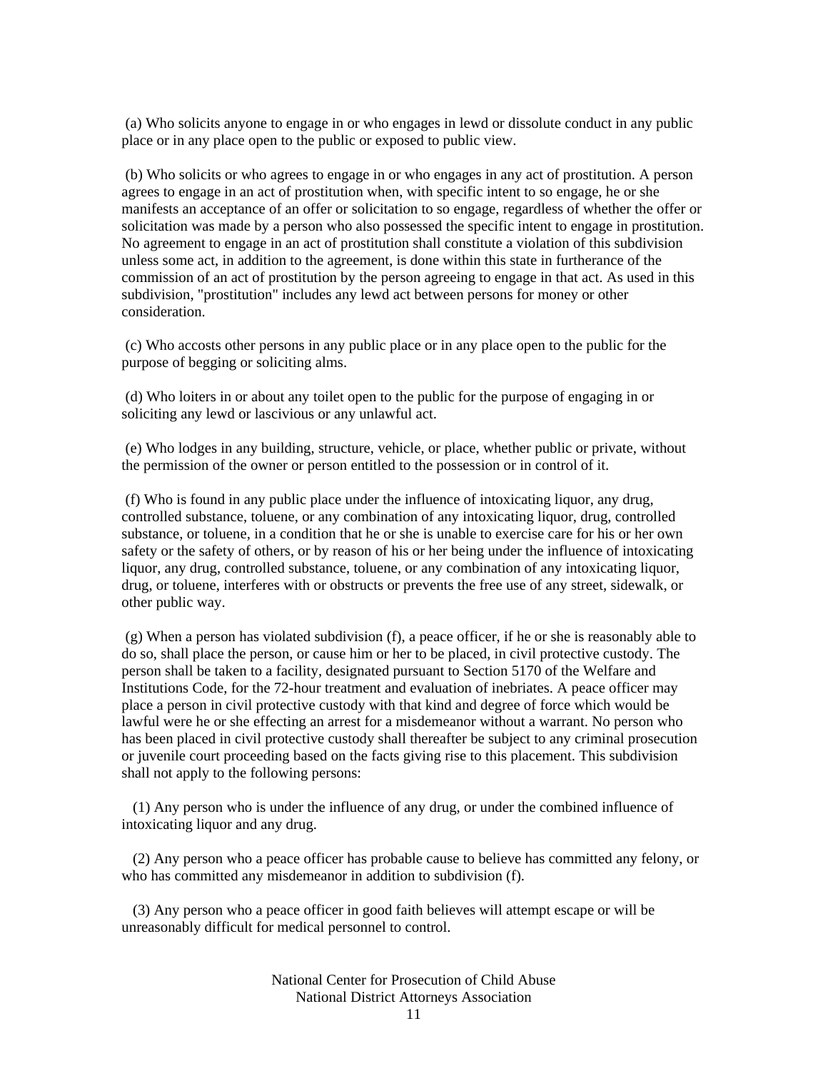(a) Who solicits anyone to engage in or who engages in lewd or dissolute conduct in any public place or in any place open to the public or exposed to public view.

(b) Who solicits or who agrees to engage in or who engages in any act of prostitution. A person agrees to engage in an act of prostitution when, with specific intent to so engage, he or she manifests an acceptance of an offer or solicitation to so engage, regardless of whether the offer or solicitation was made by a person who also possessed the specific intent to engage in prostitution. No agreement to engage in an act of prostitution shall constitute a violation of this subdivision unless some act, in addition to the agreement, is done within this state in furtherance of the commission of an act of prostitution by the person agreeing to engage in that act. As used in this subdivision, "prostitution" includes any lewd act between persons for money or other consideration.

(c) Who accosts other persons in any public place or in any place open to the public for the purpose of begging or soliciting alms.

(d) Who loiters in or about any toilet open to the public for the purpose of engaging in or soliciting any lewd or lascivious or any unlawful act.

(e) Who lodges in any building, structure, vehicle, or place, whether public or private, without the permission of the owner or person entitled to the possession or in control of it.

(f) Who is found in any public place under the influence of intoxicating liquor, any drug, controlled substance, toluene, or any combination of any intoxicating liquor, drug, controlled substance, or toluene, in a condition that he or she is unable to exercise care for his or her own safety or the safety of others, or by reason of his or her being under the influence of intoxicating liquor, any drug, controlled substance, toluene, or any combination of any intoxicating liquor, drug, or toluene, interferes with or obstructs or prevents the free use of any street, sidewalk, or other public way.

(g) When a person has violated subdivision (f), a peace officer, if he or she is reasonably able to do so, shall place the person, or cause him or her to be placed, in civil protective custody. The person shall be taken to a facility, designated pursuant to Section 5170 of the Welfare and Institutions Code, for the 72-hour treatment and evaluation of inebriates. A peace officer may place a person in civil protective custody with that kind and degree of force which would be lawful were he or she effecting an arrest for a misdemeanor without a warrant. No person who has been placed in civil protective custody shall thereafter be subject to any criminal prosecution or juvenile court proceeding based on the facts giving rise to this placement. This subdivision shall not apply to the following persons:

(1) Any person who is under the influence of any drug, or under the combined influence of intoxicating liquor and any drug.

(2) Any person who a peace officer has probable cause to believe has committed any felony, or who has committed any misdemeanor in addition to subdivision (f).

(3) Any person who a peace officer in good faith believes will attempt escape or will be unreasonably difficult for medical personnel to control.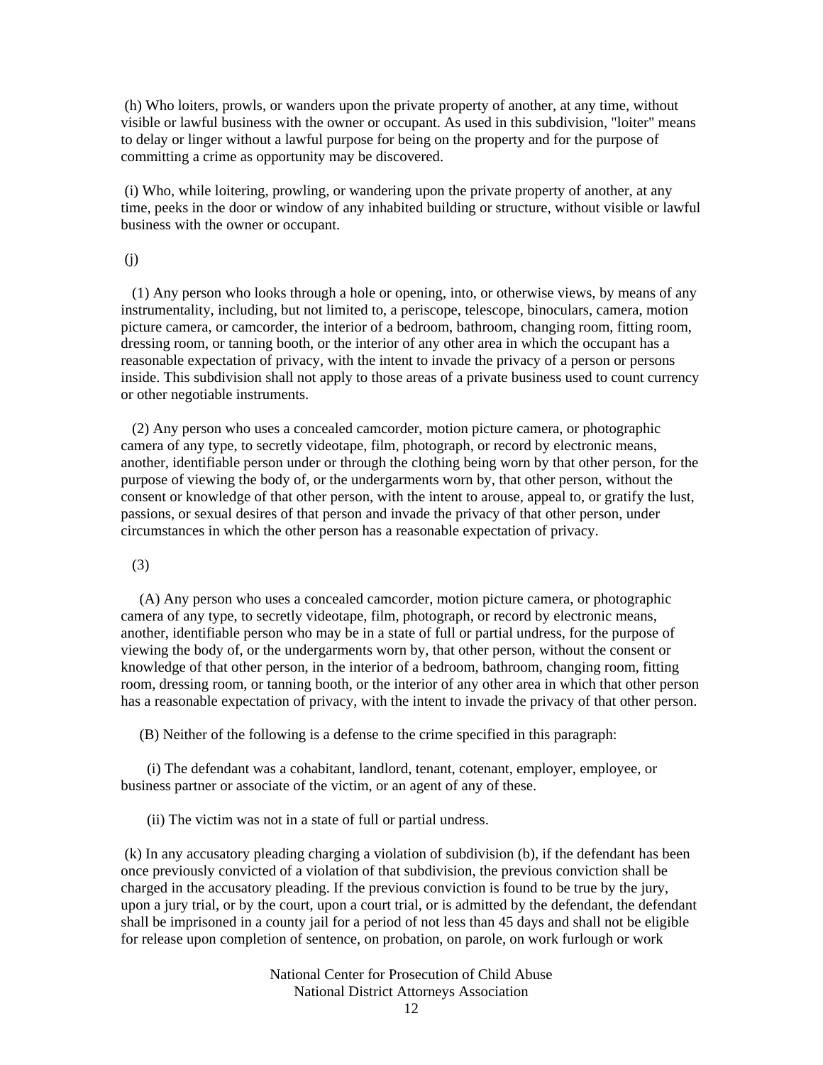(h) Who loiters, prowls, or wanders upon the private property of another, at any time, without visible or lawful business with the owner or occupant. As used in this subdivision, "loiter" means to delay or linger without a lawful purpose for being on the property and for the purpose of committing a crime as opportunity may be discovered.

(i) Who, while loitering, prowling, or wandering upon the private property of another, at any time, peeks in the door or window of any inhabited building or structure, without visible or lawful business with the owner or occupant.

(j)

(1) Any person who looks through a hole or opening, into, or otherwise views, by means of any instrumentality, including, but not limited to, a periscope, telescope, binoculars, camera, motion picture camera, or camcorder, the interior of a bedroom, bathroom, changing room, fitting room, dressing room, or tanning booth, or the interior of any other area in which the occupant has a reasonable expectation of privacy, with the intent to invade the privacy of a person or persons inside. This subdivision shall not apply to those areas of a private business used to count currency or other negotiable instruments.

(2) Any person who uses a concealed camcorder, motion picture camera, or photographic camera of any type, to secretly videotape, film, photograph, or record by electronic means, another, identifiable person under or through the clothing being worn by that other person, for the purpose of viewing the body of, or the undergarments worn by, that other person, without the consent or knowledge of that other person, with the intent to arouse, appeal to, or gratify the lust, passions, or sexual desires of that person and invade the privacy of that other person, under circumstances in which the other person has a reasonable expectation of privacy.

(3)

(A) Any person who uses a concealed camcorder, motion picture camera, or photographic camera of any type, to secretly videotape, film, photograph, or record by electronic means, another, identifiable person who may be in a state of full or partial undress, for the purpose of viewing the body of, or the undergarments worn by, that other person, without the consent or knowledge of that other person, in the interior of a bedroom, bathroom, changing room, fitting room, dressing room, or tanning booth, or the interior of any other area in which that other person has a reasonable expectation of privacy, with the intent to invade the privacy of that other person.

(B) Neither of the following is a defense to the crime specified in this paragraph:

(i) The defendant was a cohabitant, landlord, tenant, cotenant, employer, employee, or business partner or associate of the victim, or an agent of any of these.

(ii) The victim was not in a state of full or partial undress.

(k) In any accusatory pleading charging a violation of subdivision (b), if the defendant has been once previously convicted of a violation of that subdivision, the previous conviction shall be charged in the accusatory pleading. If the previous conviction is found to be true by the jury, upon a jury trial, or by the court, upon a court trial, or is admitted by the defendant, the defendant shall be imprisoned in a county jail for a period of not less than 45 days and shall not be eligible for release upon completion of sentence, on probation, on parole, on work furlough or work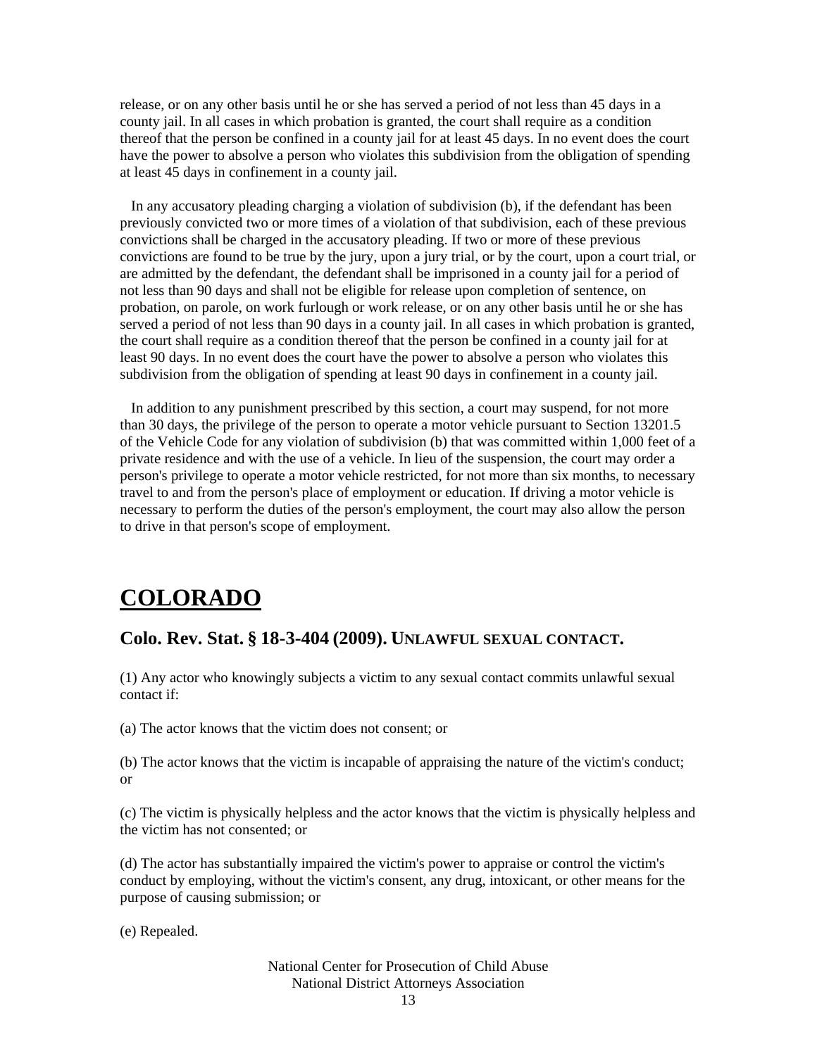release, or on any other basis until he or she has served a period of not less than 45 days in a county jail. In all cases in which probation is granted, the court shall require as a condition thereof that the person be confined in a county jail for at least 45 days. In no event does the court have the power to absolve a person who violates this subdivision from the obligation of spending at least 45 days in confinement in a county jail.

In any accusatory pleading charging a violation of subdivision (b), if the defendant has been previously convicted two or more times of a violation of that subdivision, each of these previous convictions shall be charged in the accusatory pleading. If two or more of these previous convictions are found to be true by the jury, upon a jury trial, or by the court, upon a court trial, or are admitted by the defendant, the defendant shall be imprisoned in a county jail for a period of not less than 90 days and shall not be eligible for release upon completion of sentence, on probation, on parole, on work furlough or work release, or on any other basis until he or she has served a period of not less than 90 days in a county jail. In all cases in which probation is granted, the court shall require as a condition thereof that the person be confined in a county jail for at least 90 days. In no event does the court have the power to absolve a person who violates this subdivision from the obligation of spending at least 90 days in confinement in a county jail.

In addition to any punishment prescribed by this section, a court may suspend, for not more than 30 days, the privilege of the person to operate a motor vehicle pursuant to Section 13201.5 of the Vehicle Code for any violation of subdivision (b) that was committed within 1,000 feet of a private residence and with the use of a vehicle. In lieu of the suspension, the court may order a person's privilege to operate a motor vehicle restricted, for not more than six months, to necessary travel to and from the person's place of employment or education. If driving a motor vehicle is necessary to perform the duties of the person's employment, the court may also allow the person to drive in that person's scope of employment.

# COLORADO

## Colo. Rev. Stat. § 18-3-404 (2009). Unlawful sexual contact.

(1) Any actor who knowingly subjects a victim to any sexual contact commits unlawful sexual contact if:

(a) The actor knows that the victim does not consent; or

(b) The actor knows that the victim is incapable of appraising the nature of the victim's conduct; or

(c) The victim is physically helpless and the actor knows that the victim is physically helpless and the victim has not consented; or

(d) The actor has substantially impaired the victim's power to appraise or control the victim's conduct by employing, without the victim's consent, any drug, intoxicant, or other means for the purpose of causing submission; or

(e) Repealed.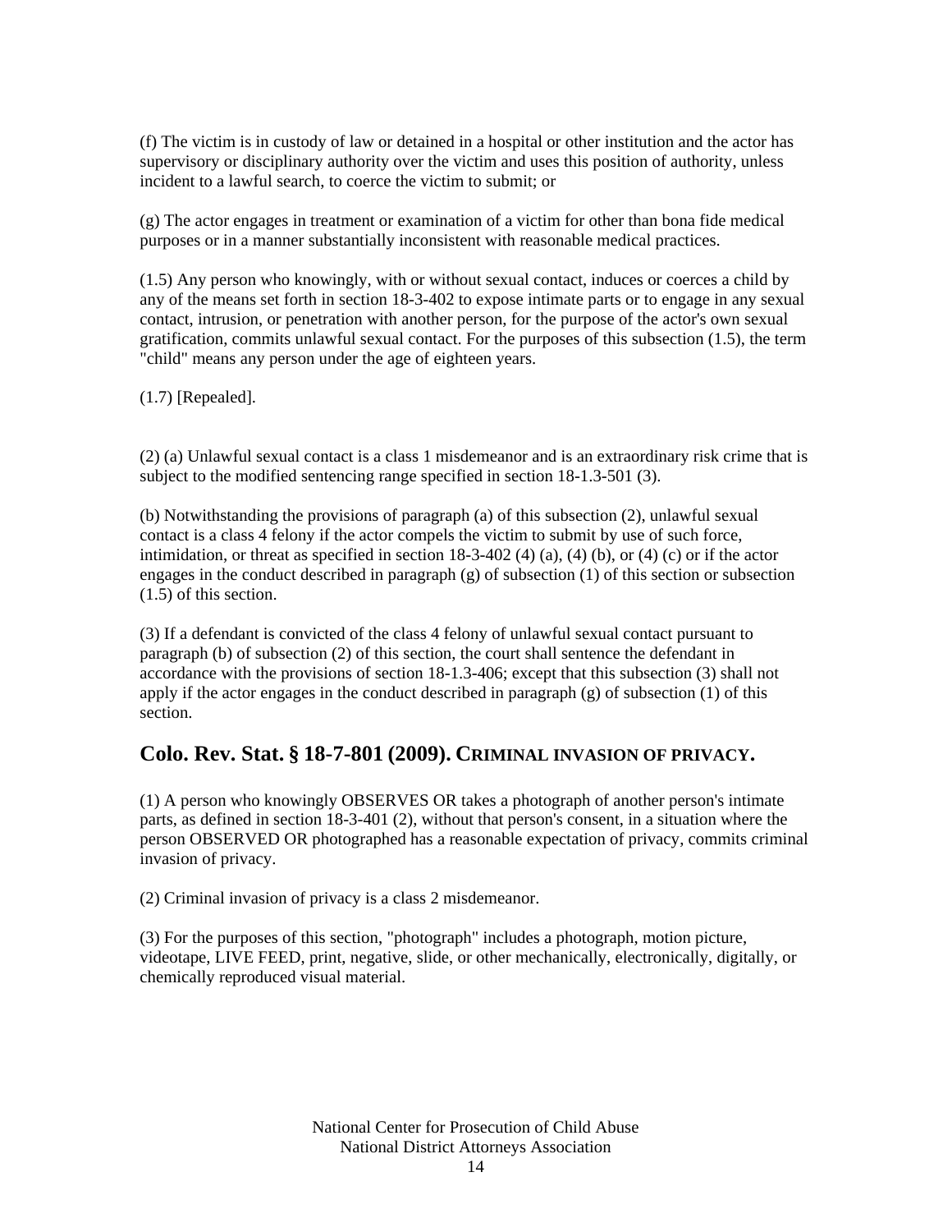(f) The victim is in custody of law or detained in a hospital or other institution and the actor has supervisory or disciplinary authority over the victim and uses this position of authority, unless incident to a lawful search, to coerce the victim to submit; or

(g) The actor engages in treatment or examination of a victim for other than bona fide medical purposes or in a manner substantially inconsistent with reasonable medical practices.

(1.5) Any person who knowingly, with or without sexual contact, induces or coerces a child by any of the means set forth in section 18-3-402 to expose intimate parts or to engage in any sexual contact, intrusion, or penetration with another person, for the purpose of the actor's own sexual gratification, commits unlawful sexual contact. For the purposes of this subsection (1.5), the term "child" means any person under the age of eighteen years.

(1.7) [Repealed].

(2) (a) Unlawful sexual contact is a class 1 misdemeanor and is an extraordinary risk crime that is subject to the modified sentencing range specified in section 18-1.3-501 (3).

(b) Notwithstanding the provisions of paragraph (a) of this subsection (2), unlawful sexual contact is a class 4 felony if the actor compels the victim to submit by use of such force, intimidation, or threat as specified in section 18-3-402 (4) (a), (4) (b), or (4) (c) or if the actor engages in the conduct described in paragraph (g) of subsection (1) of this section or subsection (1.5) of this section.

(3) If a defendant is convicted of the class 4 felony of unlawful sexual contact pursuant to paragraph (b) of subsection (2) of this section, the court shall sentence the defendant in accordance with the provisions of section 18-1.3-406; except that this subsection (3) shall not apply if the actor engages in the conduct described in paragraph (g) of subsection (1) of this section.

## Colo. Rev. Stat. § 18-7-801 (2009). CRIMINAL INVASION OF PRIVACY.

(1) A person who knowingly OBSERVES OR takes a photograph of another person's intimate parts, as defined in section 18-3-401 (2), without that person's consent, in a situation where the person OBSERVED OR photographed has a reasonable expectation of privacy, commits criminal invasion of privacy.

(2) Criminal invasion of privacy is a class 2 misdemeanor.

(3) For the purposes of this section, "photograph" includes a photograph, motion picture, videotape, LIVE FEED, print, negative, slide, or other mechanically, electronically, digitally, or chemically reproduced visual material.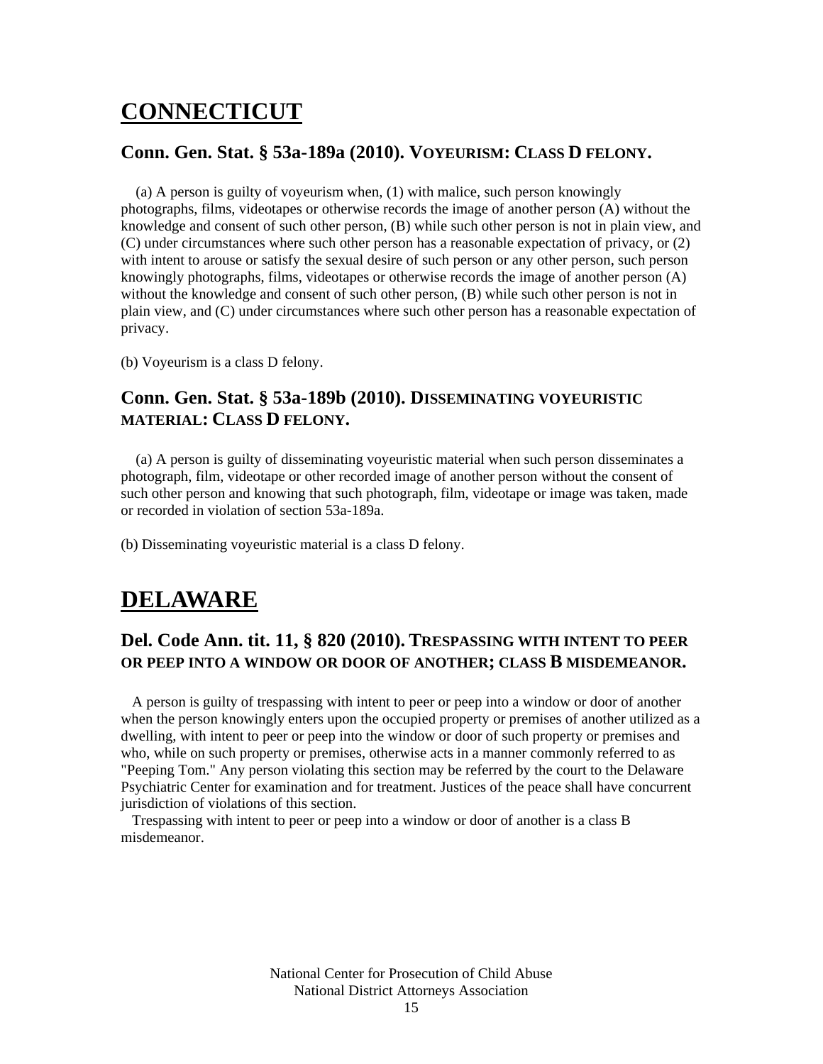# CONNECTICUT

## Conn. Gen. Stat. § 53a-189a (2010). VOYEURISM: CLASS D FELONY.

(a) A person is guilty of voyeurism when, (1) with malice, such person knowingly photographs, films, videotapes or otherwise records the image of another person (A) without the knowledge and consent of such other person, (B) while such other person is not in plain view, and (C) under circumstances where such other person has a reasonable expectation of privacy, or (2) with intent to arouse or satisfy the sexual desire of such person or any other person, such person knowingly photographs, films, videotapes or otherwise records the image of another person (A) without the knowledge and consent of such other person, (B) while such other person is not in plain view, and (C) under circumstances where such other person has a reasonable expectation of privacy.

(b) Voyeurism is a class D felony.

## Conn. Gen. Stat. § 53a-189b (2010). DISSEMINATING VOYEURISTIC MATERIAL: CLASS D FELONY.

(a) A person is guilty of disseminating voyeuristic material when such person disseminates a photograph, film, videotape or other recorded image of another person without the consent of such other person and knowing that such photograph, film, videotape or image was taken, made or recorded in violation of section 53a-189a.

(b) Disseminating voyeuristic material is a class D felony.

# DELAWARE

## Del. Code Ann. tit. 11, § 820 (2010). TRESPASSING WITH INTENT TO PEER OR PEEP INTO A WINDOW OR DOOR OF ANOTHER; CLASS B MISDEMEANOR.

A person is guilty of trespassing with intent to peer or peep into a window or door of another when the person knowingly enters upon the occupied property or premises of another utilized as a dwelling, with intent to peer or peep into the window or door of such property or premises and who, while on such property or premises, otherwise acts in a manner commonly referred to as "Peeping Tom." Any person violating this section may be referred by the court to the Delaware Psychiatric Center for examination and for treatment. Justices of the peace shall have concurrent jurisdiction of violations of this section.

Trespassing with intent to peer or peep into a window or door of another is a class B misdemeanor.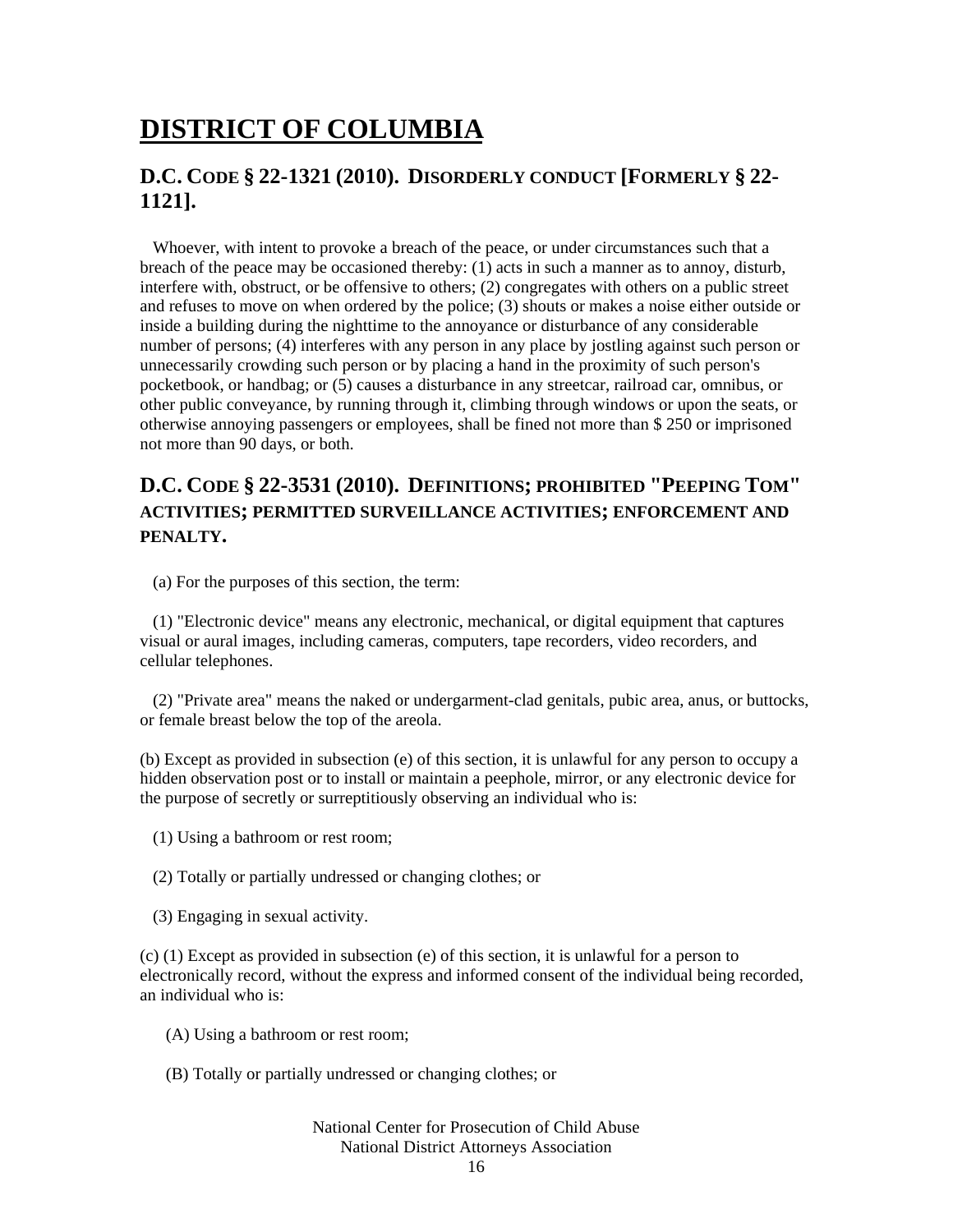# DISTRICT OF COLUMBIA

## D.C. CODE § 22-1321 (2010). DISORDERLY CONDUCT [FORMERLY § 22-1121].

Whoever, with intent to provoke a breach of the peace, or under circumstances such that a breach of the peace may be occasioned thereby: (1) acts in such a manner as to annoy, disturb, interfere with, obstruct, or be offensive to others; (2) congregates with others on a public street and refuses to move on when ordered by the police; (3) shouts or makes a noise either outside or inside a building during the nighttime to the annoyance or disturbance of any considerable number of persons; (4) interferes with any person in any place by jostling against such person or unnecessarily crowding such person or by placing a hand in the proximity of such person's pocketbook, or handbag; or (5) causes a disturbance in any streetcar, railroad car, omnibus, or other public conveyance, by running through it, climbing through windows or upon the seats, or otherwise annoying passengers or employees, shall be fined not more than $ 250 or imprisoned not more than 90 days, or both.

## D.C. CODE § 22-3531 (2010). DEFINITIONS; PROHIBITED "PEEPING TOM" ACTIVITIES; PERMITTED SURVEILLANCE ACTIVITIES; ENFORCEMENT AND PENALTY.

(a) For the purposes of this section, the term:

(1) "Electronic device" means any electronic, mechanical, or digital equipment that captures visual or aural images, including cameras, computers, tape recorders, video recorders, and cellular telephones.

(2) "Private area" means the naked or undergarment-clad genitals, pubic area, anus, or buttocks, or female breast below the top of the areola.

(b) Except as provided in subsection (e) of this section, it is unlawful for any person to occupy a hidden observation post or to install or maintain a peephole, mirror, or any electronic device for the purpose of secretly or surreptitiously observing an individual who is:

(1) Using a bathroom or rest room;

(2) Totally or partially undressed or changing clothes; or

(3) Engaging in sexual activity.

(c) (1) Except as provided in subsection (e) of this section, it is unlawful for a person to electronically record, without the express and informed consent of the individual being recorded, an individual who is:

(A) Using a bathroom or rest room;

(B) Totally or partially undressed or changing clothes; or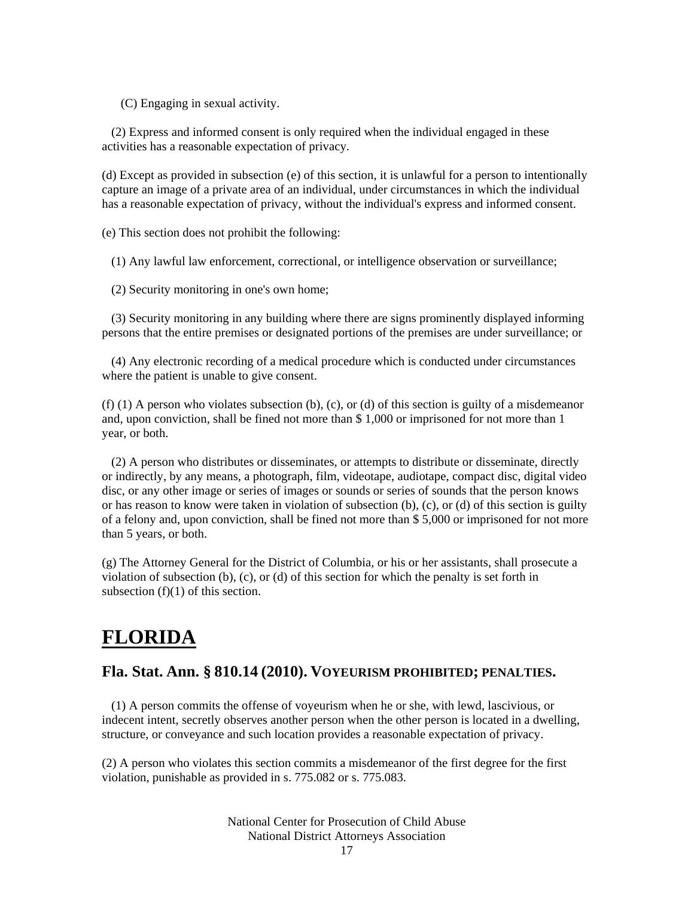(C) Engaging in sexual activity.

(2) Express and informed consent is only required when the individual engaged in these activities has a reasonable expectation of privacy.

(d) Except as provided in subsection (e) of this section, it is unlawful for a person to intentionally capture an image of a private area of an individual, under circumstances in which the individual has a reasonable expectation of privacy, without the individual's express and informed consent.

(e) This section does not prohibit the following:

(1) Any lawful law enforcement, correctional, or intelligence observation or surveillance;

(2) Security monitoring in one's own home;

(3) Security monitoring in any building where there are signs prominently displayed informing persons that the entire premises or designated portions of the premises are under surveillance; or

(4) Any electronic recording of a medical procedure which is conducted under circumstances where the patient is unable to give consent.

(f) (1) A person who violates subsection (b), (c), or (d) of this section is guilty of a misdemeanor and, upon conviction, shall be fined not more than $ 1,000 or imprisoned for not more than 1 year, or both.

(2) A person who distributes or disseminates, or attempts to distribute or disseminate, directly or indirectly, by any means, a photograph, film, videotape, audiotape, compact disc, digital video disc, or any other image or series of images or sounds or series of sounds that the person knows or has reason to know were taken in violation of subsection (b), (c), or (d) of this section is guilty of a felony and, upon conviction, shall be fined not more than $ 5,000 or imprisoned for not more than 5 years, or both.

(g) The Attorney General for the District of Columbia, or his or her assistants, shall prosecute a violation of subsection (b), (c), or (d) of this section for which the penalty is set forth in subsection (f)(1) of this section.

# FLORIDA

## Fla. Stat. Ann. § 810.14 (2010). VOYEURISM PROHIBITED; PENALTIES.

(1) A person commits the offense of voyeurism when he or she, with lewd, lascivious, or indecent intent, secretly observes another person when the other person is located in a dwelling, structure, or conveyance and such location provides a reasonable expectation of privacy.

(2) A person who violates this section commits a misdemeanor of the first degree for the first violation, punishable as provided in s. 775.082 or s. 775.083.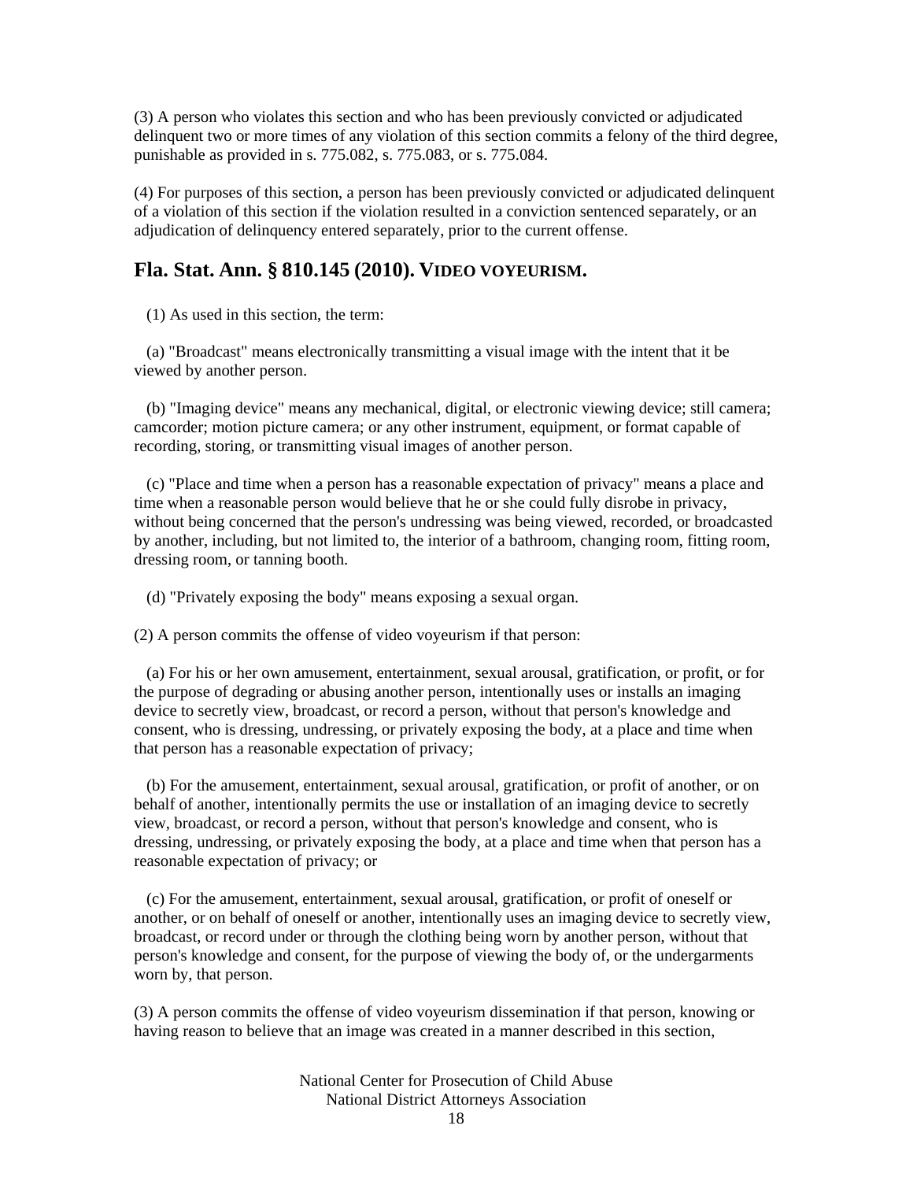(3) A person who violates this section and who has been previously convicted or adjudicated delinquent two or more times of any violation of this section commits a felony of the third degree, punishable as provided in s. 775.082, s. 775.083, or s. 775.084.

(4) For purposes of this section, a person has been previously convicted or adjudicated delinquent of a violation of this section if the violation resulted in a conviction sentenced separately, or an adjudication of delinquency entered separately, prior to the current offense.

## Fla. Stat. Ann. § 810.145 (2010). VIDEO VOYEURISM.

(1) As used in this section, the term:

(a) "Broadcast" means electronically transmitting a visual image with the intent that it be viewed by another person.

(b) "Imaging device" means any mechanical, digital, or electronic viewing device; still camera; camcorder; motion picture camera; or any other instrument, equipment, or format capable of recording, storing, or transmitting visual images of another person.

(c) "Place and time when a person has a reasonable expectation of privacy" means a place and time when a reasonable person would believe that he or she could fully disrobe in privacy, without being concerned that the person's undressing was being viewed, recorded, or broadcasted by another, including, but not limited to, the interior of a bathroom, changing room, fitting room, dressing room, or tanning booth.

(d) "Privately exposing the body" means exposing a sexual organ.

(2) A person commits the offense of video voyeurism if that person:

(a) For his or her own amusement, entertainment, sexual arousal, gratification, or profit, or for the purpose of degrading or abusing another person, intentionally uses or installs an imaging device to secretly view, broadcast, or record a person, without that person's knowledge and consent, who is dressing, undressing, or privately exposing the body, at a place and time when that person has a reasonable expectation of privacy;

(b) For the amusement, entertainment, sexual arousal, gratification, or profit of another, or on behalf of another, intentionally permits the use or installation of an imaging device to secretly view, broadcast, or record a person, without that person's knowledge and consent, who is dressing, undressing, or privately exposing the body, at a place and time when that person has a reasonable expectation of privacy; or

(c) For the amusement, entertainment, sexual arousal, gratification, or profit of oneself or another, or on behalf of oneself or another, intentionally uses an imaging device to secretly view, broadcast, or record under or through the clothing being worn by another person, without that person's knowledge and consent, for the purpose of viewing the body of, or the undergarments worn by, that person.

(3) A person commits the offense of video voyeurism dissemination if that person, knowing or having reason to believe that an image was created in a manner described in this section,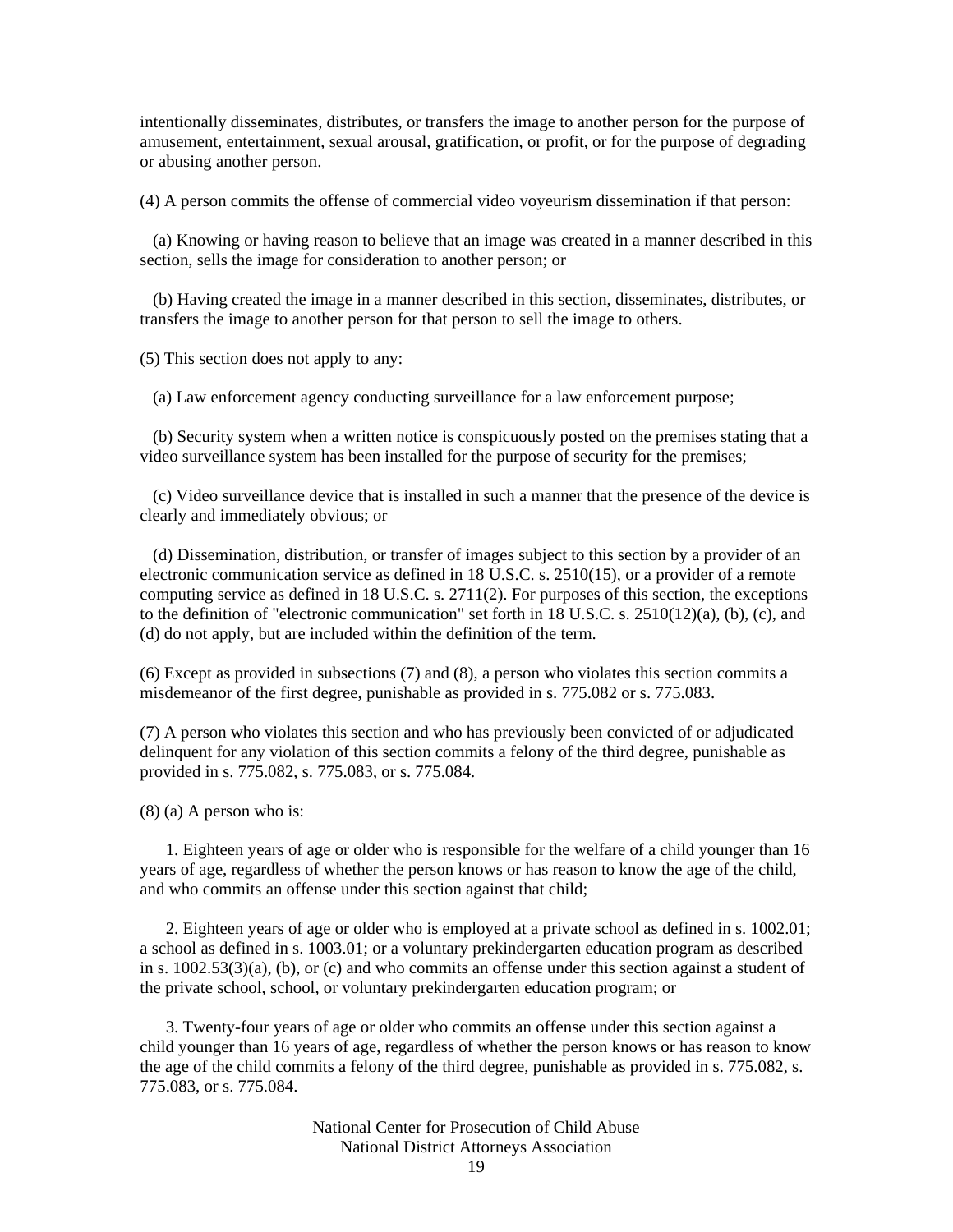intentionally disseminates, distributes, or transfers the image to another person for the purpose of amusement, entertainment, sexual arousal, gratification, or profit, or for the purpose of degrading or abusing another person.

(4) A person commits the offense of commercial video voyeurism dissemination if that person:

(a) Knowing or having reason to believe that an image was created in a manner described in this section, sells the image for consideration to another person; or

(b) Having created the image in a manner described in this section, disseminates, distributes, or transfers the image to another person for that person to sell the image to others.

(5) This section does not apply to any:

(a) Law enforcement agency conducting surveillance for a law enforcement purpose;

(b) Security system when a written notice is conspicuously posted on the premises stating that a video surveillance system has been installed for the purpose of security for the premises;

(c) Video surveillance device that is installed in such a manner that the presence of the device is clearly and immediately obvious; or

(d) Dissemination, distribution, or transfer of images subject to this section by a provider of an electronic communication service as defined in 18 U.S.C. s. 2510(15), or a provider of a remote computing service as defined in 18 U.S.C. s. 2711(2). For purposes of this section, the exceptions to the definition of "electronic communication" set forth in 18 U.S.C. s. 2510(12)(a), (b), (c), and (d) do not apply, but are included within the definition of the term.

(6) Except as provided in subsections (7) and (8), a person who violates this section commits a misdemeanor of the first degree, punishable as provided in s. 775.082 or s. 775.083.

(7) A person who violates this section and who has previously been convicted of or adjudicated delinquent for any violation of this section commits a felony of the third degree, punishable as provided in s. 775.082, s. 775.083, or s. 775.084.

(8) (a) A person who is:

1. Eighteen years of age or older who is responsible for the welfare of a child younger than 16 years of age, regardless of whether the person knows or has reason to know the age of the child, and who commits an offense under this section against that child;

2. Eighteen years of age or older who is employed at a private school as defined in s. 1002.01; a school as defined in s. 1003.01; or a voluntary prekindergarten education program as described in s. 1002.53(3)(a), (b), or (c) and who commits an offense under this section against a student of the private school, school, or voluntary prekindergarten education program; or

3. Twenty-four years of age or older who commits an offense under this section against a child younger than 16 years of age, regardless of whether the person knows or has reason to know the age of the child commits a felony of the third degree, punishable as provided in s. 775.082, s. 775.083, or s. 775.084.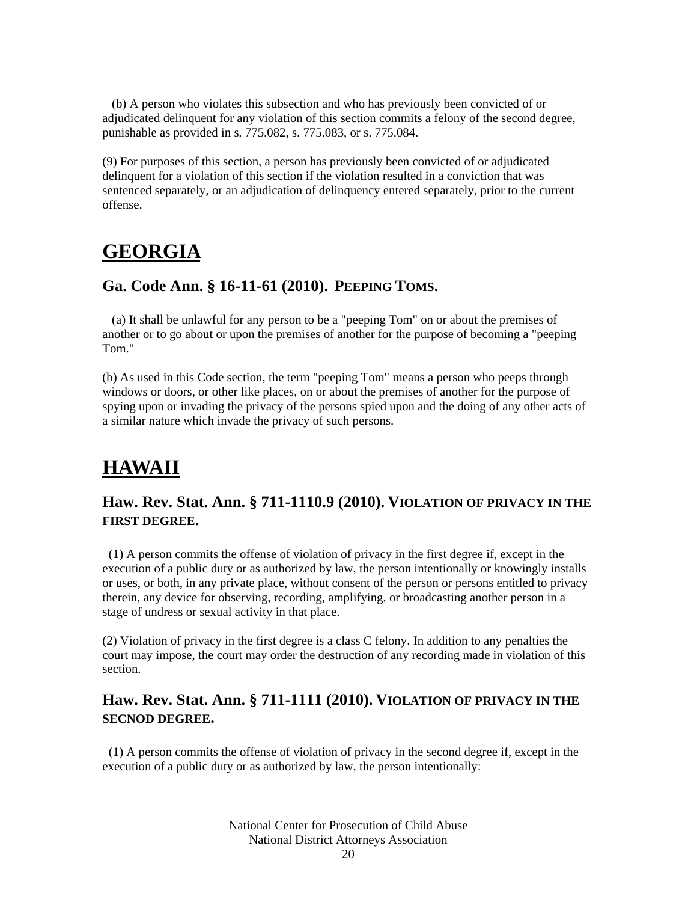(b) A person who violates this subsection and who has previously been convicted of or adjudicated delinquent for any violation of this section commits a felony of the second degree, punishable as provided in s. 775.082, s. 775.083, or s. 775.084.

(9) For purposes of this section, a person has previously been convicted of or adjudicated delinquent for a violation of this section if the violation resulted in a conviction that was sentenced separately, or an adjudication of delinquency entered separately, prior to the current offense.

# GEORGIA

### Ga. Code Ann. § 16-11-61 (2010). PEEPING TOMS.

(a) It shall be unlawful for any person to be a "peeping Tom" on or about the premises of another or to go about or upon the premises of another for the purpose of becoming a "peeping Tom."

(b) As used in this Code section, the term "peeping Tom" means a person who peeps through windows or doors, or other like places, on or about the premises of another for the purpose of spying upon or invading the privacy of the persons spied upon and the doing of any other acts of a similar nature which invade the privacy of such persons.

# HAWAII

### Haw. Rev. Stat. Ann. § 711-1110.9 (2010). VIOLATION OF PRIVACY IN THE FIRST DEGREE.

(1) A person commits the offense of violation of privacy in the first degree if, except in the execution of a public duty or as authorized by law, the person intentionally or knowingly installs or uses, or both, in any private place, without consent of the person or persons entitled to privacy therein, any device for observing, recording, amplifying, or broadcasting another person in a stage of undress or sexual activity in that place.

(2) Violation of privacy in the first degree is a class C felony. In addition to any penalties the court may impose, the court may order the destruction of any recording made in violation of this section.

### Haw. Rev. Stat. Ann. § 711-1111 (2010). VIOLATION OF PRIVACY IN THE SECNOD DEGREE.

(1) A person commits the offense of violation of privacy in the second degree if, except in the execution of a public duty or as authorized by law, the person intentionally: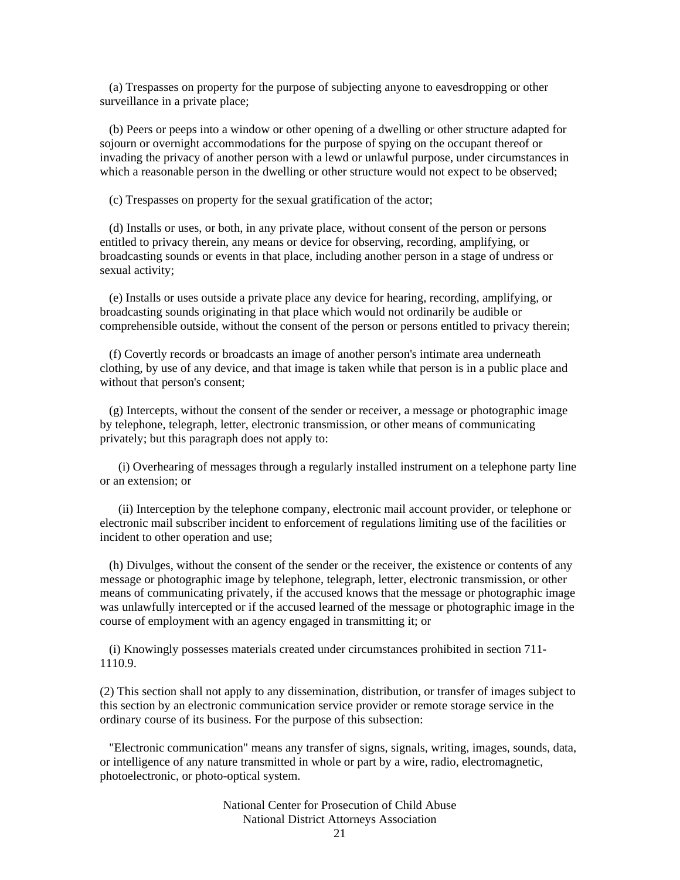(a) Trespasses on property for the purpose of subjecting anyone to eavesdropping or other surveillance in a private place;

(b) Peers or peeps into a window or other opening of a dwelling or other structure adapted for sojourn or overnight accommodations for the purpose of spying on the occupant thereof or invading the privacy of another person with a lewd or unlawful purpose, under circumstances in which a reasonable person in the dwelling or other structure would not expect to be observed;

(c) Trespasses on property for the sexual gratification of the actor;

(d) Installs or uses, or both, in any private place, without consent of the person or persons entitled to privacy therein, any means or device for observing, recording, amplifying, or broadcasting sounds or events in that place, including another person in a stage of undress or sexual activity;

(e) Installs or uses outside a private place any device for hearing, recording, amplifying, or broadcasting sounds originating in that place which would not ordinarily be audible or comprehensible outside, without the consent of the person or persons entitled to privacy therein;

(f) Covertly records or broadcasts an image of another person's intimate area underneath clothing, by use of any device, and that image is taken while that person is in a public place and without that person's consent;

(g) Intercepts, without the consent of the sender or receiver, a message or photographic image by telephone, telegraph, letter, electronic transmission, or other means of communicating privately; but this paragraph does not apply to:

(i) Overhearing of messages through a regularly installed instrument on a telephone party line or an extension; or

(ii) Interception by the telephone company, electronic mail account provider, or telephone or electronic mail subscriber incident to enforcement of regulations limiting use of the facilities or incident to other operation and use;

(h) Divulges, without the consent of the sender or the receiver, the existence or contents of any message or photographic image by telephone, telegraph, letter, electronic transmission, or other means of communicating privately, if the accused knows that the message or photographic image was unlawfully intercepted or if the accused learned of the message or photographic image in the course of employment with an agency engaged in transmitting it; or

(i) Knowingly possesses materials created under circumstances prohibited in section 711-1110.9.

(2) This section shall not apply to any dissemination, distribution, or transfer of images subject to this section by an electronic communication service provider or remote storage service in the ordinary course of its business. For the purpose of this subsection:

"Electronic communication" means any transfer of signs, signals, writing, images, sounds, data, or intelligence of any nature transmitted in whole or part by a wire, radio, electromagnetic, photoelectronic, or photo-optical system.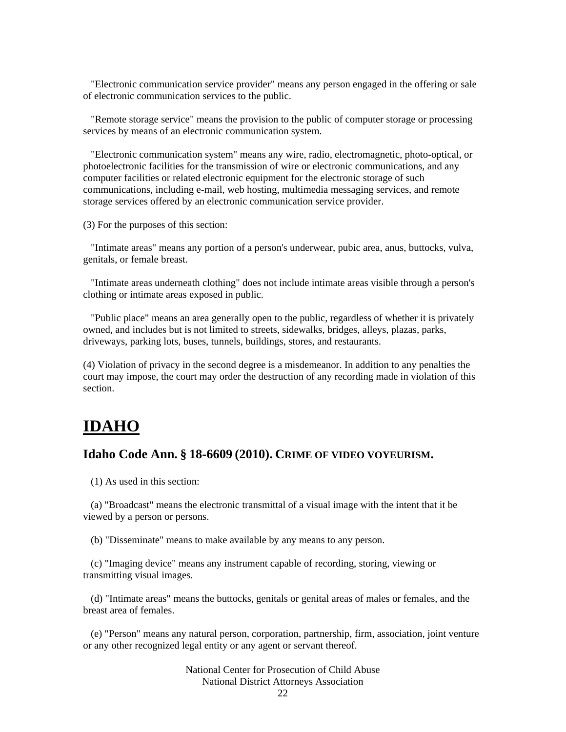"Electronic communication service provider" means any person engaged in the offering or sale of electronic communication services to the public.

"Remote storage service" means the provision to the public of computer storage or processing services by means of an electronic communication system.

"Electronic communication system" means any wire, radio, electromagnetic, photo-optical, or photoelectronic facilities for the transmission of wire or electronic communications, and any computer facilities or related electronic equipment for the electronic storage of such communications, including e-mail, web hosting, multimedia messaging services, and remote storage services offered by an electronic communication service provider.

(3) For the purposes of this section:

"Intimate areas" means any portion of a person's underwear, pubic area, anus, buttocks, vulva, genitals, or female breast.

"Intimate areas underneath clothing" does not include intimate areas visible through a person's clothing or intimate areas exposed in public.

"Public place" means an area generally open to the public, regardless of whether it is privately owned, and includes but is not limited to streets, sidewalks, bridges, alleys, plazas, parks, driveways, parking lots, buses, tunnels, buildings, stores, and restaurants.

(4) Violation of privacy in the second degree is a misdemeanor. In addition to any penalties the court may impose, the court may order the destruction of any recording made in violation of this section.

# IDAHO

## Idaho Code Ann. § 18-6609 (2010). CRIME OF VIDEO VOYEURISM.

(1) As used in this section:

(a) "Broadcast" means the electronic transmittal of a visual image with the intent that it be viewed by a person or persons.

(b) "Disseminate" means to make available by any means to any person.

(c) "Imaging device" means any instrument capable of recording, storing, viewing or transmitting visual images.

(d) "Intimate areas" means the buttocks, genitals or genital areas of males or females, and the breast area of females.

(e) "Person" means any natural person, corporation, partnership, firm, association, joint venture or any other recognized legal entity or any agent or servant thereof.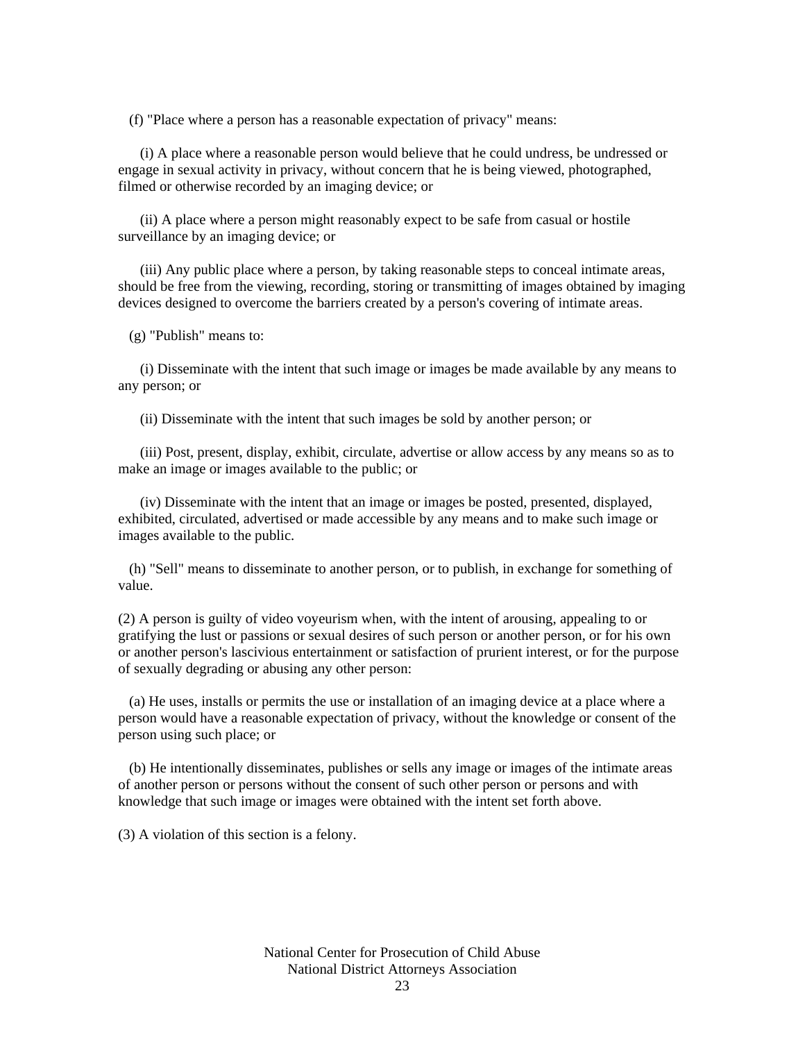(f) "Place where a person has a reasonable expectation of privacy" means:

(i) A place where a reasonable person would believe that he could undress, be undressed or engage in sexual activity in privacy, without concern that he is being viewed, photographed, filmed or otherwise recorded by an imaging device; or

(ii) A place where a person might reasonably expect to be safe from casual or hostile surveillance by an imaging device; or

(iii) Any public place where a person, by taking reasonable steps to conceal intimate areas, should be free from the viewing, recording, storing or transmitting of images obtained by imaging devices designed to overcome the barriers created by a person's covering of intimate areas.

(g) "Publish" means to:

(i) Disseminate with the intent that such image or images be made available by any means to any person; or

(ii) Disseminate with the intent that such images be sold by another person; or

(iii) Post, present, display, exhibit, circulate, advertise or allow access by any means so as to make an image or images available to the public; or

(iv) Disseminate with the intent that an image or images be posted, presented, displayed, exhibited, circulated, advertised or made accessible by any means and to make such image or images available to the public.

(h) "Sell" means to disseminate to another person, or to publish, in exchange for something of value.

(2) A person is guilty of video voyeurism when, with the intent of arousing, appealing to or gratifying the lust or passions or sexual desires of such person or another person, or for his own or another person's lascivious entertainment or satisfaction of prurient interest, or for the purpose of sexually degrading or abusing any other person:

(a) He uses, installs or permits the use or installation of an imaging device at a place where a person would have a reasonable expectation of privacy, without the knowledge or consent of the person using such place; or

(b) He intentionally disseminates, publishes or sells any image or images of the intimate areas of another person or persons without the consent of such other person or persons and with knowledge that such image or images were obtained with the intent set forth above.

(3) A violation of this section is a felony.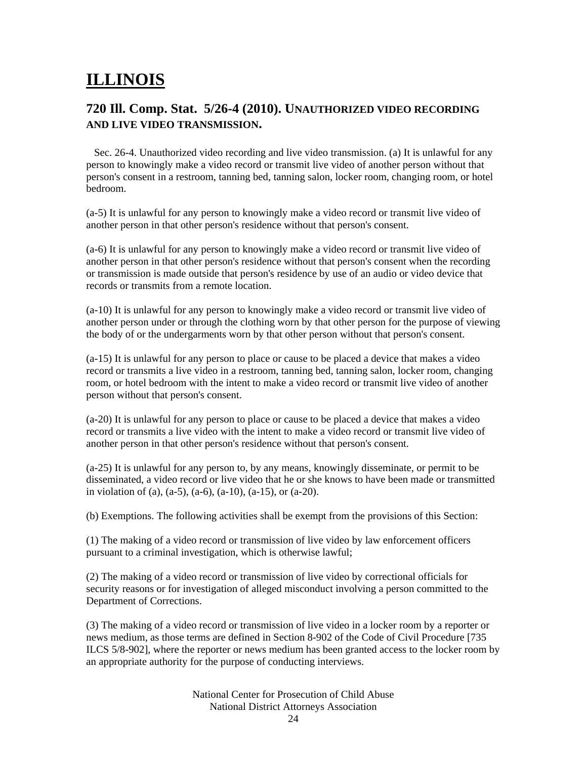# ILLINOIS

## 720 Ill. Comp. Stat. 5/26-4 (2010). UNAUTHORIZED VIDEO RECORDING AND LIVE VIDEO TRANSMISSION.

Sec. 26-4. Unauthorized video recording and live video transmission. (a) It is unlawful for any person to knowingly make a video record or transmit live video of another person without that person's consent in a restroom, tanning bed, tanning salon, locker room, changing room, or hotel bedroom.

(a-5) It is unlawful for any person to knowingly make a video record or transmit live video of another person in that other person's residence without that person's consent.

(a-6) It is unlawful for any person to knowingly make a video record or transmit live video of another person in that other person's residence without that person's consent when the recording or transmission is made outside that person's residence by use of an audio or video device that records or transmits from a remote location.

(a-10) It is unlawful for any person to knowingly make a video record or transmit live video of another person under or through the clothing worn by that other person for the purpose of viewing the body of or the undergarments worn by that other person without that person's consent.

(a-15) It is unlawful for any person to place or cause to be placed a device that makes a video record or transmits a live video in a restroom, tanning bed, tanning salon, locker room, changing room, or hotel bedroom with the intent to make a video record or transmit live video of another person without that person's consent.

(a-20) It is unlawful for any person to place or cause to be placed a device that makes a video record or transmits a live video with the intent to make a video record or transmit live video of another person in that other person's residence without that person's consent.

(a-25) It is unlawful for any person to, by any means, knowingly disseminate, or permit to be disseminated, a video record or live video that he or she knows to have been made or transmitted in violation of (a), (a-5), (a-6), (a-10), (a-15), or (a-20).

(b) Exemptions. The following activities shall be exempt from the provisions of this Section:

(1) The making of a video record or transmission of live video by law enforcement officers pursuant to a criminal investigation, which is otherwise lawful;

(2) The making of a video record or transmission of live video by correctional officials for security reasons or for investigation of alleged misconduct involving a person committed to the Department of Corrections.

(3) The making of a video record or transmission of live video in a locker room by a reporter or news medium, as those terms are defined in Section 8-902 of the Code of Civil Procedure [735 ILCS 5/8-902], where the reporter or news medium has been granted access to the locker room by an appropriate authority for the purpose of conducting interviews.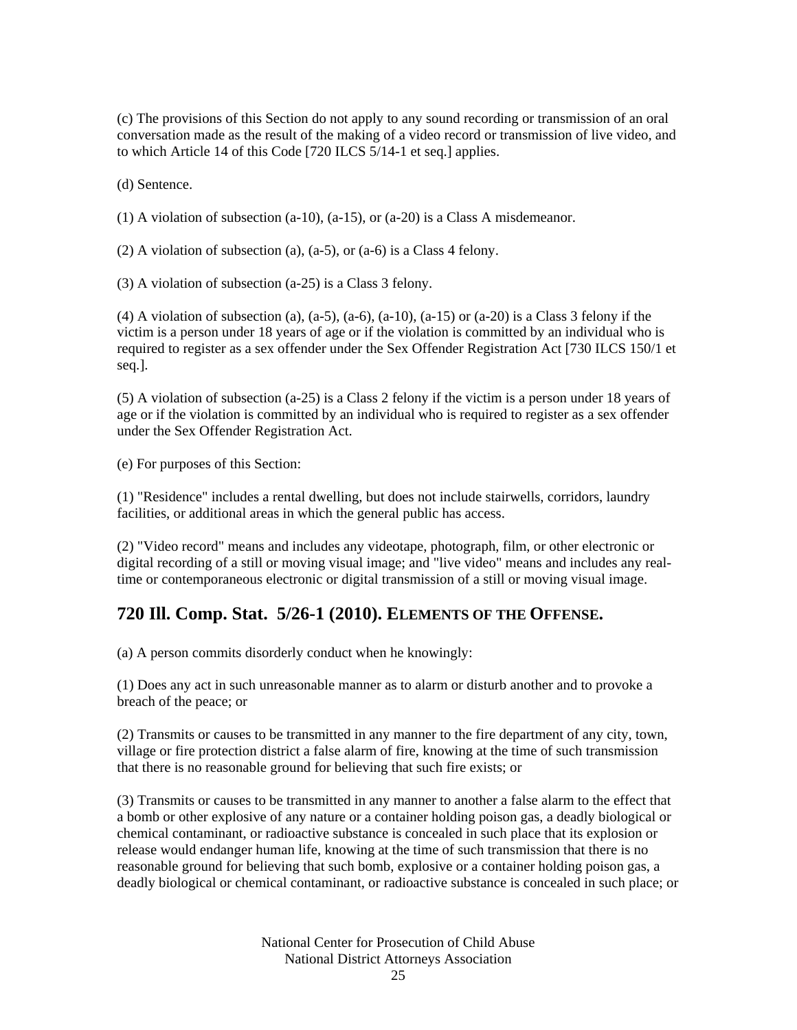(c) The provisions of this Section do not apply to any sound recording or transmission of an oral conversation made as the result of the making of a video record or transmission of live video, and to which Article 14 of this Code [720 ILCS 5/14-1 et seq.] applies.

(d) Sentence.

(1) A violation of subsection (a-10), (a-15), or (a-20) is a Class A misdemeanor.

(2) A violation of subsection (a), (a-5), or (a-6) is a Class 4 felony.

(3) A violation of subsection (a-25) is a Class 3 felony.

(4) A violation of subsection (a), (a-5), (a-6), (a-10), (a-15) or (a-20) is a Class 3 felony if the victim is a person under 18 years of age or if the violation is committed by an individual who is required to register as a sex offender under the Sex Offender Registration Act [730 ILCS 150/1 et seq.].

(5) A violation of subsection (a-25) is a Class 2 felony if the victim is a person under 18 years of age or if the violation is committed by an individual who is required to register as a sex offender under the Sex Offender Registration Act.

(e) For purposes of this Section:

(1) "Residence" includes a rental dwelling, but does not include stairwells, corridors, laundry facilities, or additional areas in which the general public has access.

(2) "Video record" means and includes any videotape, photograph, film, or other electronic or digital recording of a still or moving visual image; and "live video" means and includes any real-time or contemporaneous electronic or digital transmission of a still or moving visual image.

## 720 Ill. Comp. Stat. 5/26-1 (2010). Elements of the Offense.

(a) A person commits disorderly conduct when he knowingly:

(1) Does any act in such unreasonable manner as to alarm or disturb another and to provoke a breach of the peace; or

(2) Transmits or causes to be transmitted in any manner to the fire department of any city, town, village or fire protection district a false alarm of fire, knowing at the time of such transmission that there is no reasonable ground for believing that such fire exists; or

(3) Transmits or causes to be transmitted in any manner to another a false alarm to the effect that a bomb or other explosive of any nature or a container holding poison gas, a deadly biological or chemical contaminant, or radioactive substance is concealed in such place that its explosion or release would endanger human life, knowing at the time of such transmission that there is no reasonable ground for believing that such bomb, explosive or a container holding poison gas, a deadly biological or chemical contaminant, or radioactive substance is concealed in such place; or

National Center for Prosecution of Child Abuse
National District Attorneys Association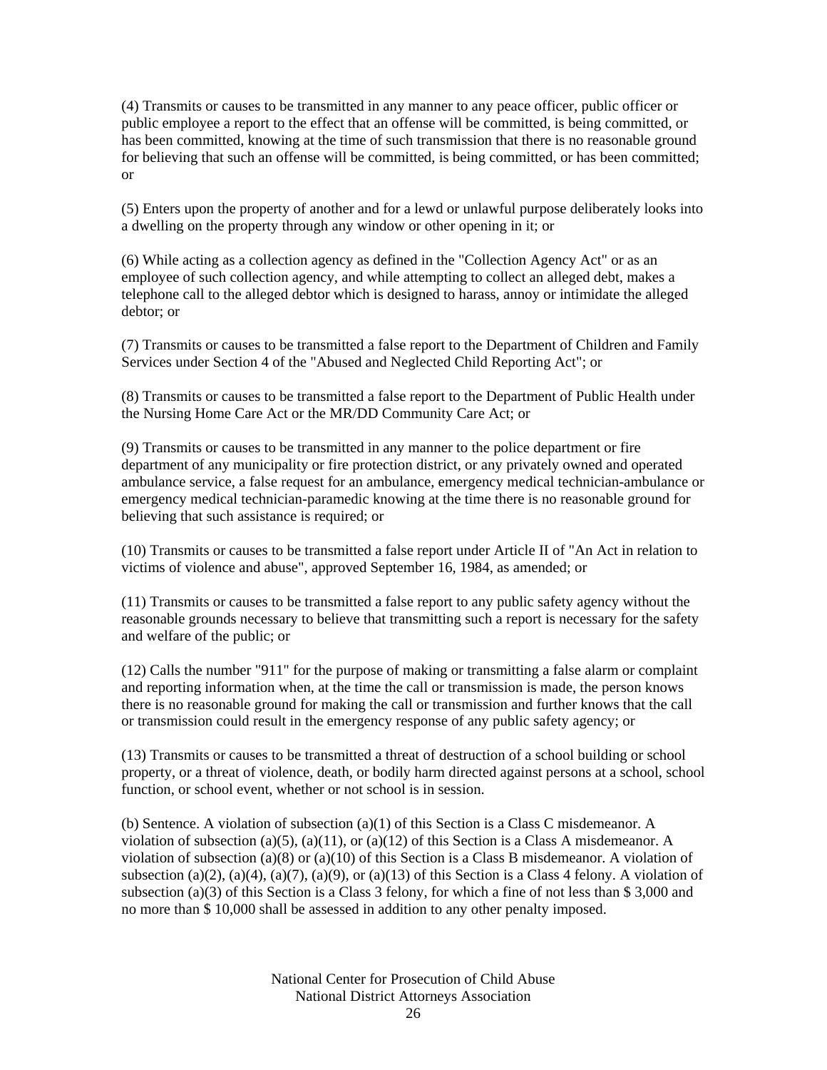(4) Transmits or causes to be transmitted in any manner to any peace officer, public officer or public employee a report to the effect that an offense will be committed, is being committed, or has been committed, knowing at the time of such transmission that there is no reasonable ground for believing that such an offense will be committed, is being committed, or has been committed; or

(5) Enters upon the property of another and for a lewd or unlawful purpose deliberately looks into a dwelling on the property through any window or other opening in it; or

(6) While acting as a collection agency as defined in the "Collection Agency Act" or as an employee of such collection agency, and while attempting to collect an alleged debt, makes a telephone call to the alleged debtor which is designed to harass, annoy or intimidate the alleged debtor; or

(7) Transmits or causes to be transmitted a false report to the Department of Children and Family Services under Section 4 of the "Abused and Neglected Child Reporting Act"; or

(8) Transmits or causes to be transmitted a false report to the Department of Public Health under the Nursing Home Care Act or the MR/DD Community Care Act; or

(9) Transmits or causes to be transmitted in any manner to the police department or fire department of any municipality or fire protection district, or any privately owned and operated ambulance service, a false request for an ambulance, emergency medical technician-ambulance or emergency medical technician-paramedic knowing at the time there is no reasonable ground for believing that such assistance is required; or

(10) Transmits or causes to be transmitted a false report under Article II of "An Act in relation to victims of violence and abuse", approved September 16, 1984, as amended; or

(11) Transmits or causes to be transmitted a false report to any public safety agency without the reasonable grounds necessary to believe that transmitting such a report is necessary for the safety and welfare of the public; or

(12) Calls the number "911" for the purpose of making or transmitting a false alarm or complaint and reporting information when, at the time the call or transmission is made, the person knows there is no reasonable ground for making the call or transmission and further knows that the call or transmission could result in the emergency response of any public safety agency; or

(13) Transmits or causes to be transmitted a threat of destruction of a school building or school property, or a threat of violence, death, or bodily harm directed against persons at a school, school function, or school event, whether or not school is in session.

(b) Sentence. A violation of subsection (a)(1) of this Section is a Class C misdemeanor. A violation of subsection (a)(5), (a)(11), or (a)(12) of this Section is a Class A misdemeanor. A violation of subsection (a)(8) or (a)(10) of this Section is a Class B misdemeanor. A violation of subsection (a)(2), (a)(4), (a)(7), (a)(9), or (a)(13) of this Section is a Class 4 felony. A violation of subsection (a)(3) of this Section is a Class 3 felony, for which a fine of not less than $ 3,000 and no more than $ 10,000 shall be assessed in addition to any other penalty imposed.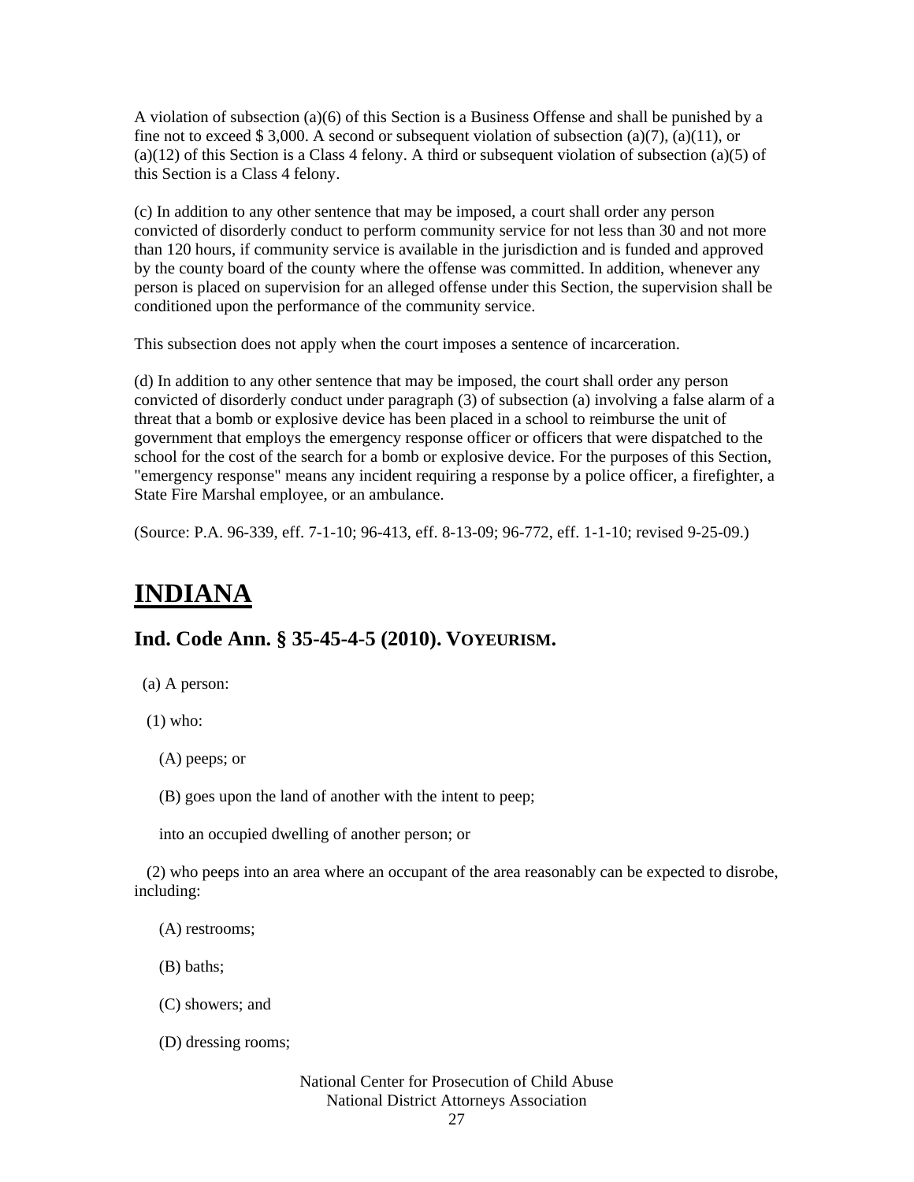A violation of subsection (a)(6) of this Section is a Business Offense and shall be punished by a fine not to exceed $ 3,000. A second or subsequent violation of subsection (a)(7), (a)(11), or (a)(12) of this Section is a Class 4 felony. A third or subsequent violation of subsection (a)(5) of this Section is a Class 4 felony.

(c) In addition to any other sentence that may be imposed, a court shall order any person convicted of disorderly conduct to perform community service for not less than 30 and not more than 120 hours, if community service is available in the jurisdiction and is funded and approved by the county board of the county where the offense was committed. In addition, whenever any person is placed on supervision for an alleged offense under this Section, the supervision shall be conditioned upon the performance of the community service.

This subsection does not apply when the court imposes a sentence of incarceration.

(d) In addition to any other sentence that may be imposed, the court shall order any person convicted of disorderly conduct under paragraph (3) of subsection (a) involving a false alarm of a threat that a bomb or explosive device has been placed in a school to reimburse the unit of government that employs the emergency response officer or officers that were dispatched to the school for the cost of the search for a bomb or explosive device. For the purposes of this Section, "emergency response" means any incident requiring a response by a police officer, a firefighter, a State Fire Marshal employee, or an ambulance.

(Source: P.A. 96-339, eff. 7-1-10; 96-413, eff. 8-13-09; 96-772, eff. 1-1-10; revised 9-25-09.)

# INDIANA

## Ind. Code Ann. § 35-45-4-5 (2010). VOYEURISM.

(a) A person:

(1) who:

(A) peeps; or

(B) goes upon the land of another with the intent to peep;

into an occupied dwelling of another person; or

(2) who peeps into an area where an occupant of the area reasonably can be expected to disrobe, including:

(A) restrooms;

(B) baths;

(C) showers; and

(D) dressing rooms;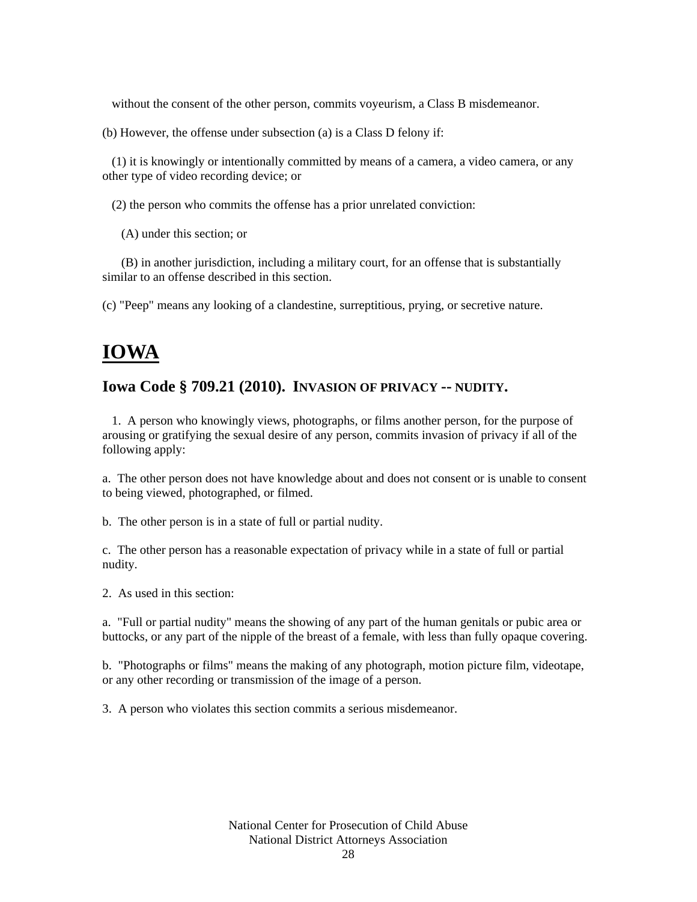without the consent of the other person, commits voyeurism, a Class B misdemeanor.

(b) However, the offense under subsection (a) is a Class D felony if:

(1) it is knowingly or intentionally committed by means of a camera, a video camera, or any other type of video recording device; or

(2) the person who commits the offense has a prior unrelated conviction:

(A) under this section; or

(B) in another jurisdiction, including a military court, for an offense that is substantially similar to an offense described in this section.

(c) "Peep" means any looking of a clandestine, surreptitious, prying, or secretive nature.

# IOWA

## Iowa Code § 709.21 (2010). INVASION OF PRIVACY -- NUDITY.

1. A person who knowingly views, photographs, or films another person, for the purpose of arousing or gratifying the sexual desire of any person, commits invasion of privacy if all of the following apply:

a. The other person does not have knowledge about and does not consent or is unable to consent to being viewed, photographed, or filmed.

b. The other person is in a state of full or partial nudity.

c. The other person has a reasonable expectation of privacy while in a state of full or partial nudity.

2. As used in this section:

a. "Full or partial nudity" means the showing of any part of the human genitals or pubic area or buttocks, or any part of the nipple of the breast of a female, with less than fully opaque covering.

b. "Photographs or films" means the making of any photograph, motion picture film, videotape, or any other recording or transmission of the image of a person.

3. A person who violates this section commits a serious misdemeanor.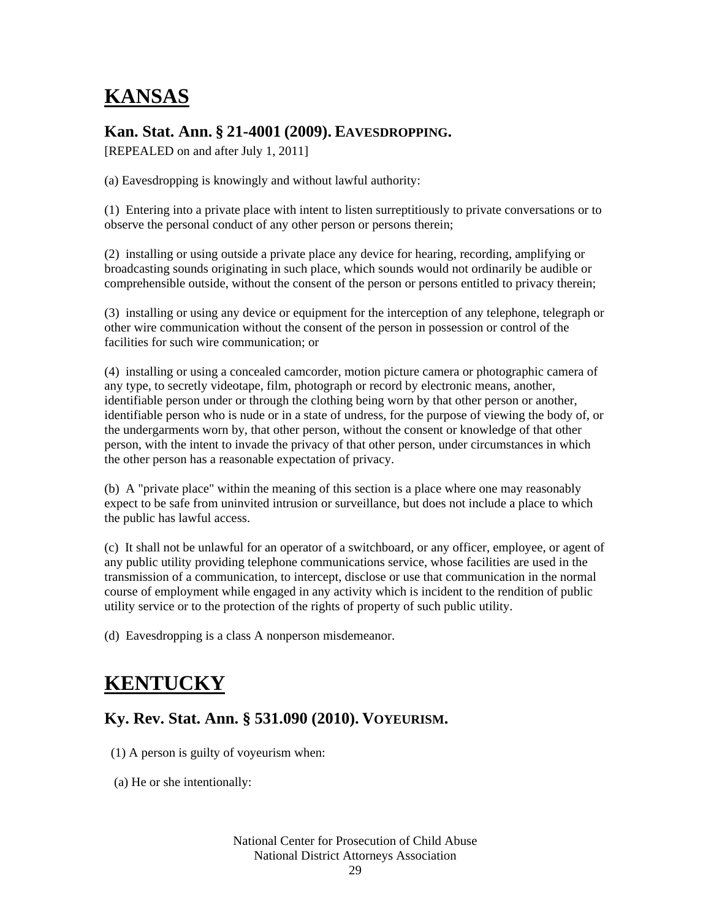# KANSAS

### Kan. Stat. Ann. § 21-4001 (2009). EAVESDROPPING.

[REPEALED on and after July 1, 2011]

(a) Eavesdropping is knowingly and without lawful authority:

(1) Entering into a private place with intent to listen surreptitiously to private conversations or to observe the personal conduct of any other person or persons therein;

(2) installing or using outside a private place any device for hearing, recording, amplifying or broadcasting sounds originating in such place, which sounds would not ordinarily be audible or comprehensible outside, without the consent of the person or persons entitled to privacy therein;

(3) installing or using any device or equipment for the interception of any telephone, telegraph or other wire communication without the consent of the person in possession or control of the facilities for such wire communication; or

(4) installing or using a concealed camcorder, motion picture camera or photographic camera of any type, to secretly videotape, film, photograph or record by electronic means, another, identifiable person under or through the clothing being worn by that other person or another, identifiable person who is nude or in a state of undress, for the purpose of viewing the body of, or the undergarments worn by, that other person, without the consent or knowledge of that other person, with the intent to invade the privacy of that other person, under circumstances in which the other person has a reasonable expectation of privacy.

(b) A "private place" within the meaning of this section is a place where one may reasonably expect to be safe from uninvited intrusion or surveillance, but does not include a place to which the public has lawful access.

(c) It shall not be unlawful for an operator of a switchboard, or any officer, employee, or agent of any public utility providing telephone communications service, whose facilities are used in the transmission of a communication, to intercept, disclose or use that communication in the normal course of employment while engaged in any activity which is incident to the rendition of public utility service or to the protection of the rights of property of such public utility.

(d) Eavesdropping is a class A nonperson misdemeanor.

# KENTUCKY

### Ky. Rev. Stat. Ann. § 531.090 (2010). VOYEURISM.

(1) A person is guilty of voyeurism when:

(a) He or she intentionally: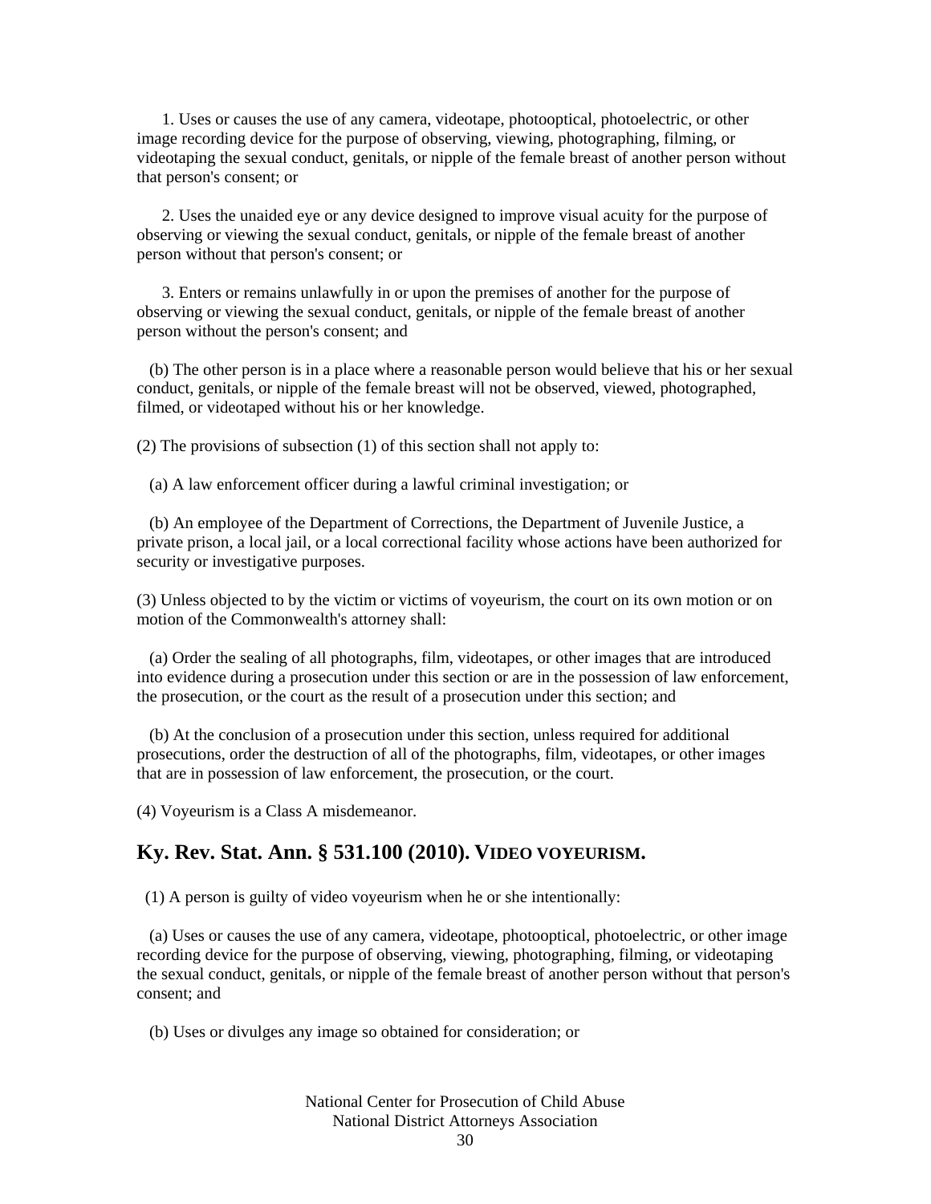1. Uses or causes the use of any camera, videotape, photooptical, photoelectric, or other image recording device for the purpose of observing, viewing, photographing, filming, or videotaping the sexual conduct, genitals, or nipple of the female breast of another person without that person's consent; or

2. Uses the unaided eye or any device designed to improve visual acuity for the purpose of observing or viewing the sexual conduct, genitals, or nipple of the female breast of another person without that person's consent; or

3. Enters or remains unlawfully in or upon the premises of another for the purpose of observing or viewing the sexual conduct, genitals, or nipple of the female breast of another person without the person's consent; and

(b) The other person is in a place where a reasonable person would believe that his or her sexual conduct, genitals, or nipple of the female breast will not be observed, viewed, photographed, filmed, or videotaped without his or her knowledge.

(2) The provisions of subsection (1) of this section shall not apply to:

(a) A law enforcement officer during a lawful criminal investigation; or

(b) An employee of the Department of Corrections, the Department of Juvenile Justice, a private prison, a local jail, or a local correctional facility whose actions have been authorized for security or investigative purposes.

(3) Unless objected to by the victim or victims of voyeurism, the court on its own motion or on motion of the Commonwealth's attorney shall:

(a) Order the sealing of all photographs, film, videotapes, or other images that are introduced into evidence during a prosecution under this section or are in the possession of law enforcement, the prosecution, or the court as the result of a prosecution under this section; and

(b) At the conclusion of a prosecution under this section, unless required for additional prosecutions, order the destruction of all of the photographs, film, videotapes, or other images that are in possession of law enforcement, the prosecution, or the court.

(4) Voyeurism is a Class A misdemeanor.

## Ky. Rev. Stat. Ann. § 531.100 (2010). VIDEO VOYEURISM.

(1) A person is guilty of video voyeurism when he or she intentionally:

(a) Uses or causes the use of any camera, videotape, photooptical, photoelectric, or other image recording device for the purpose of observing, viewing, photographing, filming, or videotaping the sexual conduct, genitals, or nipple of the female breast of another person without that person's consent; and

(b) Uses or divulges any image so obtained for consideration; or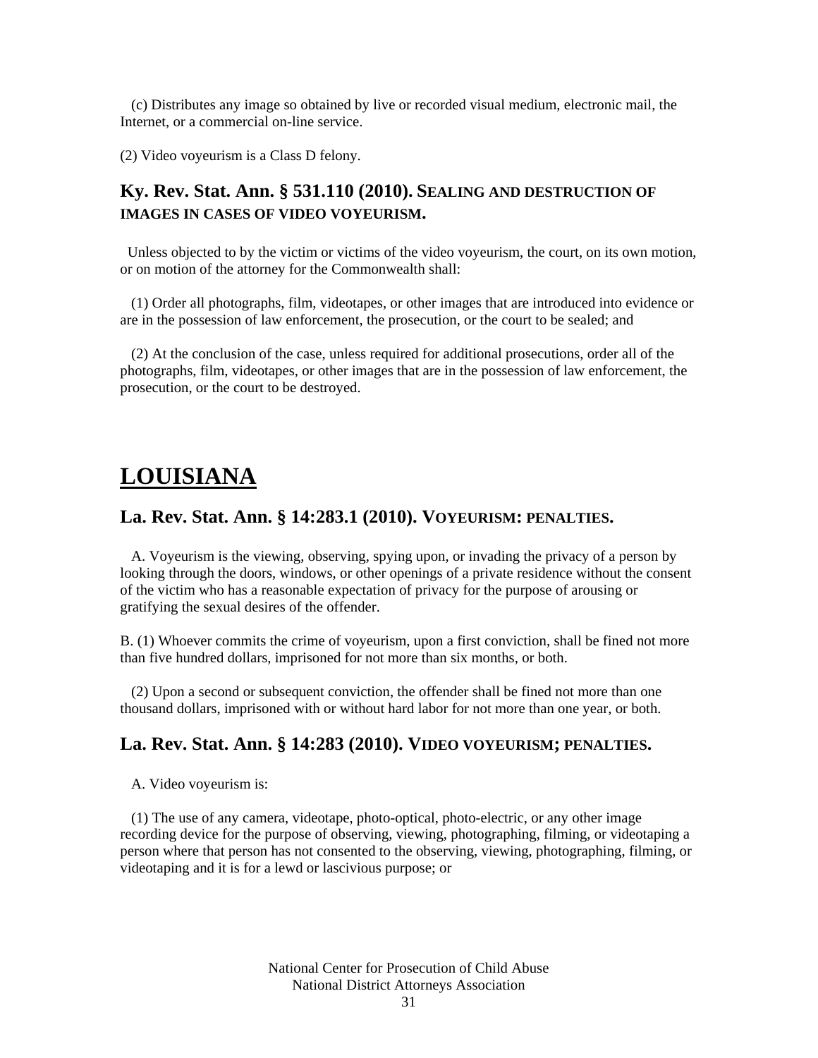(c) Distributes any image so obtained by live or recorded visual medium, electronic mail, the Internet, or a commercial on-line service.

(2) Video voyeurism is a Class D felony.

### Ky. Rev. Stat. Ann. § 531.110 (2010). SEALING AND DESTRUCTION OF IMAGES IN CASES OF VIDEO VOYEURISM.

Unless objected to by the victim or victims of the video voyeurism, the court, on its own motion, or on motion of the attorney for the Commonwealth shall:

(1) Order all photographs, film, videotapes, or other images that are introduced into evidence or are in the possession of law enforcement, the prosecution, or the court to be sealed; and

(2) At the conclusion of the case, unless required for additional prosecutions, order all of the photographs, film, videotapes, or other images that are in the possession of law enforcement, the prosecution, or the court to be destroyed.

## LOUISIANA

### La. Rev. Stat. Ann. § 14:283.1 (2010). VOYEURISM: PENALTIES.

A. Voyeurism is the viewing, observing, spying upon, or invading the privacy of a person by looking through the doors, windows, or other openings of a private residence without the consent of the victim who has a reasonable expectation of privacy for the purpose of arousing or gratifying the sexual desires of the offender.

B. (1) Whoever commits the crime of voyeurism, upon a first conviction, shall be fined not more than five hundred dollars, imprisoned for not more than six months, or both.

(2) Upon a second or subsequent conviction, the offender shall be fined not more than one thousand dollars, imprisoned with or without hard labor for not more than one year, or both.

### La. Rev. Stat. Ann. § 14:283 (2010). VIDEO VOYEURISM; PENALTIES.

A. Video voyeurism is:

(1) The use of any camera, videotape, photo-optical, photo-electric, or any other image recording device for the purpose of observing, viewing, photographing, filming, or videotaping a person where that person has not consented to the observing, viewing, photographing, filming, or videotaping and it is for a lewd or lascivious purpose; or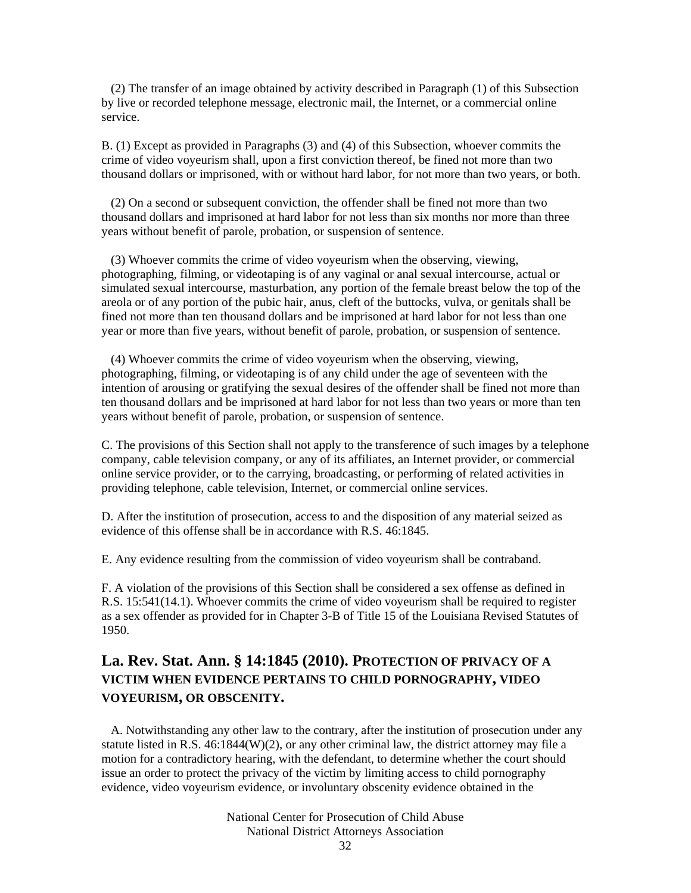(2) The transfer of an image obtained by activity described in Paragraph (1) of this Subsection by live or recorded telephone message, electronic mail, the Internet, or a commercial online service.

B. (1) Except as provided in Paragraphs (3) and (4) of this Subsection, whoever commits the crime of video voyeurism shall, upon a first conviction thereof, be fined not more than two thousand dollars or imprisoned, with or without hard labor, for not more than two years, or both.

(2) On a second or subsequent conviction, the offender shall be fined not more than two thousand dollars and imprisoned at hard labor for not less than six months nor more than three years without benefit of parole, probation, or suspension of sentence.

(3) Whoever commits the crime of video voyeurism when the observing, viewing, photographing, filming, or videotaping is of any vaginal or anal sexual intercourse, actual or simulated sexual intercourse, masturbation, any portion of the female breast below the top of the areola or of any portion of the pubic hair, anus, cleft of the buttocks, vulva, or genitals shall be fined not more than ten thousand dollars and be imprisoned at hard labor for not less than one year or more than five years, without benefit of parole, probation, or suspension of sentence.

(4) Whoever commits the crime of video voyeurism when the observing, viewing, photographing, filming, or videotaping is of any child under the age of seventeen with the intention of arousing or gratifying the sexual desires of the offender shall be fined not more than ten thousand dollars and be imprisoned at hard labor for not less than two years or more than ten years without benefit of parole, probation, or suspension of sentence.

C. The provisions of this Section shall not apply to the transference of such images by a telephone company, cable television company, or any of its affiliates, an Internet provider, or commercial online service provider, or to the carrying, broadcasting, or performing of related activities in providing telephone, cable television, Internet, or commercial online services.

D. After the institution of prosecution, access to and the disposition of any material seized as evidence of this offense shall be in accordance with R.S. 46:1845.

E. Any evidence resulting from the commission of video voyeurism shall be contraband.

F. A violation of the provisions of this Section shall be considered a sex offense as defined in R.S. 15:541(14.1). Whoever commits the crime of video voyeurism shall be required to register as a sex offender as provided for in Chapter 3-B of Title 15 of the Louisiana Revised Statutes of 1950.

## La. Rev. Stat. Ann. § 14:1845 (2010). PROTECTION OF PRIVACY OF A VICTIM WHEN EVIDENCE PERTAINS TO CHILD PORNOGRAPHY, VIDEO VOYEURISM, OR OBSCENITY.

A. Notwithstanding any other law to the contrary, after the institution of prosecution under any statute listed in R.S. 46:1844(W)(2), or any other criminal law, the district attorney may file a motion for a contradictory hearing, with the defendant, to determine whether the court should issue an order to protect the privacy of the victim by limiting access to child pornography evidence, video voyeurism evidence, or involuntary obscenity evidence obtained in the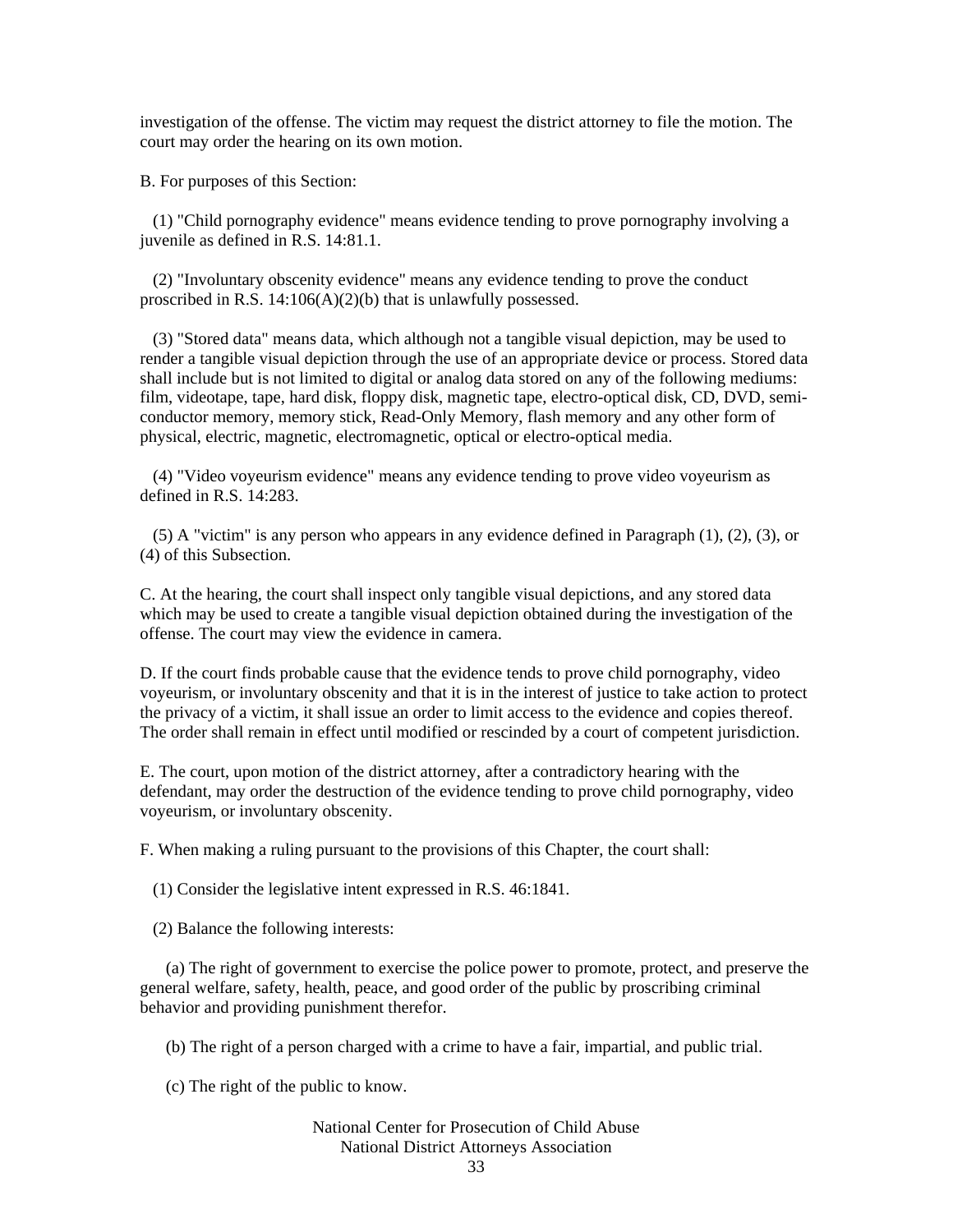investigation of the offense. The victim may request the district attorney to file the motion. The court may order the hearing on its own motion.

B. For purposes of this Section:

(1) "Child pornography evidence" means evidence tending to prove pornography involving a juvenile as defined in R.S. 14:81.1.

(2) "Involuntary obscenity evidence" means any evidence tending to prove the conduct proscribed in R.S. 14:106(A)(2)(b) that is unlawfully possessed.

(3) "Stored data" means data, which although not a tangible visual depiction, may be used to render a tangible visual depiction through the use of an appropriate device or process. Stored data shall include but is not limited to digital or analog data stored on any of the following mediums: film, videotape, tape, hard disk, floppy disk, magnetic tape, electro-optical disk, CD, DVD, semi-conductor memory, memory stick, Read-Only Memory, flash memory and any other form of physical, electric, magnetic, electromagnetic, optical or electro-optical media.

(4) "Video voyeurism evidence" means any evidence tending to prove video voyeurism as defined in R.S. 14:283.

(5) A "victim" is any person who appears in any evidence defined in Paragraph (1), (2), (3), or (4) of this Subsection.

C. At the hearing, the court shall inspect only tangible visual depictions, and any stored data which may be used to create a tangible visual depiction obtained during the investigation of the offense. The court may view the evidence in camera.

D. If the court finds probable cause that the evidence tends to prove child pornography, video voyeurism, or involuntary obscenity and that it is in the interest of justice to take action to protect the privacy of a victim, it shall issue an order to limit access to the evidence and copies thereof. The order shall remain in effect until modified or rescinded by a court of competent jurisdiction.

E. The court, upon motion of the district attorney, after a contradictory hearing with the defendant, may order the destruction of the evidence tending to prove child pornography, video voyeurism, or involuntary obscenity.

F. When making a ruling pursuant to the provisions of this Chapter, the court shall:

(1) Consider the legislative intent expressed in R.S. 46:1841.

(2) Balance the following interests:

(a) The right of government to exercise the police power to promote, protect, and preserve the general welfare, safety, health, peace, and good order of the public by proscribing criminal behavior and providing punishment therefor.

(b) The right of a person charged with a crime to have a fair, impartial, and public trial.

(c) The right of the public to know.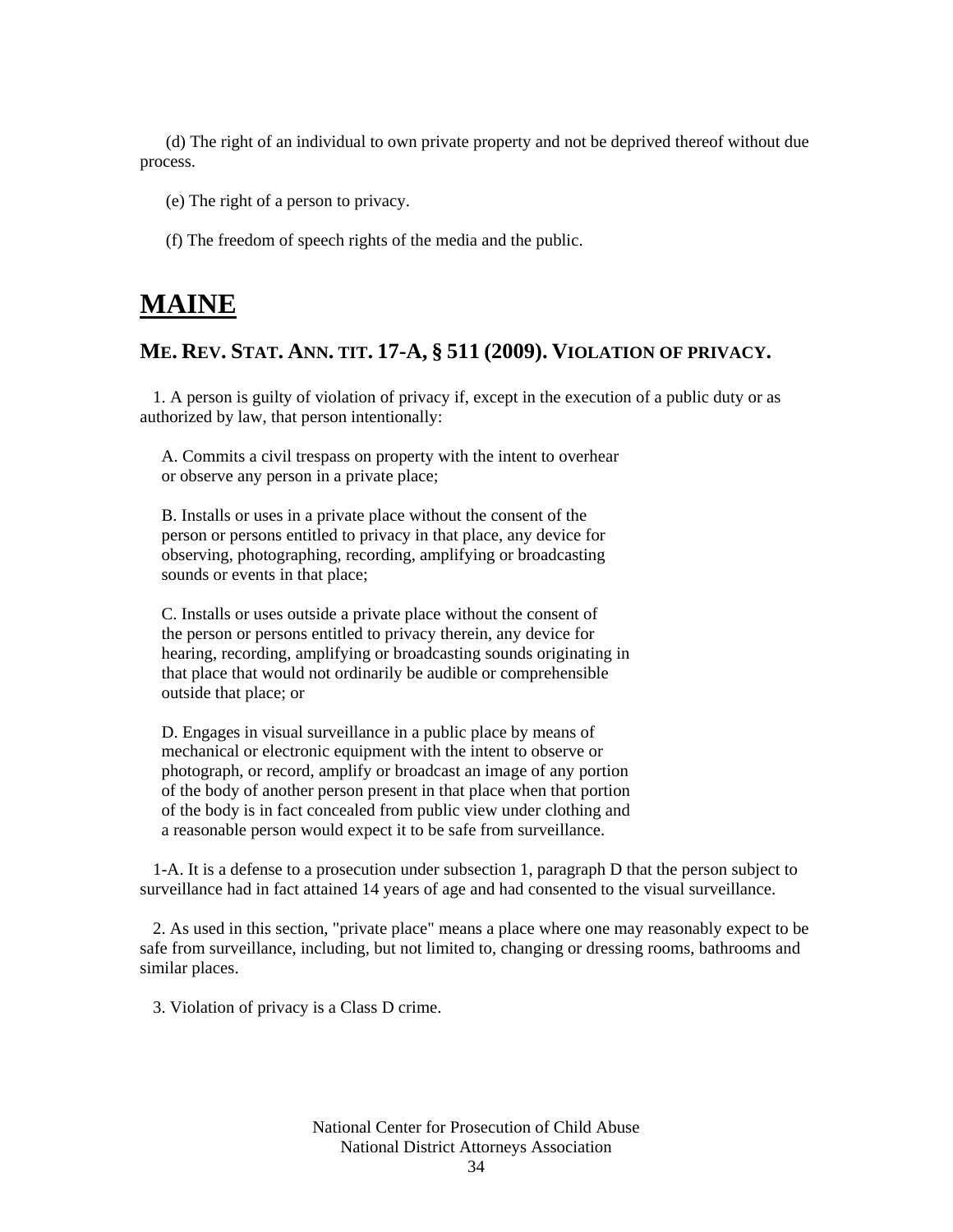(d) The right of an individual to own private property and not be deprived thereof without due process.

(e) The right of a person to privacy.

(f) The freedom of speech rights of the media and the public.

# MAINE

## ME. REV. STAT. ANN. TIT. 17-A, § 511 (2009). VIOLATION OF PRIVACY.

1. A person is guilty of violation of privacy if, except in the execution of a public duty or as authorized by law, that person intentionally:

A. Commits a civil trespass on property with the intent to overhear or observe any person in a private place;

B. Installs or uses in a private place without the consent of the person or persons entitled to privacy in that place, any device for observing, photographing, recording, amplifying or broadcasting sounds or events in that place;

C. Installs or uses outside a private place without the consent of the person or persons entitled to privacy therein, any device for hearing, recording, amplifying or broadcasting sounds originating in that place that would not ordinarily be audible or comprehensible outside that place; or

D. Engages in visual surveillance in a public place by means of mechanical or electronic equipment with the intent to observe or photograph, or record, amplify or broadcast an image of any portion of the body of another person present in that place when that portion of the body is in fact concealed from public view under clothing and a reasonable person would expect it to be safe from surveillance.

1-A. It is a defense to a prosecution under subsection 1, paragraph D that the person subject to surveillance had in fact attained 14 years of age and had consented to the visual surveillance.

2. As used in this section, "private place" means a place where one may reasonably expect to be safe from surveillance, including, but not limited to, changing or dressing rooms, bathrooms and similar places.

3. Violation of privacy is a Class D crime.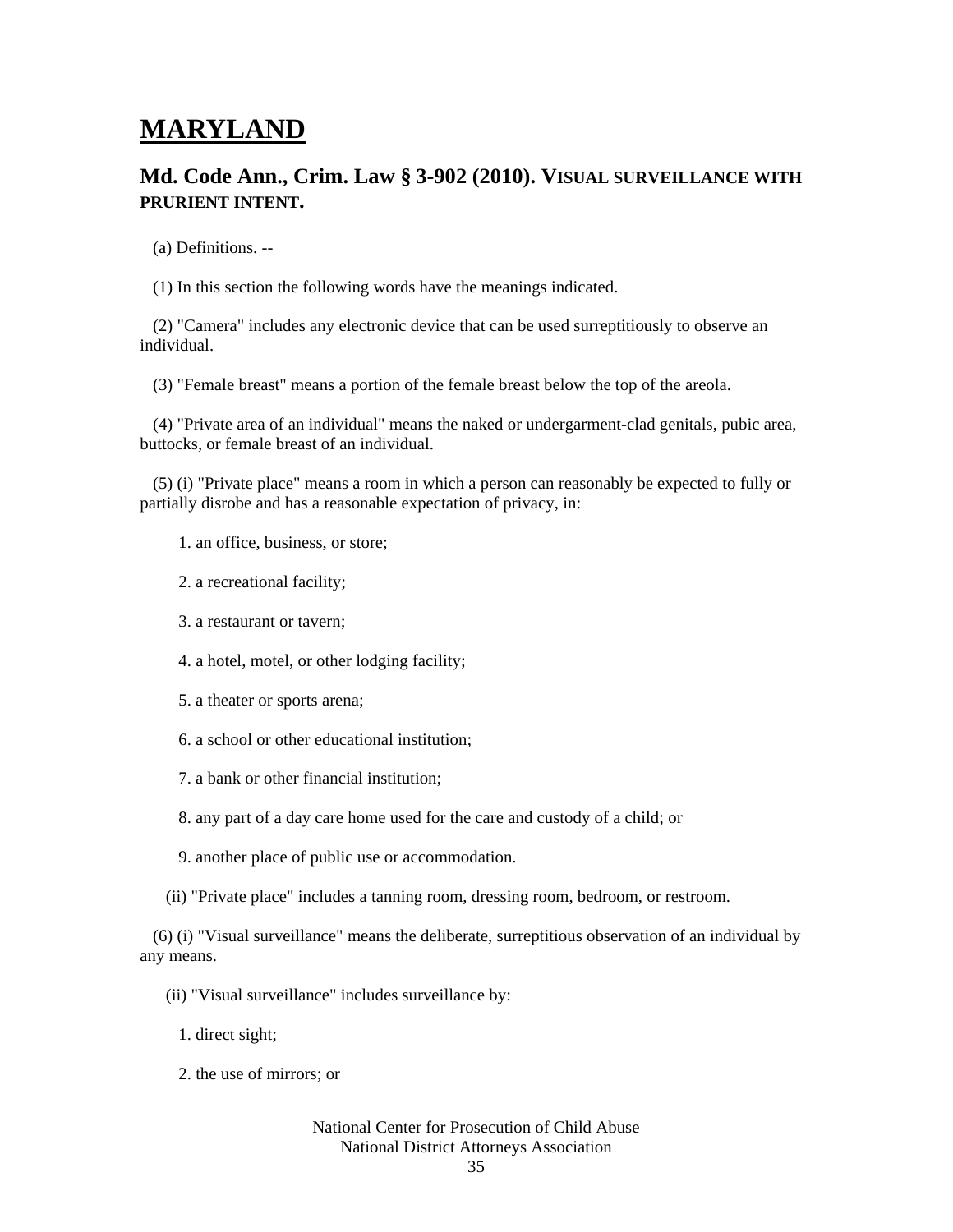# MARYLAND

## Md. Code Ann., Crim. Law § 3-902 (2010). VISUAL SURVEILLANCE WITH PRURIENT INTENT.

(a) Definitions. --

(1) In this section the following words have the meanings indicated.

(2) "Camera" includes any electronic device that can be used surreptitiously to observe an individual.

(3) "Female breast" means a portion of the female breast below the top of the areola.

(4) "Private area of an individual" means the naked or undergarment-clad genitals, pubic area, buttocks, or female breast of an individual.

(5) (i) "Private place" means a room in which a person can reasonably be expected to fully or partially disrobe and has a reasonable expectation of privacy, in:

1. an office, business, or store;

2. a recreational facility;

3. a restaurant or tavern;

4. a hotel, motel, or other lodging facility;

5. a theater or sports arena;

6. a school or other educational institution;

7. a bank or other financial institution;

8. any part of a day care home used for the care and custody of a child; or

9. another place of public use or accommodation.

(ii) "Private place" includes a tanning room, dressing room, bedroom, or restroom.

(6) (i) "Visual surveillance" means the deliberate, surreptitious observation of an individual by any means.

(ii) "Visual surveillance" includes surveillance by:

1. direct sight;

2. the use of mirrors; or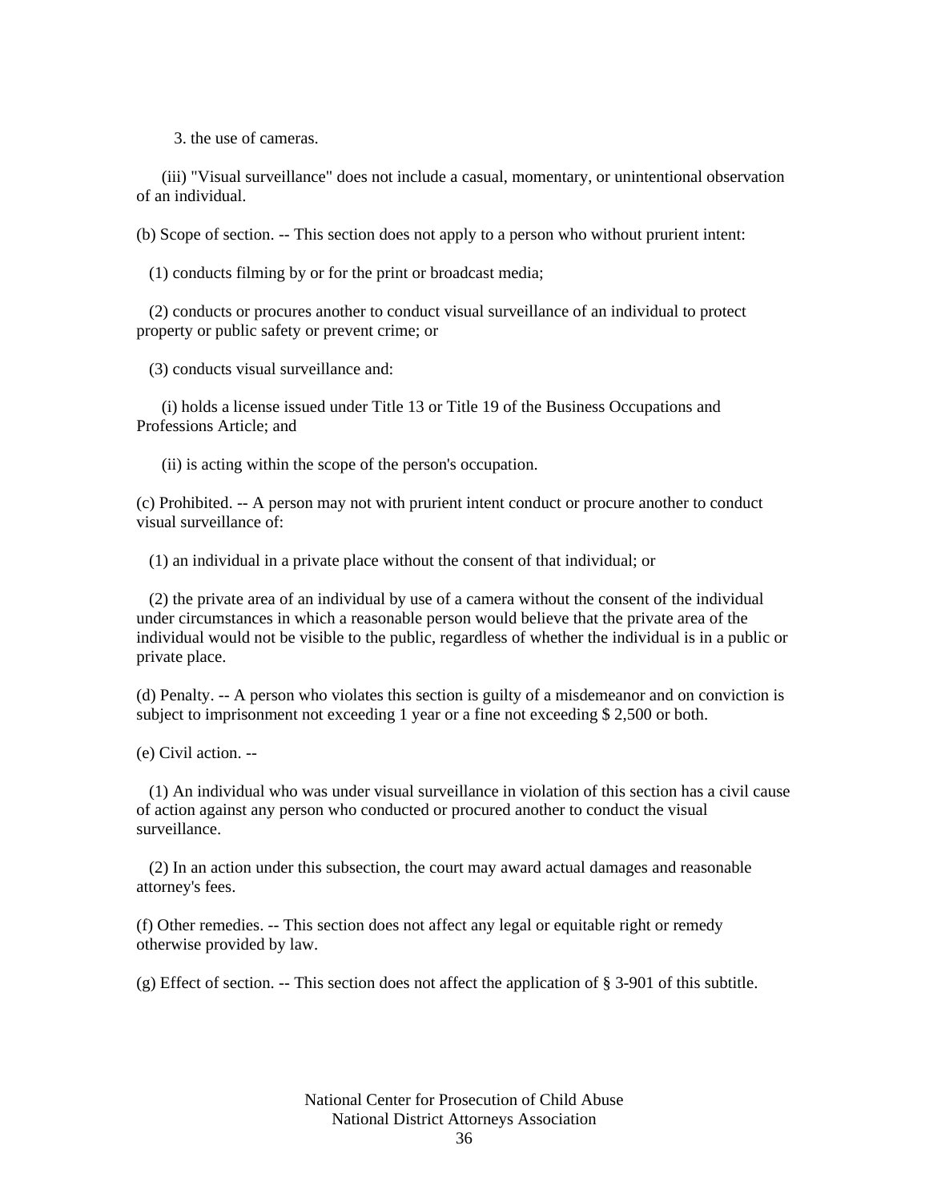3. the use of cameras.

(iii) "Visual surveillance" does not include a casual, momentary, or unintentional observation of an individual.

(b) Scope of section. -- This section does not apply to a person who without prurient intent:

(1) conducts filming by or for the print or broadcast media;

(2) conducts or procures another to conduct visual surveillance of an individual to protect property or public safety or prevent crime; or

(3) conducts visual surveillance and:

(i) holds a license issued under Title 13 or Title 19 of the Business Occupations and Professions Article; and

(ii) is acting within the scope of the person's occupation.

(c) Prohibited. -- A person may not with prurient intent conduct or procure another to conduct visual surveillance of:

(1) an individual in a private place without the consent of that individual; or

(2) the private area of an individual by use of a camera without the consent of the individual under circumstances in which a reasonable person would believe that the private area of the individual would not be visible to the public, regardless of whether the individual is in a public or private place.

(d) Penalty. -- A person who violates this section is guilty of a misdemeanor and on conviction is subject to imprisonment not exceeding 1 year or a fine not exceeding $ 2,500 or both.

(e) Civil action. --

(1) An individual who was under visual surveillance in violation of this section has a civil cause of action against any person who conducted or procured another to conduct the visual surveillance.

(2) In an action under this subsection, the court may award actual damages and reasonable attorney's fees.

(f) Other remedies. -- This section does not affect any legal or equitable right or remedy otherwise provided by law.

(g) Effect of section. -- This section does not affect the application of § 3-901 of this subtitle.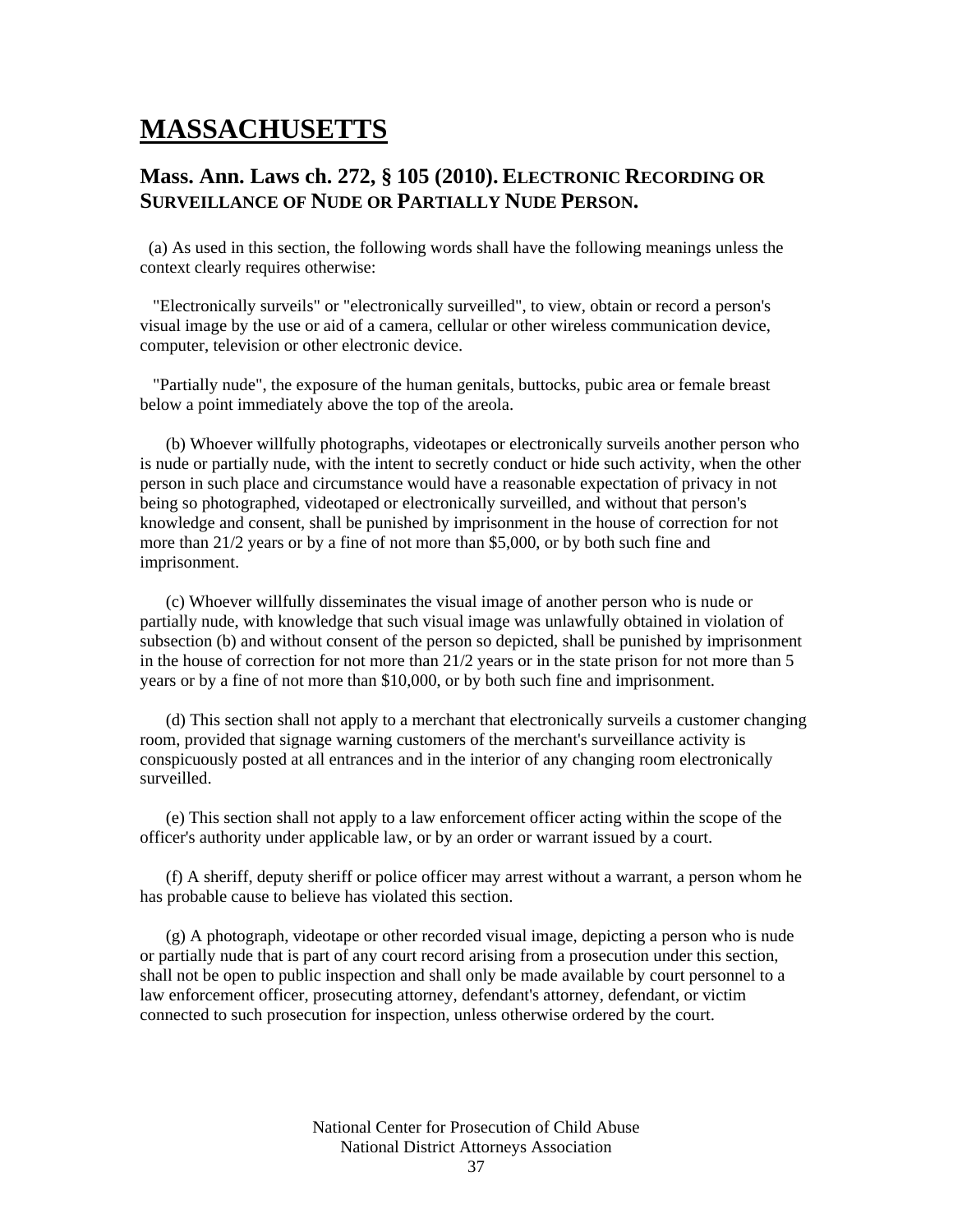# MASSACHUSETTS

## Mass. Ann. Laws ch. 272, § 105 (2010). ELECTRONIC RECORDING OR SURVEILLANCE OF NUDE OR PARTIALLY NUDE PERSON.

(a) As used in this section, the following words shall have the following meanings unless the context clearly requires otherwise:

"Electronically surveils" or "electronically surveilled", to view, obtain or record a person's visual image by the use or aid of a camera, cellular or other wireless communication device, computer, television or other electronic device.

"Partially nude", the exposure of the human genitals, buttocks, pubic area or female breast below a point immediately above the top of the areola.

(b) Whoever willfully photographs, videotapes or electronically surveils another person who is nude or partially nude, with the intent to secretly conduct or hide such activity, when the other person in such place and circumstance would have a reasonable expectation of privacy in not being so photographed, videotaped or electronically surveilled, and without that person's knowledge and consent, shall be punished by imprisonment in the house of correction for not more than 21/2 years or by a fine of not more than $5,000, or by both such fine and imprisonment.

(c) Whoever willfully disseminates the visual image of another person who is nude or partially nude, with knowledge that such visual image was unlawfully obtained in violation of subsection (b) and without consent of the person so depicted, shall be punished by imprisonment in the house of correction for not more than 21/2 years or in the state prison for not more than 5 years or by a fine of not more than $10,000, or by both such fine and imprisonment.

(d) This section shall not apply to a merchant that electronically surveils a customer changing room, provided that signage warning customers of the merchant's surveillance activity is conspicuously posted at all entrances and in the interior of any changing room electronically surveilled.

(e) This section shall not apply to a law enforcement officer acting within the scope of the officer's authority under applicable law, or by an order or warrant issued by a court.

(f) A sheriff, deputy sheriff or police officer may arrest without a warrant, a person whom he has probable cause to believe has violated this section.

(g) A photograph, videotape or other recorded visual image, depicting a person who is nude or partially nude that is part of any court record arising from a prosecution under this section, shall not be open to public inspection and shall only be made available by court personnel to a law enforcement officer, prosecuting attorney, defendant's attorney, defendant, or victim connected to such prosecution for inspection, unless otherwise ordered by the court.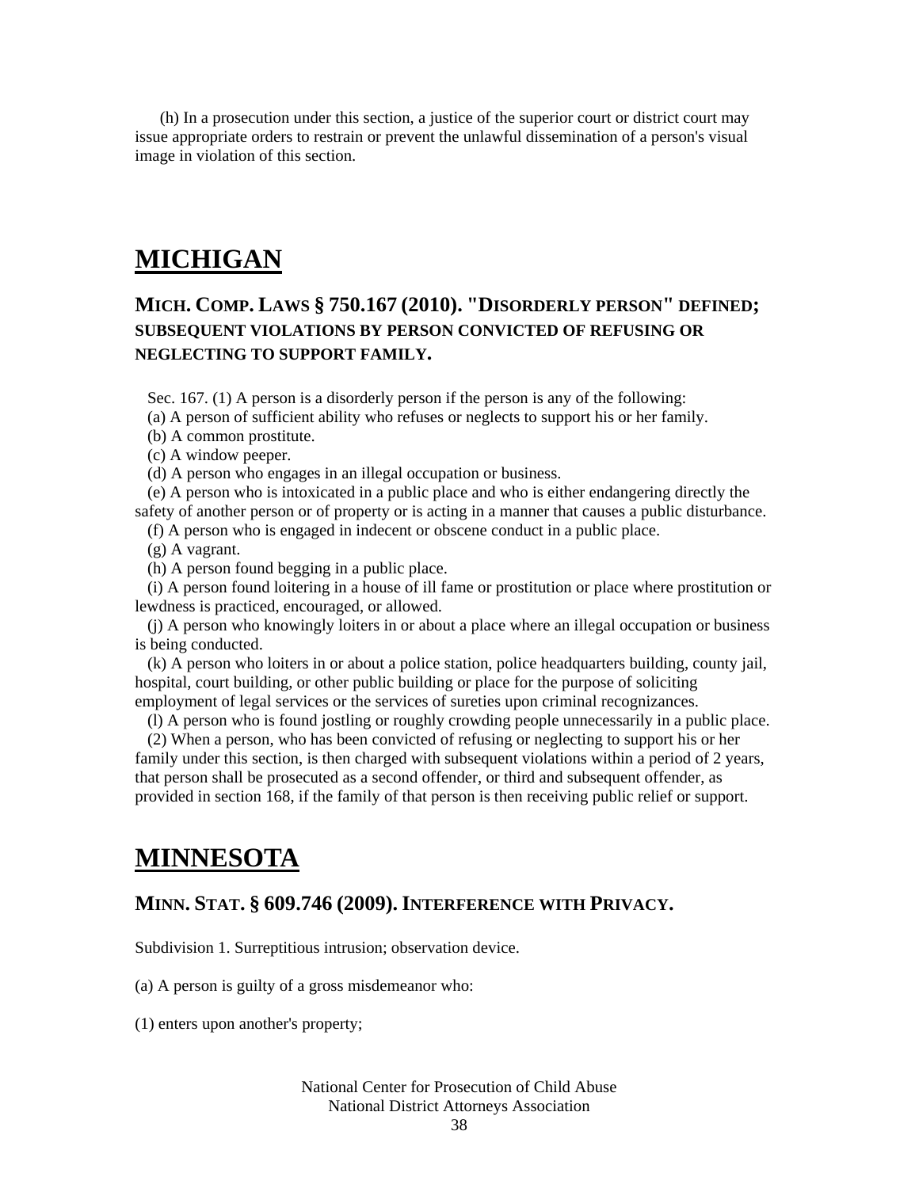(h) In a prosecution under this section, a justice of the superior court or district court may issue appropriate orders to restrain or prevent the unlawful dissemination of a person's visual image in violation of this section.

# MICHIGAN

## MICH. COMP. LAWS § 750.167 (2010). "DISORDERLY PERSON" DEFINED; SUBSEQUENT VIOLATIONS BY PERSON CONVICTED OF REFUSING OR NEGLECTING TO SUPPORT FAMILY.

Sec. 167. (1) A person is a disorderly person if the person is any of the following:

(a) A person of sufficient ability who refuses or neglects to support his or her family.

(b) A common prostitute.

(c) A window peeper.

(d) A person who engages in an illegal occupation or business.

(e) A person who is intoxicated in a public place and who is either endangering directly the safety of another person or of property or is acting in a manner that causes a public disturbance.

(f) A person who is engaged in indecent or obscene conduct in a public place.

(g) A vagrant.

(h) A person found begging in a public place.

(i) A person found loitering in a house of ill fame or prostitution or place where prostitution or lewdness is practiced, encouraged, or allowed.

(j) A person who knowingly loiters in or about a place where an illegal occupation or business is being conducted.

(k) A person who loiters in or about a police station, police headquarters building, county jail, hospital, court building, or other public building or place for the purpose of soliciting employment of legal services or the services of sureties upon criminal recognizances.

(l) A person who is found jostling or roughly crowding people unnecessarily in a public place.

(2) When a person, who has been convicted of refusing or neglecting to support his or her family under this section, is then charged with subsequent violations within a period of 2 years, that person shall be prosecuted as a second offender, or third and subsequent offender, as provided in section 168, if the family of that person is then receiving public relief or support.

# MINNESOTA

## MINN. STAT. § 609.746 (2009). INTERFERENCE WITH PRIVACY.

Subdivision 1. Surreptitious intrusion; observation device.

(a) A person is guilty of a gross misdemeanor who:

(1) enters upon another's property;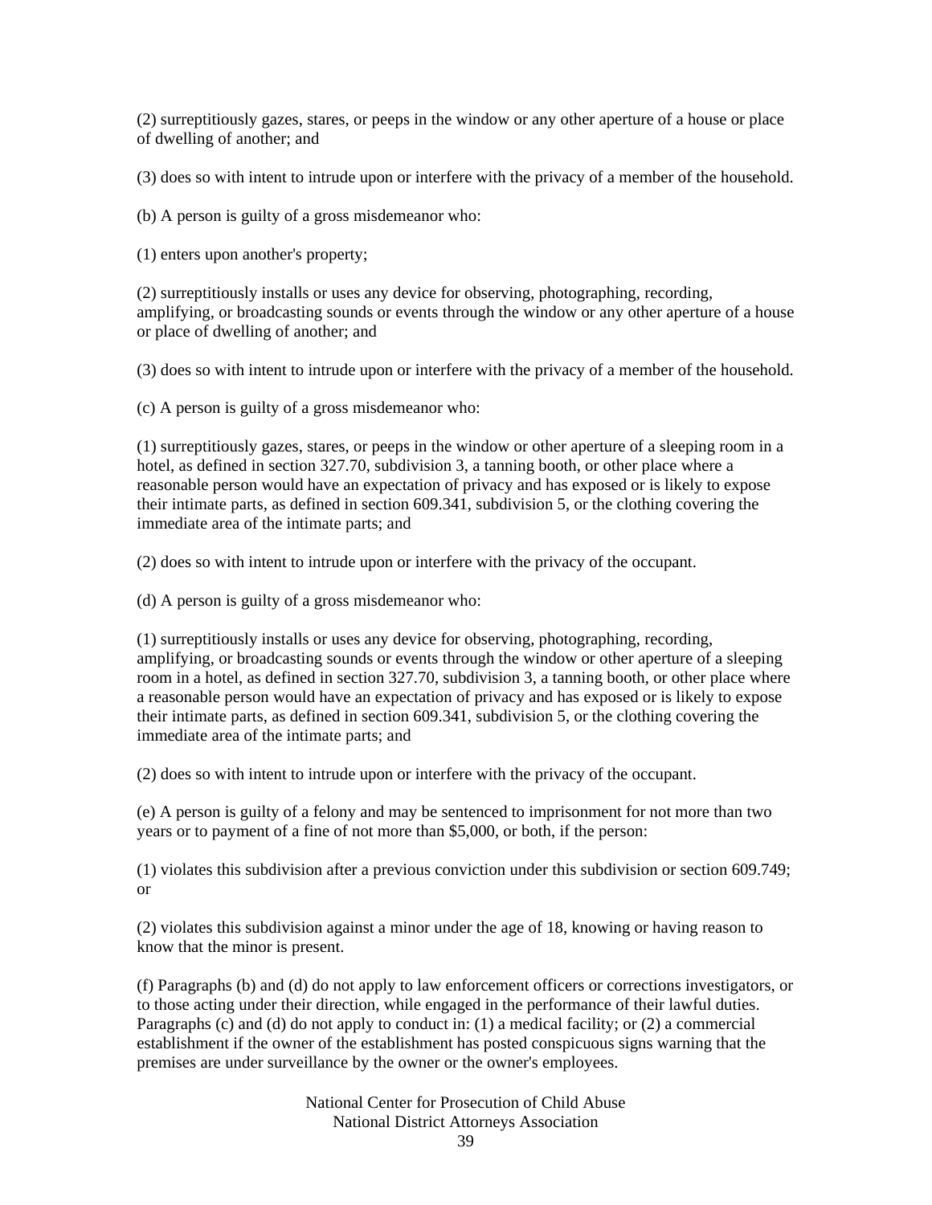(2) surreptitiously gazes, stares, or peeps in the window or any other aperture of a house or place of dwelling of another; and

(3) does so with intent to intrude upon or interfere with the privacy of a member of the household.

(b) A person is guilty of a gross misdemeanor who:

(1) enters upon another's property;

(2) surreptitiously installs or uses any device for observing, photographing, recording, amplifying, or broadcasting sounds or events through the window or any other aperture of a house or place of dwelling of another; and

(3) does so with intent to intrude upon or interfere with the privacy of a member of the household.

(c) A person is guilty of a gross misdemeanor who:

(1) surreptitiously gazes, stares, or peeps in the window or other aperture of a sleeping room in a hotel, as defined in section 327.70, subdivision 3, a tanning booth, or other place where a reasonable person would have an expectation of privacy and has exposed or is likely to expose their intimate parts, as defined in section 609.341, subdivision 5, or the clothing covering the immediate area of the intimate parts; and

(2) does so with intent to intrude upon or interfere with the privacy of the occupant.

(d) A person is guilty of a gross misdemeanor who:

(1) surreptitiously installs or uses any device for observing, photographing, recording, amplifying, or broadcasting sounds or events through the window or other aperture of a sleeping room in a hotel, as defined in section 327.70, subdivision 3, a tanning booth, or other place where a reasonable person would have an expectation of privacy and has exposed or is likely to expose their intimate parts, as defined in section 609.341, subdivision 5, or the clothing covering the immediate area of the intimate parts; and

(2) does so with intent to intrude upon or interfere with the privacy of the occupant.

(e) A person is guilty of a felony and may be sentenced to imprisonment for not more than two years or to payment of a fine of not more than $5,000, or both, if the person:

(1) violates this subdivision after a previous conviction under this subdivision or section 609.749; or

(2) violates this subdivision against a minor under the age of 18, knowing or having reason to know that the minor is present.

(f) Paragraphs (b) and (d) do not apply to law enforcement officers or corrections investigators, or to those acting under their direction, while engaged in the performance of their lawful duties. Paragraphs (c) and (d) do not apply to conduct in: (1) a medical facility; or (2) a commercial establishment if the owner of the establishment has posted conspicuous signs warning that the premises are under surveillance by the owner or the owner's employees.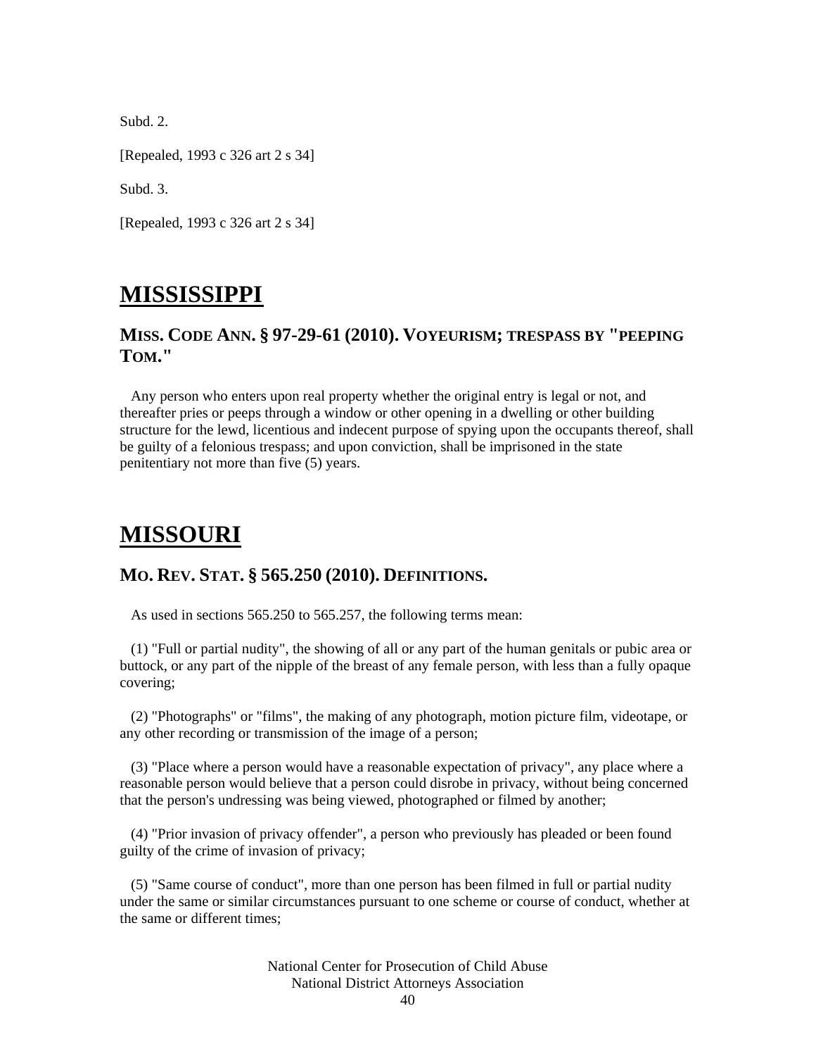Subd. 2.

[Repealed, 1993 c 326 art 2 s 34]

Subd. 3.

[Repealed, 1993 c 326 art 2 s 34]

# MISSISSIPPI

## MISS. CODE ANN. § 97-29-61 (2010). VOYEURISM; TRESPASS BY "PEEPING TOM."

Any person who enters upon real property whether the original entry is legal or not, and thereafter pries or peeps through a window or other opening in a dwelling or other building structure for the lewd, licentious and indecent purpose of spying upon the occupants thereof, shall be guilty of a felonious trespass; and upon conviction, shall be imprisoned in the state penitentiary not more than five (5) years.

# MISSOURI

## MO. REV. STAT. § 565.250 (2010). DEFINITIONS.

As used in sections 565.250 to 565.257, the following terms mean:

(1) "Full or partial nudity", the showing of all or any part of the human genitals or pubic area or buttock, or any part of the nipple of the breast of any female person, with less than a fully opaque covering;

(2) "Photographs" or "films", the making of any photograph, motion picture film, videotape, or any other recording or transmission of the image of a person;

(3) "Place where a person would have a reasonable expectation of privacy", any place where a reasonable person would believe that a person could disrobe in privacy, without being concerned that the person's undressing was being viewed, photographed or filmed by another;

(4) "Prior invasion of privacy offender", a person who previously has pleaded or been found guilty of the crime of invasion of privacy;

(5) "Same course of conduct", more than one person has been filmed in full or partial nudity under the same or similar circumstances pursuant to one scheme or course of conduct, whether at the same or different times;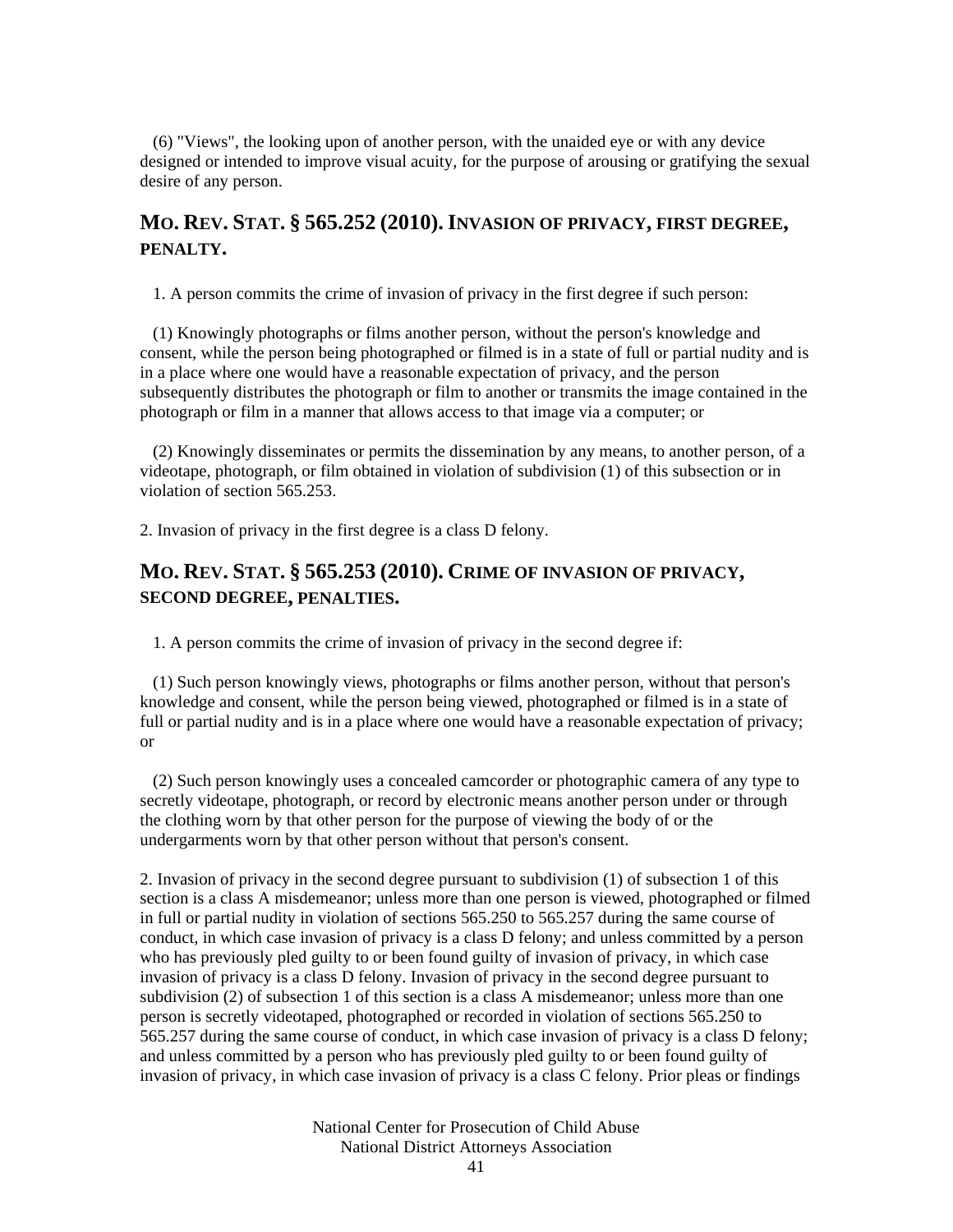(6) "Views", the looking upon of another person, with the unaided eye or with any device designed or intended to improve visual acuity, for the purpose of arousing or gratifying the sexual desire of any person.

## MO. REV. STAT. § 565.252 (2010). INVASION OF PRIVACY, FIRST DEGREE, PENALTY.

1. A person commits the crime of invasion of privacy in the first degree if such person:

(1) Knowingly photographs or films another person, without the person's knowledge and consent, while the person being photographed or filmed is in a state of full or partial nudity and is in a place where one would have a reasonable expectation of privacy, and the person subsequently distributes the photograph or film to another or transmits the image contained in the photograph or film in a manner that allows access to that image via a computer; or

(2) Knowingly disseminates or permits the dissemination by any means, to another person, of a videotape, photograph, or film obtained in violation of subdivision (1) of this subsection or in violation of section 565.253.

2. Invasion of privacy in the first degree is a class D felony.

## MO. REV. STAT. § 565.253 (2010). CRIME OF INVASION OF PRIVACY, SECOND DEGREE, PENALTIES.

1. A person commits the crime of invasion of privacy in the second degree if:

(1) Such person knowingly views, photographs or films another person, without that person's knowledge and consent, while the person being viewed, photographed or filmed is in a state of full or partial nudity and is in a place where one would have a reasonable expectation of privacy; or

(2) Such person knowingly uses a concealed camcorder or photographic camera of any type to secretly videotape, photograph, or record by electronic means another person under or through the clothing worn by that other person for the purpose of viewing the body of or the undergarments worn by that other person without that person's consent.

2. Invasion of privacy in the second degree pursuant to subdivision (1) of subsection 1 of this section is a class A misdemeanor; unless more than one person is viewed, photographed or filmed in full or partial nudity in violation of sections 565.250 to 565.257 during the same course of conduct, in which case invasion of privacy is a class D felony; and unless committed by a person who has previously pled guilty to or been found guilty of invasion of privacy, in which case invasion of privacy is a class D felony. Invasion of privacy in the second degree pursuant to subdivision (2) of subsection 1 of this section is a class A misdemeanor; unless more than one person is secretly videotaped, photographed or recorded in violation of sections 565.250 to 565.257 during the same course of conduct, in which case invasion of privacy is a class D felony; and unless committed by a person who has previously pled guilty to or been found guilty of invasion of privacy, in which case invasion of privacy is a class C felony. Prior pleas or findings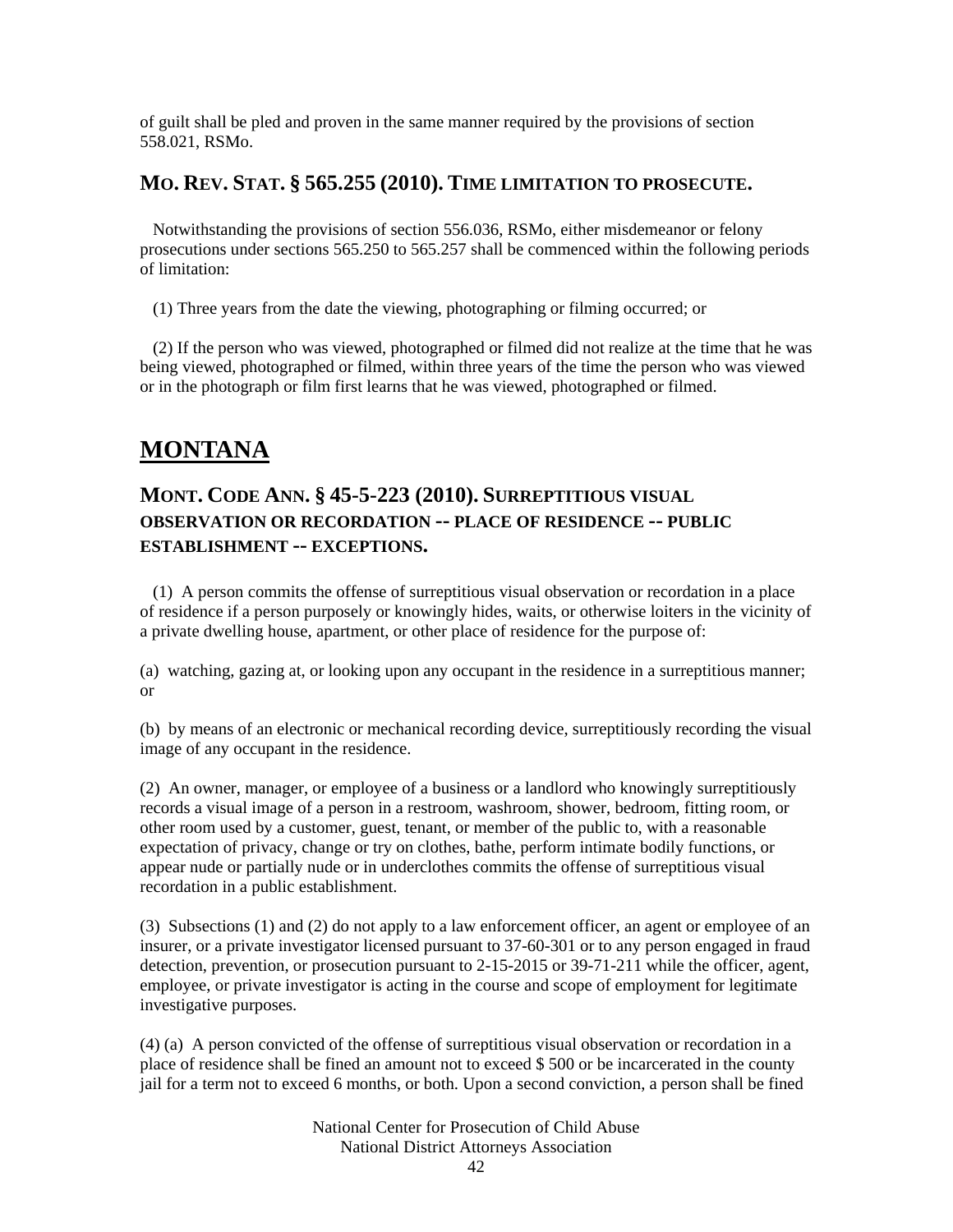of guilt shall be pled and proven in the same manner required by the provisions of section 558.021, RSMo.

### MO. REV. STAT. § 565.255 (2010). TIME LIMITATION TO PROSECUTE.

Notwithstanding the provisions of section 556.036, RSMo, either misdemeanor or felony prosecutions under sections 565.250 to 565.257 shall be commenced within the following periods of limitation:

(1) Three years from the date the viewing, photographing or filming occurred; or

(2) If the person who was viewed, photographed or filmed did not realize at the time that he was being viewed, photographed or filmed, within three years of the time the person who was viewed or in the photograph or film first learns that he was viewed, photographed or filmed.

## MONTANA

### MONT. CODE ANN. § 45-5-223 (2010). SURREPTITIOUS VISUAL OBSERVATION OR RECORDATION -- PLACE OF RESIDENCE -- PUBLIC ESTABLISHMENT -- EXCEPTIONS.

(1) A person commits the offense of surreptitious visual observation or recordation in a place of residence if a person purposely or knowingly hides, waits, or otherwise loiters in the vicinity of a private dwelling house, apartment, or other place of residence for the purpose of:

(a) watching, gazing at, or looking upon any occupant in the residence in a surreptitious manner; or

(b) by means of an electronic or mechanical recording device, surreptitiously recording the visual image of any occupant in the residence.

(2) An owner, manager, or employee of a business or a landlord who knowingly surreptitiously records a visual image of a person in a restroom, washroom, shower, bedroom, fitting room, or other room used by a customer, guest, tenant, or member of the public to, with a reasonable expectation of privacy, change or try on clothes, bathe, perform intimate bodily functions, or appear nude or partially nude or in underclothes commits the offense of surreptitious visual recordation in a public establishment.

(3) Subsections (1) and (2) do not apply to a law enforcement officer, an agent or employee of an insurer, or a private investigator licensed pursuant to 37-60-301 or to any person engaged in fraud detection, prevention, or prosecution pursuant to 2-15-2015 or 39-71-211 while the officer, agent, employee, or private investigator is acting in the course and scope of employment for legitimate investigative purposes.

(4) (a) A person convicted of the offense of surreptitious visual observation or recordation in a place of residence shall be fined an amount not to exceed $ 500 or be incarcerated in the county jail for a term not to exceed 6 months, or both. Upon a second conviction, a person shall be fined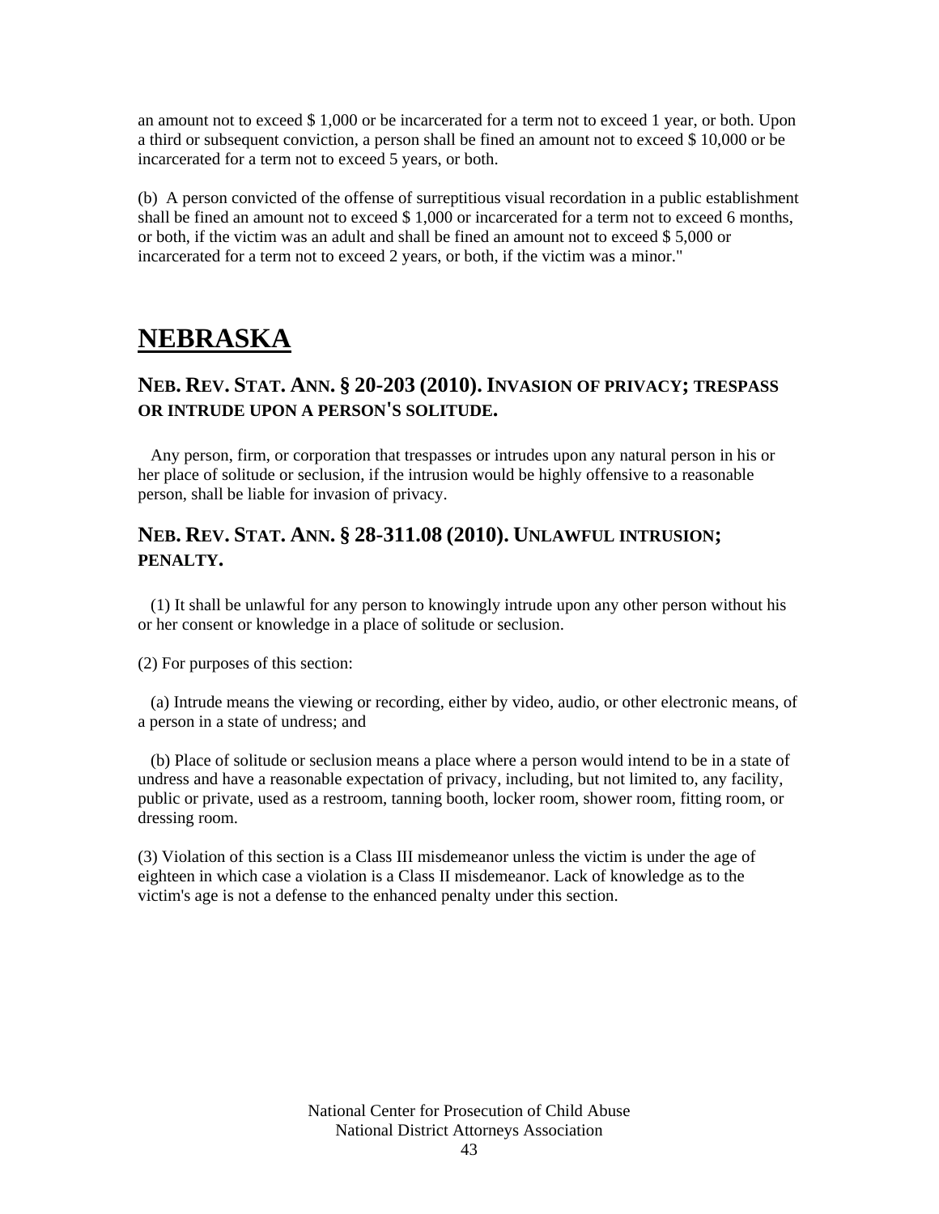an amount not to exceed $ 1,000 or be incarcerated for a term not to exceed 1 year, or both. Upon a third or subsequent conviction, a person shall be fined an amount not to exceed $ 10,000 or be incarcerated for a term not to exceed 5 years, or both.

(b) A person convicted of the offense of surreptitious visual recordation in a public establishment shall be fined an amount not to exceed $ 1,000 or incarcerated for a term not to exceed 6 months, or both, if the victim was an adult and shall be fined an amount not to exceed $ 5,000 or incarcerated for a term not to exceed 2 years, or both, if the victim was a minor."

# NEBRASKA

## NEB. REV. STAT. ANN. § 20-203 (2010). INVASION OF PRIVACY; TRESPASS OR INTRUDE UPON A PERSON'S SOLITUDE.

Any person, firm, or corporation that trespasses or intrudes upon any natural person in his or her place of solitude or seclusion, if the intrusion would be highly offensive to a reasonable person, shall be liable for invasion of privacy.

## NEB. REV. STAT. ANN. § 28-311.08 (2010). UNLAWFUL INTRUSION; PENALTY.

(1) It shall be unlawful for any person to knowingly intrude upon any other person without his or her consent or knowledge in a place of solitude or seclusion.

(2) For purposes of this section:

(a) Intrude means the viewing or recording, either by video, audio, or other electronic means, of a person in a state of undress; and

(b) Place of solitude or seclusion means a place where a person would intend to be in a state of undress and have a reasonable expectation of privacy, including, but not limited to, any facility, public or private, used as a restroom, tanning booth, locker room, shower room, fitting room, or dressing room.

(3) Violation of this section is a Class III misdemeanor unless the victim is under the age of eighteen in which case a violation is a Class II misdemeanor. Lack of knowledge as to the victim's age is not a defense to the enhanced penalty under this section.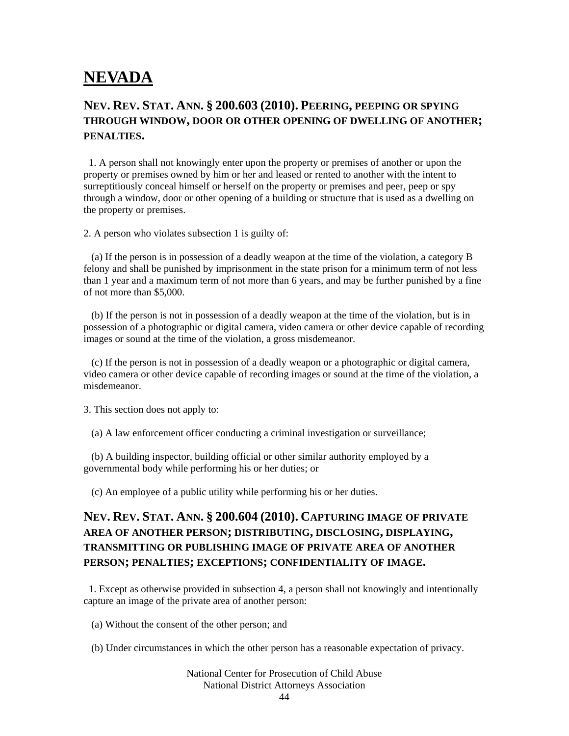# NEVADA

### NEV. REV. STAT. ANN. § 200.603 (2010). PEERING, PEEPING OR SPYING THROUGH WINDOW, DOOR OR OTHER OPENING OF DWELLING OF ANOTHER; PENALTIES.

1. A person shall not knowingly enter upon the property or premises of another or upon the property or premises owned by him or her and leased or rented to another with the intent to surreptitiously conceal himself or herself on the property or premises and peer, peep or spy through a window, door or other opening of a building or structure that is used as a dwelling on the property or premises.

2. A person who violates subsection 1 is guilty of:

(a) If the person is in possession of a deadly weapon at the time of the violation, a category B felony and shall be punished by imprisonment in the state prison for a minimum term of not less than 1 year and a maximum term of not more than 6 years, and may be further punished by a fine of not more than $5,000.

(b) If the person is not in possession of a deadly weapon at the time of the violation, but is in possession of a photographic or digital camera, video camera or other device capable of recording images or sound at the time of the violation, a gross misdemeanor.

(c) If the person is not in possession of a deadly weapon or a photographic or digital camera, video camera or other device capable of recording images or sound at the time of the violation, a misdemeanor.

3. This section does not apply to:

(a) A law enforcement officer conducting a criminal investigation or surveillance;

(b) A building inspector, building official or other similar authority employed by a governmental body while performing his or her duties; or

(c) An employee of a public utility while performing his or her duties.

### NEV. REV. STAT. ANN. § 200.604 (2010). CAPTURING IMAGE OF PRIVATE AREA OF ANOTHER PERSON; DISTRIBUTING, DISCLOSING, DISPLAYING, TRANSMITTING OR PUBLISHING IMAGE OF PRIVATE AREA OF ANOTHER PERSON; PENALTIES; EXCEPTIONS; CONFIDENTIALITY OF IMAGE.

1. Except as otherwise provided in subsection 4, a person shall not knowingly and intentionally capture an image of the private area of another person:

(a) Without the consent of the other person; and

(b) Under circumstances in which the other person has a reasonable expectation of privacy.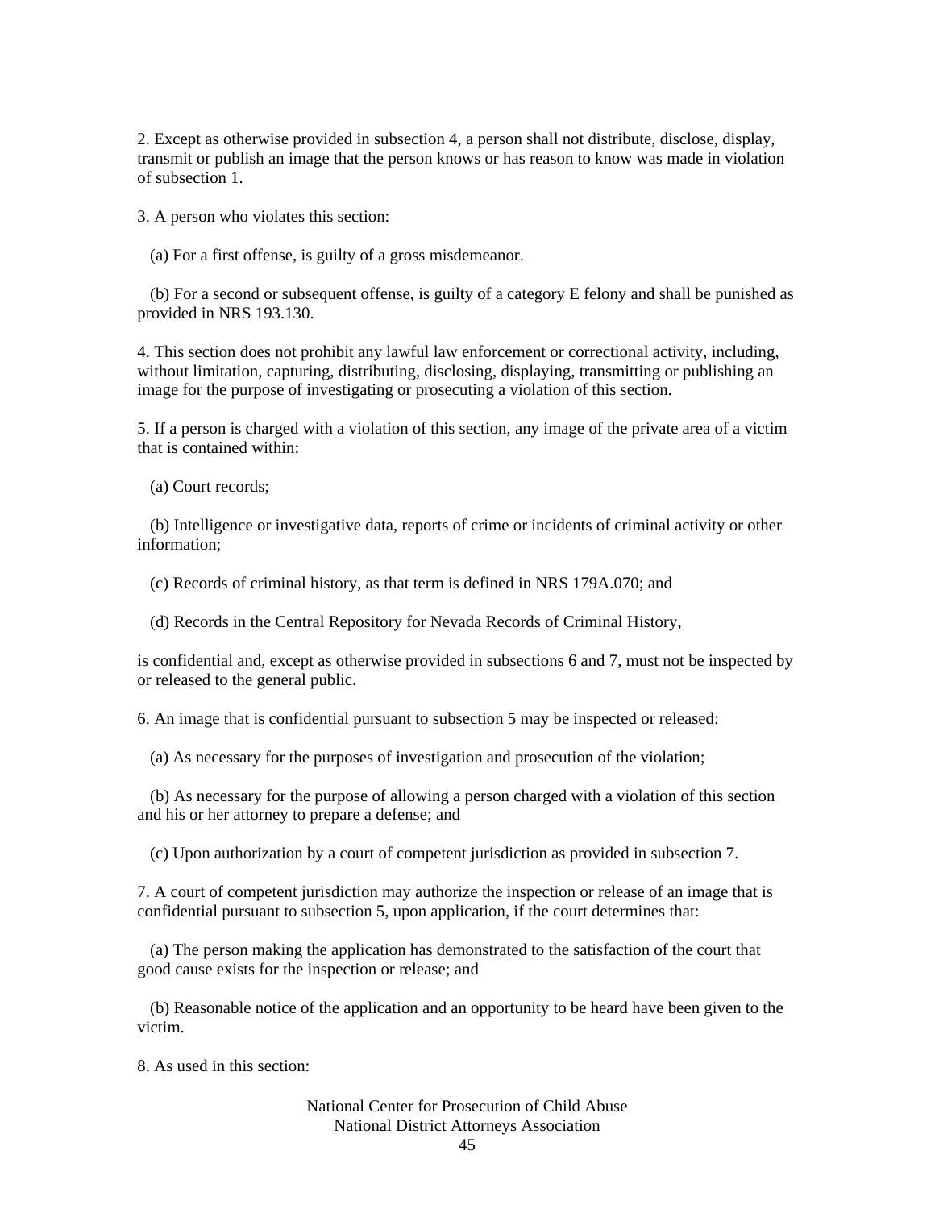2. Except as otherwise provided in subsection 4, a person shall not distribute, disclose, display, transmit or publish an image that the person knows or has reason to know was made in violation of subsection 1.

3. A person who violates this section:

(a) For a first offense, is guilty of a gross misdemeanor.

(b) For a second or subsequent offense, is guilty of a category E felony and shall be punished as provided in NRS 193.130.

4. This section does not prohibit any lawful law enforcement or correctional activity, including, without limitation, capturing, distributing, disclosing, displaying, transmitting or publishing an image for the purpose of investigating or prosecuting a violation of this section.

5. If a person is charged with a violation of this section, any image of the private area of a victim that is contained within:

(a) Court records;

(b) Intelligence or investigative data, reports of crime or incidents of criminal activity or other information;

(c) Records of criminal history, as that term is defined in NRS 179A.070; and

(d) Records in the Central Repository for Nevada Records of Criminal History,

is confidential and, except as otherwise provided in subsections 6 and 7, must not be inspected by or released to the general public.

6. An image that is confidential pursuant to subsection 5 may be inspected or released:

(a) As necessary for the purposes of investigation and prosecution of the violation;

(b) As necessary for the purpose of allowing a person charged with a violation of this section and his or her attorney to prepare a defense; and

(c) Upon authorization by a court of competent jurisdiction as provided in subsection 7.

7. A court of competent jurisdiction may authorize the inspection or release of an image that is confidential pursuant to subsection 5, upon application, if the court determines that:

(a) The person making the application has demonstrated to the satisfaction of the court that good cause exists for the inspection or release; and

(b) Reasonable notice of the application and an opportunity to be heard have been given to the victim.

8. As used in this section: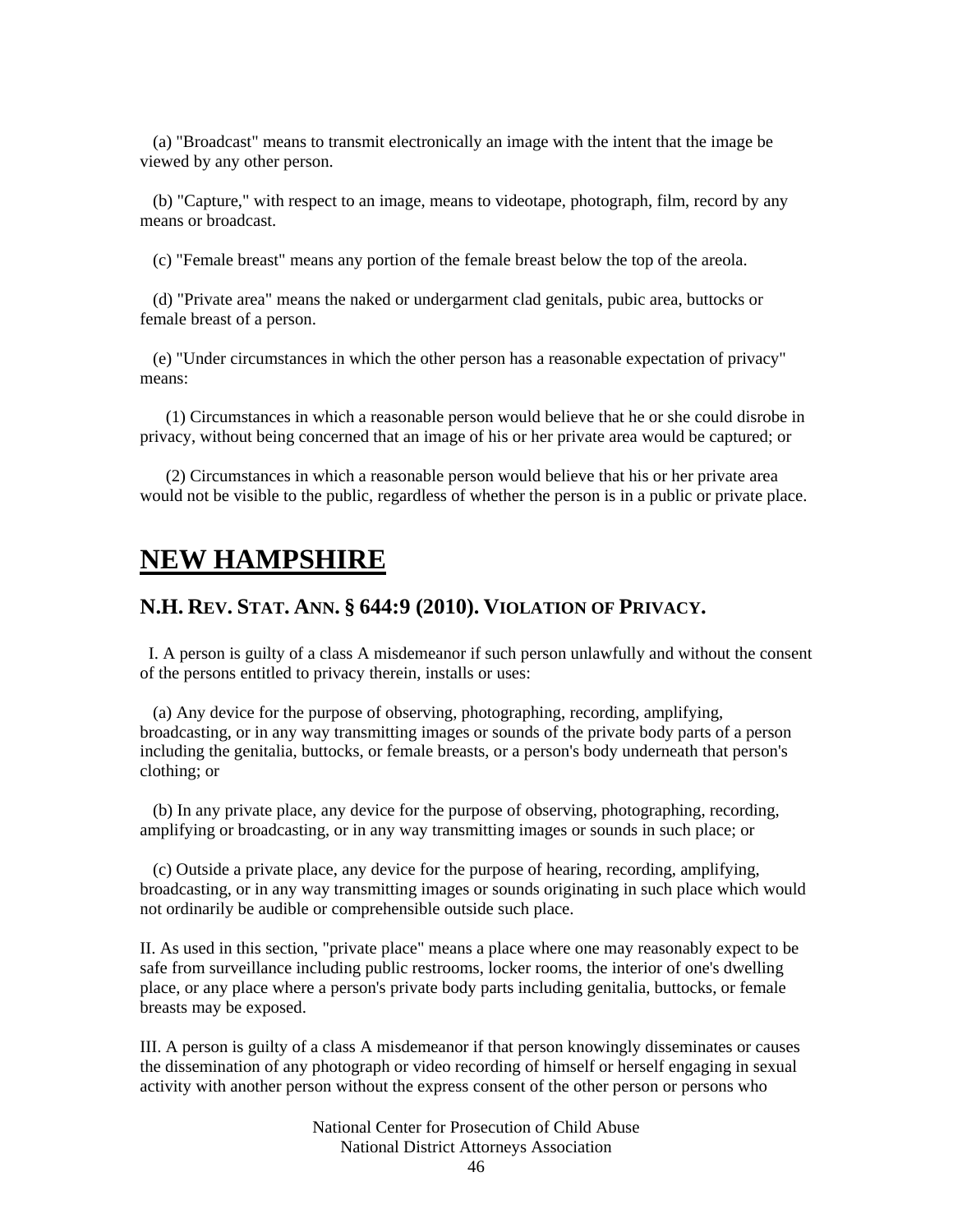(a) "Broadcast" means to transmit electronically an image with the intent that the image be viewed by any other person.

(b) "Capture," with respect to an image, means to videotape, photograph, film, record by any means or broadcast.

(c) "Female breast" means any portion of the female breast below the top of the areola.

(d) "Private area" means the naked or undergarment clad genitals, pubic area, buttocks or female breast of a person.

(e) "Under circumstances in which the other person has a reasonable expectation of privacy" means:

(1) Circumstances in which a reasonable person would believe that he or she could disrobe in privacy, without being concerned that an image of his or her private area would be captured; or

(2) Circumstances in which a reasonable person would believe that his or her private area would not be visible to the public, regardless of whether the person is in a public or private place.

# NEW HAMPSHIRE

## N.H. REV. STAT. ANN. § 644:9 (2010). VIOLATION OF PRIVACY.

I. A person is guilty of a class A misdemeanor if such person unlawfully and without the consent of the persons entitled to privacy therein, installs or uses:

(a) Any device for the purpose of observing, photographing, recording, amplifying, broadcasting, or in any way transmitting images or sounds of the private body parts of a person including the genitalia, buttocks, or female breasts, or a person's body underneath that person's clothing; or

(b) In any private place, any device for the purpose of observing, photographing, recording, amplifying or broadcasting, or in any way transmitting images or sounds in such place; or

(c) Outside a private place, any device for the purpose of hearing, recording, amplifying, broadcasting, or in any way transmitting images or sounds originating in such place which would not ordinarily be audible or comprehensible outside such place.

II. As used in this section, "private place" means a place where one may reasonably expect to be safe from surveillance including public restrooms, locker rooms, the interior of one's dwelling place, or any place where a person's private body parts including genitalia, buttocks, or female breasts may be exposed.

III. A person is guilty of a class A misdemeanor if that person knowingly disseminates or causes the dissemination of any photograph or video recording of himself or herself engaging in sexual activity with another person without the express consent of the other person or persons who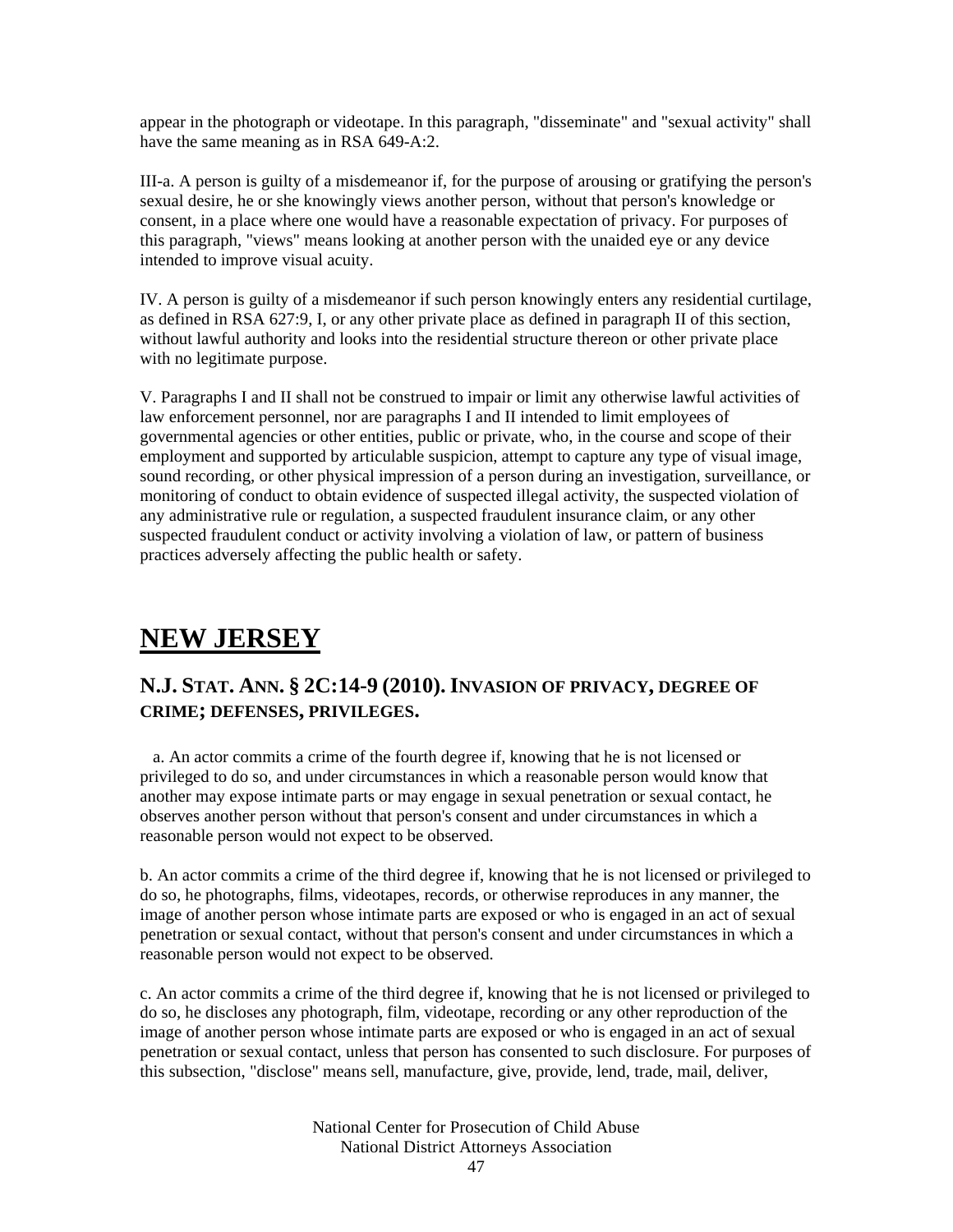appear in the photograph or videotape. In this paragraph, "disseminate" and "sexual activity" shall have the same meaning as in RSA 649-A:2.

III-a. A person is guilty of a misdemeanor if, for the purpose of arousing or gratifying the person's sexual desire, he or she knowingly views another person, without that person's knowledge or consent, in a place where one would have a reasonable expectation of privacy. For purposes of this paragraph, "views" means looking at another person with the unaided eye or any device intended to improve visual acuity.

IV. A person is guilty of a misdemeanor if such person knowingly enters any residential curtilage, as defined in RSA 627:9, I, or any other private place as defined in paragraph II of this section, without lawful authority and looks into the residential structure thereon or other private place with no legitimate purpose.

V. Paragraphs I and II shall not be construed to impair or limit any otherwise lawful activities of law enforcement personnel, nor are paragraphs I and II intended to limit employees of governmental agencies or other entities, public or private, who, in the course and scope of their employment and supported by articulable suspicion, attempt to capture any type of visual image, sound recording, or other physical impression of a person during an investigation, surveillance, or monitoring of conduct to obtain evidence of suspected illegal activity, the suspected violation of any administrative rule or regulation, a suspected fraudulent insurance claim, or any other suspected fraudulent conduct or activity involving a violation of law, or pattern of business practices adversely affecting the public health or safety.

# NEW JERSEY

## N.J. STAT. ANN. § 2C:14-9 (2010). INVASION OF PRIVACY, DEGREE OF CRIME; DEFENSES, PRIVILEGES.

a. An actor commits a crime of the fourth degree if, knowing that he is not licensed or privileged to do so, and under circumstances in which a reasonable person would know that another may expose intimate parts or may engage in sexual penetration or sexual contact, he observes another person without that person's consent and under circumstances in which a reasonable person would not expect to be observed.

b. An actor commits a crime of the third degree if, knowing that he is not licensed or privileged to do so, he photographs, films, videotapes, records, or otherwise reproduces in any manner, the image of another person whose intimate parts are exposed or who is engaged in an act of sexual penetration or sexual contact, without that person's consent and under circumstances in which a reasonable person would not expect to be observed.

c. An actor commits a crime of the third degree if, knowing that he is not licensed or privileged to do so, he discloses any photograph, film, videotape, recording or any other reproduction of the image of another person whose intimate parts are exposed or who is engaged in an act of sexual penetration or sexual contact, unless that person has consented to such disclosure. For purposes of this subsection, "disclose" means sell, manufacture, give, provide, lend, trade, mail, deliver,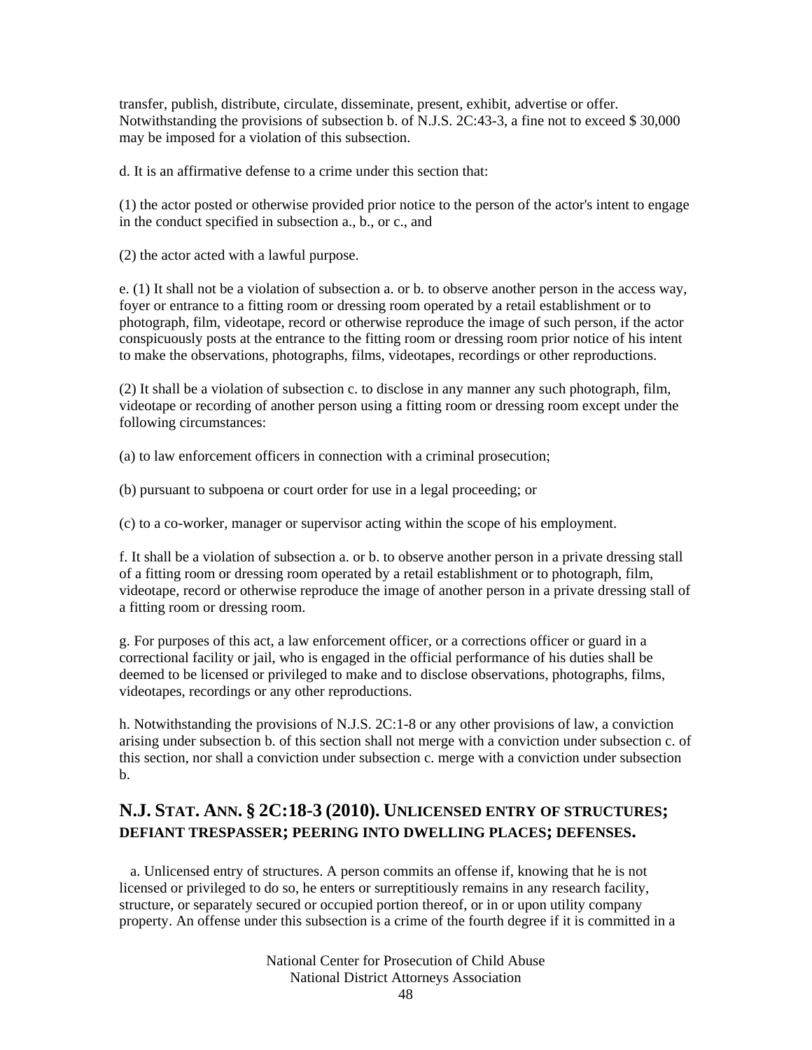transfer, publish, distribute, circulate, disseminate, present, exhibit, advertise or offer. Notwithstanding the provisions of subsection b. of N.J.S. 2C:43-3, a fine not to exceed $ 30,000 may be imposed for a violation of this subsection.

d. It is an affirmative defense to a crime under this section that:

(1) the actor posted or otherwise provided prior notice to the person of the actor's intent to engage in the conduct specified in subsection a., b., or c., and

(2) the actor acted with a lawful purpose.

e. (1) It shall not be a violation of subsection a. or b. to observe another person in the access way, foyer or entrance to a fitting room or dressing room operated by a retail establishment or to photograph, film, videotape, record or otherwise reproduce the image of such person, if the actor conspicuously posts at the entrance to the fitting room or dressing room prior notice of his intent to make the observations, photographs, films, videotapes, recordings or other reproductions.

(2) It shall be a violation of subsection c. to disclose in any manner any such photograph, film, videotape or recording of another person using a fitting room or dressing room except under the following circumstances:

(a) to law enforcement officers in connection with a criminal prosecution;

(b) pursuant to subpoena or court order for use in a legal proceeding; or

(c) to a co-worker, manager or supervisor acting within the scope of his employment.

f. It shall be a violation of subsection a. or b. to observe another person in a private dressing stall of a fitting room or dressing room operated by a retail establishment or to photograph, film, videotape, record or otherwise reproduce the image of another person in a private dressing stall of a fitting room or dressing room.

g. For purposes of this act, a law enforcement officer, or a corrections officer or guard in a correctional facility or jail, who is engaged in the official performance of his duties shall be deemed to be licensed or privileged to make and to disclose observations, photographs, films, videotapes, recordings or any other reproductions.

h. Notwithstanding the provisions of N.J.S. 2C:1-8 or any other provisions of law, a conviction arising under subsection b. of this section shall not merge with a conviction under subsection c. of this section, nor shall a conviction under subsection c. merge with a conviction under subsection b.

## N.J. STAT. ANN. § 2C:18-3 (2010). UNLICENSED ENTRY OF STRUCTURES; DEFIANT TRESPASSER; PEERING INTO DWELLING PLACES; DEFENSES.

a. Unlicensed entry of structures. A person commits an offense if, knowing that he is not licensed or privileged to do so, he enters or surreptitiously remains in any research facility, structure, or separately secured or occupied portion thereof, or in or upon utility company property. An offense under this subsection is a crime of the fourth degree if it is committed in a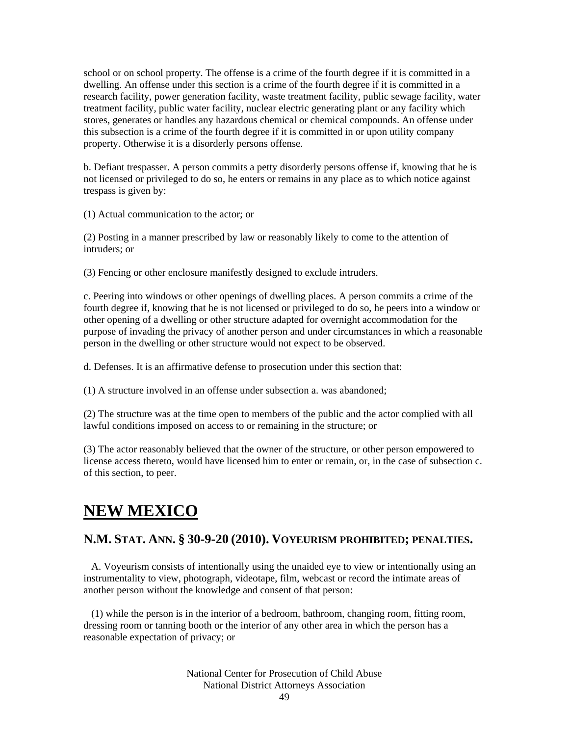school or on school property. The offense is a crime of the fourth degree if it is committed in a dwelling. An offense under this section is a crime of the fourth degree if it is committed in a research facility, power generation facility, waste treatment facility, public sewage facility, water treatment facility, public water facility, nuclear electric generating plant or any facility which stores, generates or handles any hazardous chemical or chemical compounds. An offense under this subsection is a crime of the fourth degree if it is committed in or upon utility company property. Otherwise it is a disorderly persons offense.

b. Defiant trespasser. A person commits a petty disorderly persons offense if, knowing that he is not licensed or privileged to do so, he enters or remains in any place as to which notice against trespass is given by:

(1) Actual communication to the actor; or

(2) Posting in a manner prescribed by law or reasonably likely to come to the attention of intruders; or

(3) Fencing or other enclosure manifestly designed to exclude intruders.

c. Peering into windows or other openings of dwelling places. A person commits a crime of the fourth degree if, knowing that he is not licensed or privileged to do so, he peers into a window or other opening of a dwelling or other structure adapted for overnight accommodation for the purpose of invading the privacy of another person and under circumstances in which a reasonable person in the dwelling or other structure would not expect to be observed.

d. Defenses. It is an affirmative defense to prosecution under this section that:

(1) A structure involved in an offense under subsection a. was abandoned;

(2) The structure was at the time open to members of the public and the actor complied with all lawful conditions imposed on access to or remaining in the structure; or

(3) The actor reasonably believed that the owner of the structure, or other person empowered to license access thereto, would have licensed him to enter or remain, or, in the case of subsection c. of this section, to peer.

# NEW MEXICO

## N.M. STAT. ANN. § 30-9-20 (2010). VOYEURISM PROHIBITED; PENALTIES.

A. Voyeurism consists of intentionally using the unaided eye to view or intentionally using an instrumentality to view, photograph, videotape, film, webcast or record the intimate areas of another person without the knowledge and consent of that person:

(1) while the person is in the interior of a bedroom, bathroom, changing room, fitting room, dressing room or tanning booth or the interior of any other area in which the person has a reasonable expectation of privacy; or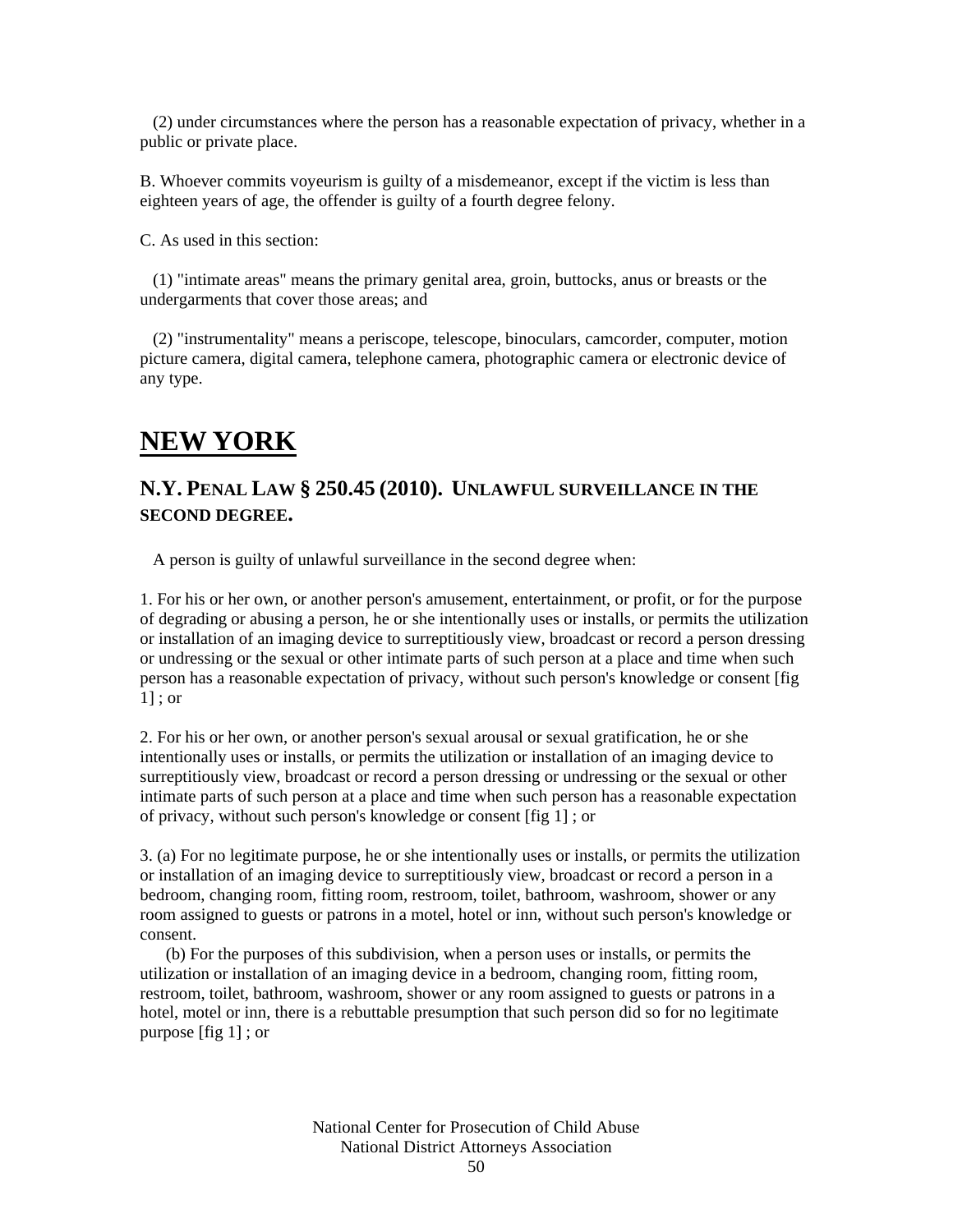(2) under circumstances where the person has a reasonable expectation of privacy, whether in a public or private place.

B. Whoever commits voyeurism is guilty of a misdemeanor, except if the victim is less than eighteen years of age, the offender is guilty of a fourth degree felony.

C. As used in this section:

(1) "intimate areas" means the primary genital area, groin, buttocks, anus or breasts or the undergarments that cover those areas; and

(2) "instrumentality" means a periscope, telescope, binoculars, camcorder, computer, motion picture camera, digital camera, telephone camera, photographic camera or electronic device of any type.

# NEW YORK

## N.Y. PENAL LAW § 250.45 (2010). UNLAWFUL SURVEILLANCE IN THE SECOND DEGREE.

A person is guilty of unlawful surveillance in the second degree when:

1. For his or her own, or another person's amusement, entertainment, or profit, or for the purpose of degrading or abusing a person, he or she intentionally uses or installs, or permits the utilization or installation of an imaging device to surreptitiously view, broadcast or record a person dressing or undressing or the sexual or other intimate parts of such person at a place and time when such person has a reasonable expectation of privacy, without such person's knowledge or consent [fig 1] ; or

2. For his or her own, or another person's sexual arousal or sexual gratification, he or she intentionally uses or installs, or permits the utilization or installation of an imaging device to surreptitiously view, broadcast or record a person dressing or undressing or the sexual or other intimate parts of such person at a place and time when such person has a reasonable expectation of privacy, without such person's knowledge or consent [fig 1] ; or

3. (a) For no legitimate purpose, he or she intentionally uses or installs, or permits the utilization or installation of an imaging device to surreptitiously view, broadcast or record a person in a bedroom, changing room, fitting room, restroom, toilet, bathroom, washroom, shower or any room assigned to guests or patrons in a motel, hotel or inn, without such person's knowledge or consent.

(b) For the purposes of this subdivision, when a person uses or installs, or permits the utilization or installation of an imaging device in a bedroom, changing room, fitting room, restroom, toilet, bathroom, washroom, shower or any room assigned to guests or patrons in a hotel, motel or inn, there is a rebuttable presumption that such person did so for no legitimate purpose [fig 1] ; or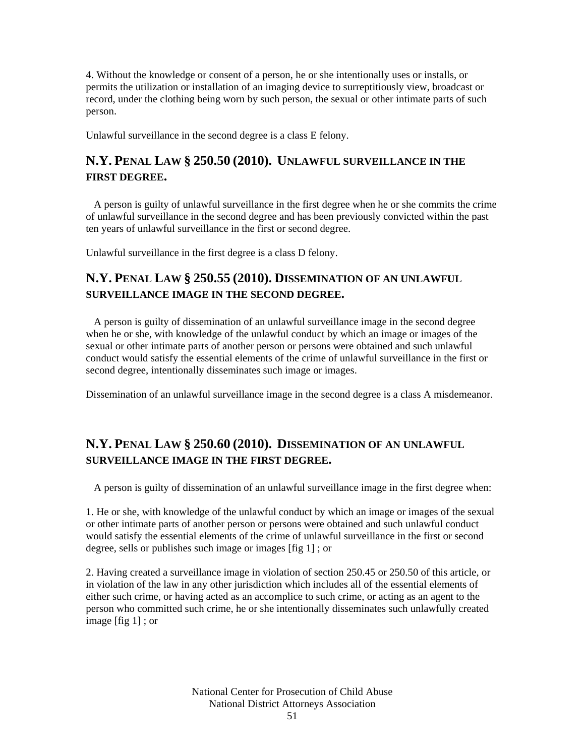4. Without the knowledge or consent of a person, he or she intentionally uses or installs, or permits the utilization or installation of an imaging device to surreptitiously view, broadcast or record, under the clothing being worn by such person, the sexual or other intimate parts of such person.

Unlawful surveillance in the second degree is a class E felony.

## N.Y. PENAL LAW § 250.50 (2010). UNLAWFUL SURVEILLANCE IN THE FIRST DEGREE.

A person is guilty of unlawful surveillance in the first degree when he or she commits the crime of unlawful surveillance in the second degree and has been previously convicted within the past ten years of unlawful surveillance in the first or second degree.

Unlawful surveillance in the first degree is a class D felony.

## N.Y. PENAL LAW § 250.55 (2010). DISSEMINATION OF AN UNLAWFUL SURVEILLANCE IMAGE IN THE SECOND DEGREE.

A person is guilty of dissemination of an unlawful surveillance image in the second degree when he or she, with knowledge of the unlawful conduct by which an image or images of the sexual or other intimate parts of another person or persons were obtained and such unlawful conduct would satisfy the essential elements of the crime of unlawful surveillance in the first or second degree, intentionally disseminates such image or images.

Dissemination of an unlawful surveillance image in the second degree is a class A misdemeanor.

## N.Y. PENAL LAW § 250.60 (2010). DISSEMINATION OF AN UNLAWFUL SURVEILLANCE IMAGE IN THE FIRST DEGREE.

A person is guilty of dissemination of an unlawful surveillance image in the first degree when:

1. He or she, with knowledge of the unlawful conduct by which an image or images of the sexual or other intimate parts of another person or persons were obtained and such unlawful conduct would satisfy the essential elements of the crime of unlawful surveillance in the first or second degree, sells or publishes such image or images [fig 1] ; or

2. Having created a surveillance image in violation of section 250.45 or 250.50 of this article, or in violation of the law in any other jurisdiction which includes all of the essential elements of either such crime, or having acted as an accomplice to such crime, or acting as an agent to the person who committed such crime, he or she intentionally disseminates such unlawfully created image [fig 1] ; or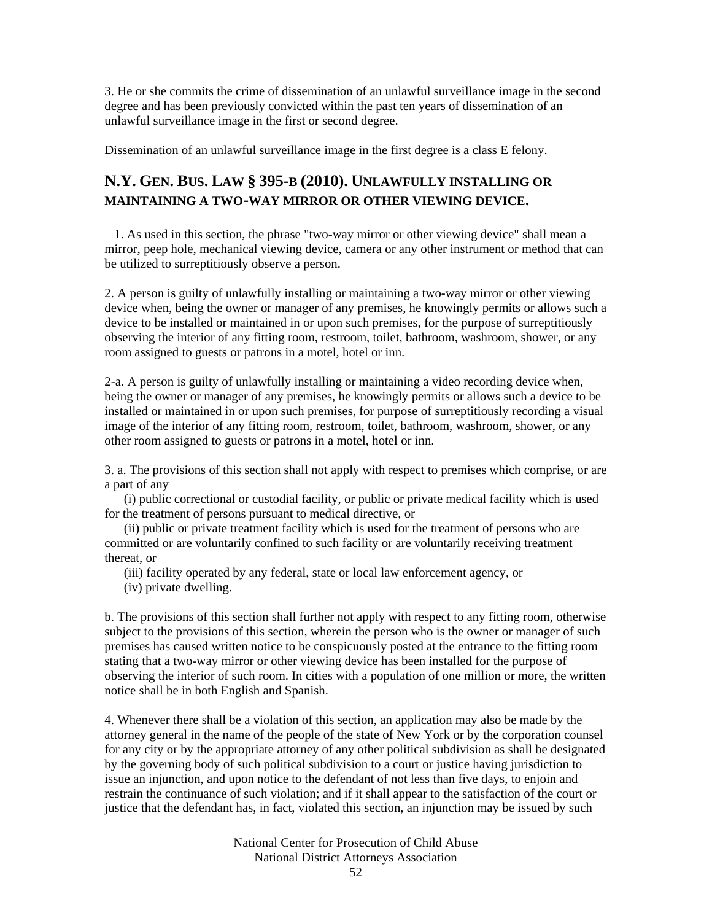3. He or she commits the crime of dissemination of an unlawful surveillance image in the second degree and has been previously convicted within the past ten years of dissemination of an unlawful surveillance image in the first or second degree.

Dissemination of an unlawful surveillance image in the first degree is a class E felony.

## N.Y. Gen. Bus. Law § 395-b (2010). Unlawfully installing or maintaining a two-way mirror or other viewing device.

1. As used in this section, the phrase "two-way mirror or other viewing device" shall mean a mirror, peep hole, mechanical viewing device, camera or any other instrument or method that can be utilized to surreptitiously observe a person.

2. A person is guilty of unlawfully installing or maintaining a two-way mirror or other viewing device when, being the owner or manager of any premises, he knowingly permits or allows such a device to be installed or maintained in or upon such premises, for the purpose of surreptitiously observing the interior of any fitting room, restroom, toilet, bathroom, washroom, shower, or any room assigned to guests or patrons in a motel, hotel or inn.

2-a. A person is guilty of unlawfully installing or maintaining a video recording device when, being the owner or manager of any premises, he knowingly permits or allows such a device to be installed or maintained in or upon such premises, for purpose of surreptitiously recording a visual image of the interior of any fitting room, restroom, toilet, bathroom, washroom, shower, or any other room assigned to guests or patrons in a motel, hotel or inn.

3. a. The provisions of this section shall not apply with respect to premises which comprise, or are a part of any

(i) public correctional or custodial facility, or public or private medical facility which is used for the treatment of persons pursuant to medical directive, or

(ii) public or private treatment facility which is used for the treatment of persons who are committed or are voluntarily confined to such facility or are voluntarily receiving treatment thereat, or

(iii) facility operated by any federal, state or local law enforcement agency, or

(iv) private dwelling.

b. The provisions of this section shall further not apply with respect to any fitting room, otherwise subject to the provisions of this section, wherein the person who is the owner or manager of such premises has caused written notice to be conspicuously posted at the entrance to the fitting room stating that a two-way mirror or other viewing device has been installed for the purpose of observing the interior of such room. In cities with a population of one million or more, the written notice shall be in both English and Spanish.

4. Whenever there shall be a violation of this section, an application may also be made by the attorney general in the name of the people of the state of New York or by the corporation counsel for any city or by the appropriate attorney of any other political subdivision as shall be designated by the governing body of such political subdivision to a court or justice having jurisdiction to issue an injunction, and upon notice to the defendant of not less than five days, to enjoin and restrain the continuance of such violation; and if it shall appear to the satisfaction of the court or justice that the defendant has, in fact, violated this section, an injunction may be issued by such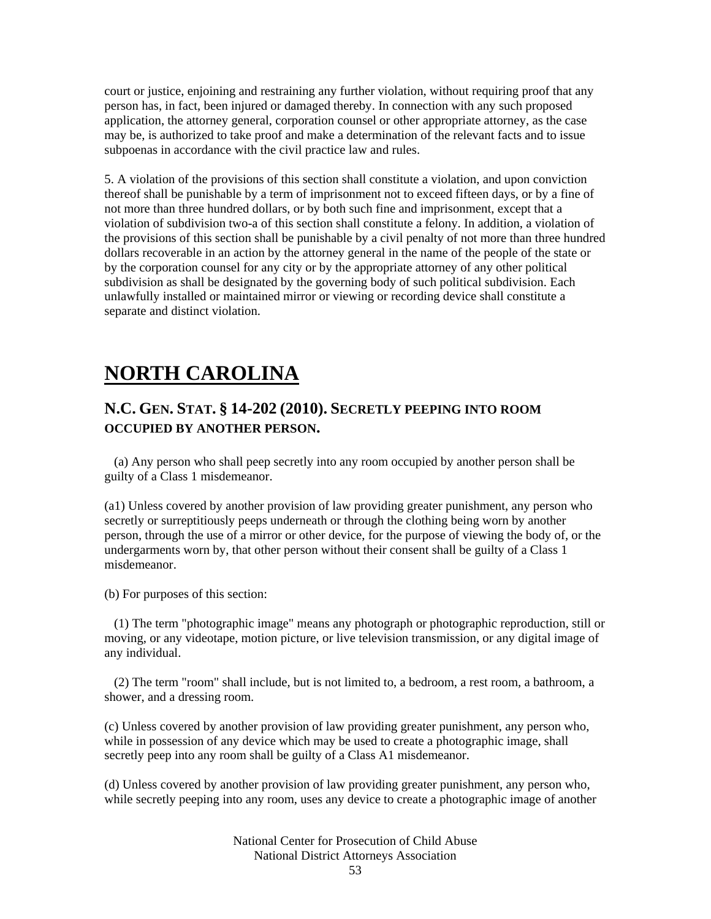court or justice, enjoining and restraining any further violation, without requiring proof that any person has, in fact, been injured or damaged thereby. In connection with any such proposed application, the attorney general, corporation counsel or other appropriate attorney, as the case may be, is authorized to take proof and make a determination of the relevant facts and to issue subpoenas in accordance with the civil practice law and rules.

5. A violation of the provisions of this section shall constitute a violation, and upon conviction thereof shall be punishable by a term of imprisonment not to exceed fifteen days, or by a fine of not more than three hundred dollars, or by both such fine and imprisonment, except that a violation of subdivision two-a of this section shall constitute a felony. In addition, a violation of the provisions of this section shall be punishable by a civil penalty of not more than three hundred dollars recoverable in an action by the attorney general in the name of the people of the state or by the corporation counsel for any city or by the appropriate attorney of any other political subdivision as shall be designated by the governing body of such political subdivision. Each unlawfully installed or maintained mirror or viewing or recording device shall constitute a separate and distinct violation.

# NORTH CAROLINA

## N.C. GEN. STAT. § 14-202 (2010). SECRETLY PEEPING INTO ROOM OCCUPIED BY ANOTHER PERSON.

(a) Any person who shall peep secretly into any room occupied by another person shall be guilty of a Class 1 misdemeanor.

(a1) Unless covered by another provision of law providing greater punishment, any person who secretly or surreptitiously peeps underneath or through the clothing being worn by another person, through the use of a mirror or other device, for the purpose of viewing the body of, or the undergarments worn by, that other person without their consent shall be guilty of a Class 1 misdemeanor.

(b) For purposes of this section:

(1) The term "photographic image" means any photograph or photographic reproduction, still or moving, or any videotape, motion picture, or live television transmission, or any digital image of any individual.

(2) The term "room" shall include, but is not limited to, a bedroom, a rest room, a bathroom, a shower, and a dressing room.

(c) Unless covered by another provision of law providing greater punishment, any person who, while in possession of any device which may be used to create a photographic image, shall secretly peep into any room shall be guilty of a Class A1 misdemeanor.

(d) Unless covered by another provision of law providing greater punishment, any person who, while secretly peeping into any room, uses any device to create a photographic image of another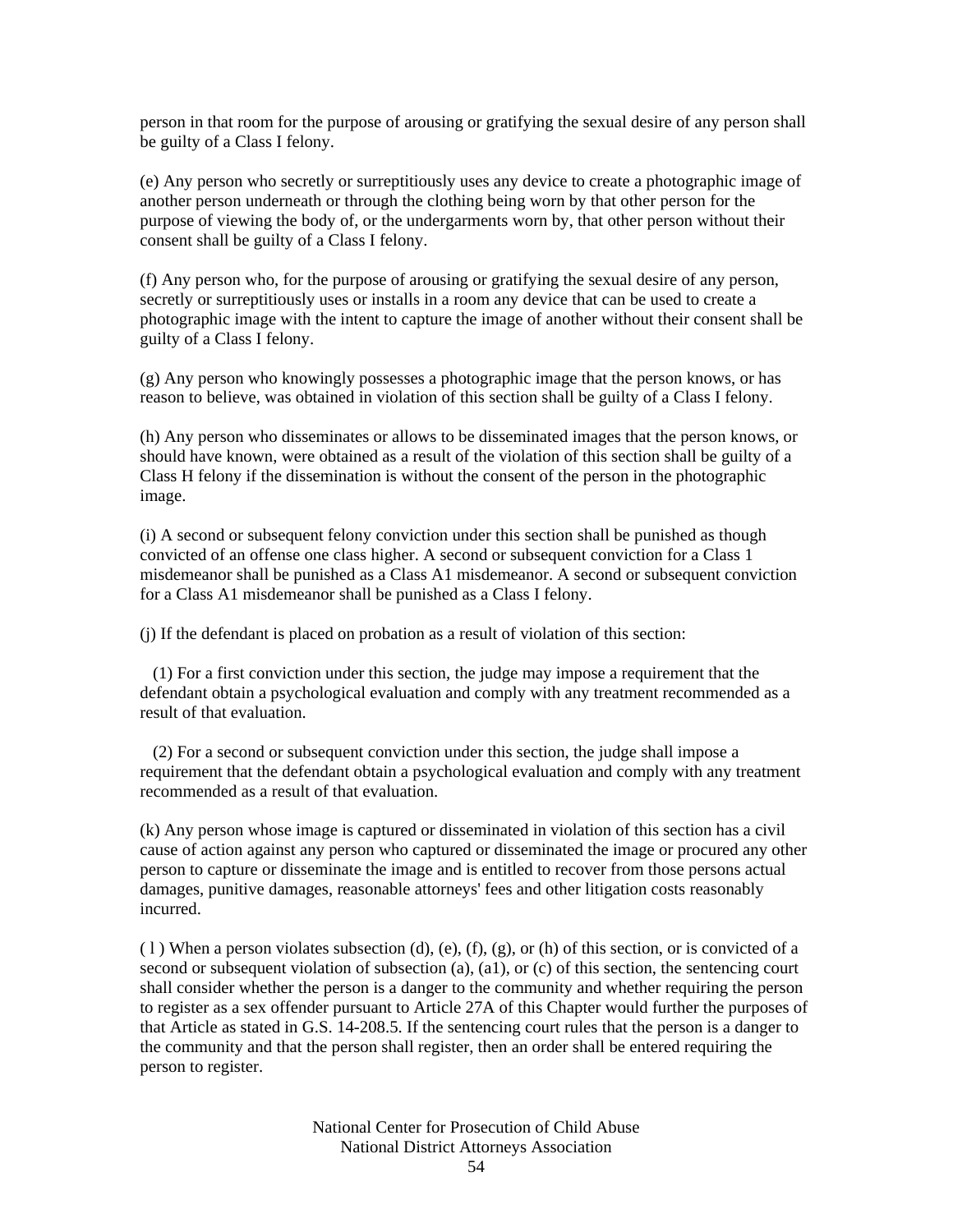person in that room for the purpose of arousing or gratifying the sexual desire of any person shall be guilty of a Class I felony.

(e) Any person who secretly or surreptitiously uses any device to create a photographic image of another person underneath or through the clothing being worn by that other person for the purpose of viewing the body of, or the undergarments worn by, that other person without their consent shall be guilty of a Class I felony.

(f) Any person who, for the purpose of arousing or gratifying the sexual desire of any person, secretly or surreptitiously uses or installs in a room any device that can be used to create a photographic image with the intent to capture the image of another without their consent shall be guilty of a Class I felony.

(g) Any person who knowingly possesses a photographic image that the person knows, or has reason to believe, was obtained in violation of this section shall be guilty of a Class I felony.

(h) Any person who disseminates or allows to be disseminated images that the person knows, or should have known, were obtained as a result of the violation of this section shall be guilty of a Class H felony if the dissemination is without the consent of the person in the photographic image.

(i) A second or subsequent felony conviction under this section shall be punished as though convicted of an offense one class higher. A second or subsequent conviction for a Class 1 misdemeanor shall be punished as a Class A1 misdemeanor. A second or subsequent conviction for a Class A1 misdemeanor shall be punished as a Class I felony.

(j) If the defendant is placed on probation as a result of violation of this section:

(1) For a first conviction under this section, the judge may impose a requirement that the defendant obtain a psychological evaluation and comply with any treatment recommended as a result of that evaluation.

(2) For a second or subsequent conviction under this section, the judge shall impose a requirement that the defendant obtain a psychological evaluation and comply with any treatment recommended as a result of that evaluation.

(k) Any person whose image is captured or disseminated in violation of this section has a civil cause of action against any person who captured or disseminated the image or procured any other person to capture or disseminate the image and is entitled to recover from those persons actual damages, punitive damages, reasonable attorneys' fees and other litigation costs reasonably incurred.

( l ) When a person violates subsection (d), (e), (f), (g), or (h) of this section, or is convicted of a second or subsequent violation of subsection (a), (a1), or (c) of this section, the sentencing court shall consider whether the person is a danger to the community and whether requiring the person to register as a sex offender pursuant to Article 27A of this Chapter would further the purposes of that Article as stated in G.S. 14-208.5. If the sentencing court rules that the person is a danger to the community and that the person shall register, then an order shall be entered requiring the person to register.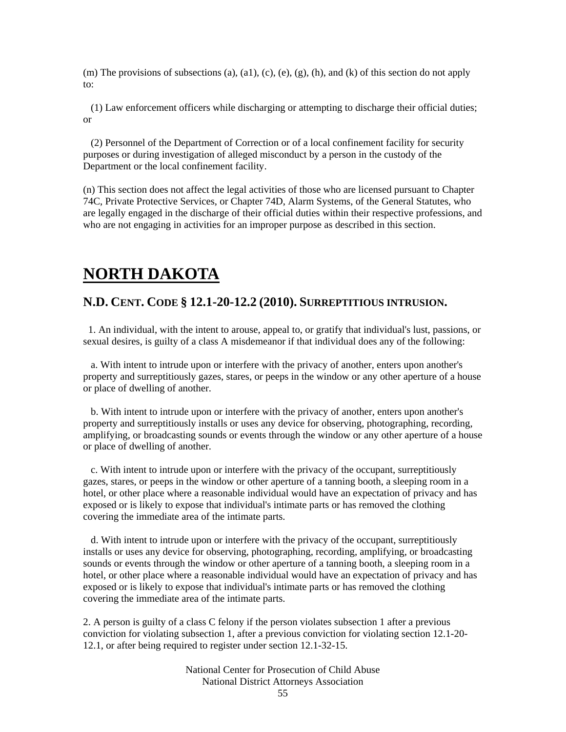(m) The provisions of subsections (a), (a1), (c), (e), (g), (h), and (k) of this section do not apply to:

(1) Law enforcement officers while discharging or attempting to discharge their official duties; or

(2) Personnel of the Department of Correction or of a local confinement facility for security purposes or during investigation of alleged misconduct by a person in the custody of the Department or the local confinement facility.

(n) This section does not affect the legal activities of those who are licensed pursuant to Chapter 74C, Private Protective Services, or Chapter 74D, Alarm Systems, of the General Statutes, who are legally engaged in the discharge of their official duties within their respective professions, and who are not engaging in activities for an improper purpose as described in this section.

# NORTH DAKOTA

## N.D. CENT. CODE § 12.1-20-12.2 (2010). SURREPTITIOUS INTRUSION.

1. An individual, with the intent to arouse, appeal to, or gratify that individual's lust, passions, or sexual desires, is guilty of a class A misdemeanor if that individual does any of the following:

a. With intent to intrude upon or interfere with the privacy of another, enters upon another's property and surreptitiously gazes, stares, or peeps in the window or any other aperture of a house or place of dwelling of another.

b. With intent to intrude upon or interfere with the privacy of another, enters upon another's property and surreptitiously installs or uses any device for observing, photographing, recording, amplifying, or broadcasting sounds or events through the window or any other aperture of a house or place of dwelling of another.

c. With intent to intrude upon or interfere with the privacy of the occupant, surreptitiously gazes, stares, or peeps in the window or other aperture of a tanning booth, a sleeping room in a hotel, or other place where a reasonable individual would have an expectation of privacy and has exposed or is likely to expose that individual's intimate parts or has removed the clothing covering the immediate area of the intimate parts.

d. With intent to intrude upon or interfere with the privacy of the occupant, surreptitiously installs or uses any device for observing, photographing, recording, amplifying, or broadcasting sounds or events through the window or other aperture of a tanning booth, a sleeping room in a hotel, or other place where a reasonable individual would have an expectation of privacy and has exposed or is likely to expose that individual's intimate parts or has removed the clothing covering the immediate area of the intimate parts.

2. A person is guilty of a class C felony if the person violates subsection 1 after a previous conviction for violating subsection 1, after a previous conviction for violating section 12.1-20-12.1, or after being required to register under section 12.1-32-15.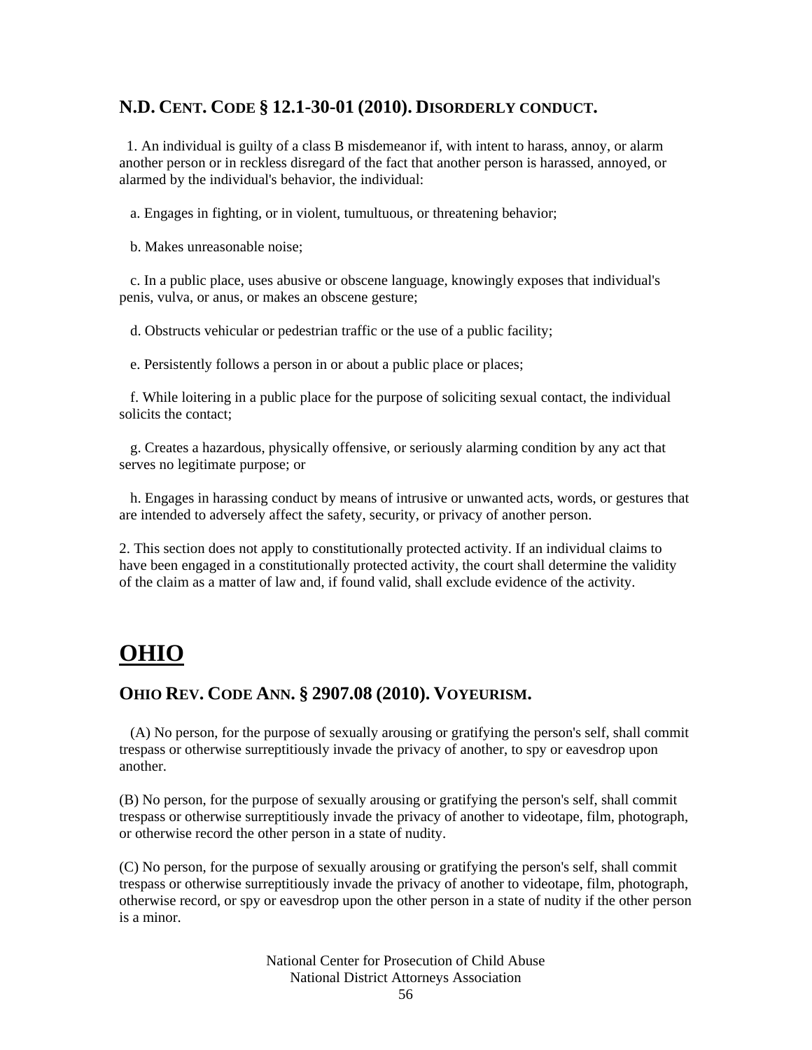### N.D. CENT. CODE § 12.1-30-01 (2010). DISORDERLY CONDUCT.

1. An individual is guilty of a class B misdemeanor if, with intent to harass, annoy, or alarm another person or in reckless disregard of the fact that another person is harassed, annoyed, or alarmed by the individual's behavior, the individual:

a. Engages in fighting, or in violent, tumultuous, or threatening behavior;

b. Makes unreasonable noise;

c. In a public place, uses abusive or obscene language, knowingly exposes that individual's penis, vulva, or anus, or makes an obscene gesture;

d. Obstructs vehicular or pedestrian traffic or the use of a public facility;

e. Persistently follows a person in or about a public place or places;

f. While loitering in a public place for the purpose of soliciting sexual contact, the individual solicits the contact;

g. Creates a hazardous, physically offensive, or seriously alarming condition by any act that serves no legitimate purpose; or

h. Engages in harassing conduct by means of intrusive or unwanted acts, words, or gestures that are intended to adversely affect the safety, security, or privacy of another person.

2. This section does not apply to constitutionally protected activity. If an individual claims to have been engaged in a constitutionally protected activity, the court shall determine the validity of the claim as a matter of law and, if found valid, shall exclude evidence of the activity.

## OHIO

### OHIO REV. CODE ANN. § 2907.08 (2010). VOYEURISM.

(A) No person, for the purpose of sexually arousing or gratifying the person's self, shall commit trespass or otherwise surreptitiously invade the privacy of another, to spy or eavesdrop upon another.

(B) No person, for the purpose of sexually arousing or gratifying the person's self, shall commit trespass or otherwise surreptitiously invade the privacy of another to videotape, film, photograph, or otherwise record the other person in a state of nudity.

(C) No person, for the purpose of sexually arousing or gratifying the person's self, shall commit trespass or otherwise surreptitiously invade the privacy of another to videotape, film, photograph, otherwise record, or spy or eavesdrop upon the other person in a state of nudity if the other person is a minor.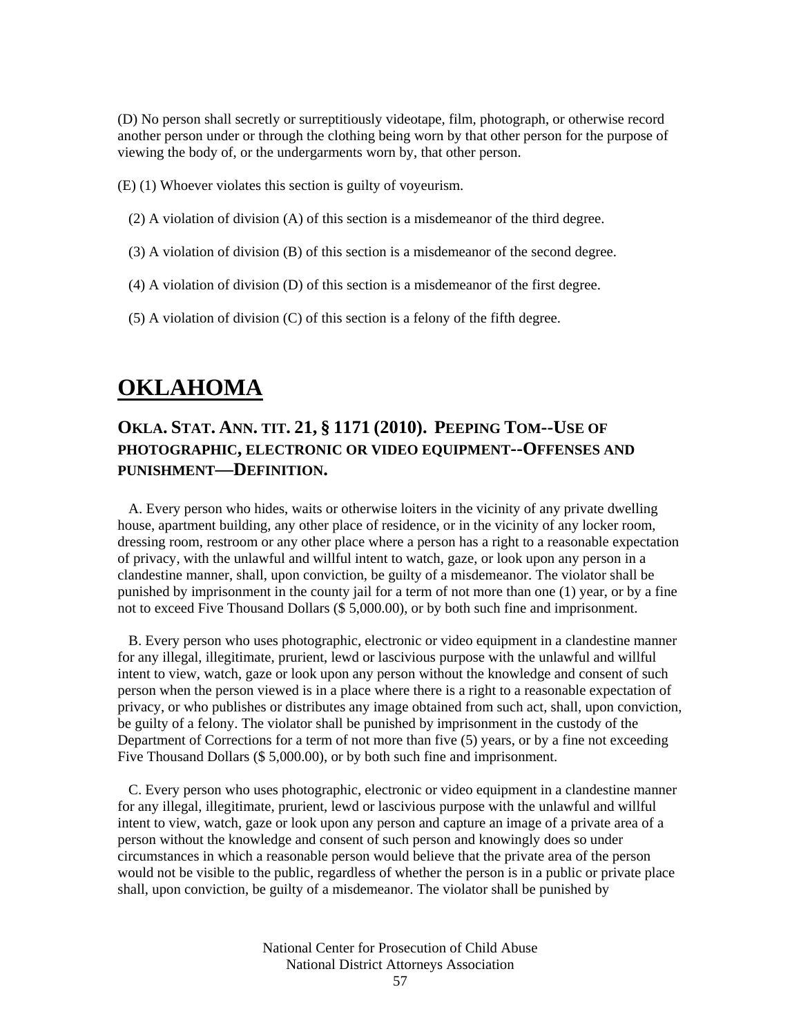(D) No person shall secretly or surreptitiously videotape, film, photograph, or otherwise record another person under or through the clothing being worn by that other person for the purpose of viewing the body of, or the undergarments worn by, that other person.

(E) (1) Whoever violates this section is guilty of voyeurism.

(2) A violation of division (A) of this section is a misdemeanor of the third degree.

(3) A violation of division (B) of this section is a misdemeanor of the second degree.

(4) A violation of division (D) of this section is a misdemeanor of the first degree.

(5) A violation of division (C) of this section is a felony of the fifth degree.

# OKLAHOMA

## OKLA. STAT. ANN. TIT. 21, § 1171 (2010). PEEPING TOM--USE OF PHOTOGRAPHIC, ELECTRONIC OR VIDEO EQUIPMENT--OFFENSES AND PUNISHMENT—DEFINITION.

A. Every person who hides, waits or otherwise loiters in the vicinity of any private dwelling house, apartment building, any other place of residence, or in the vicinity of any locker room, dressing room, restroom or any other place where a person has a right to a reasonable expectation of privacy, with the unlawful and willful intent to watch, gaze, or look upon any person in a clandestine manner, shall, upon conviction, be guilty of a misdemeanor. The violator shall be punished by imprisonment in the county jail for a term of not more than one (1) year, or by a fine not to exceed Five Thousand Dollars ($ 5,000.00), or by both such fine and imprisonment.

B. Every person who uses photographic, electronic or video equipment in a clandestine manner for any illegal, illegitimate, prurient, lewd or lascivious purpose with the unlawful and willful intent to view, watch, gaze or look upon any person without the knowledge and consent of such person when the person viewed is in a place where there is a right to a reasonable expectation of privacy, or who publishes or distributes any image obtained from such act, shall, upon conviction, be guilty of a felony. The violator shall be punished by imprisonment in the custody of the Department of Corrections for a term of not more than five (5) years, or by a fine not exceeding Five Thousand Dollars ($ 5,000.00), or by both such fine and imprisonment.

C. Every person who uses photographic, electronic or video equipment in a clandestine manner for any illegal, illegitimate, prurient, lewd or lascivious purpose with the unlawful and willful intent to view, watch, gaze or look upon any person and capture an image of a private area of a person without the knowledge and consent of such person and knowingly does so under circumstances in which a reasonable person would believe that the private area of the person would not be visible to the public, regardless of whether the person is in a public or private place shall, upon conviction, be guilty of a misdemeanor. The violator shall be punished by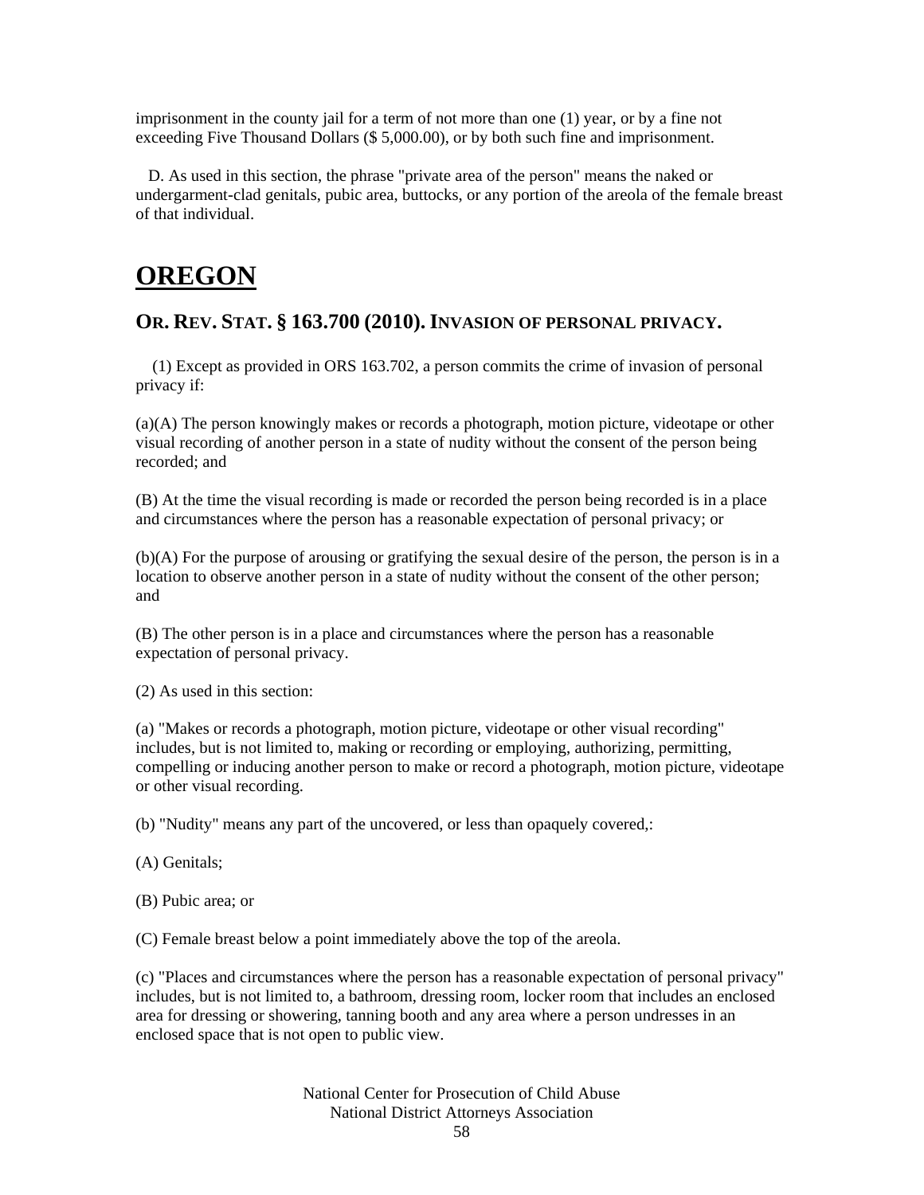imprisonment in the county jail for a term of not more than one (1) year, or by a fine not exceeding Five Thousand Dollars ($ 5,000.00), or by both such fine and imprisonment.

D. As used in this section, the phrase "private area of the person" means the naked or undergarment-clad genitals, pubic area, buttocks, or any portion of the areola of the female breast of that individual.

# OREGON

## OR. REV. STAT. § 163.700 (2010). INVASION OF PERSONAL PRIVACY.

(1) Except as provided in ORS 163.702, a person commits the crime of invasion of personal privacy if:

(a)(A) The person knowingly makes or records a photograph, motion picture, videotape or other visual recording of another person in a state of nudity without the consent of the person being recorded; and

(B) At the time the visual recording is made or recorded the person being recorded is in a place and circumstances where the person has a reasonable expectation of personal privacy; or

(b)(A) For the purpose of arousing or gratifying the sexual desire of the person, the person is in a location to observe another person in a state of nudity without the consent of the other person; and

(B) The other person is in a place and circumstances where the person has a reasonable expectation of personal privacy.

(2) As used in this section:

(a) "Makes or records a photograph, motion picture, videotape or other visual recording" includes, but is not limited to, making or recording or employing, authorizing, permitting, compelling or inducing another person to make or record a photograph, motion picture, videotape or other visual recording.

(b) "Nudity" means any part of the uncovered, or less than opaquely covered,:

(A) Genitals;

(B) Pubic area; or

(C) Female breast below a point immediately above the top of the areola.

(c) "Places and circumstances where the person has a reasonable expectation of personal privacy" includes, but is not limited to, a bathroom, dressing room, locker room that includes an enclosed area for dressing or showering, tanning booth and any area where a person undresses in an enclosed space that is not open to public view.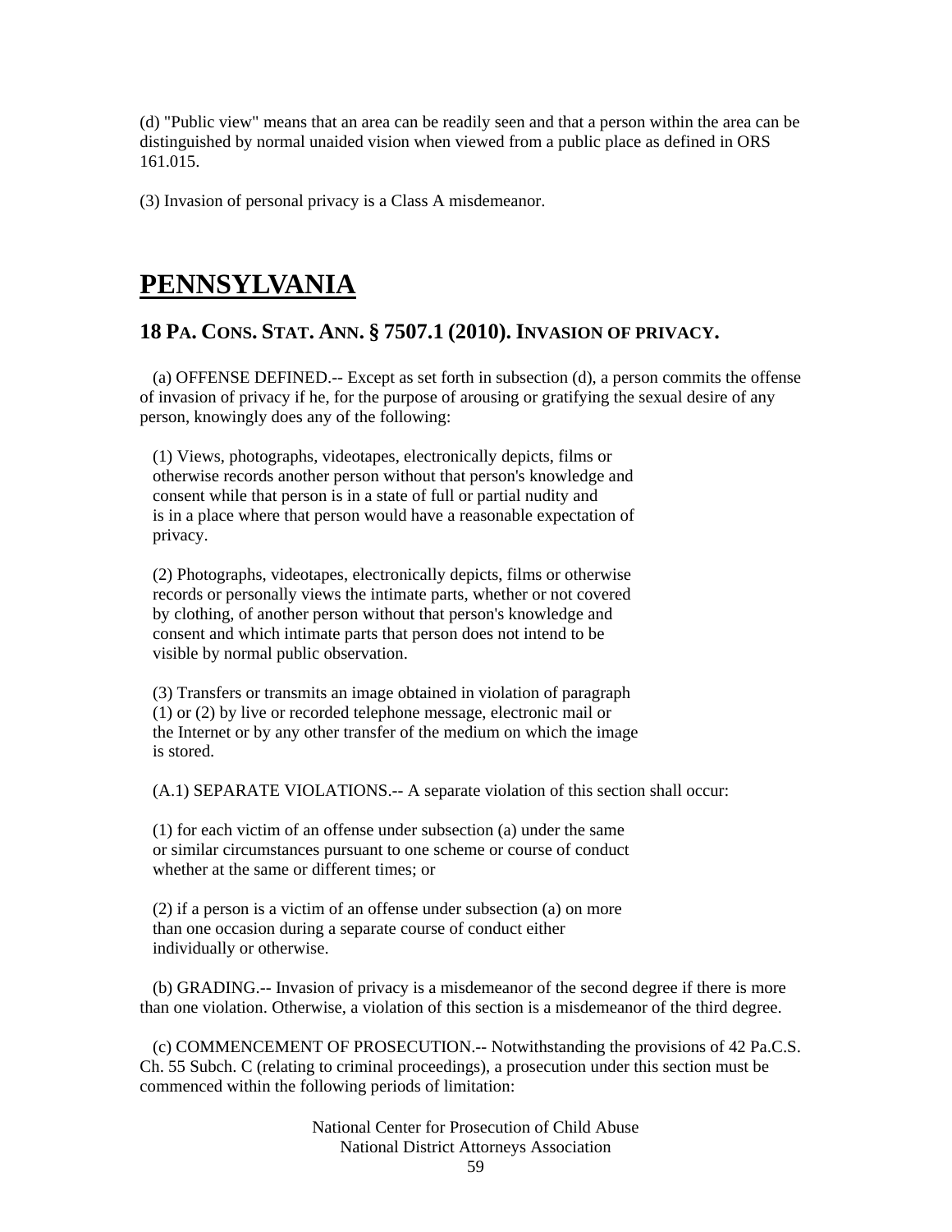(d) "Public view" means that an area can be readily seen and that a person within the area can be distinguished by normal unaided vision when viewed from a public place as defined in ORS 161.015.

(3) Invasion of personal privacy is a Class A misdemeanor.

# PENNSYLVANIA

## 18 PA. CONS. STAT. ANN. § 7507.1 (2010). INVASION OF PRIVACY.

(a) OFFENSE DEFINED.-- Except as set forth in subsection (d), a person commits the offense of invasion of privacy if he, for the purpose of arousing or gratifying the sexual desire of any person, knowingly does any of the following:

(1) Views, photographs, videotapes, electronically depicts, films or otherwise records another person without that person's knowledge and consent while that person is in a state of full or partial nudity and is in a place where that person would have a reasonable expectation of privacy.

(2) Photographs, videotapes, electronically depicts, films or otherwise records or personally views the intimate parts, whether or not covered by clothing, of another person without that person's knowledge and consent and which intimate parts that person does not intend to be visible by normal public observation.

(3) Transfers or transmits an image obtained in violation of paragraph (1) or (2) by live or recorded telephone message, electronic mail or the Internet or by any other transfer of the medium on which the image is stored.

(A.1) SEPARATE VIOLATIONS.-- A separate violation of this section shall occur:

(1) for each victim of an offense under subsection (a) under the same or similar circumstances pursuant to one scheme or course of conduct whether at the same or different times; or

(2) if a person is a victim of an offense under subsection (a) on more than one occasion during a separate course of conduct either individually or otherwise.

(b) GRADING.-- Invasion of privacy is a misdemeanor of the second degree if there is more than one violation. Otherwise, a violation of this section is a misdemeanor of the third degree.

(c) COMMENCEMENT OF PROSECUTION.-- Notwithstanding the provisions of 42 Pa.C.S. Ch. 55 Subch. C (relating to criminal proceedings), a prosecution under this section must be commenced within the following periods of limitation: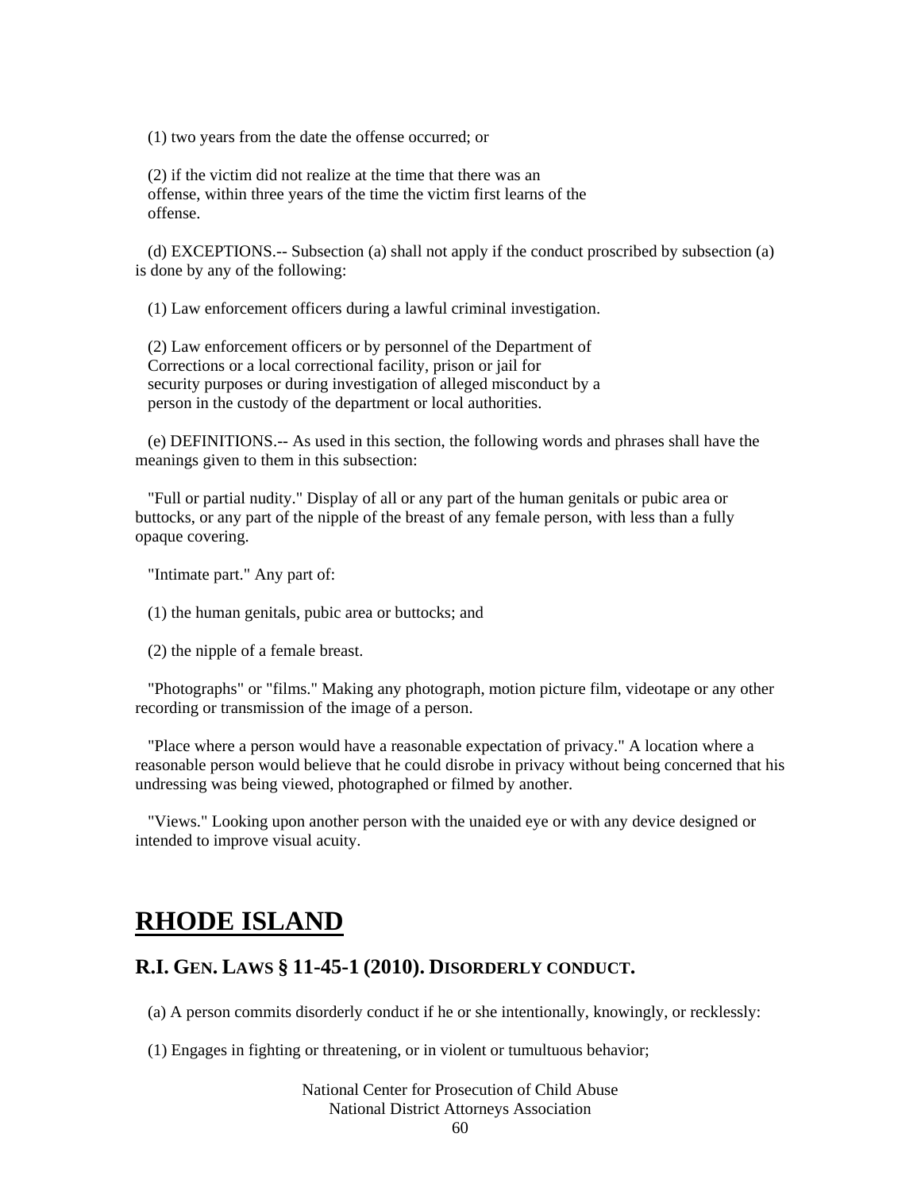(1) two years from the date the offense occurred; or

(2) if the victim did not realize at the time that there was an offense, within three years of the time the victim first learns of the offense.

(d) EXCEPTIONS.-- Subsection (a) shall not apply if the conduct proscribed by subsection (a) is done by any of the following:

(1) Law enforcement officers during a lawful criminal investigation.

(2) Law enforcement officers or by personnel of the Department of Corrections or a local correctional facility, prison or jail for security purposes or during investigation of alleged misconduct by a person in the custody of the department or local authorities.

(e) DEFINITIONS.-- As used in this section, the following words and phrases shall have the meanings given to them in this subsection:

"Full or partial nudity." Display of all or any part of the human genitals or pubic area or buttocks, or any part of the nipple of the breast of any female person, with less than a fully opaque covering.

"Intimate part." Any part of:

(1) the human genitals, pubic area or buttocks; and

(2) the nipple of a female breast.

"Photographs" or "films." Making any photograph, motion picture film, videotape or any other recording or transmission of the image of a person.

"Place where a person would have a reasonable expectation of privacy." A location where a reasonable person would believe that he could disrobe in privacy without being concerned that his undressing was being viewed, photographed or filmed by another.

"Views." Looking upon another person with the unaided eye or with any device designed or intended to improve visual acuity.

# RHODE ISLAND

## R.I. GEN. LAWS § 11-45-1 (2010). DISORDERLY CONDUCT.

(a) A person commits disorderly conduct if he or she intentionally, knowingly, or recklessly:

(1) Engages in fighting or threatening, or in violent or tumultuous behavior;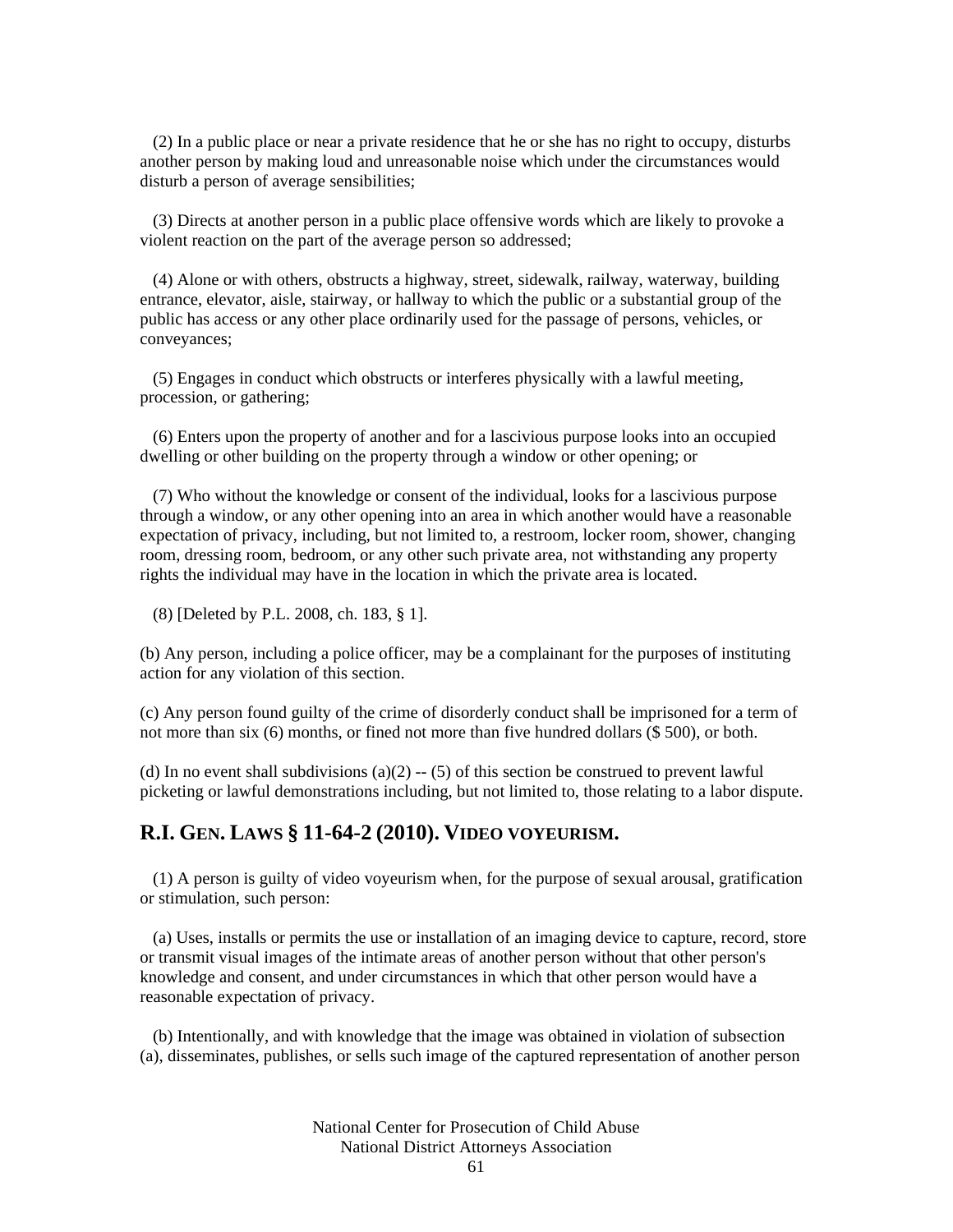(2) In a public place or near a private residence that he or she has no right to occupy, disturbs another person by making loud and unreasonable noise which under the circumstances would disturb a person of average sensibilities;

(3) Directs at another person in a public place offensive words which are likely to provoke a violent reaction on the part of the average person so addressed;

(4) Alone or with others, obstructs a highway, street, sidewalk, railway, waterway, building entrance, elevator, aisle, stairway, or hallway to which the public or a substantial group of the public has access or any other place ordinarily used for the passage of persons, vehicles, or conveyances;

(5) Engages in conduct which obstructs or interferes physically with a lawful meeting, procession, or gathering;

(6) Enters upon the property of another and for a lascivious purpose looks into an occupied dwelling or other building on the property through a window or other opening; or

(7) Who without the knowledge or consent of the individual, looks for a lascivious purpose through a window, or any other opening into an area in which another would have a reasonable expectation of privacy, including, but not limited to, a restroom, locker room, shower, changing room, dressing room, bedroom, or any other such private area, not withstanding any property rights the individual may have in the location in which the private area is located.

(8) [Deleted by P.L. 2008, ch. 183, § 1].

(b) Any person, including a police officer, may be a complainant for the purposes of instituting action for any violation of this section.

(c) Any person found guilty of the crime of disorderly conduct shall be imprisoned for a term of not more than six (6) months, or fined not more than five hundred dollars ($ 500), or both.

(d) In no event shall subdivisions (a)(2) -- (5) of this section be construed to prevent lawful picketing or lawful demonstrations including, but not limited to, those relating to a labor dispute.

## R.I. GEN. LAWS § 11-64-2 (2010). VIDEO VOYEURISM.

(1) A person is guilty of video voyeurism when, for the purpose of sexual arousal, gratification or stimulation, such person:

(a) Uses, installs or permits the use or installation of an imaging device to capture, record, store or transmit visual images of the intimate areas of another person without that other person's knowledge and consent, and under circumstances in which that other person would have a reasonable expectation of privacy.

(b) Intentionally, and with knowledge that the image was obtained in violation of subsection (a), disseminates, publishes, or sells such image of the captured representation of another person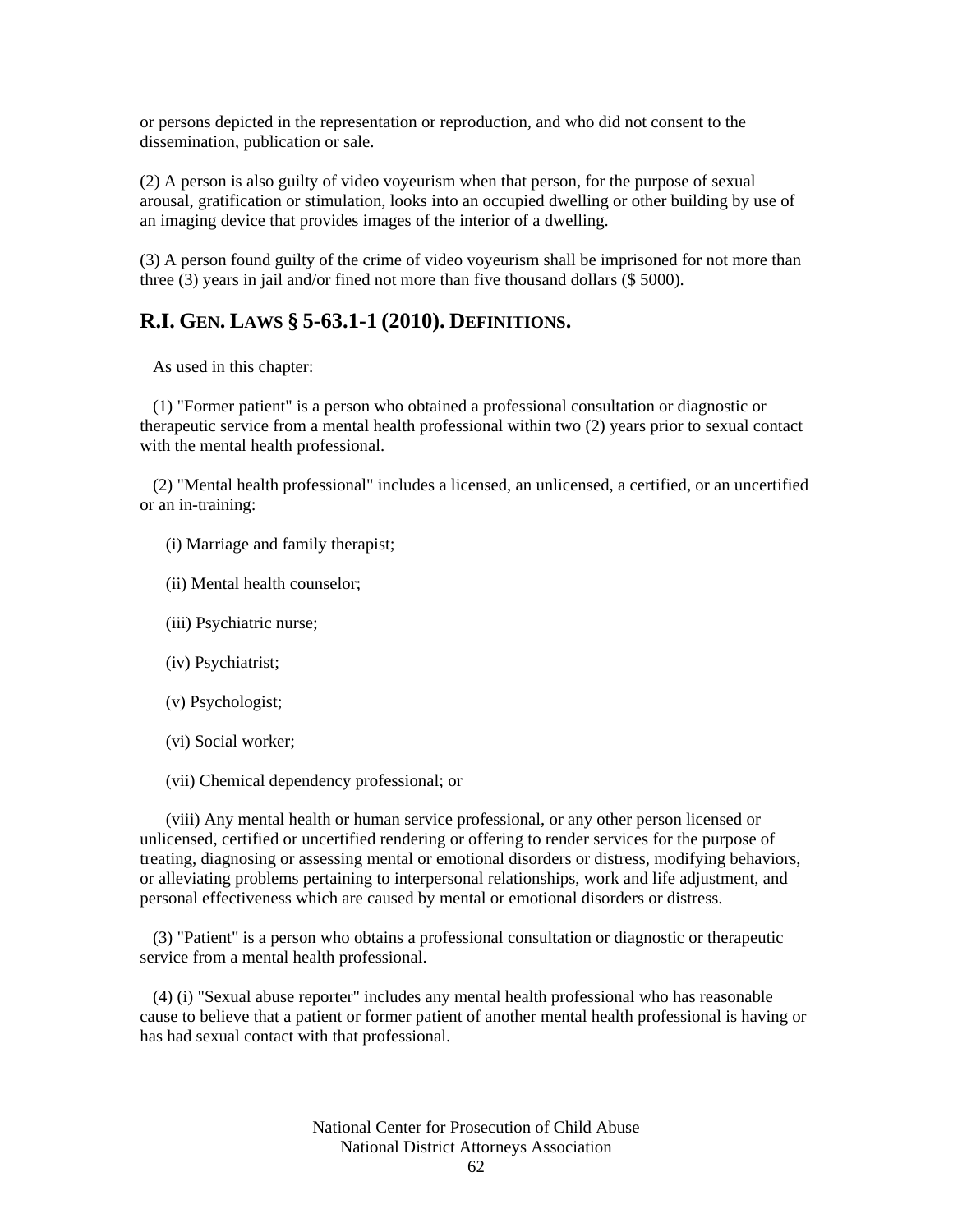or persons depicted in the representation or reproduction, and who did not consent to the dissemination, publication or sale.

(2) A person is also guilty of video voyeurism when that person, for the purpose of sexual arousal, gratification or stimulation, looks into an occupied dwelling or other building by use of an imaging device that provides images of the interior of a dwelling.

(3) A person found guilty of the crime of video voyeurism shall be imprisoned for not more than three (3) years in jail and/or fined not more than five thousand dollars ($ 5000).

## R.I. GEN. LAWS § 5-63.1-1 (2010). DEFINITIONS.

As used in this chapter:

(1) "Former patient" is a person who obtained a professional consultation or diagnostic or therapeutic service from a mental health professional within two (2) years prior to sexual contact with the mental health professional.

(2) "Mental health professional" includes a licensed, an unlicensed, a certified, or an uncertified or an in-training:

(i) Marriage and family therapist;

(ii) Mental health counselor;

(iii) Psychiatric nurse;

(iv) Psychiatrist;

(v) Psychologist;

(vi) Social worker;

(vii) Chemical dependency professional; or

(viii) Any mental health or human service professional, or any other person licensed or unlicensed, certified or uncertified rendering or offering to render services for the purpose of treating, diagnosing or assessing mental or emotional disorders or distress, modifying behaviors, or alleviating problems pertaining to interpersonal relationships, work and life adjustment, and personal effectiveness which are caused by mental or emotional disorders or distress.

(3) "Patient" is a person who obtains a professional consultation or diagnostic or therapeutic service from a mental health professional.

(4) (i) "Sexual abuse reporter" includes any mental health professional who has reasonable cause to believe that a patient or former patient of another mental health professional is having or has had sexual contact with that professional.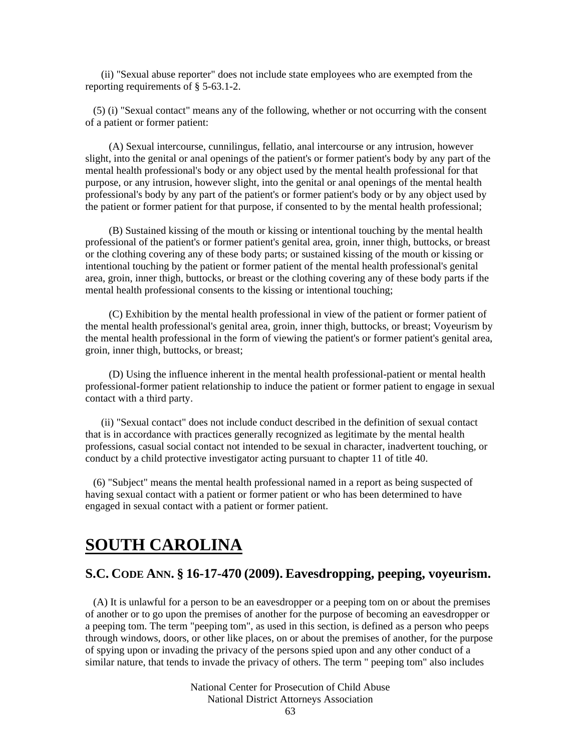(ii) "Sexual abuse reporter" does not include state employees who are exempted from the reporting requirements of § 5-63.1-2.

(5) (i) "Sexual contact" means any of the following, whether or not occurring with the consent of a patient or former patient:

(A) Sexual intercourse, cunnilingus, fellatio, anal intercourse or any intrusion, however slight, into the genital or anal openings of the patient's or former patient's body by any part of the mental health professional's body or any object used by the mental health professional for that purpose, or any intrusion, however slight, into the genital or anal openings of the mental health professional's body by any part of the patient's or former patient's body or by any object used by the patient or former patient for that purpose, if consented to by the mental health professional;

(B) Sustained kissing of the mouth or kissing or intentional touching by the mental health professional of the patient's or former patient's genital area, groin, inner thigh, buttocks, or breast or the clothing covering any of these body parts; or sustained kissing of the mouth or kissing or intentional touching by the patient or former patient of the mental health professional's genital area, groin, inner thigh, buttocks, or breast or the clothing covering any of these body parts if the mental health professional consents to the kissing or intentional touching;

(C) Exhibition by the mental health professional in view of the patient or former patient of the mental health professional's genital area, groin, inner thigh, buttocks, or breast; Voyeurism by the mental health professional in the form of viewing the patient's or former patient's genital area, groin, inner thigh, buttocks, or breast;

(D) Using the influence inherent in the mental health professional-patient or mental health professional-former patient relationship to induce the patient or former patient to engage in sexual contact with a third party.

(ii) "Sexual contact" does not include conduct described in the definition of sexual contact that is in accordance with practices generally recognized as legitimate by the mental health professions, casual social contact not intended to be sexual in character, inadvertent touching, or conduct by a child protective investigator acting pursuant to chapter 11 of title 40.

(6) "Subject" means the mental health professional named in a report as being suspected of having sexual contact with a patient or former patient or who has been determined to have engaged in sexual contact with a patient or former patient.

# SOUTH CAROLINA

## S.C. CODE ANN. § 16-17-470 (2009). Eavesdropping, peeping, voyeurism.

(A) It is unlawful for a person to be an eavesdropper or a peeping tom on or about the premises of another or to go upon the premises of another for the purpose of becoming an eavesdropper or a peeping tom. The term "peeping tom", as used in this section, is defined as a person who peeps through windows, doors, or other like places, on or about the premises of another, for the purpose of spying upon or invading the privacy of the persons spied upon and any other conduct of a similar nature, that tends to invade the privacy of others. The term " peeping tom" also includes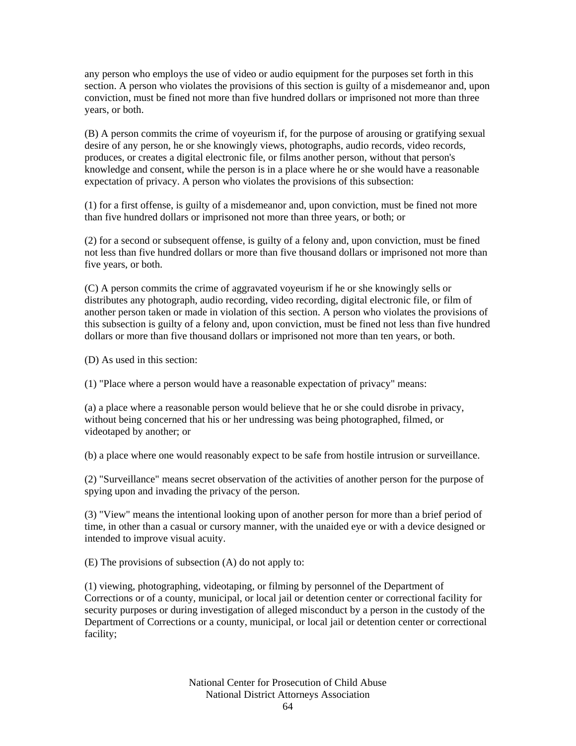any person who employs the use of video or audio equipment for the purposes set forth in this section. A person who violates the provisions of this section is guilty of a misdemeanor and, upon conviction, must be fined not more than five hundred dollars or imprisoned not more than three years, or both.

(B) A person commits the crime of voyeurism if, for the purpose of arousing or gratifying sexual desire of any person, he or she knowingly views, photographs, audio records, video records, produces, or creates a digital electronic file, or films another person, without that person's knowledge and consent, while the person is in a place where he or she would have a reasonable expectation of privacy. A person who violates the provisions of this subsection:

(1) for a first offense, is guilty of a misdemeanor and, upon conviction, must be fined not more than five hundred dollars or imprisoned not more than three years, or both; or

(2) for a second or subsequent offense, is guilty of a felony and, upon conviction, must be fined not less than five hundred dollars or more than five thousand dollars or imprisoned not more than five years, or both.

(C) A person commits the crime of aggravated voyeurism if he or she knowingly sells or distributes any photograph, audio recording, video recording, digital electronic file, or film of another person taken or made in violation of this section. A person who violates the provisions of this subsection is guilty of a felony and, upon conviction, must be fined not less than five hundred dollars or more than five thousand dollars or imprisoned not more than ten years, or both.

(D) As used in this section:

(1) "Place where a person would have a reasonable expectation of privacy" means:

(a) a place where a reasonable person would believe that he or she could disrobe in privacy, without being concerned that his or her undressing was being photographed, filmed, or videotaped by another; or

(b) a place where one would reasonably expect to be safe from hostile intrusion or surveillance.

(2) "Surveillance" means secret observation of the activities of another person for the purpose of spying upon and invading the privacy of the person.

(3) "View" means the intentional looking upon of another person for more than a brief period of time, in other than a casual or cursory manner, with the unaided eye or with a device designed or intended to improve visual acuity.

(E) The provisions of subsection (A) do not apply to:

(1) viewing, photographing, videotaping, or filming by personnel of the Department of Corrections or of a county, municipal, or local jail or detention center or correctional facility for security purposes or during investigation of alleged misconduct by a person in the custody of the Department of Corrections or a county, municipal, or local jail or detention center or correctional facility;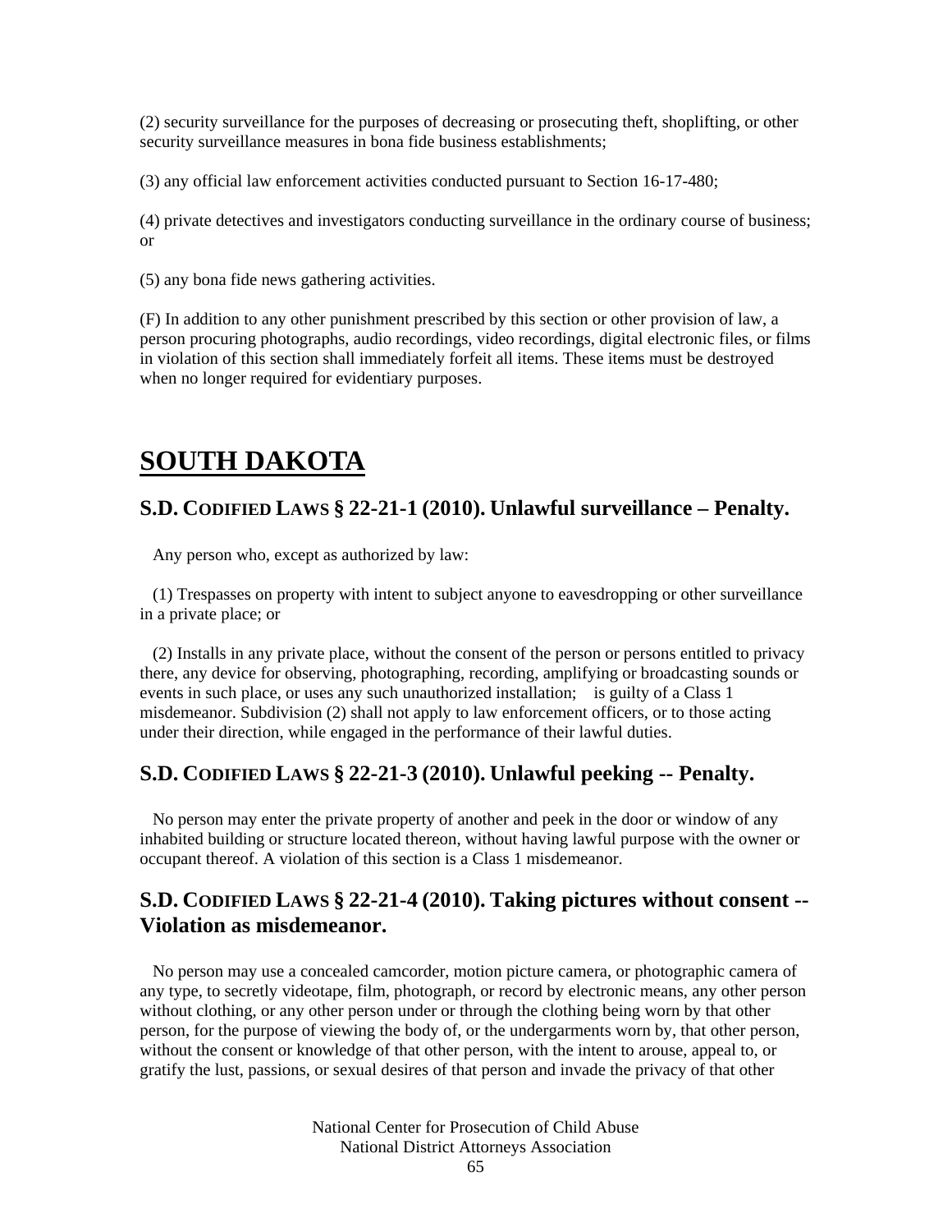(2) security surveillance for the purposes of decreasing or prosecuting theft, shoplifting, or other security surveillance measures in bona fide business establishments;

(3) any official law enforcement activities conducted pursuant to Section 16-17-480;

(4) private detectives and investigators conducting surveillance in the ordinary course of business; or

(5) any bona fide news gathering activities.

(F) In addition to any other punishment prescribed by this section or other provision of law, a person procuring photographs, audio recordings, video recordings, digital electronic files, or films in violation of this section shall immediately forfeit all items. These items must be destroyed when no longer required for evidentiary purposes.

# SOUTH DAKOTA

## S.D. CODIFIED LAWS § 22-21-1 (2010). Unlawful surveillance – Penalty.

Any person who, except as authorized by law:

(1) Trespasses on property with intent to subject anyone to eavesdropping or other surveillance in a private place; or

(2) Installs in any private place, without the consent of the person or persons entitled to privacy there, any device for observing, photographing, recording, amplifying or broadcasting sounds or events in such place, or uses any such unauthorized installation; is guilty of a Class 1 misdemeanor. Subdivision (2) shall not apply to law enforcement officers, or to those acting under their direction, while engaged in the performance of their lawful duties.

## S.D. CODIFIED LAWS § 22-21-3 (2010). Unlawful peeking -- Penalty.

No person may enter the private property of another and peek in the door or window of any inhabited building or structure located thereon, without having lawful purpose with the owner or occupant thereof. A violation of this section is a Class 1 misdemeanor.

## S.D. CODIFIED LAWS § 22-21-4 (2010). Taking pictures without consent -- Violation as misdemeanor.

No person may use a concealed camcorder, motion picture camera, or photographic camera of any type, to secretly videotape, film, photograph, or record by electronic means, any other person without clothing, or any other person under or through the clothing being worn by that other person, for the purpose of viewing the body of, or the undergarments worn by, that other person, without the consent or knowledge of that other person, with the intent to arouse, appeal to, or gratify the lust, passions, or sexual desires of that person and invade the privacy of that other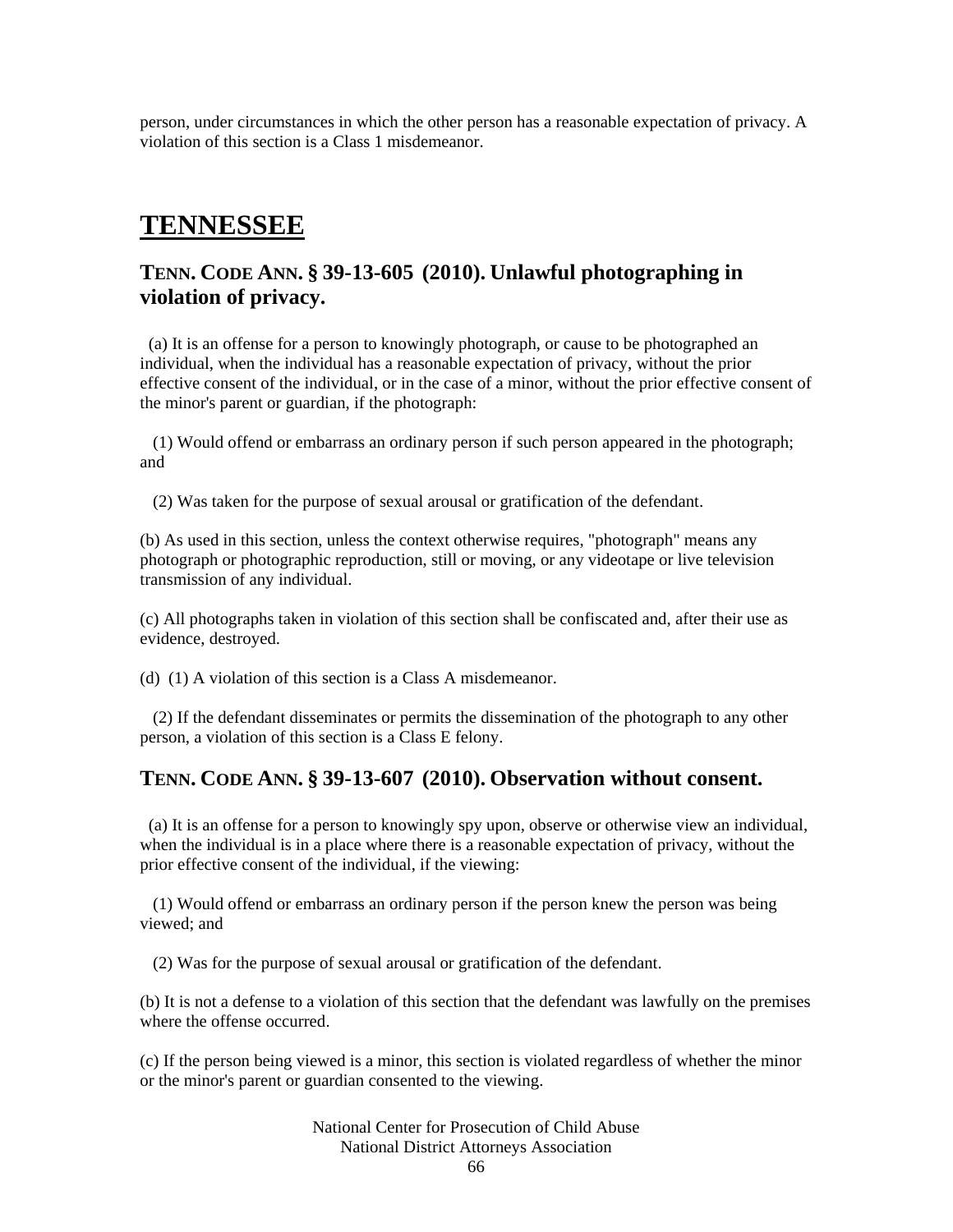person, under circumstances in which the other person has a reasonable expectation of privacy. A violation of this section is a Class 1 misdemeanor.

# TENNESSEE

## TENN. CODE ANN. § 39-13-605 (2010). Unlawful photographing in violation of privacy.

(a) It is an offense for a person to knowingly photograph, or cause to be photographed an individual, when the individual has a reasonable expectation of privacy, without the prior effective consent of the individual, or in the case of a minor, without the prior effective consent of the minor's parent or guardian, if the photograph:

(1) Would offend or embarrass an ordinary person if such person appeared in the photograph; and

(2) Was taken for the purpose of sexual arousal or gratification of the defendant.

(b) As used in this section, unless the context otherwise requires, "photograph" means any photograph or photographic reproduction, still or moving, or any videotape or live television transmission of any individual.

(c) All photographs taken in violation of this section shall be confiscated and, after their use as evidence, destroyed.

(d) (1) A violation of this section is a Class A misdemeanor.

(2) If the defendant disseminates or permits the dissemination of the photograph to any other person, a violation of this section is a Class E felony.

## TENN. CODE ANN. § 39-13-607 (2010). Observation without consent.

(a) It is an offense for a person to knowingly spy upon, observe or otherwise view an individual, when the individual is in a place where there is a reasonable expectation of privacy, without the prior effective consent of the individual, if the viewing:

(1) Would offend or embarrass an ordinary person if the person knew the person was being viewed; and

(2) Was for the purpose of sexual arousal or gratification of the defendant.

(b) It is not a defense to a violation of this section that the defendant was lawfully on the premises where the offense occurred.

(c) If the person being viewed is a minor, this section is violated regardless of whether the minor or the minor's parent or guardian consented to the viewing.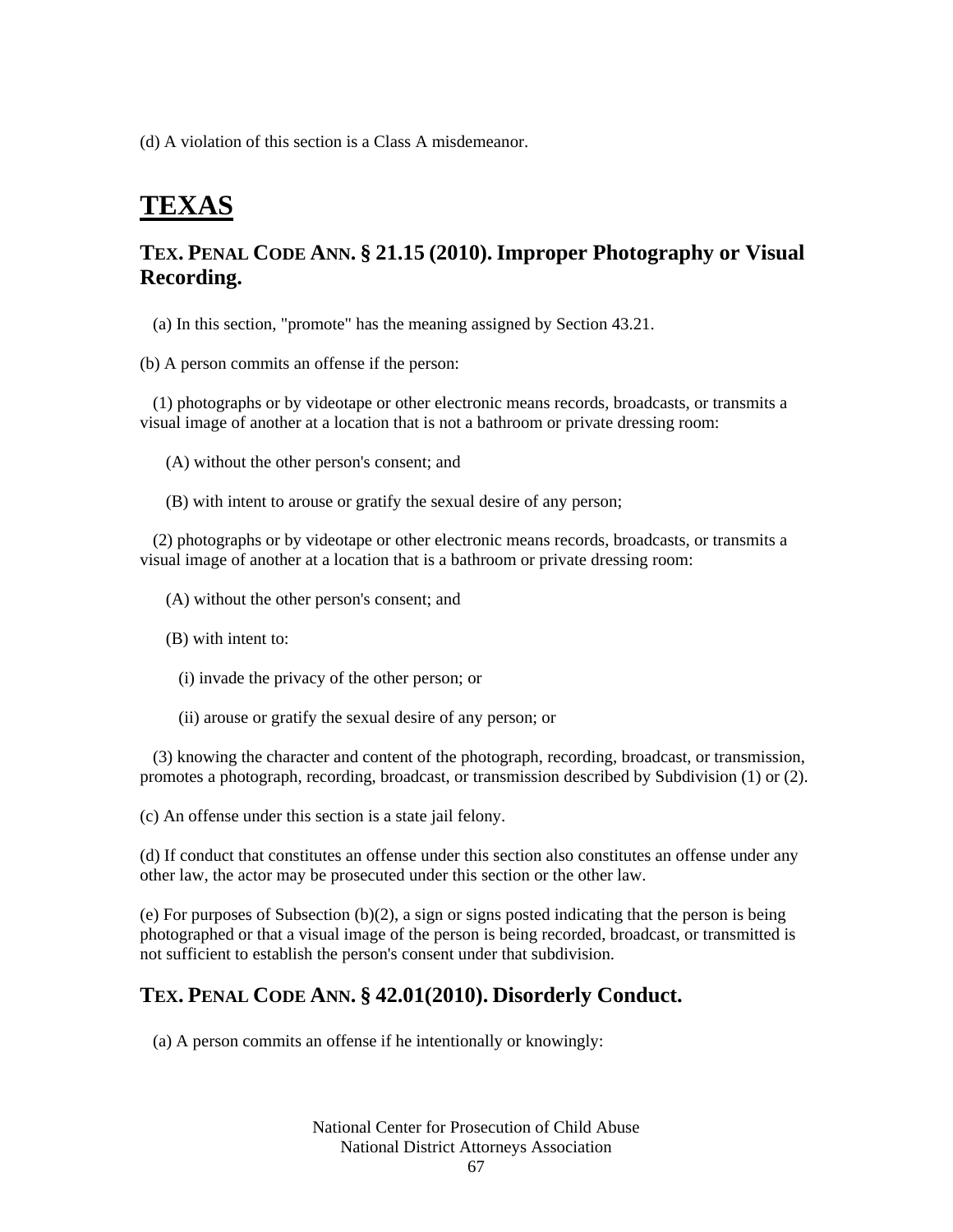(d) A violation of this section is a Class A misdemeanor.

# TEXAS

## TEX. PENAL CODE ANN. § 21.15 (2010). Improper Photography or Visual Recording.

(a) In this section, "promote" has the meaning assigned by Section 43.21.

(b) A person commits an offense if the person:

(1) photographs or by videotape or other electronic means records, broadcasts, or transmits a visual image of another at a location that is not a bathroom or private dressing room:

(A) without the other person's consent; and

(B) with intent to arouse or gratify the sexual desire of any person;

(2) photographs or by videotape or other electronic means records, broadcasts, or transmits a visual image of another at a location that is a bathroom or private dressing room:

(A) without the other person's consent; and

(B) with intent to:

(i) invade the privacy of the other person; or

(ii) arouse or gratify the sexual desire of any person; or

(3) knowing the character and content of the photograph, recording, broadcast, or transmission, promotes a photograph, recording, broadcast, or transmission described by Subdivision (1) or (2).

(c) An offense under this section is a state jail felony.

(d) If conduct that constitutes an offense under this section also constitutes an offense under any other law, the actor may be prosecuted under this section or the other law.

(e) For purposes of Subsection (b)(2), a sign or signs posted indicating that the person is being photographed or that a visual image of the person is being recorded, broadcast, or transmitted is not sufficient to establish the person's consent under that subdivision.

## TEX. PENAL CODE ANN. § 42.01(2010). Disorderly Conduct.

(a) A person commits an offense if he intentionally or knowingly: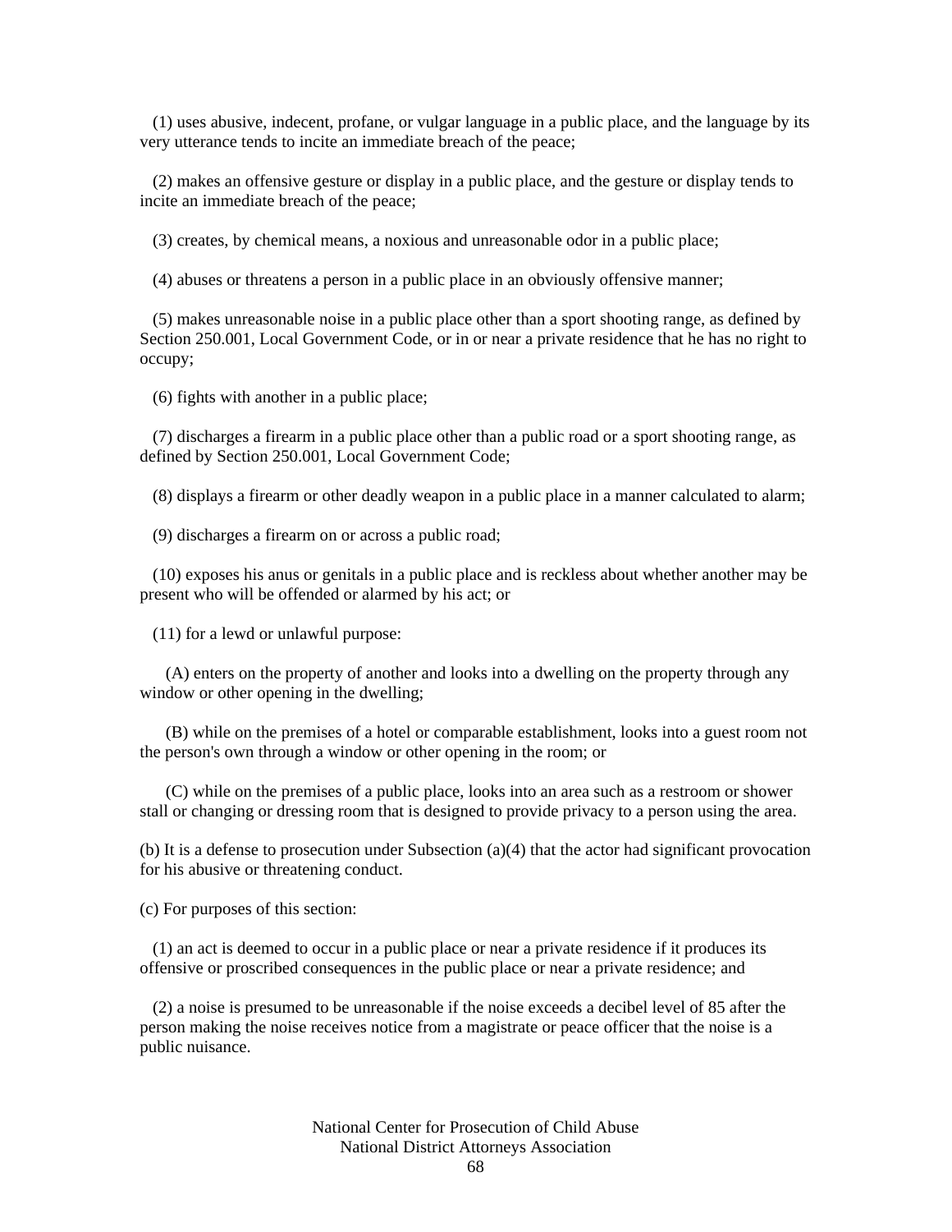(1) uses abusive, indecent, profane, or vulgar language in a public place, and the language by its very utterance tends to incite an immediate breach of the peace;

(2) makes an offensive gesture or display in a public place, and the gesture or display tends to incite an immediate breach of the peace;

(3) creates, by chemical means, a noxious and unreasonable odor in a public place;

(4) abuses or threatens a person in a public place in an obviously offensive manner;

(5) makes unreasonable noise in a public place other than a sport shooting range, as defined by Section 250.001, Local Government Code, or in or near a private residence that he has no right to occupy;

(6) fights with another in a public place;

(7) discharges a firearm in a public place other than a public road or a sport shooting range, as defined by Section 250.001, Local Government Code;

(8) displays a firearm or other deadly weapon in a public place in a manner calculated to alarm;

(9) discharges a firearm on or across a public road;

(10) exposes his anus or genitals in a public place and is reckless about whether another may be present who will be offended or alarmed by his act; or

(11) for a lewd or unlawful purpose:

(A) enters on the property of another and looks into a dwelling on the property through any window or other opening in the dwelling;

(B) while on the premises of a hotel or comparable establishment, looks into a guest room not the person's own through a window or other opening in the room; or

(C) while on the premises of a public place, looks into an area such as a restroom or shower stall or changing or dressing room that is designed to provide privacy to a person using the area.

(b) It is a defense to prosecution under Subsection (a)(4) that the actor had significant provocation for his abusive or threatening conduct.

(c) For purposes of this section:

(1) an act is deemed to occur in a public place or near a private residence if it produces its offensive or proscribed consequences in the public place or near a private residence; and

(2) a noise is presumed to be unreasonable if the noise exceeds a decibel level of 85 after the person making the noise receives notice from a magistrate or peace officer that the noise is a public nuisance.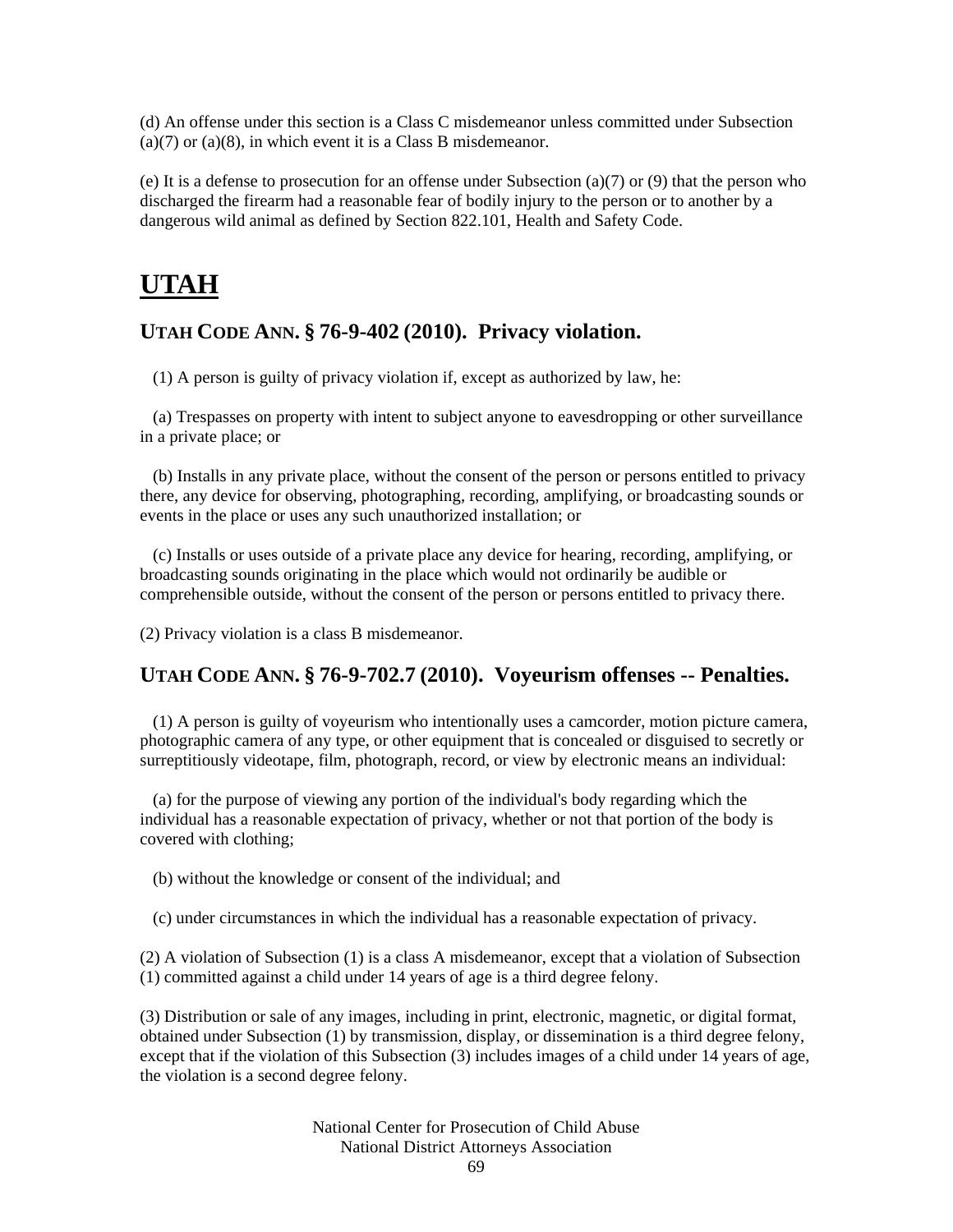(d) An offense under this section is a Class C misdemeanor unless committed under Subsection (a)(7) or (a)(8), in which event it is a Class B misdemeanor.

(e) It is a defense to prosecution for an offense under Subsection (a)(7) or (9) that the person who discharged the firearm had a reasonable fear of bodily injury to the person or to another by a dangerous wild animal as defined by Section 822.101, Health and Safety Code.

# UTAH

## UTAH CODE ANN. § 76-9-402 (2010). Privacy violation.

(1) A person is guilty of privacy violation if, except as authorized by law, he:

(a) Trespasses on property with intent to subject anyone to eavesdropping or other surveillance in a private place; or

(b) Installs in any private place, without the consent of the person or persons entitled to privacy there, any device for observing, photographing, recording, amplifying, or broadcasting sounds or events in the place or uses any such unauthorized installation; or

(c) Installs or uses outside of a private place any device for hearing, recording, amplifying, or broadcasting sounds originating in the place which would not ordinarily be audible or comprehensible outside, without the consent of the person or persons entitled to privacy there.

(2) Privacy violation is a class B misdemeanor.

## UTAH CODE ANN. § 76-9-702.7 (2010). Voyeurism offenses -- Penalties.

(1) A person is guilty of voyeurism who intentionally uses a camcorder, motion picture camera, photographic camera of any type, or other equipment that is concealed or disguised to secretly or surreptitiously videotape, film, photograph, record, or view by electronic means an individual:

(a) for the purpose of viewing any portion of the individual's body regarding which the individual has a reasonable expectation of privacy, whether or not that portion of the body is covered with clothing;

(b) without the knowledge or consent of the individual; and

(c) under circumstances in which the individual has a reasonable expectation of privacy.

(2) A violation of Subsection (1) is a class A misdemeanor, except that a violation of Subsection (1) committed against a child under 14 years of age is a third degree felony.

(3) Distribution or sale of any images, including in print, electronic, magnetic, or digital format, obtained under Subsection (1) by transmission, display, or dissemination is a third degree felony, except that if the violation of this Subsection (3) includes images of a child under 14 years of age, the violation is a second degree felony.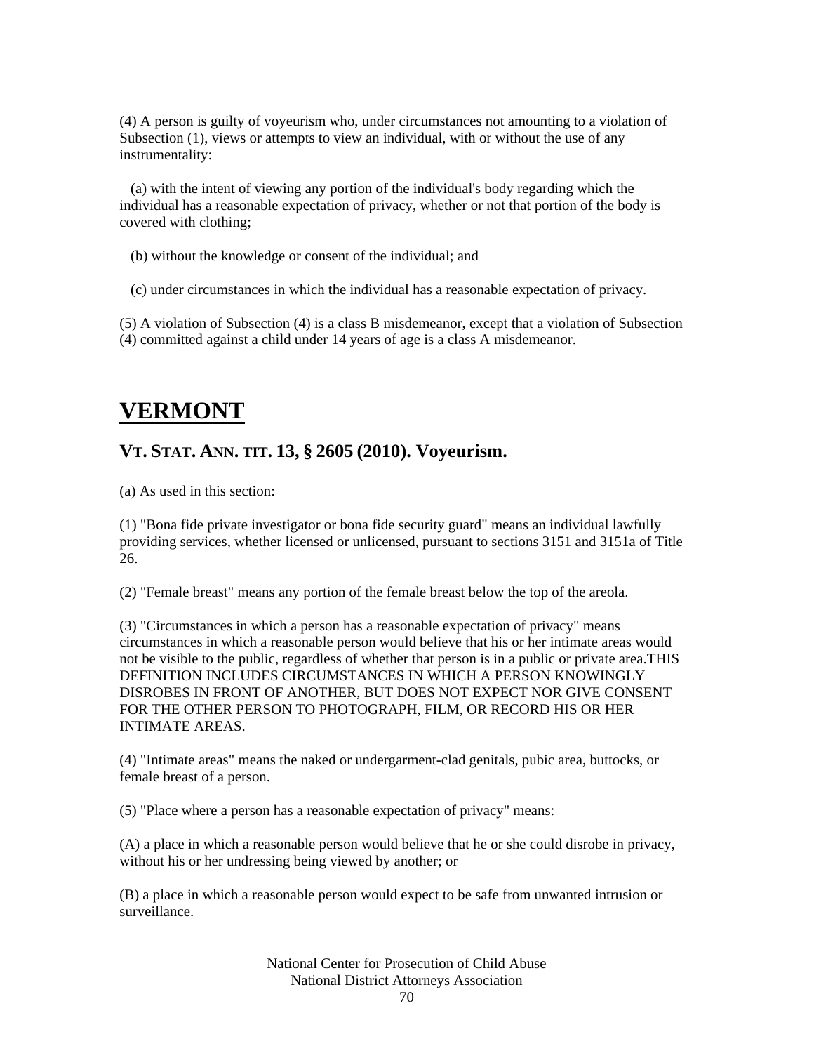(4) A person is guilty of voyeurism who, under circumstances not amounting to a violation of Subsection (1), views or attempts to view an individual, with or without the use of any instrumentality:

(a) with the intent of viewing any portion of the individual's body regarding which the individual has a reasonable expectation of privacy, whether or not that portion of the body is covered with clothing;

(b) without the knowledge or consent of the individual; and

(c) under circumstances in which the individual has a reasonable expectation of privacy.

(5) A violation of Subsection (4) is a class B misdemeanor, except that a violation of Subsection (4) committed against a child under 14 years of age is a class A misdemeanor.

# VERMONT

## VT. STAT. ANN. TIT. 13, § 2605 (2010). Voyeurism.

(a) As used in this section:

(1) "Bona fide private investigator or bona fide security guard" means an individual lawfully providing services, whether licensed or unlicensed, pursuant to sections 3151 and 3151a of Title 26.

(2) "Female breast" means any portion of the female breast below the top of the areola.

(3) "Circumstances in which a person has a reasonable expectation of privacy" means circumstances in which a reasonable person would believe that his or her intimate areas would not be visible to the public, regardless of whether that person is in a public or private area.THIS DEFINITION INCLUDES CIRCUMSTANCES IN WHICH A PERSON KNOWINGLY DISROBES IN FRONT OF ANOTHER, BUT DOES NOT EXPECT NOR GIVE CONSENT FOR THE OTHER PERSON TO PHOTOGRAPH, FILM, OR RECORD HIS OR HER INTIMATE AREAS.

(4) "Intimate areas" means the naked or undergarment-clad genitals, pubic area, buttocks, or female breast of a person.

(5) "Place where a person has a reasonable expectation of privacy" means:

(A) a place in which a reasonable person would believe that he or she could disrobe in privacy, without his or her undressing being viewed by another; or

(B) a place in which a reasonable person would expect to be safe from unwanted intrusion or surveillance.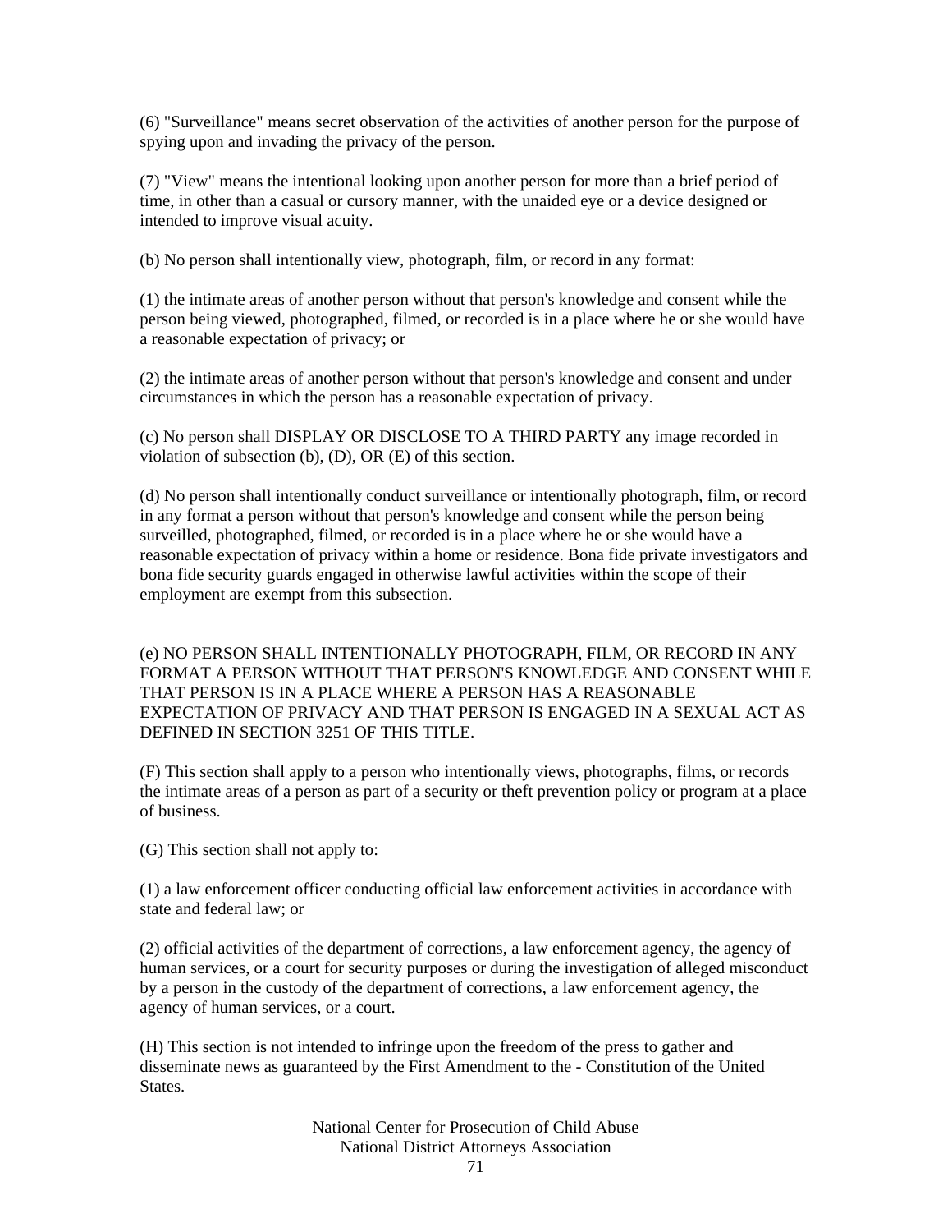(6) "Surveillance" means secret observation of the activities of another person for the purpose of spying upon and invading the privacy of the person.

(7) "View" means the intentional looking upon another person for more than a brief period of time, in other than a casual or cursory manner, with the unaided eye or a device designed or intended to improve visual acuity.

(b) No person shall intentionally view, photograph, film, or record in any format:

(1) the intimate areas of another person without that person's knowledge and consent while the person being viewed, photographed, filmed, or recorded is in a place where he or she would have a reasonable expectation of privacy; or

(2) the intimate areas of another person without that person's knowledge and consent and under circumstances in which the person has a reasonable expectation of privacy.

(c) No person shall DISPLAY OR DISCLOSE TO A THIRD PARTY any image recorded in violation of subsection (b), (D), OR (E) of this section.

(d) No person shall intentionally conduct surveillance or intentionally photograph, film, or record in any format a person without that person's knowledge and consent while the person being surveilled, photographed, filmed, or recorded is in a place where he or she would have a reasonable expectation of privacy within a home or residence. Bona fide private investigators and bona fide security guards engaged in otherwise lawful activities within the scope of their employment are exempt from this subsection.

(e) NO PERSON SHALL INTENTIONALLY PHOTOGRAPH, FILM, OR RECORD IN ANY FORMAT A PERSON WITHOUT THAT PERSON'S KNOWLEDGE AND CONSENT WHILE THAT PERSON IS IN A PLACE WHERE A PERSON HAS A REASONABLE EXPECTATION OF PRIVACY AND THAT PERSON IS ENGAGED IN A SEXUAL ACT AS DEFINED IN SECTION 3251 OF THIS TITLE.

(F) This section shall apply to a person who intentionally views, photographs, films, or records the intimate areas of a person as part of a security or theft prevention policy or program at a place of business.

(G) This section shall not apply to:

(1) a law enforcement officer conducting official law enforcement activities in accordance with state and federal law; or

(2) official activities of the department of corrections, a law enforcement agency, the agency of human services, or a court for security purposes or during the investigation of alleged misconduct by a person in the custody of the department of corrections, a law enforcement agency, the agency of human services, or a court.

(H) This section is not intended to infringe upon the freedom of the press to gather and disseminate news as guaranteed by the First Amendment to the - Constitution of the United States.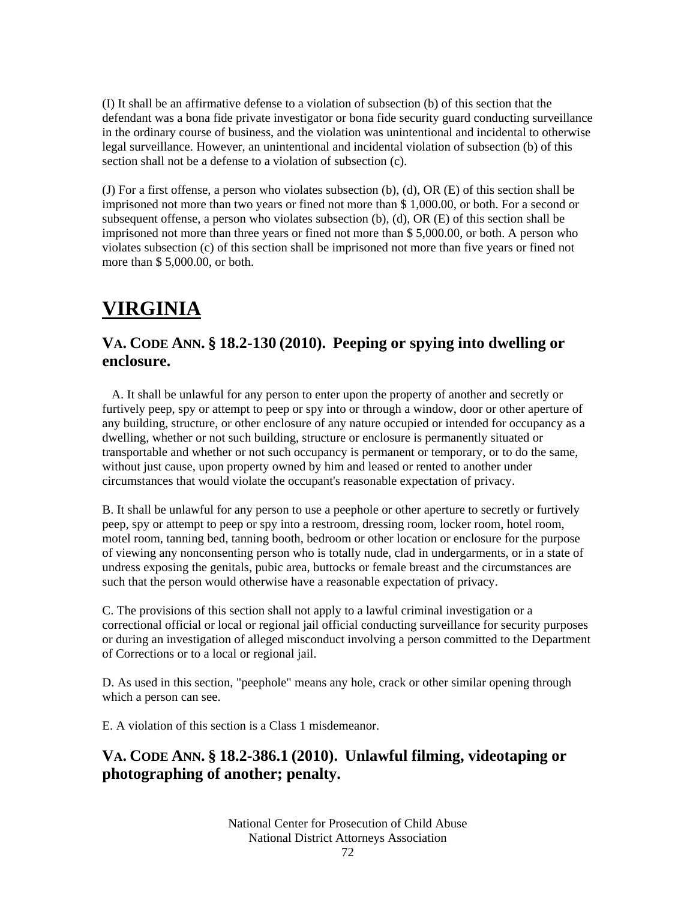(I) It shall be an affirmative defense to a violation of subsection (b) of this section that the defendant was a bona fide private investigator or bona fide security guard conducting surveillance in the ordinary course of business, and the violation was unintentional and incidental to otherwise legal surveillance. However, an unintentional and incidental violation of subsection (b) of this section shall not be a defense to a violation of subsection (c).

(J) For a first offense, a person who violates subsection (b), (d), OR (E) of this section shall be imprisoned not more than two years or fined not more than $ 1,000.00, or both. For a second or subsequent offense, a person who violates subsection (b), (d), OR (E) of this section shall be imprisoned not more than three years or fined not more than $ 5,000.00, or both. A person who violates subsection (c) of this section shall be imprisoned not more than five years or fined not more than $ 5,000.00, or both.

# VIRGINIA

## VA. CODE ANN. § 18.2-130 (2010). Peeping or spying into dwelling or enclosure.

A. It shall be unlawful for any person to enter upon the property of another and secretly or furtively peep, spy or attempt to peep or spy into or through a window, door or other aperture of any building, structure, or other enclosure of any nature occupied or intended for occupancy as a dwelling, whether or not such building, structure or enclosure is permanently situated or transportable and whether or not such occupancy is permanent or temporary, or to do the same, without just cause, upon property owned by him and leased or rented to another under circumstances that would violate the occupant's reasonable expectation of privacy.

B. It shall be unlawful for any person to use a peephole or other aperture to secretly or furtively peep, spy or attempt to peep or spy into a restroom, dressing room, locker room, hotel room, motel room, tanning bed, tanning booth, bedroom or other location or enclosure for the purpose of viewing any nonconsenting person who is totally nude, clad in undergarments, or in a state of undress exposing the genitals, pubic area, buttocks or female breast and the circumstances are such that the person would otherwise have a reasonable expectation of privacy.

C. The provisions of this section shall not apply to a lawful criminal investigation or a correctional official or local or regional jail official conducting surveillance for security purposes or during an investigation of alleged misconduct involving a person committed to the Department of Corrections or to a local or regional jail.

D. As used in this section, "peephole" means any hole, crack or other similar opening through which a person can see.

E. A violation of this section is a Class 1 misdemeanor.

## VA. CODE ANN. § 18.2-386.1 (2010). Unlawful filming, videotaping or photographing of another; penalty.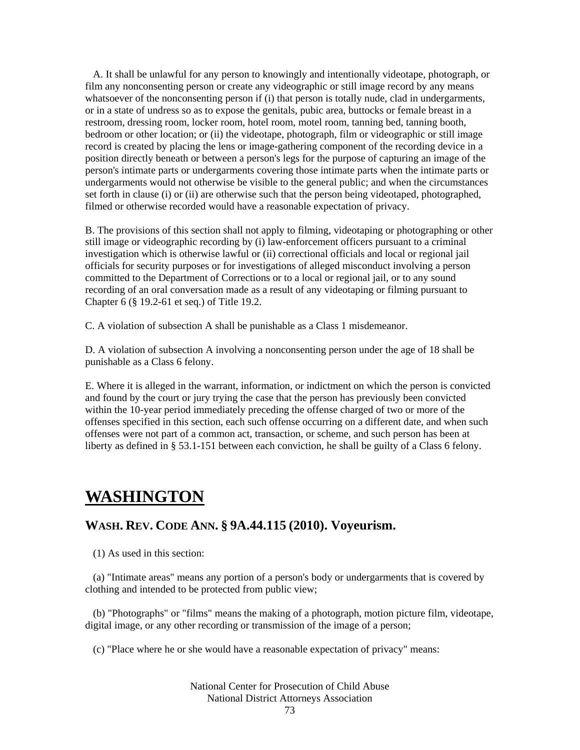A. It shall be unlawful for any person to knowingly and intentionally videotape, photograph, or film any nonconsenting person or create any videographic or still image record by any means whatsoever of the nonconsenting person if (i) that person is totally nude, clad in undergarments, or in a state of undress so as to expose the genitals, pubic area, buttocks or female breast in a restroom, dressing room, locker room, hotel room, motel room, tanning bed, tanning booth, bedroom or other location; or (ii) the videotape, photograph, film or videographic or still image record is created by placing the lens or image-gathering component of the recording device in a position directly beneath or between a person's legs for the purpose of capturing an image of the person's intimate parts or undergarments covering those intimate parts when the intimate parts or undergarments would not otherwise be visible to the general public; and when the circumstances set forth in clause (i) or (ii) are otherwise such that the person being videotaped, photographed, filmed or otherwise recorded would have a reasonable expectation of privacy.

B. The provisions of this section shall not apply to filming, videotaping or photographing or other still image or videographic recording by (i) law-enforcement officers pursuant to a criminal investigation which is otherwise lawful or (ii) correctional officials and local or regional jail officials for security purposes or for investigations of alleged misconduct involving a person committed to the Department of Corrections or to a local or regional jail, or to any sound recording of an oral conversation made as a result of any videotaping or filming pursuant to Chapter 6 (§ 19.2-61 et seq.) of Title 19.2.

C. A violation of subsection A shall be punishable as a Class 1 misdemeanor.

D. A violation of subsection A involving a nonconsenting person under the age of 18 shall be punishable as a Class 6 felony.

E. Where it is alleged in the warrant, information, or indictment on which the person is convicted and found by the court or jury trying the case that the person has previously been convicted within the 10-year period immediately preceding the offense charged of two or more of the offenses specified in this section, each such offense occurring on a different date, and when such offenses were not part of a common act, transaction, or scheme, and such person has been at liberty as defined in § 53.1-151 between each conviction, he shall be guilty of a Class 6 felony.

# WASHINGTON

## WASH. REV. CODE ANN. § 9A.44.115 (2010). Voyeurism.

(1) As used in this section:

(a) "Intimate areas" means any portion of a person's body or undergarments that is covered by clothing and intended to be protected from public view;

(b) "Photographs" or "films" means the making of a photograph, motion picture film, videotape, digital image, or any other recording or transmission of the image of a person;

(c) "Place where he or she would have a reasonable expectation of privacy" means: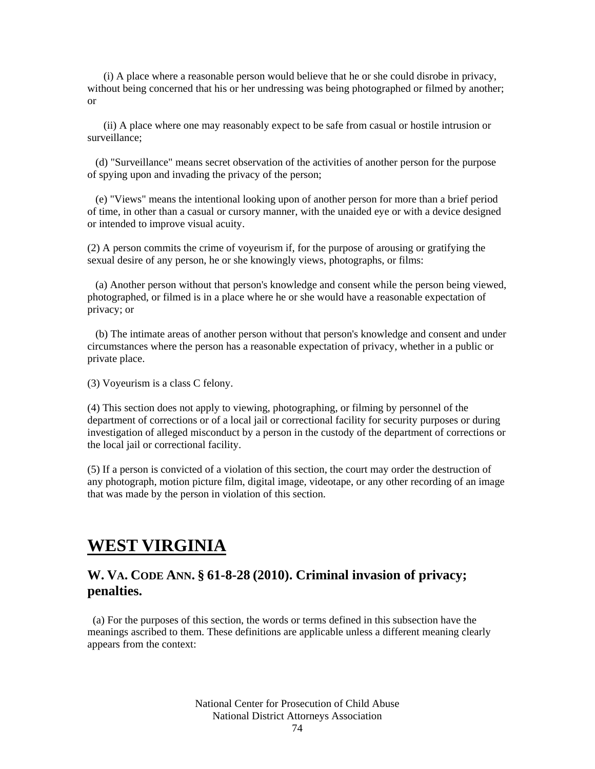(i) A place where a reasonable person would believe that he or she could disrobe in privacy, without being concerned that his or her undressing was being photographed or filmed by another; or

(ii) A place where one may reasonably expect to be safe from casual or hostile intrusion or surveillance;

(d) "Surveillance" means secret observation of the activities of another person for the purpose of spying upon and invading the privacy of the person;

(e) "Views" means the intentional looking upon of another person for more than a brief period of time, in other than a casual or cursory manner, with the unaided eye or with a device designed or intended to improve visual acuity.

(2) A person commits the crime of voyeurism if, for the purpose of arousing or gratifying the sexual desire of any person, he or she knowingly views, photographs, or films:

(a) Another person without that person's knowledge and consent while the person being viewed, photographed, or filmed is in a place where he or she would have a reasonable expectation of privacy; or

(b) The intimate areas of another person without that person's knowledge and consent and under circumstances where the person has a reasonable expectation of privacy, whether in a public or private place.

(3) Voyeurism is a class C felony.

(4) This section does not apply to viewing, photographing, or filming by personnel of the department of corrections or of a local jail or correctional facility for security purposes or during investigation of alleged misconduct by a person in the custody of the department of corrections or the local jail or correctional facility.

(5) If a person is convicted of a violation of this section, the court may order the destruction of any photograph, motion picture film, digital image, videotape, or any other recording of an image that was made by the person in violation of this section.

# WEST VIRGINIA

## W. VA. CODE ANN. § 61-8-28 (2010). Criminal invasion of privacy; penalties.

(a) For the purposes of this section, the words or terms defined in this subsection have the meanings ascribed to them. These definitions are applicable unless a different meaning clearly appears from the context: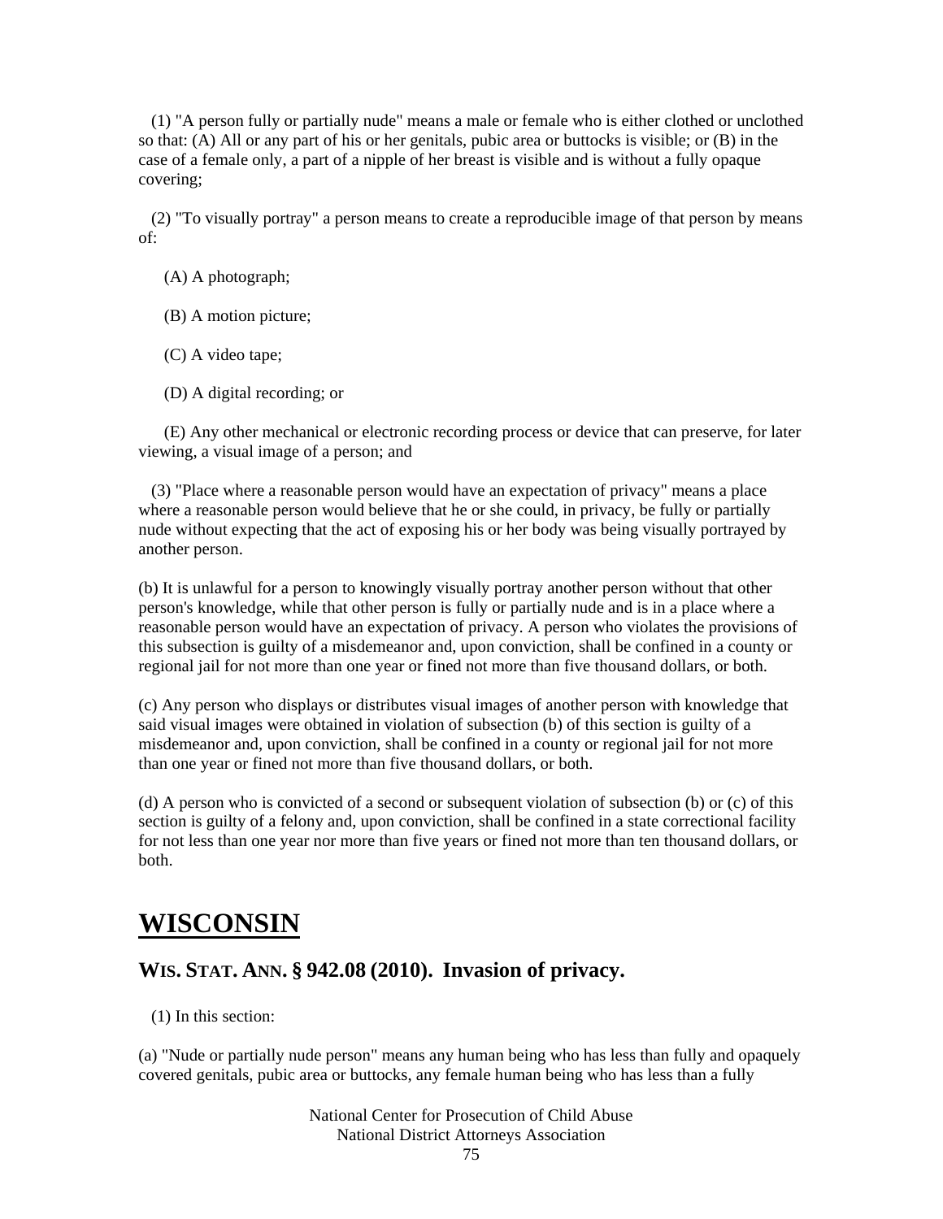(1) "A person fully or partially nude" means a male or female who is either clothed or unclothed so that: (A) All or any part of his or her genitals, pubic area or buttocks is visible; or (B) in the case of a female only, a part of a nipple of her breast is visible and is without a fully opaque covering;

(2) "To visually portray" a person means to create a reproducible image of that person by means of:

(A) A photograph;

(B) A motion picture;

(C) A video tape;

(D) A digital recording; or

(E) Any other mechanical or electronic recording process or device that can preserve, for later viewing, a visual image of a person; and

(3) "Place where a reasonable person would have an expectation of privacy" means a place where a reasonable person would believe that he or she could, in privacy, be fully or partially nude without expecting that the act of exposing his or her body was being visually portrayed by another person.

(b) It is unlawful for a person to knowingly visually portray another person without that other person's knowledge, while that other person is fully or partially nude and is in a place where a reasonable person would have an expectation of privacy. A person who violates the provisions of this subsection is guilty of a misdemeanor and, upon conviction, shall be confined in a county or regional jail for not more than one year or fined not more than five thousand dollars, or both.

(c) Any person who displays or distributes visual images of another person with knowledge that said visual images were obtained in violation of subsection (b) of this section is guilty of a misdemeanor and, upon conviction, shall be confined in a county or regional jail for not more than one year or fined not more than five thousand dollars, or both.

(d) A person who is convicted of a second or subsequent violation of subsection (b) or (c) of this section is guilty of a felony and, upon conviction, shall be confined in a state correctional facility for not less than one year nor more than five years or fined not more than ten thousand dollars, or both.

# WISCONSIN

## WIS. STAT. ANN. § 942.08 (2010). Invasion of privacy.

(1) In this section:

(a) "Nude or partially nude person" means any human being who has less than fully and opaquely covered genitals, pubic area or buttocks, any female human being who has less than a fully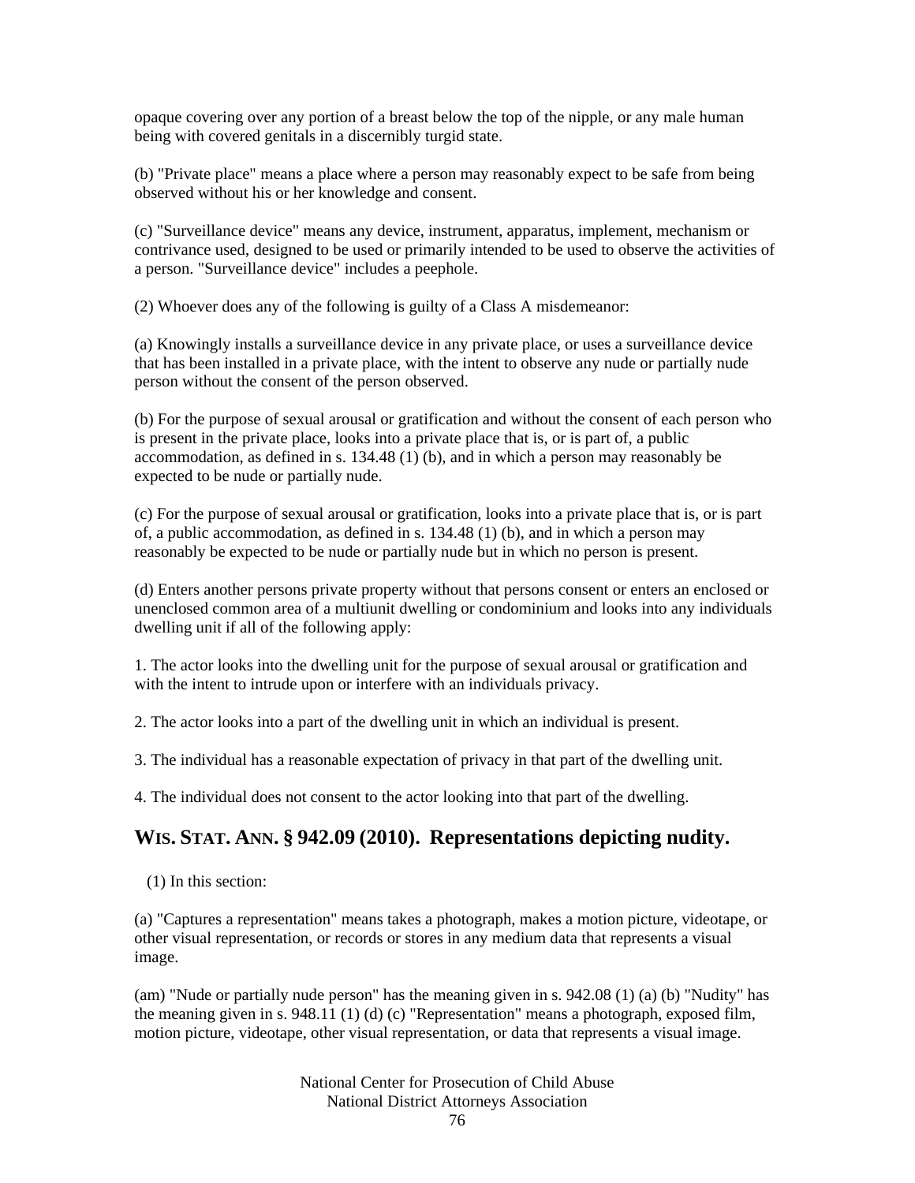opaque covering over any portion of a breast below the top of the nipple, or any male human being with covered genitals in a discernibly turgid state.

(b) "Private place" means a place where a person may reasonably expect to be safe from being observed without his or her knowledge and consent.

(c) "Surveillance device" means any device, instrument, apparatus, implement, mechanism or contrivance used, designed to be used or primarily intended to be used to observe the activities of a person. "Surveillance device" includes a peephole.

(2) Whoever does any of the following is guilty of a Class A misdemeanor:

(a) Knowingly installs a surveillance device in any private place, or uses a surveillance device that has been installed in a private place, with the intent to observe any nude or partially nude person without the consent of the person observed.

(b) For the purpose of sexual arousal or gratification and without the consent of each person who is present in the private place, looks into a private place that is, or is part of, a public accommodation, as defined in s. 134.48 (1) (b), and in which a person may reasonably be expected to be nude or partially nude.

(c) For the purpose of sexual arousal or gratification, looks into a private place that is, or is part of, a public accommodation, as defined in s. 134.48 (1) (b), and in which a person may reasonably be expected to be nude or partially nude but in which no person is present.

(d) Enters another persons private property without that persons consent or enters an enclosed or unenclosed common area of a multiunit dwelling or condominium and looks into any individuals dwelling unit if all of the following apply:

1. The actor looks into the dwelling unit for the purpose of sexual arousal or gratification and with the intent to intrude upon or interfere with an individuals privacy.

2. The actor looks into a part of the dwelling unit in which an individual is present.

3. The individual has a reasonable expectation of privacy in that part of the dwelling unit.

4. The individual does not consent to the actor looking into that part of the dwelling.

## WIS. STAT. ANN. § 942.09 (2010). Representations depicting nudity.

(1) In this section:

(a) "Captures a representation" means takes a photograph, makes a motion picture, videotape, or other visual representation, or records or stores in any medium data that represents a visual image.

(am) "Nude or partially nude person" has the meaning given in s. 942.08 (1) (a) (b) "Nudity" has the meaning given in s. 948.11 (1) (d) (c) "Representation" means a photograph, exposed film, motion picture, videotape, other visual representation, or data that represents a visual image.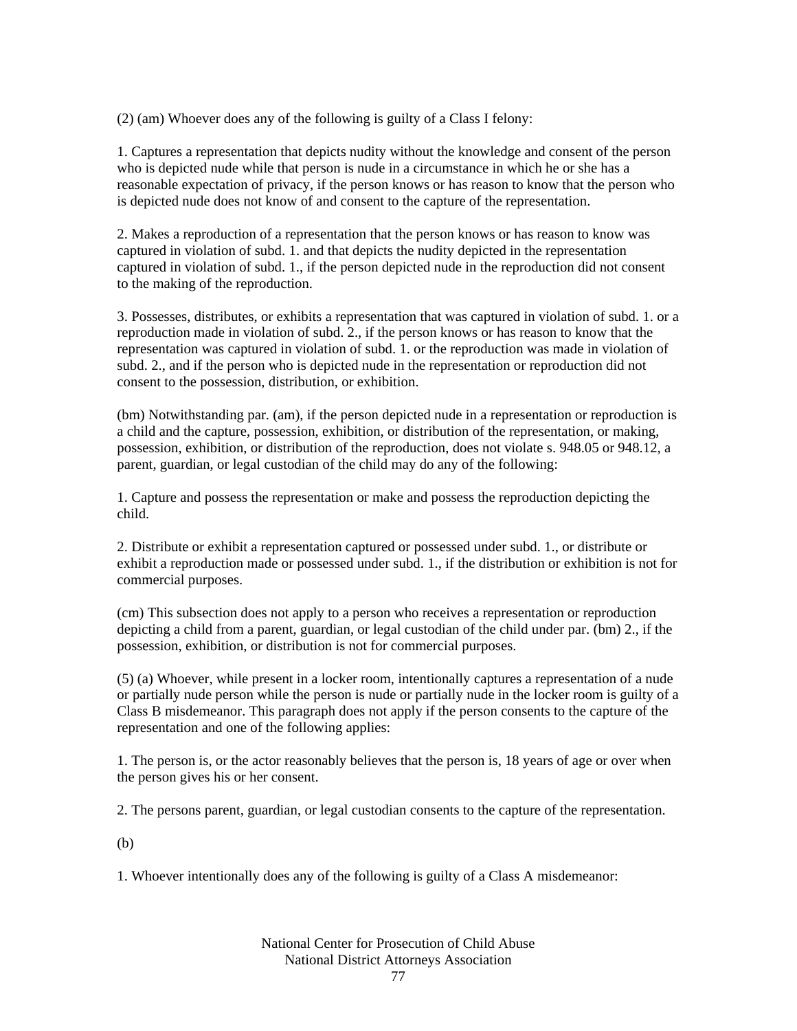(2) (am) Whoever does any of the following is guilty of a Class I felony:

1. Captures a representation that depicts nudity without the knowledge and consent of the person who is depicted nude while that person is nude in a circumstance in which he or she has a reasonable expectation of privacy, if the person knows or has reason to know that the person who is depicted nude does not know of and consent to the capture of the representation.

2. Makes a reproduction of a representation that the person knows or has reason to know was captured in violation of subd. 1. and that depicts the nudity depicted in the representation captured in violation of subd. 1., if the person depicted nude in the reproduction did not consent to the making of the reproduction.

3. Possesses, distributes, or exhibits a representation that was captured in violation of subd. 1. or a reproduction made in violation of subd. 2., if the person knows or has reason to know that the representation was captured in violation of subd. 1. or the reproduction was made in violation of subd. 2., and if the person who is depicted nude in the representation or reproduction did not consent to the possession, distribution, or exhibition.

(bm) Notwithstanding par. (am), if the person depicted nude in a representation or reproduction is a child and the capture, possession, exhibition, or distribution of the representation, or making, possession, exhibition, or distribution of the reproduction, does not violate s. 948.05 or 948.12, a parent, guardian, or legal custodian of the child may do any of the following:

1. Capture and possess the representation or make and possess the reproduction depicting the child.

2. Distribute or exhibit a representation captured or possessed under subd. 1., or distribute or exhibit a reproduction made or possessed under subd. 1., if the distribution or exhibition is not for commercial purposes.

(cm) This subsection does not apply to a person who receives a representation or reproduction depicting a child from a parent, guardian, or legal custodian of the child under par. (bm) 2., if the possession, exhibition, or distribution is not for commercial purposes.

(5) (a) Whoever, while present in a locker room, intentionally captures a representation of a nude or partially nude person while the person is nude or partially nude in the locker room is guilty of a Class B misdemeanor. This paragraph does not apply if the person consents to the capture of the representation and one of the following applies:

1. The person is, or the actor reasonably believes that the person is, 18 years of age or over when the person gives his or her consent.

2. The persons parent, guardian, or legal custodian consents to the capture of the representation.

(b)

1. Whoever intentionally does any of the following is guilty of a Class A misdemeanor: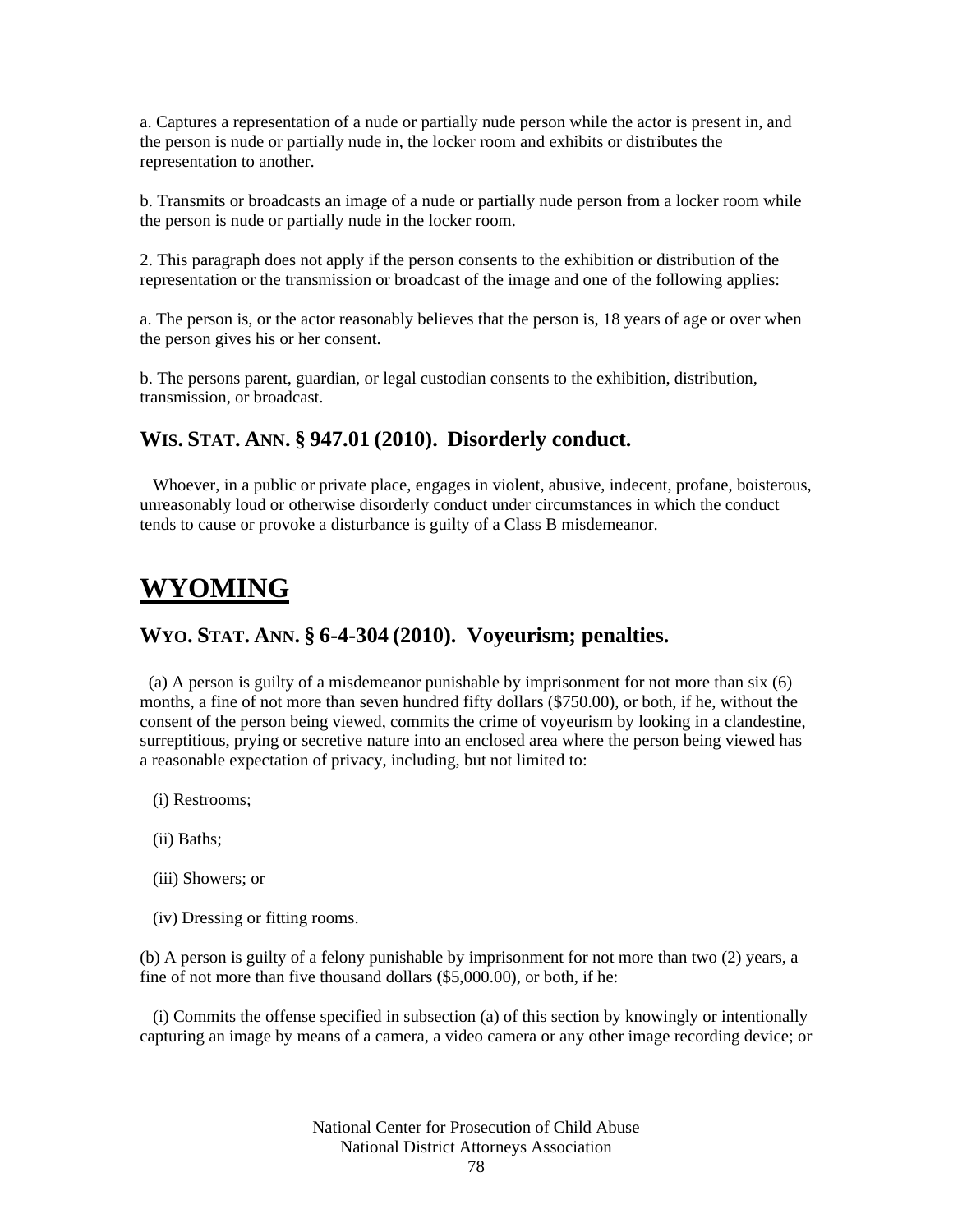a. Captures a representation of a nude or partially nude person while the actor is present in, and the person is nude or partially nude in, the locker room and exhibits or distributes the representation to another.

b. Transmits or broadcasts an image of a nude or partially nude person from a locker room while the person is nude or partially nude in the locker room.

2. This paragraph does not apply if the person consents to the exhibition or distribution of the representation or the transmission or broadcast of the image and one of the following applies:

a. The person is, or the actor reasonably believes that the person is, 18 years of age or over when the person gives his or her consent.

b. The persons parent, guardian, or legal custodian consents to the exhibition, distribution, transmission, or broadcast.

### WIS. STAT. ANN. § 947.01 (2010). Disorderly conduct.

Whoever, in a public or private place, engages in violent, abusive, indecent, profane, boisterous, unreasonably loud or otherwise disorderly conduct under circumstances in which the conduct tends to cause or provoke a disturbance is guilty of a Class B misdemeanor.

## WYOMING

### WYO. STAT. ANN. § 6-4-304 (2010). Voyeurism; penalties.

(a) A person is guilty of a misdemeanor punishable by imprisonment for not more than six (6) months, a fine of not more than seven hundred fifty dollars ($750.00), or both, if he, without the consent of the person being viewed, commits the crime of voyeurism by looking in a clandestine, surreptitious, prying or secretive nature into an enclosed area where the person being viewed has a reasonable expectation of privacy, including, but not limited to:

(i) Restrooms;

(ii) Baths;

(iii) Showers; or

(iv) Dressing or fitting rooms.

(b) A person is guilty of a felony punishable by imprisonment for not more than two (2) years, a fine of not more than five thousand dollars ($5,000.00), or both, if he:

(i) Commits the offense specified in subsection (a) of this section by knowingly or intentionally capturing an image by means of a camera, a video camera or any other image recording device; or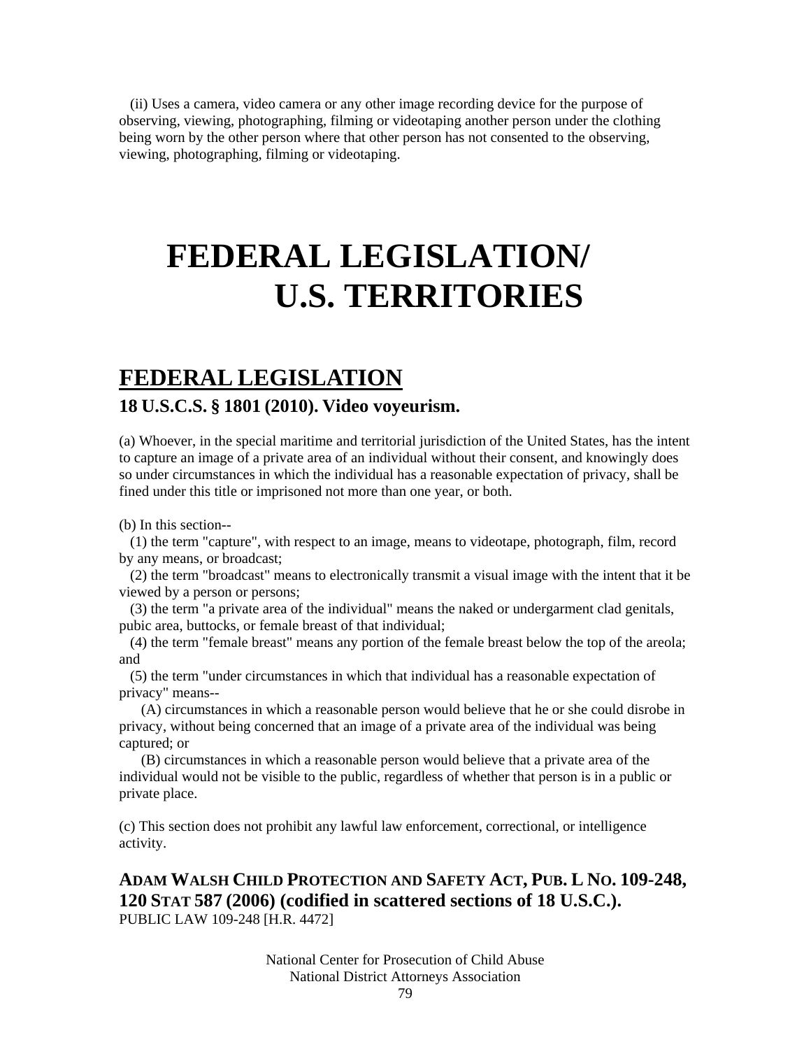(ii) Uses a camera, video camera or any other image recording device for the purpose of observing, viewing, photographing, filming or videotaping another person under the clothing being worn by the other person where that other person has not consented to the observing, viewing, photographing, filming or videotaping.

# FEDERAL LEGISLATION/ U.S. TERRITORIES

## FEDERAL LEGISLATION

### 18 U.S.C.S. § 1801 (2010). Video voyeurism.

(a) Whoever, in the special maritime and territorial jurisdiction of the United States, has the intent to capture an image of a private area of an individual without their consent, and knowingly does so under circumstances in which the individual has a reasonable expectation of privacy, shall be fined under this title or imprisoned not more than one year, or both.

(b) In this section--

(1) the term "capture", with respect to an image, means to videotape, photograph, film, record by any means, or broadcast;

(2) the term "broadcast" means to electronically transmit a visual image with the intent that it be viewed by a person or persons;

(3) the term "a private area of the individual" means the naked or undergarment clad genitals, pubic area, buttocks, or female breast of that individual;

(4) the term "female breast" means any portion of the female breast below the top of the areola; and

(5) the term "under circumstances in which that individual has a reasonable expectation of privacy" means--

(A) circumstances in which a reasonable person would believe that he or she could disrobe in privacy, without being concerned that an image of a private area of the individual was being captured; or

(B) circumstances in which a reasonable person would believe that a private area of the individual would not be visible to the public, regardless of whether that person is in a public or private place.

(c) This section does not prohibit any lawful law enforcement, correctional, or intelligence activity.

### ADAM WALSH CHILD PROTECTION AND SAFETY ACT, PUB. L NO. 109-248, 120 STAT 587 (2006) (codified in scattered sections of 18 U.S.C.).

PUBLIC LAW 109-248 [H.R. 4472]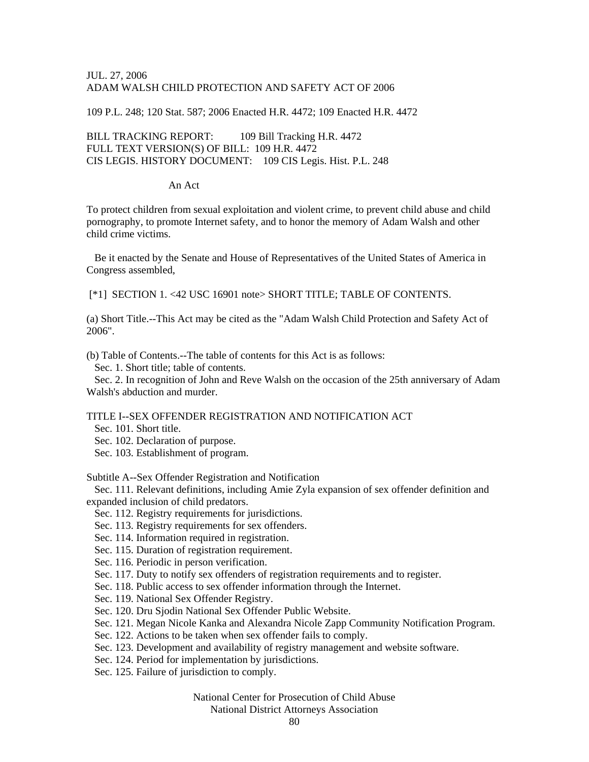JUL. 27, 2006
ADAM WALSH CHILD PROTECTION AND SAFETY ACT OF 2006

109 P.L. 248; 120 Stat. 587; 2006 Enacted H.R. 4472; 109 Enacted H.R. 4472

BILL TRACKING REPORT: 109 Bill Tracking H.R. 4472
FULL TEXT VERSION(S) OF BILL: 109 H.R. 4472
CIS LEGIS. HISTORY DOCUMENT: 109 CIS Legis. Hist. P.L. 248

An Act

To protect children from sexual exploitation and violent crime, to prevent child abuse and child pornography, to promote Internet safety, and to honor the memory of Adam Walsh and other child crime victims.

Be it enacted by the Senate and House of Representatives of the United States of America in Congress assembled,

[*1] SECTION 1. <42 USC 16901 note> SHORT TITLE; TABLE OF CONTENTS.

(a) Short Title.--This Act may be cited as the "Adam Walsh Child Protection and Safety Act of 2006".

(b) Table of Contents.--The table of contents for this Act is as follows:

Sec. 1. Short title; table of contents.
Sec. 2. In recognition of John and Reve Walsh on the occasion of the 25th anniversary of Adam Walsh's abduction and murder.

TITLE I--SEX OFFENDER REGISTRATION AND NOTIFICATION ACT

Sec. 101. Short title.
Sec. 102. Declaration of purpose.
Sec. 103. Establishment of program.

Subtitle A--Sex Offender Registration and Notification

Sec. 111. Relevant definitions, including Amie Zyla expansion of sex offender definition and expanded inclusion of child predators.
Sec. 112. Registry requirements for jurisdictions.
Sec. 113. Registry requirements for sex offenders.
Sec. 114. Information required in registration.
Sec. 115. Duration of registration requirement.
Sec. 116. Periodic in person verification.
Sec. 117. Duty to notify sex offenders of registration requirements and to register.
Sec. 118. Public access to sex offender information through the Internet.
Sec. 119. National Sex Offender Registry.
Sec. 120. Dru Sjodin National Sex Offender Public Website.
Sec. 121. Megan Nicole Kanka and Alexandra Nicole Zapp Community Notification Program.
Sec. 122. Actions to be taken when sex offender fails to comply.
Sec. 123. Development and availability of registry management and website software.
Sec. 124. Period for implementation by jurisdictions.
Sec. 125. Failure of jurisdiction to comply.

National Center for Prosecution of Child Abuse
National District Attorneys Association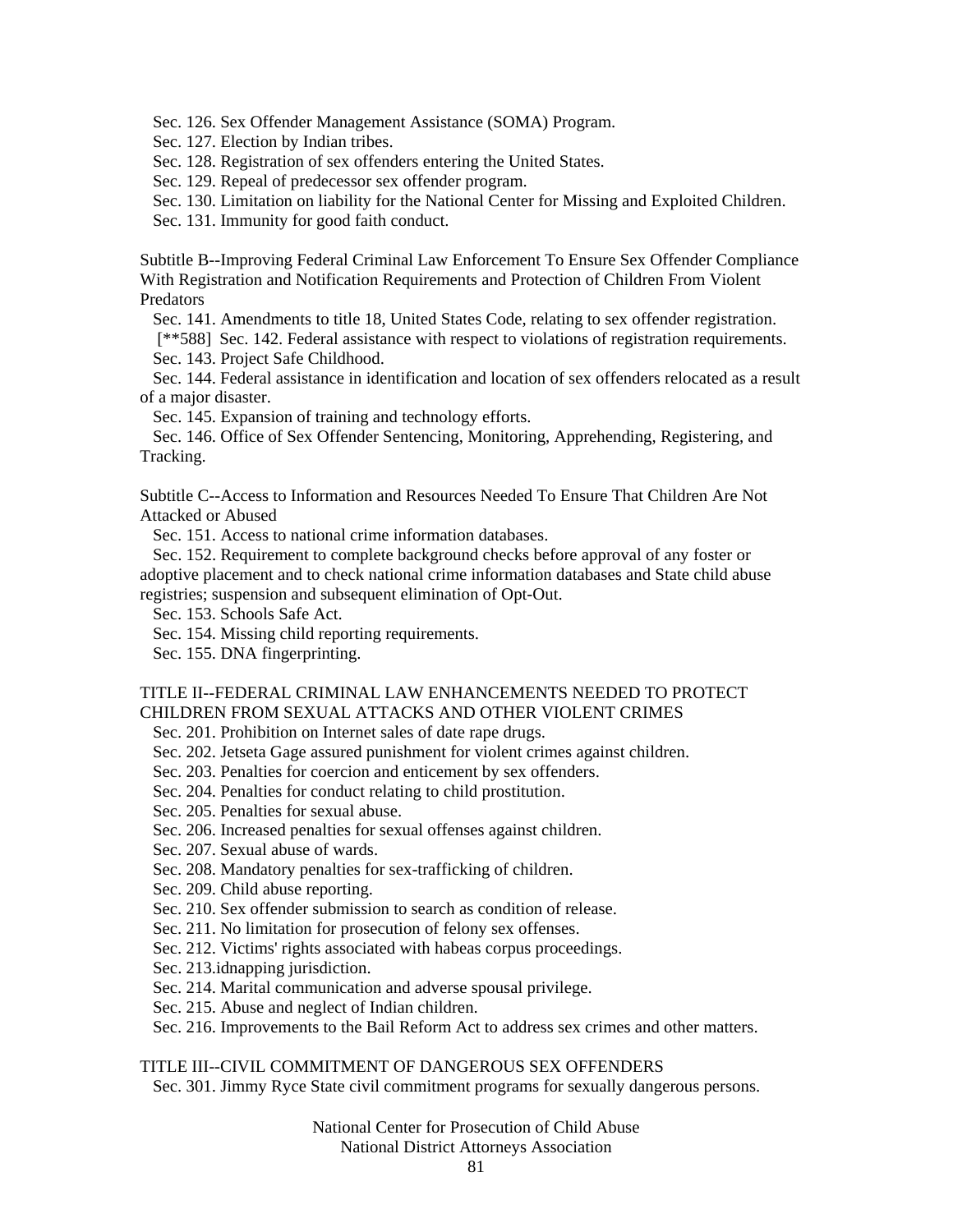Sec. 126. Sex Offender Management Assistance (SOMA) Program.
Sec. 127. Election by Indian tribes.
Sec. 128. Registration of sex offenders entering the United States.
Sec. 129. Repeal of predecessor sex offender program.
Sec. 130. Limitation on liability for the National Center for Missing and Exploited Children.
Sec. 131. Immunity for good faith conduct.

Subtitle B--Improving Federal Criminal Law Enforcement To Ensure Sex Offender Compliance With Registration and Notification Requirements and Protection of Children From Violent Predators

Sec. 141. Amendments to title 18, United States Code, relating to sex offender registration.
[**588] Sec. 142. Federal assistance with respect to violations of registration requirements.
Sec. 143. Project Safe Childhood.
Sec. 144. Federal assistance in identification and location of sex offenders relocated as a result of a major disaster.
Sec. 145. Expansion of training and technology efforts.
Sec. 146. Office of Sex Offender Sentencing, Monitoring, Apprehending, Registering, and Tracking.

Subtitle C--Access to Information and Resources Needed To Ensure That Children Are Not Attacked or Abused

Sec. 151. Access to national crime information databases.
Sec. 152. Requirement to complete background checks before approval of any foster or adoptive placement and to check national crime information databases and State child abuse registries; suspension and subsequent elimination of Opt-Out.
Sec. 153. Schools Safe Act.
Sec. 154. Missing child reporting requirements.
Sec. 155. DNA fingerprinting.

TITLE II--FEDERAL CRIMINAL LAW ENHANCEMENTS NEEDED TO PROTECT CHILDREN FROM SEXUAL ATTACKS AND OTHER VIOLENT CRIMES

Sec. 201. Prohibition on Internet sales of date rape drugs.
Sec. 202. Jetseta Gage assured punishment for violent crimes against children.
Sec. 203. Penalties for coercion and enticement by sex offenders.
Sec. 204. Penalties for conduct relating to child prostitution.
Sec. 205. Penalties for sexual abuse.
Sec. 206. Increased penalties for sexual offenses against children.
Sec. 207. Sexual abuse of wards.
Sec. 208. Mandatory penalties for sex-trafficking of children.
Sec. 209. Child abuse reporting.
Sec. 210. Sex offender submission to search as condition of release.
Sec. 211. No limitation for prosecution of felony sex offenses.
Sec. 212. Victims' rights associated with habeas corpus proceedings.
Sec. 213.idnapping jurisdiction.
Sec. 214. Marital communication and adverse spousal privilege.
Sec. 215. Abuse and neglect of Indian children.
Sec. 216. Improvements to the Bail Reform Act to address sex crimes and other matters.

TITLE III--CIVIL COMMITMENT OF DANGEROUS SEX OFFENDERS

Sec. 301. Jimmy Ryce State civil commitment programs for sexually dangerous persons.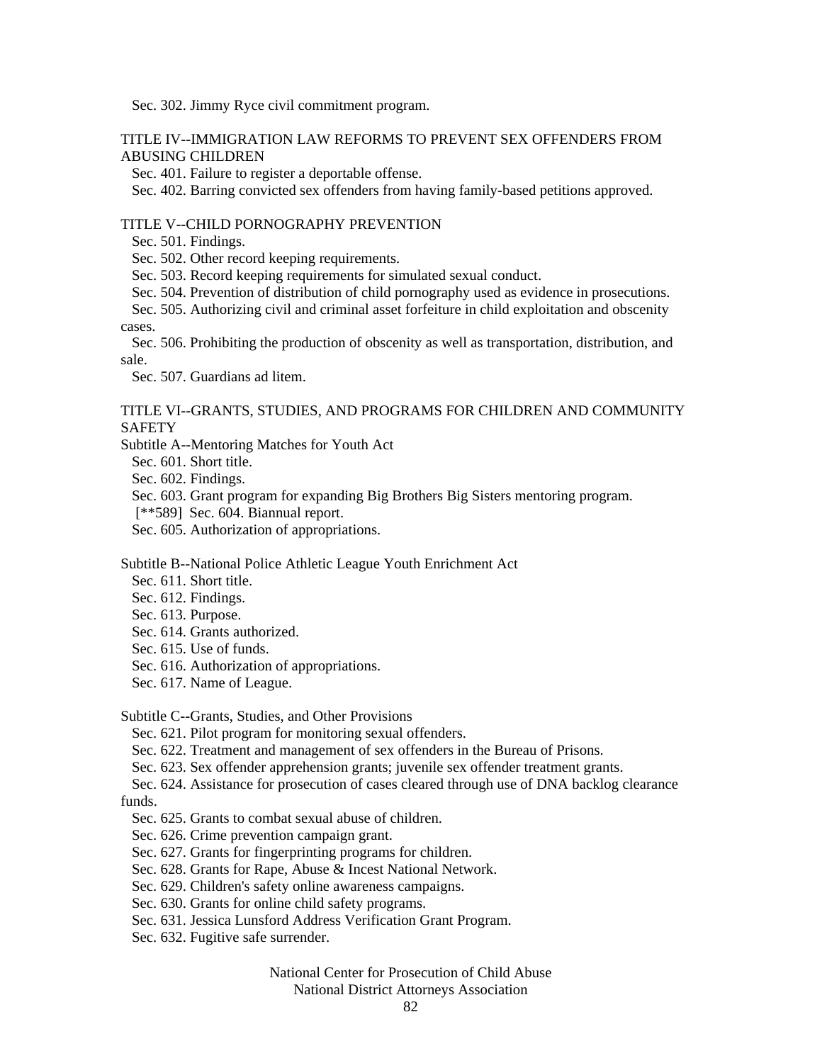Sec. 302. Jimmy Ryce civil commitment program.

TITLE IV--IMMIGRATION LAW REFORMS TO PREVENT SEX OFFENDERS FROM ABUSING CHILDREN

Sec. 401. Failure to register a deportable offense.

Sec. 402. Barring convicted sex offenders from having family-based petitions approved.

TITLE V--CHILD PORNOGRAPHY PREVENTION

Sec. 501. Findings.

Sec. 502. Other record keeping requirements.

Sec. 503. Record keeping requirements for simulated sexual conduct.

Sec. 504. Prevention of distribution of child pornography used as evidence in prosecutions.

Sec. 505. Authorizing civil and criminal asset forfeiture in child exploitation and obscenity cases.

Sec. 506. Prohibiting the production of obscenity as well as transportation, distribution, and sale.

Sec. 507. Guardians ad litem.

TITLE VI--GRANTS, STUDIES, AND PROGRAMS FOR CHILDREN AND COMMUNITY SAFETY

Subtitle A--Mentoring Matches for Youth Act

Sec. 601. Short title.

Sec. 602. Findings.

Sec. 603. Grant program for expanding Big Brothers Big Sisters mentoring program.

[**589] Sec. 604. Biannual report.

Sec. 605. Authorization of appropriations.

Subtitle B--National Police Athletic League Youth Enrichment Act

Sec. 611. Short title.

Sec. 612. Findings.

Sec. 613. Purpose.

Sec. 614. Grants authorized.

Sec. 615. Use of funds.

Sec. 616. Authorization of appropriations.

Sec. 617. Name of League.

Subtitle C--Grants, Studies, and Other Provisions

Sec. 621. Pilot program for monitoring sexual offenders.

Sec. 622. Treatment and management of sex offenders in the Bureau of Prisons.

Sec. 623. Sex offender apprehension grants; juvenile sex offender treatment grants.

Sec. 624. Assistance for prosecution of cases cleared through use of DNA backlog clearance funds.

Sec. 625. Grants to combat sexual abuse of children.

Sec. 626. Crime prevention campaign grant.

Sec. 627. Grants for fingerprinting programs for children.

Sec. 628. Grants for Rape, Abuse & Incest National Network.

Sec. 629. Children's safety online awareness campaigns.

Sec. 630. Grants for online child safety programs.

Sec. 631. Jessica Lunsford Address Verification Grant Program.

Sec. 632. Fugitive safe surrender.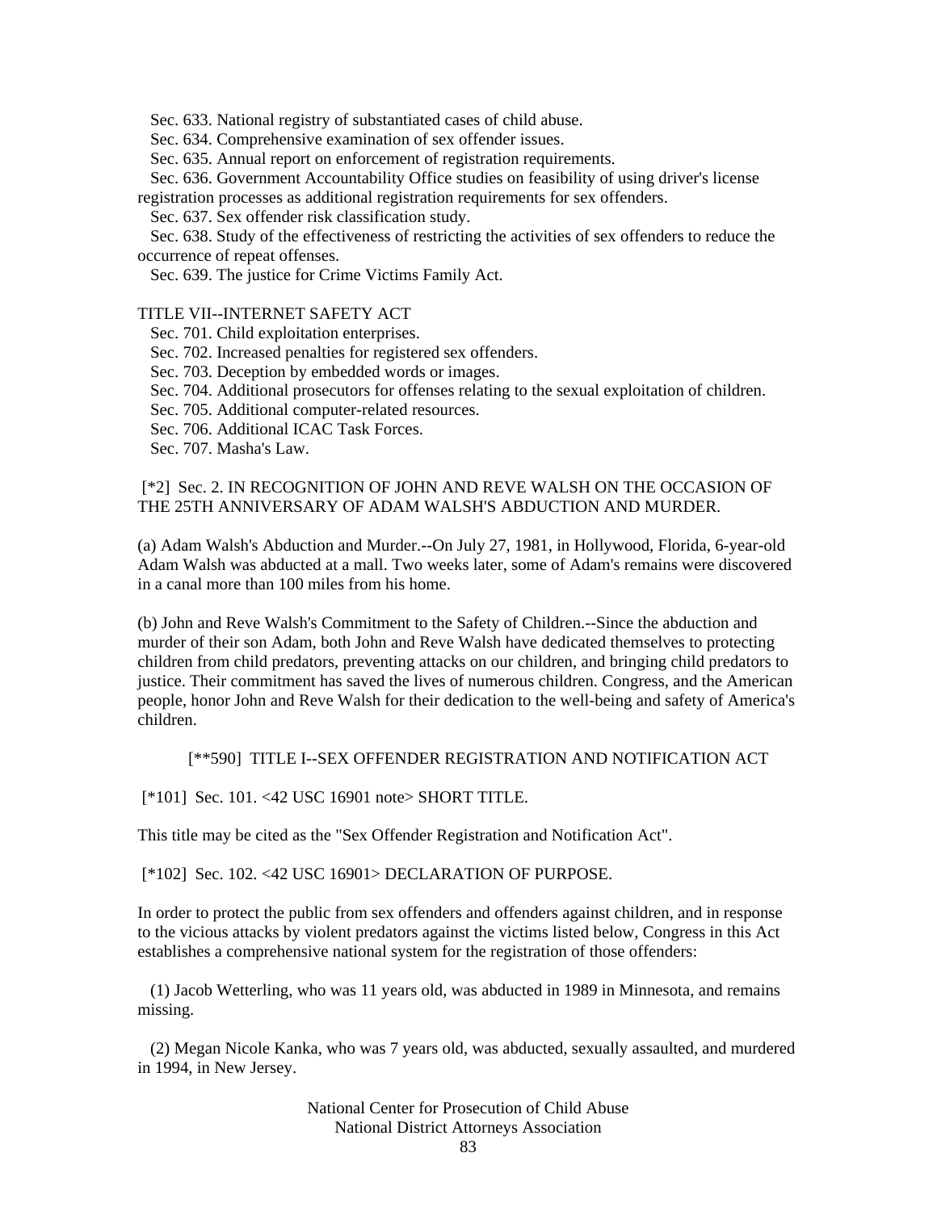Sec. 633. National registry of substantiated cases of child abuse.
Sec. 634. Comprehensive examination of sex offender issues.
Sec. 635. Annual report on enforcement of registration requirements.
Sec. 636. Government Accountability Office studies on feasibility of using driver's license registration processes as additional registration requirements for sex offenders.
Sec. 637. Sex offender risk classification study.
Sec. 638. Study of the effectiveness of restricting the activities of sex offenders to reduce the occurrence of repeat offenses.
Sec. 639. The justice for Crime Victims Family Act.

TITLE VII--INTERNET SAFETY ACT
Sec. 701. Child exploitation enterprises.
Sec. 702. Increased penalties for registered sex offenders.
Sec. 703. Deception by embedded words or images.
Sec. 704. Additional prosecutors for offenses relating to the sexual exploitation of children.
Sec. 705. Additional computer-related resources.
Sec. 706. Additional ICAC Task Forces.
Sec. 707. Masha's Law.

[*2] Sec. 2. IN RECOGNITION OF JOHN AND REVE WALSH ON THE OCCASION OF THE 25TH ANNIVERSARY OF ADAM WALSH'S ABDUCTION AND MURDER.

(a) Adam Walsh's Abduction and Murder.--On July 27, 1981, in Hollywood, Florida, 6-year-old Adam Walsh was abducted at a mall. Two weeks later, some of Adam's remains were discovered in a canal more than 100 miles from his home.

(b) John and Reve Walsh's Commitment to the Safety of Children.--Since the abduction and murder of their son Adam, both John and Reve Walsh have dedicated themselves to protecting children from child predators, preventing attacks on our children, and bringing child predators to justice. Their commitment has saved the lives of numerous children. Congress, and the American people, honor John and Reve Walsh for their dedication to the well-being and safety of America's children.

[**590] TITLE I--SEX OFFENDER REGISTRATION AND NOTIFICATION ACT

[*101] Sec. 101. <42 USC 16901 note> SHORT TITLE.

This title may be cited as the "Sex Offender Registration and Notification Act".

[*102] Sec. 102. <42 USC 16901> DECLARATION OF PURPOSE.

In order to protect the public from sex offenders and offenders against children, and in response to the vicious attacks by violent predators against the victims listed below, Congress in this Act establishes a comprehensive national system for the registration of those offenders:

(1) Jacob Wetterling, who was 11 years old, was abducted in 1989 in Minnesota, and remains missing.

(2) Megan Nicole Kanka, who was 7 years old, was abducted, sexually assaulted, and murdered in 1994, in New Jersey.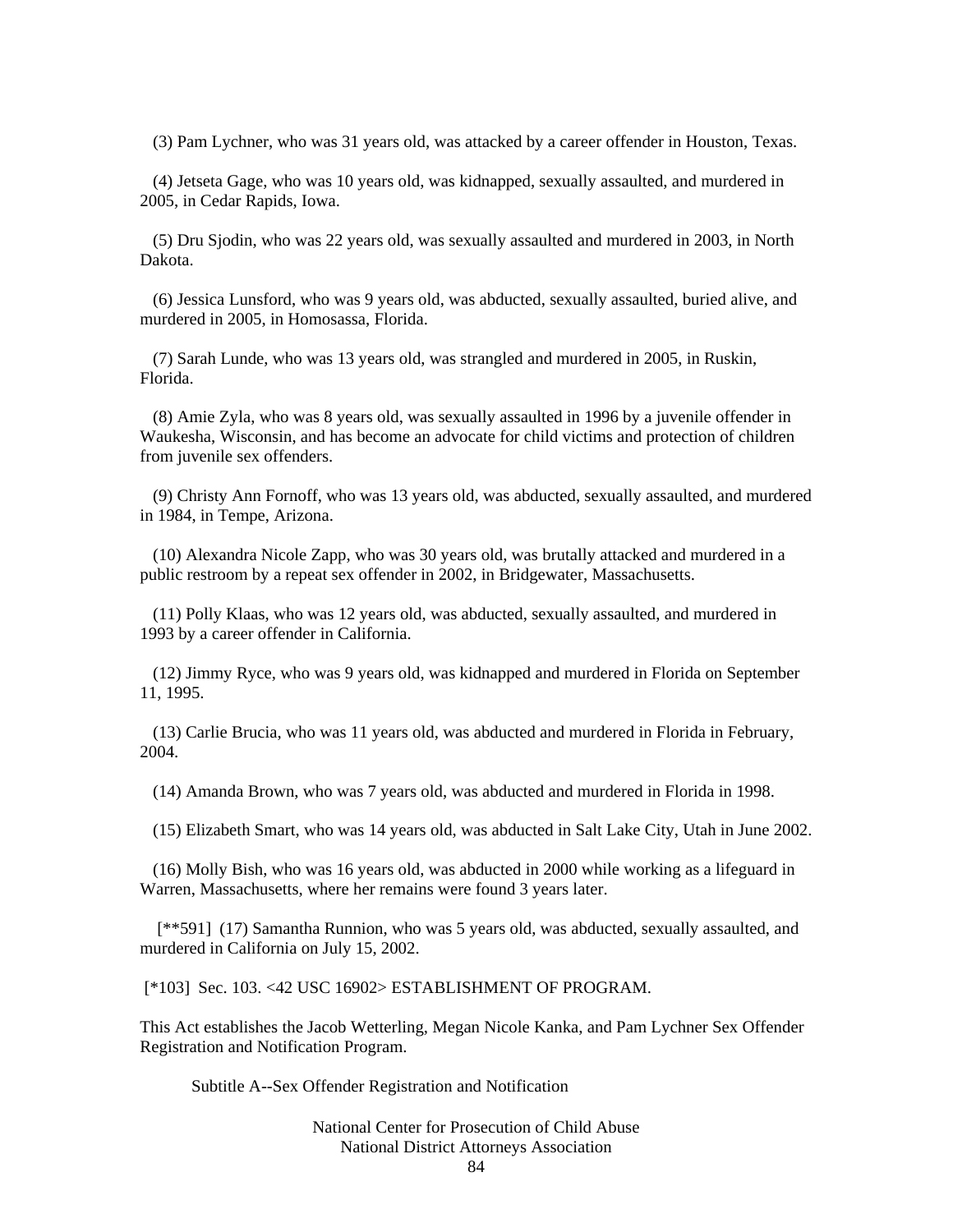(3) Pam Lychner, who was 31 years old, was attacked by a career offender in Houston, Texas.

(4) Jetseta Gage, who was 10 years old, was kidnapped, sexually assaulted, and murdered in 2005, in Cedar Rapids, Iowa.

(5) Dru Sjodin, who was 22 years old, was sexually assaulted and murdered in 2003, in North Dakota.

(6) Jessica Lunsford, who was 9 years old, was abducted, sexually assaulted, buried alive, and murdered in 2005, in Homosassa, Florida.

(7) Sarah Lunde, who was 13 years old, was strangled and murdered in 2005, in Ruskin, Florida.

(8) Amie Zyla, who was 8 years old, was sexually assaulted in 1996 by a juvenile offender in Waukesha, Wisconsin, and has become an advocate for child victims and protection of children from juvenile sex offenders.

(9) Christy Ann Fornoff, who was 13 years old, was abducted, sexually assaulted, and murdered in 1984, in Tempe, Arizona.

(10) Alexandra Nicole Zapp, who was 30 years old, was brutally attacked and murdered in a public restroom by a repeat sex offender in 2002, in Bridgewater, Massachusetts.

(11) Polly Klaas, who was 12 years old, was abducted, sexually assaulted, and murdered in 1993 by a career offender in California.

(12) Jimmy Ryce, who was 9 years old, was kidnapped and murdered in Florida on September 11, 1995.

(13) Carlie Brucia, who was 11 years old, was abducted and murdered in Florida in February, 2004.

(14) Amanda Brown, who was 7 years old, was abducted and murdered in Florida in 1998.

(15) Elizabeth Smart, who was 14 years old, was abducted in Salt Lake City, Utah in June 2002.

(16) Molly Bish, who was 16 years old, was abducted in 2000 while working as a lifeguard in Warren, Massachusetts, where her remains were found 3 years later.

[**591] (17) Samantha Runnion, who was 5 years old, was abducted, sexually assaulted, and murdered in California on July 15, 2002.

[*103] Sec. 103. <42 USC 16902> ESTABLISHMENT OF PROGRAM.

This Act establishes the Jacob Wetterling, Megan Nicole Kanka, and Pam Lychner Sex Offender Registration and Notification Program.

Subtitle A--Sex Offender Registration and Notification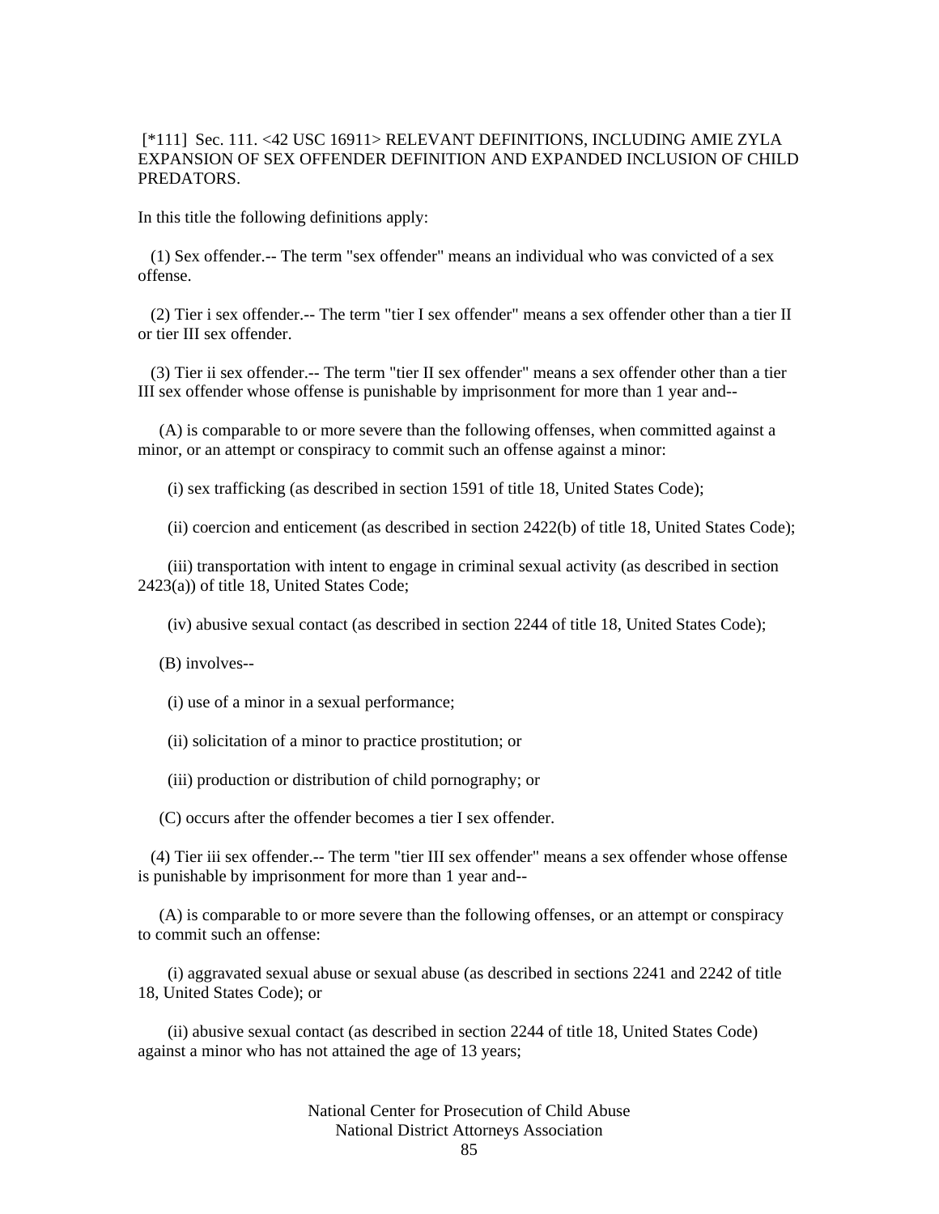[*111] Sec. 111. <42 USC 16911> RELEVANT DEFINITIONS, INCLUDING AMIE ZYLA EXPANSION OF SEX OFFENDER DEFINITION AND EXPANDED INCLUSION OF CHILD PREDATORS.

In this title the following definitions apply:

(1) Sex offender.-- The term "sex offender" means an individual who was convicted of a sex offense.

(2) Tier i sex offender.-- The term "tier I sex offender" means a sex offender other than a tier II or tier III sex offender.

(3) Tier ii sex offender.-- The term "tier II sex offender" means a sex offender other than a tier III sex offender whose offense is punishable by imprisonment for more than 1 year and--

(A) is comparable to or more severe than the following offenses, when committed against a minor, or an attempt or conspiracy to commit such an offense against a minor:

(i) sex trafficking (as described in section 1591 of title 18, United States Code);

(ii) coercion and enticement (as described in section 2422(b) of title 18, United States Code);

(iii) transportation with intent to engage in criminal sexual activity (as described in section 2423(a)) of title 18, United States Code;

(iv) abusive sexual contact (as described in section 2244 of title 18, United States Code);

(B) involves--

(i) use of a minor in a sexual performance;

(ii) solicitation of a minor to practice prostitution; or

(iii) production or distribution of child pornography; or

(C) occurs after the offender becomes a tier I sex offender.

(4) Tier iii sex offender.-- The term "tier III sex offender" means a sex offender whose offense is punishable by imprisonment for more than 1 year and--

(A) is comparable to or more severe than the following offenses, or an attempt or conspiracy to commit such an offense:

(i) aggravated sexual abuse or sexual abuse (as described in sections 2241 and 2242 of title 18, United States Code); or

(ii) abusive sexual contact (as described in section 2244 of title 18, United States Code) against a minor who has not attained the age of 13 years;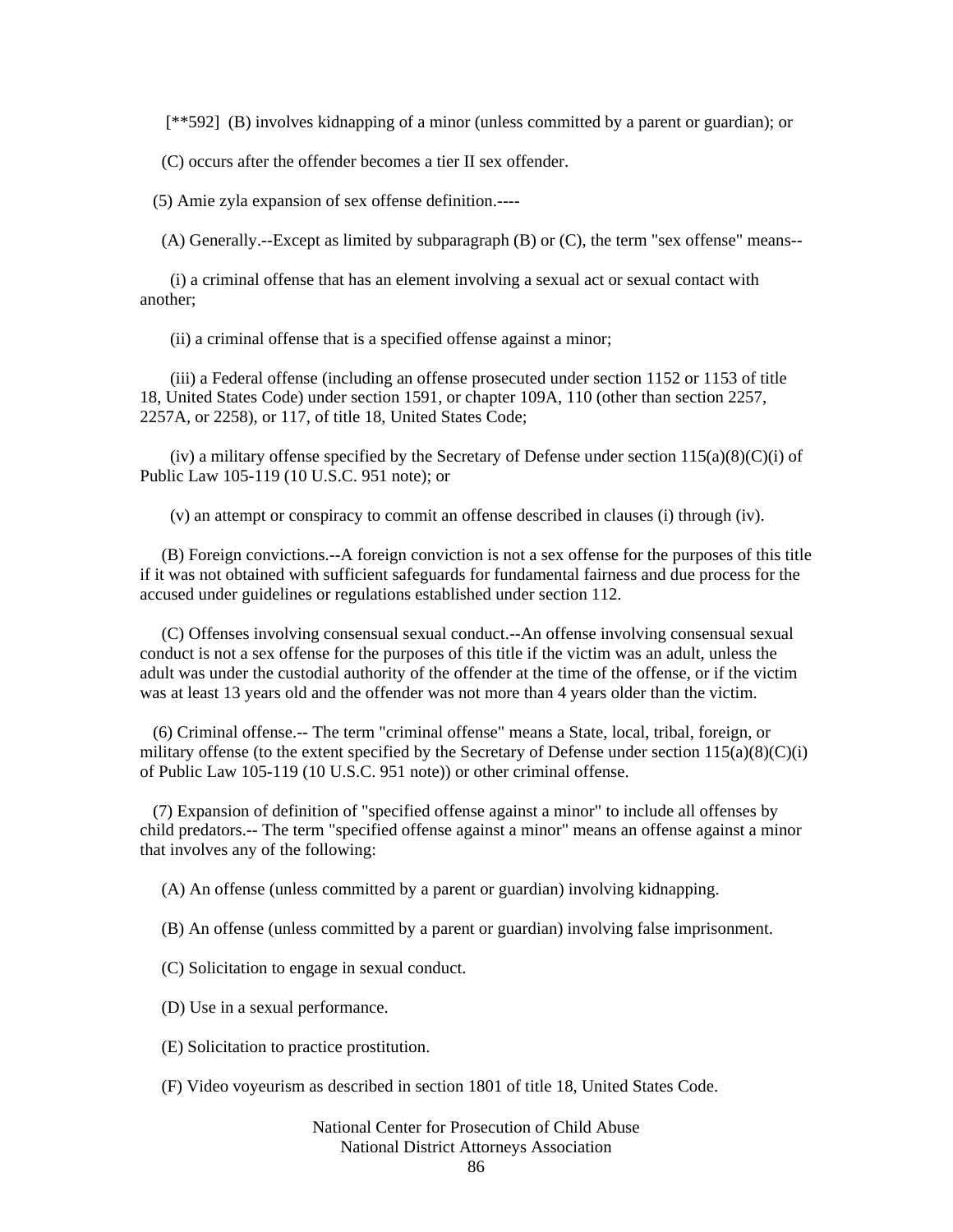[**592] (B) involves kidnapping of a minor (unless committed by a parent or guardian); or

(C) occurs after the offender becomes a tier II sex offender.

(5) Amie zyla expansion of sex offense definition.----

(A) Generally.--Except as limited by subparagraph (B) or (C), the term "sex offense" means--

(i) a criminal offense that has an element involving a sexual act or sexual contact with another;

(ii) a criminal offense that is a specified offense against a minor;

(iii) a Federal offense (including an offense prosecuted under section 1152 or 1153 of title 18, United States Code) under section 1591, or chapter 109A, 110 (other than section 2257, 2257A, or 2258), or 117, of title 18, United States Code;

(iv) a military offense specified by the Secretary of Defense under section 115(a)(8)(C)(i) of Public Law 105-119 (10 U.S.C. 951 note); or

(v) an attempt or conspiracy to commit an offense described in clauses (i) through (iv).

(B) Foreign convictions.--A foreign conviction is not a sex offense for the purposes of this title if it was not obtained with sufficient safeguards for fundamental fairness and due process for the accused under guidelines or regulations established under section 112.

(C) Offenses involving consensual sexual conduct.--An offense involving consensual sexual conduct is not a sex offense for the purposes of this title if the victim was an adult, unless the adult was under the custodial authority of the offender at the time of the offense, or if the victim was at least 13 years old and the offender was not more than 4 years older than the victim.

(6) Criminal offense.-- The term "criminal offense" means a State, local, tribal, foreign, or military offense (to the extent specified by the Secretary of Defense under section 115(a)(8)(C)(i) of Public Law 105-119 (10 U.S.C. 951 note)) or other criminal offense.

(7) Expansion of definition of "specified offense against a minor" to include all offenses by child predators.-- The term "specified offense against a minor" means an offense against a minor that involves any of the following:

(A) An offense (unless committed by a parent or guardian) involving kidnapping.

(B) An offense (unless committed by a parent or guardian) involving false imprisonment.

(C) Solicitation to engage in sexual conduct.

(D) Use in a sexual performance.

(E) Solicitation to practice prostitution.

(F) Video voyeurism as described in section 1801 of title 18, United States Code.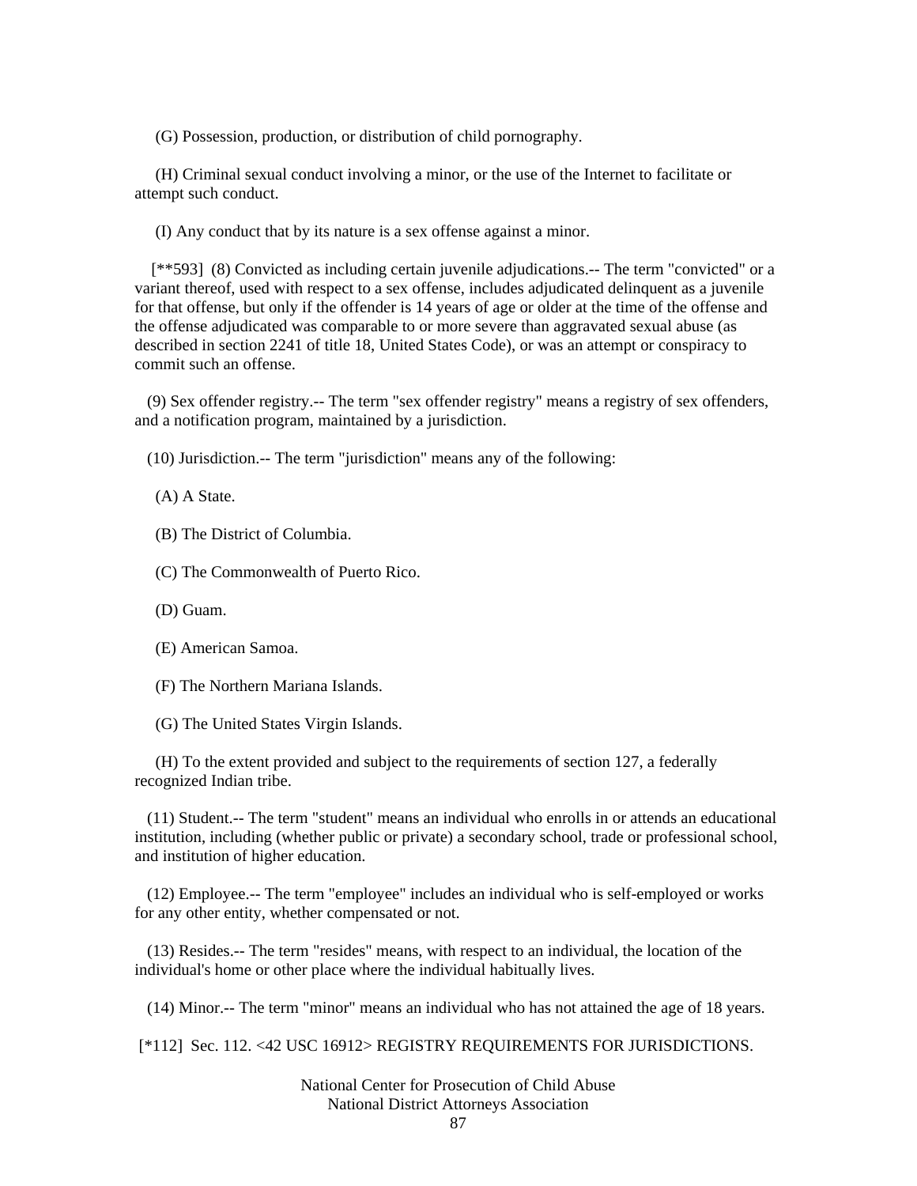(G) Possession, production, or distribution of child pornography.

(H) Criminal sexual conduct involving a minor, or the use of the Internet to facilitate or attempt such conduct.

(I) Any conduct that by its nature is a sex offense against a minor.

[**593] (8) Convicted as including certain juvenile adjudications.-- The term "convicted" or a variant thereof, used with respect to a sex offense, includes adjudicated delinquent as a juvenile for that offense, but only if the offender is 14 years of age or older at the time of the offense and the offense adjudicated was comparable to or more severe than aggravated sexual abuse (as described in section 2241 of title 18, United States Code), or was an attempt or conspiracy to commit such an offense.

(9) Sex offender registry.-- The term "sex offender registry" means a registry of sex offenders, and a notification program, maintained by a jurisdiction.

(10) Jurisdiction.-- The term "jurisdiction" means any of the following:

(A) A State.

(B) The District of Columbia.

(C) The Commonwealth of Puerto Rico.

(D) Guam.

(E) American Samoa.

(F) The Northern Mariana Islands.

(G) The United States Virgin Islands.

(H) To the extent provided and subject to the requirements of section 127, a federally recognized Indian tribe.

(11) Student.-- The term "student" means an individual who enrolls in or attends an educational institution, including (whether public or private) a secondary school, trade or professional school, and institution of higher education.

(12) Employee.-- The term "employee" includes an individual who is self-employed or works for any other entity, whether compensated or not.

(13) Resides.-- The term "resides" means, with respect to an individual, the location of the individual's home or other place where the individual habitually lives.

(14) Minor.-- The term "minor" means an individual who has not attained the age of 18 years.

[*112] Sec. 112. <42 USC 16912> REGISTRY REQUIREMENTS FOR JURISDICTIONS.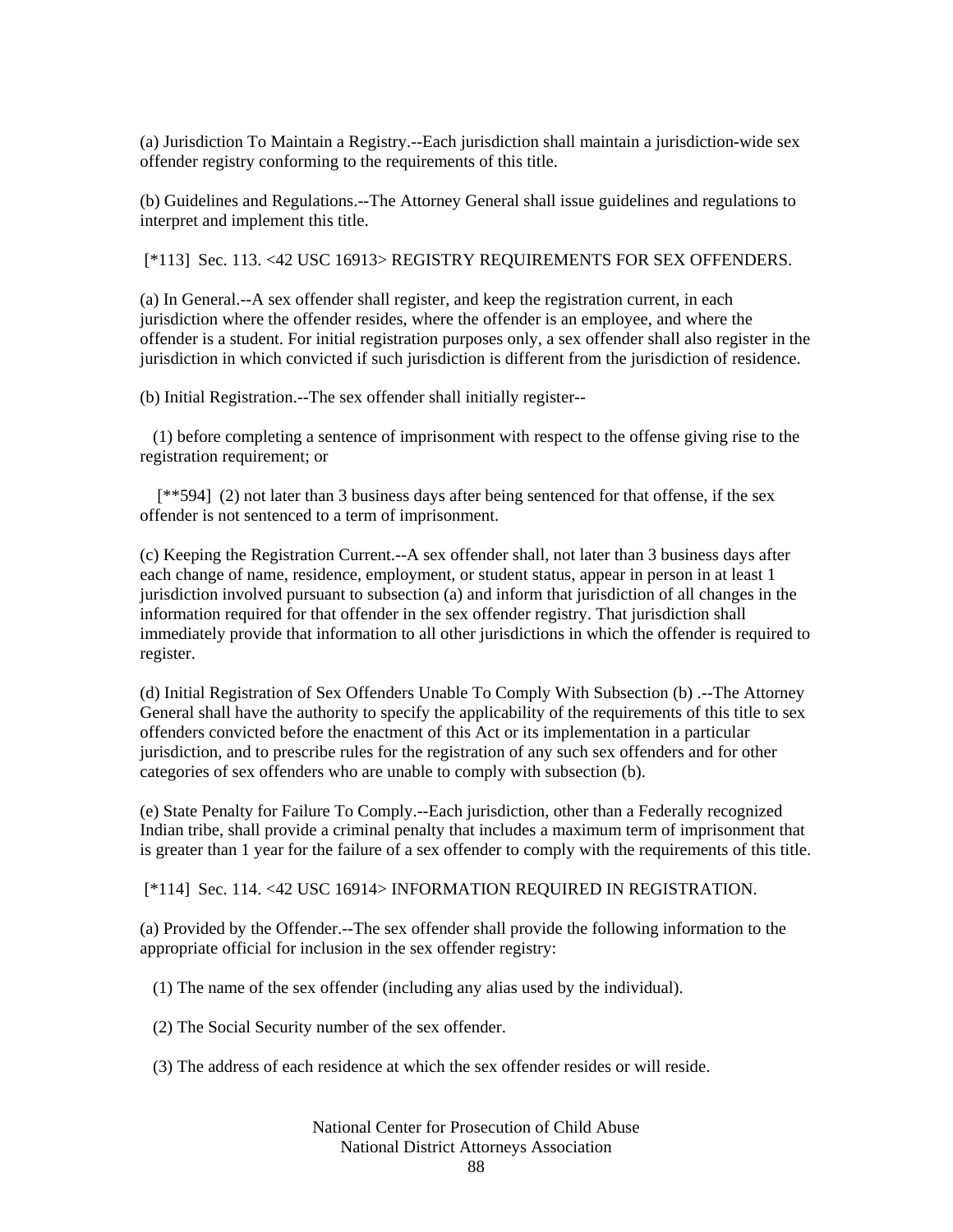(a) Jurisdiction To Maintain a Registry.--Each jurisdiction shall maintain a jurisdiction-wide sex offender registry conforming to the requirements of this title.

(b) Guidelines and Regulations.--The Attorney General shall issue guidelines and regulations to interpret and implement this title.

[*113] Sec. 113. <42 USC 16913> REGISTRY REQUIREMENTS FOR SEX OFFENDERS.

(a) In General.--A sex offender shall register, and keep the registration current, in each jurisdiction where the offender resides, where the offender is an employee, and where the offender is a student. For initial registration purposes only, a sex offender shall also register in the jurisdiction in which convicted if such jurisdiction is different from the jurisdiction of residence.

(b) Initial Registration.--The sex offender shall initially register--

(1) before completing a sentence of imprisonment with respect to the offense giving rise to the registration requirement; or

[**594] (2) not later than 3 business days after being sentenced for that offense, if the sex offender is not sentenced to a term of imprisonment.

(c) Keeping the Registration Current.--A sex offender shall, not later than 3 business days after each change of name, residence, employment, or student status, appear in person in at least 1 jurisdiction involved pursuant to subsection (a) and inform that jurisdiction of all changes in the information required for that offender in the sex offender registry. That jurisdiction shall immediately provide that information to all other jurisdictions in which the offender is required to register.

(d) Initial Registration of Sex Offenders Unable To Comply With Subsection (b) .--The Attorney General shall have the authority to specify the applicability of the requirements of this title to sex offenders convicted before the enactment of this Act or its implementation in a particular jurisdiction, and to prescribe rules for the registration of any such sex offenders and for other categories of sex offenders who are unable to comply with subsection (b).

(e) State Penalty for Failure To Comply.--Each jurisdiction, other than a Federally recognized Indian tribe, shall provide a criminal penalty that includes a maximum term of imprisonment that is greater than 1 year for the failure of a sex offender to comply with the requirements of this title.

[*114] Sec. 114. <42 USC 16914> INFORMATION REQUIRED IN REGISTRATION.

(a) Provided by the Offender.--The sex offender shall provide the following information to the appropriate official for inclusion in the sex offender registry:

(1) The name of the sex offender (including any alias used by the individual).

(2) The Social Security number of the sex offender.

(3) The address of each residence at which the sex offender resides or will reside.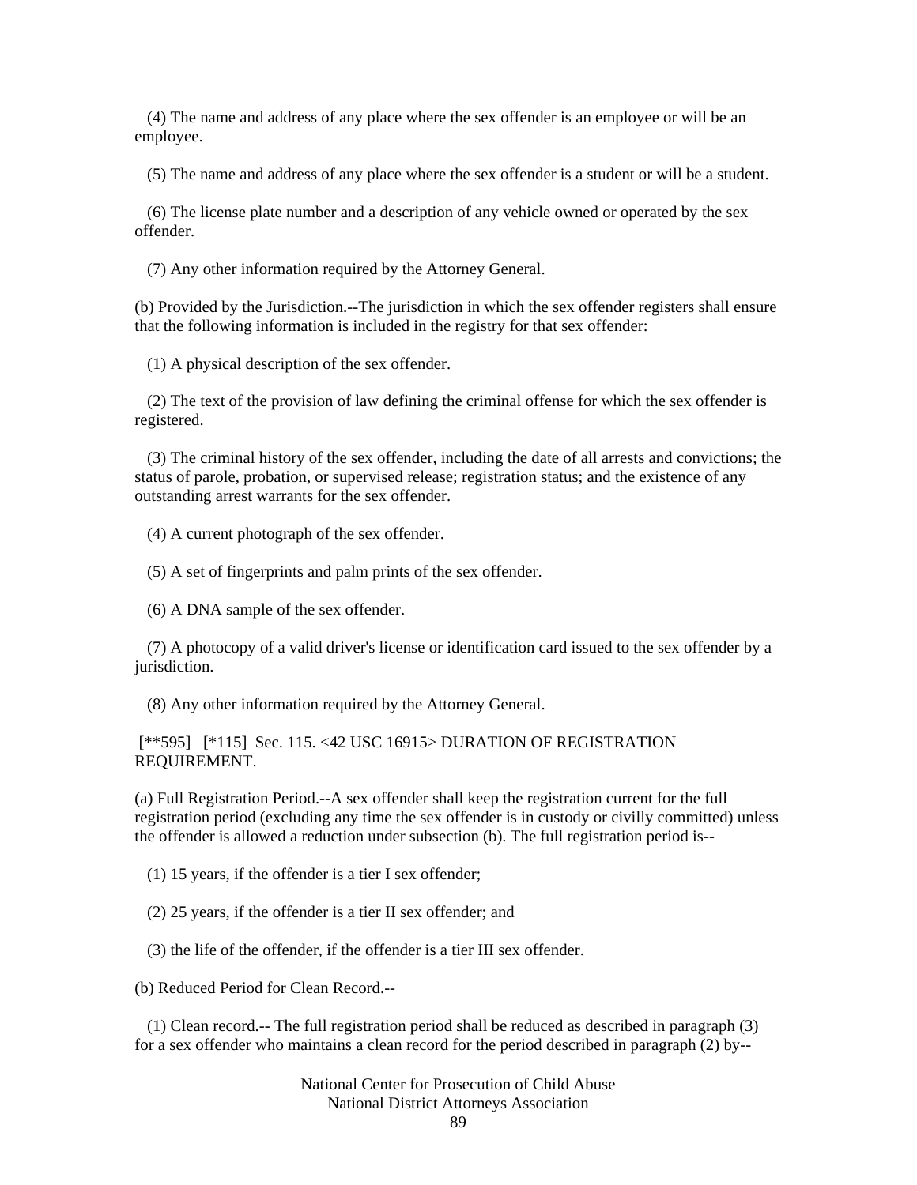(4) The name and address of any place where the sex offender is an employee or will be an employee.

(5) The name and address of any place where the sex offender is a student or will be a student.

(6) The license plate number and a description of any vehicle owned or operated by the sex offender.

(7) Any other information required by the Attorney General.

(b) Provided by the Jurisdiction.--The jurisdiction in which the sex offender registers shall ensure that the following information is included in the registry for that sex offender:

(1) A physical description of the sex offender.

(2) The text of the provision of law defining the criminal offense for which the sex offender is registered.

(3) The criminal history of the sex offender, including the date of all arrests and convictions; the status of parole, probation, or supervised release; registration status; and the existence of any outstanding arrest warrants for the sex offender.

(4) A current photograph of the sex offender.

(5) A set of fingerprints and palm prints of the sex offender.

(6) A DNA sample of the sex offender.

(7) A photocopy of a valid driver's license or identification card issued to the sex offender by a jurisdiction.

(8) Any other information required by the Attorney General.

[**595] [*115] Sec. 115. <42 USC 16915> DURATION OF REGISTRATION REQUIREMENT.

(a) Full Registration Period.--A sex offender shall keep the registration current for the full registration period (excluding any time the sex offender is in custody or civilly committed) unless the offender is allowed a reduction under subsection (b). The full registration period is--

(1) 15 years, if the offender is a tier I sex offender;

(2) 25 years, if the offender is a tier II sex offender; and

(3) the life of the offender, if the offender is a tier III sex offender.

(b) Reduced Period for Clean Record.--

(1) Clean record.-- The full registration period shall be reduced as described in paragraph (3) for a sex offender who maintains a clean record for the period described in paragraph (2) by--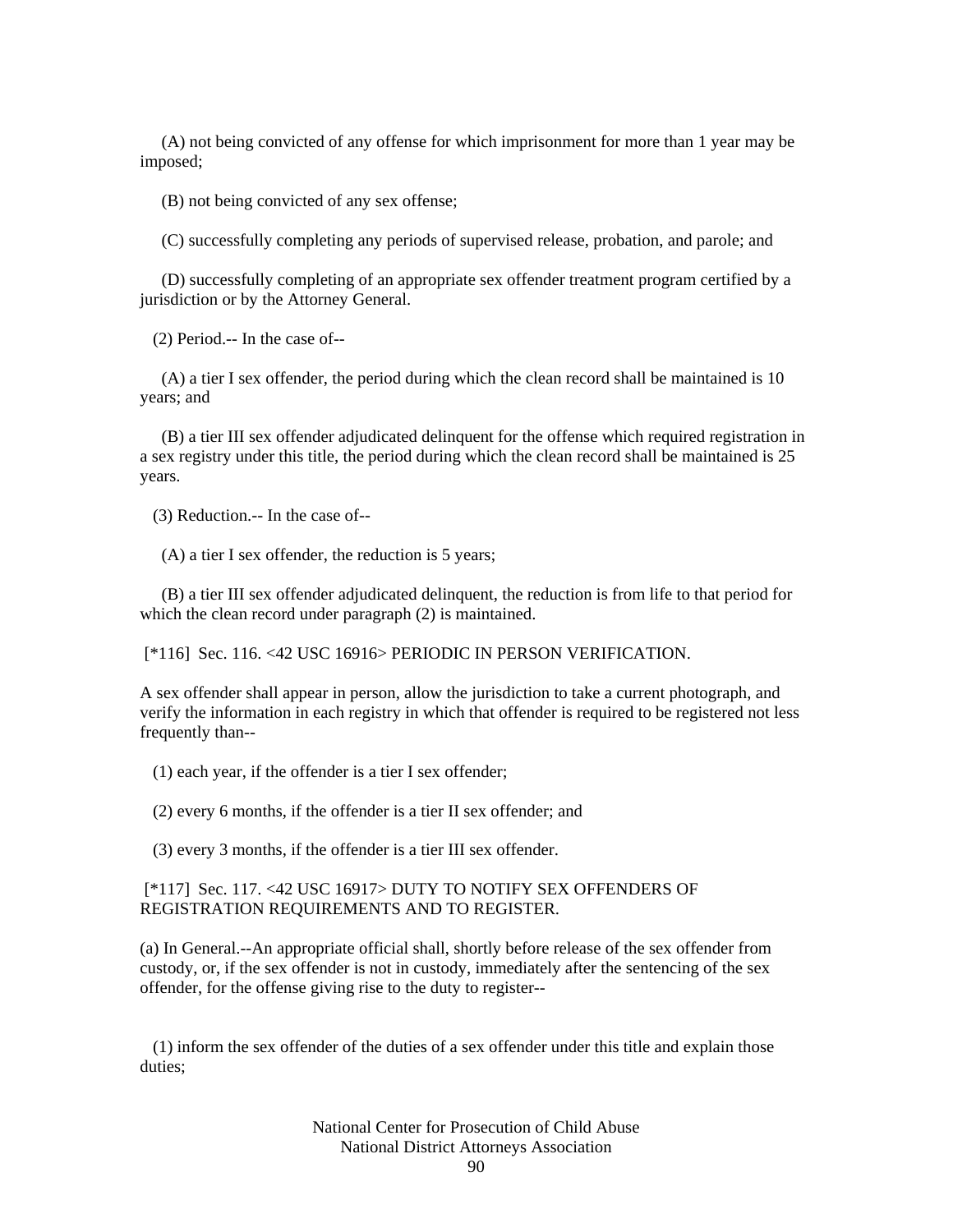(A) not being convicted of any offense for which imprisonment for more than 1 year may be imposed;

(B) not being convicted of any sex offense;

(C) successfully completing any periods of supervised release, probation, and parole; and

(D) successfully completing of an appropriate sex offender treatment program certified by a jurisdiction or by the Attorney General.

(2) Period.-- In the case of--

(A) a tier I sex offender, the period during which the clean record shall be maintained is 10 years; and

(B) a tier III sex offender adjudicated delinquent for the offense which required registration in a sex registry under this title, the period during which the clean record shall be maintained is 25 years.

(3) Reduction.-- In the case of--

(A) a tier I sex offender, the reduction is 5 years;

(B) a tier III sex offender adjudicated delinquent, the reduction is from life to that period for which the clean record under paragraph (2) is maintained.

[*116] Sec. 116. <42 USC 16916> PERIODIC IN PERSON VERIFICATION.

A sex offender shall appear in person, allow the jurisdiction to take a current photograph, and verify the information in each registry in which that offender is required to be registered not less frequently than--

(1) each year, if the offender is a tier I sex offender;

(2) every 6 months, if the offender is a tier II sex offender; and

(3) every 3 months, if the offender is a tier III sex offender.

[*117] Sec. 117. <42 USC 16917> DUTY TO NOTIFY SEX OFFENDERS OF REGISTRATION REQUIREMENTS AND TO REGISTER.

(a) In General.--An appropriate official shall, shortly before release of the sex offender from custody, or, if the sex offender is not in custody, immediately after the sentencing of the sex offender, for the offense giving rise to the duty to register--

(1) inform the sex offender of the duties of a sex offender under this title and explain those duties;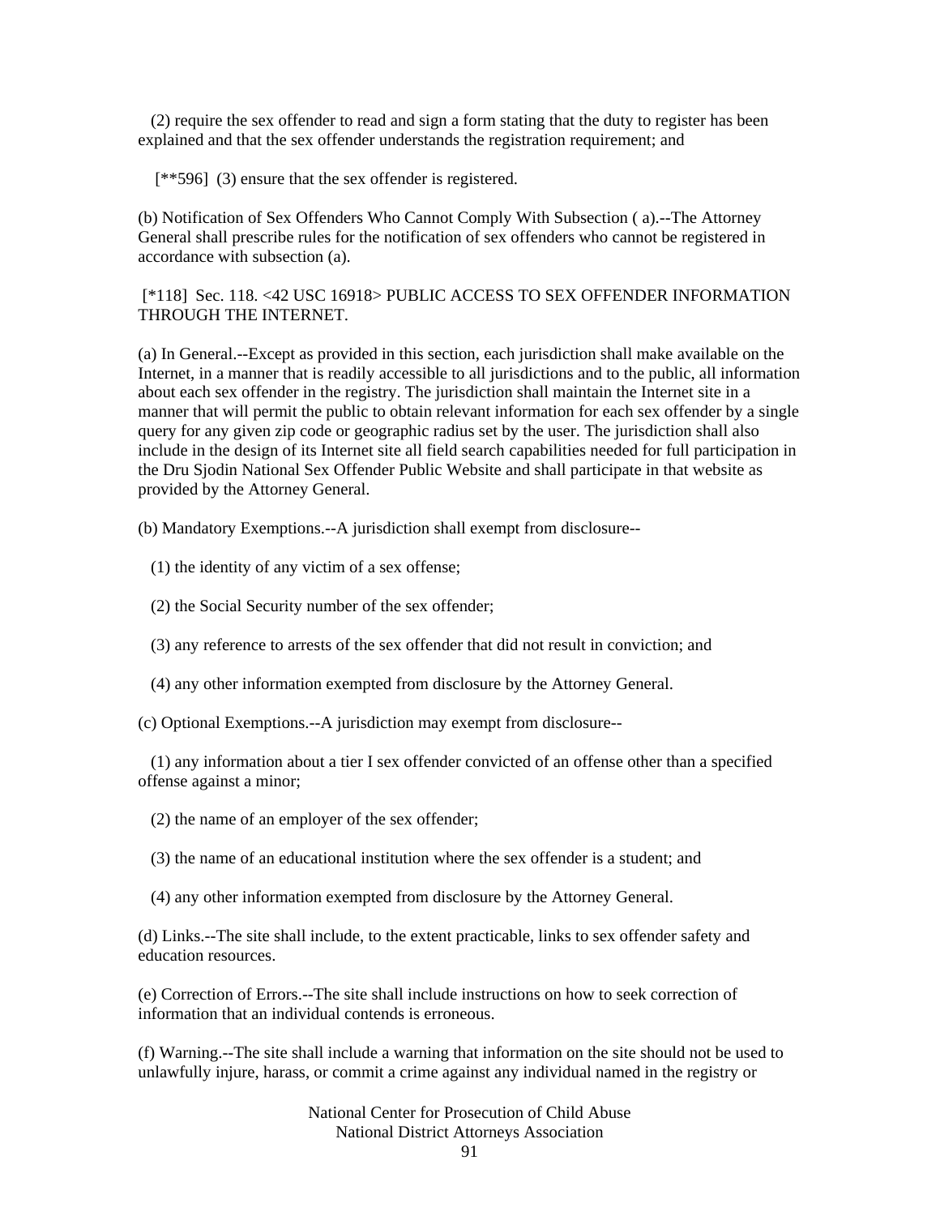(2) require the sex offender to read and sign a form stating that the duty to register has been explained and that the sex offender understands the registration requirement; and

[**596] (3) ensure that the sex offender is registered.

(b) Notification of Sex Offenders Who Cannot Comply With Subsection ( a).--The Attorney General shall prescribe rules for the notification of sex offenders who cannot be registered in accordance with subsection (a).

[*118] Sec. 118. <42 USC 16918> PUBLIC ACCESS TO SEX OFFENDER INFORMATION THROUGH THE INTERNET.

(a) In General.--Except as provided in this section, each jurisdiction shall make available on the Internet, in a manner that is readily accessible to all jurisdictions and to the public, all information about each sex offender in the registry. The jurisdiction shall maintain the Internet site in a manner that will permit the public to obtain relevant information for each sex offender by a single query for any given zip code or geographic radius set by the user. The jurisdiction shall also include in the design of its Internet site all field search capabilities needed for full participation in the Dru Sjodin National Sex Offender Public Website and shall participate in that website as provided by the Attorney General.

(b) Mandatory Exemptions.--A jurisdiction shall exempt from disclosure--

(1) the identity of any victim of a sex offense;

(2) the Social Security number of the sex offender;

(3) any reference to arrests of the sex offender that did not result in conviction; and

(4) any other information exempted from disclosure by the Attorney General.

(c) Optional Exemptions.--A jurisdiction may exempt from disclosure--

(1) any information about a tier I sex offender convicted of an offense other than a specified offense against a minor;

(2) the name of an employer of the sex offender;

(3) the name of an educational institution where the sex offender is a student; and

(4) any other information exempted from disclosure by the Attorney General.

(d) Links.--The site shall include, to the extent practicable, links to sex offender safety and education resources.

(e) Correction of Errors.--The site shall include instructions on how to seek correction of information that an individual contends is erroneous.

(f) Warning.--The site shall include a warning that information on the site should not be used to unlawfully injure, harass, or commit a crime against any individual named in the registry or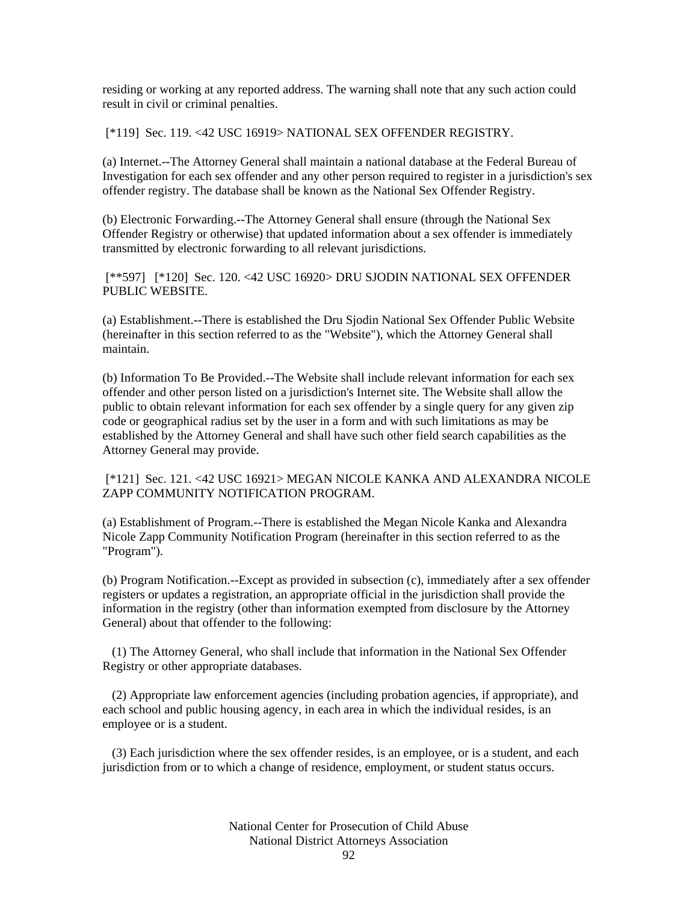residing or working at any reported address. The warning shall note that any such action could result in civil or criminal penalties.

[*119] Sec. 119. <42 USC 16919> NATIONAL SEX OFFENDER REGISTRY.

(a) Internet.--The Attorney General shall maintain a national database at the Federal Bureau of Investigation for each sex offender and any other person required to register in a jurisdiction's sex offender registry. The database shall be known as the National Sex Offender Registry.

(b) Electronic Forwarding.--The Attorney General shall ensure (through the National Sex Offender Registry or otherwise) that updated information about a sex offender is immediately transmitted by electronic forwarding to all relevant jurisdictions.

[**597] [*120] Sec. 120. <42 USC 16920> DRU SJODIN NATIONAL SEX OFFENDER PUBLIC WEBSITE.

(a) Establishment.--There is established the Dru Sjodin National Sex Offender Public Website (hereinafter in this section referred to as the "Website"), which the Attorney General shall maintain.

(b) Information To Be Provided.--The Website shall include relevant information for each sex offender and other person listed on a jurisdiction's Internet site. The Website shall allow the public to obtain relevant information for each sex offender by a single query for any given zip code or geographical radius set by the user in a form and with such limitations as may be established by the Attorney General and shall have such other field search capabilities as the Attorney General may provide.

[*121] Sec. 121. <42 USC 16921> MEGAN NICOLE KANKA AND ALEXANDRA NICOLE ZAPP COMMUNITY NOTIFICATION PROGRAM.

(a) Establishment of Program.--There is established the Megan Nicole Kanka and Alexandra Nicole Zapp Community Notification Program (hereinafter in this section referred to as the "Program").

(b) Program Notification.--Except as provided in subsection (c), immediately after a sex offender registers or updates a registration, an appropriate official in the jurisdiction shall provide the information in the registry (other than information exempted from disclosure by the Attorney General) about that offender to the following:

(1) The Attorney General, who shall include that information in the National Sex Offender Registry or other appropriate databases.

(2) Appropriate law enforcement agencies (including probation agencies, if appropriate), and each school and public housing agency, in each area in which the individual resides, is an employee or is a student.

(3) Each jurisdiction where the sex offender resides, is an employee, or is a student, and each jurisdiction from or to which a change of residence, employment, or student status occurs.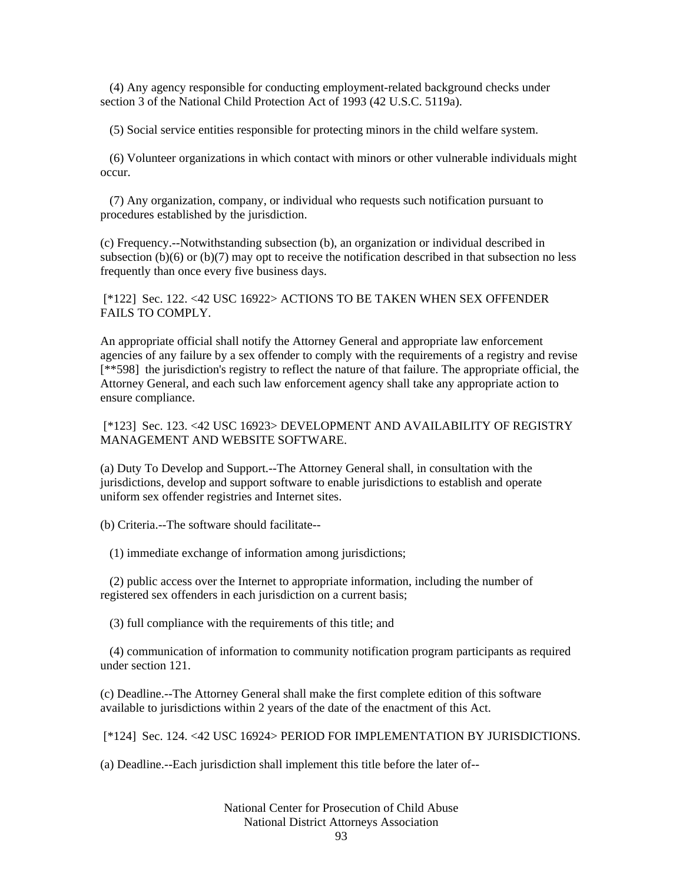(4) Any agency responsible for conducting employment-related background checks under section 3 of the National Child Protection Act of 1993 (42 U.S.C. 5119a).

(5) Social service entities responsible for protecting minors in the child welfare system.

(6) Volunteer organizations in which contact with minors or other vulnerable individuals might occur.

(7) Any organization, company, or individual who requests such notification pursuant to procedures established by the jurisdiction.

(c) Frequency.--Notwithstanding subsection (b), an organization or individual described in subsection (b)(6) or (b)(7) may opt to receive the notification described in that subsection no less frequently than once every five business days.

[*122] Sec. 122. <42 USC 16922> ACTIONS TO BE TAKEN WHEN SEX OFFENDER FAILS TO COMPLY.

An appropriate official shall notify the Attorney General and appropriate law enforcement agencies of any failure by a sex offender to comply with the requirements of a registry and revise [**598] the jurisdiction's registry to reflect the nature of that failure. The appropriate official, the Attorney General, and each such law enforcement agency shall take any appropriate action to ensure compliance.

[*123] Sec. 123. <42 USC 16923> DEVELOPMENT AND AVAILABILITY OF REGISTRY MANAGEMENT AND WEBSITE SOFTWARE.

(a) Duty To Develop and Support.--The Attorney General shall, in consultation with the jurisdictions, develop and support software to enable jurisdictions to establish and operate uniform sex offender registries and Internet sites.

(b) Criteria.--The software should facilitate--

(1) immediate exchange of information among jurisdictions;

(2) public access over the Internet to appropriate information, including the number of registered sex offenders in each jurisdiction on a current basis;

(3) full compliance with the requirements of this title; and

(4) communication of information to community notification program participants as required under section 121.

(c) Deadline.--The Attorney General shall make the first complete edition of this software available to jurisdictions within 2 years of the date of the enactment of this Act.

[*124] Sec. 124. <42 USC 16924> PERIOD FOR IMPLEMENTATION BY JURISDICTIONS.

(a) Deadline.--Each jurisdiction shall implement this title before the later of--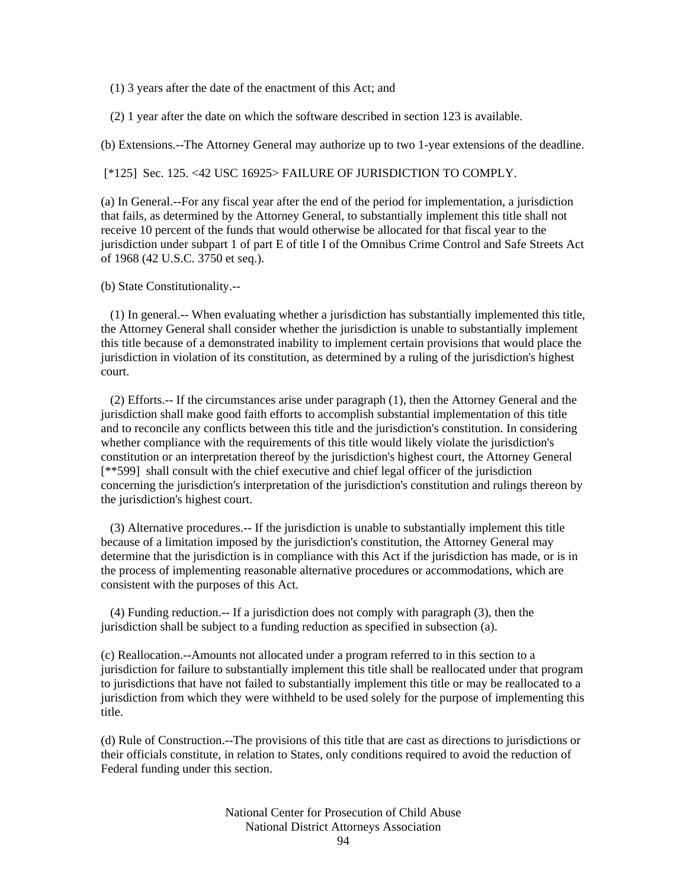(1) 3 years after the date of the enactment of this Act; and

(2) 1 year after the date on which the software described in section 123 is available.

(b) Extensions.--The Attorney General may authorize up to two 1-year extensions of the deadline.

[*125] Sec. 125. <42 USC 16925> FAILURE OF JURISDICTION TO COMPLY.

(a) In General.--For any fiscal year after the end of the period for implementation, a jurisdiction that fails, as determined by the Attorney General, to substantially implement this title shall not receive 10 percent of the funds that would otherwise be allocated for that fiscal year to the jurisdiction under subpart 1 of part E of title I of the Omnibus Crime Control and Safe Streets Act of 1968 (42 U.S.C. 3750 et seq.).

(b) State Constitutionality.--

(1) In general.-- When evaluating whether a jurisdiction has substantially implemented this title, the Attorney General shall consider whether the jurisdiction is unable to substantially implement this title because of a demonstrated inability to implement certain provisions that would place the jurisdiction in violation of its constitution, as determined by a ruling of the jurisdiction's highest court.

(2) Efforts.-- If the circumstances arise under paragraph (1), then the Attorney General and the jurisdiction shall make good faith efforts to accomplish substantial implementation of this title and to reconcile any conflicts between this title and the jurisdiction's constitution. In considering whether compliance with the requirements of this title would likely violate the jurisdiction's constitution or an interpretation thereof by the jurisdiction's highest court, the Attorney General [**599] shall consult with the chief executive and chief legal officer of the jurisdiction concerning the jurisdiction's interpretation of the jurisdiction's constitution and rulings thereon by the jurisdiction's highest court.

(3) Alternative procedures.-- If the jurisdiction is unable to substantially implement this title because of a limitation imposed by the jurisdiction's constitution, the Attorney General may determine that the jurisdiction is in compliance with this Act if the jurisdiction has made, or is in the process of implementing reasonable alternative procedures or accommodations, which are consistent with the purposes of this Act.

(4) Funding reduction.-- If a jurisdiction does not comply with paragraph (3), then the jurisdiction shall be subject to a funding reduction as specified in subsection (a).

(c) Reallocation.--Amounts not allocated under a program referred to in this section to a jurisdiction for failure to substantially implement this title shall be reallocated under that program to jurisdictions that have not failed to substantially implement this title or may be reallocated to a jurisdiction from which they were withheld to be used solely for the purpose of implementing this title.

(d) Rule of Construction.--The provisions of this title that are cast as directions to jurisdictions or their officials constitute, in relation to States, only conditions required to avoid the reduction of Federal funding under this section.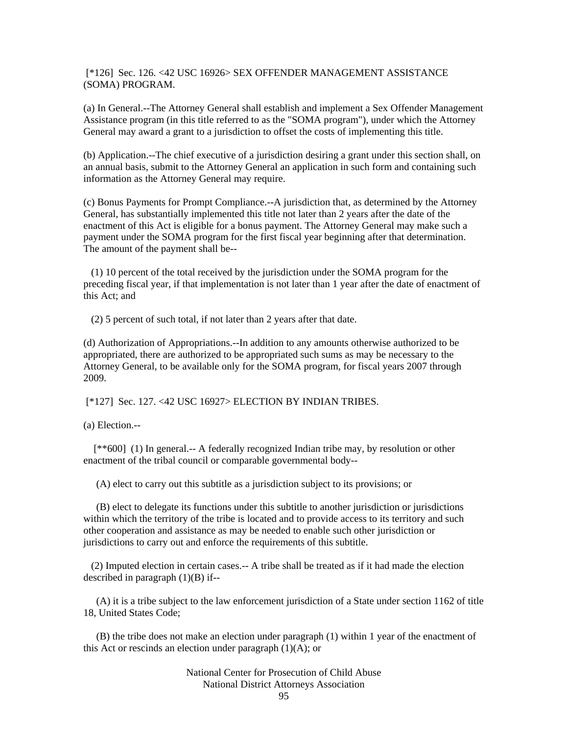[*126] Sec. 126. <42 USC 16926> SEX OFFENDER MANAGEMENT ASSISTANCE (SOMA) PROGRAM.

(a) In General.--The Attorney General shall establish and implement a Sex Offender Management Assistance program (in this title referred to as the "SOMA program"), under which the Attorney General may award a grant to a jurisdiction to offset the costs of implementing this title.

(b) Application.--The chief executive of a jurisdiction desiring a grant under this section shall, on an annual basis, submit to the Attorney General an application in such form and containing such information as the Attorney General may require.

(c) Bonus Payments for Prompt Compliance.--A jurisdiction that, as determined by the Attorney General, has substantially implemented this title not later than 2 years after the date of the enactment of this Act is eligible for a bonus payment. The Attorney General may make such a payment under the SOMA program for the first fiscal year beginning after that determination. The amount of the payment shall be--

(1) 10 percent of the total received by the jurisdiction under the SOMA program for the preceding fiscal year, if that implementation is not later than 1 year after the date of enactment of this Act; and

(2) 5 percent of such total, if not later than 2 years after that date.

(d) Authorization of Appropriations.--In addition to any amounts otherwise authorized to be appropriated, there are authorized to be appropriated such sums as may be necessary to the Attorney General, to be available only for the SOMA program, for fiscal years 2007 through 2009.

[*127] Sec. 127. <42 USC 16927> ELECTION BY INDIAN TRIBES.

(a) Election.--

[**600] (1) In general.-- A federally recognized Indian tribe may, by resolution or other enactment of the tribal council or comparable governmental body--

(A) elect to carry out this subtitle as a jurisdiction subject to its provisions; or

(B) elect to delegate its functions under this subtitle to another jurisdiction or jurisdictions within which the territory of the tribe is located and to provide access to its territory and such other cooperation and assistance as may be needed to enable such other jurisdiction or jurisdictions to carry out and enforce the requirements of this subtitle.

(2) Imputed election in certain cases.-- A tribe shall be treated as if it had made the election described in paragraph (1)(B) if--

(A) it is a tribe subject to the law enforcement jurisdiction of a State under section 1162 of title 18, United States Code;

(B) the tribe does not make an election under paragraph (1) within 1 year of the enactment of this Act or rescinds an election under paragraph (1)(A); or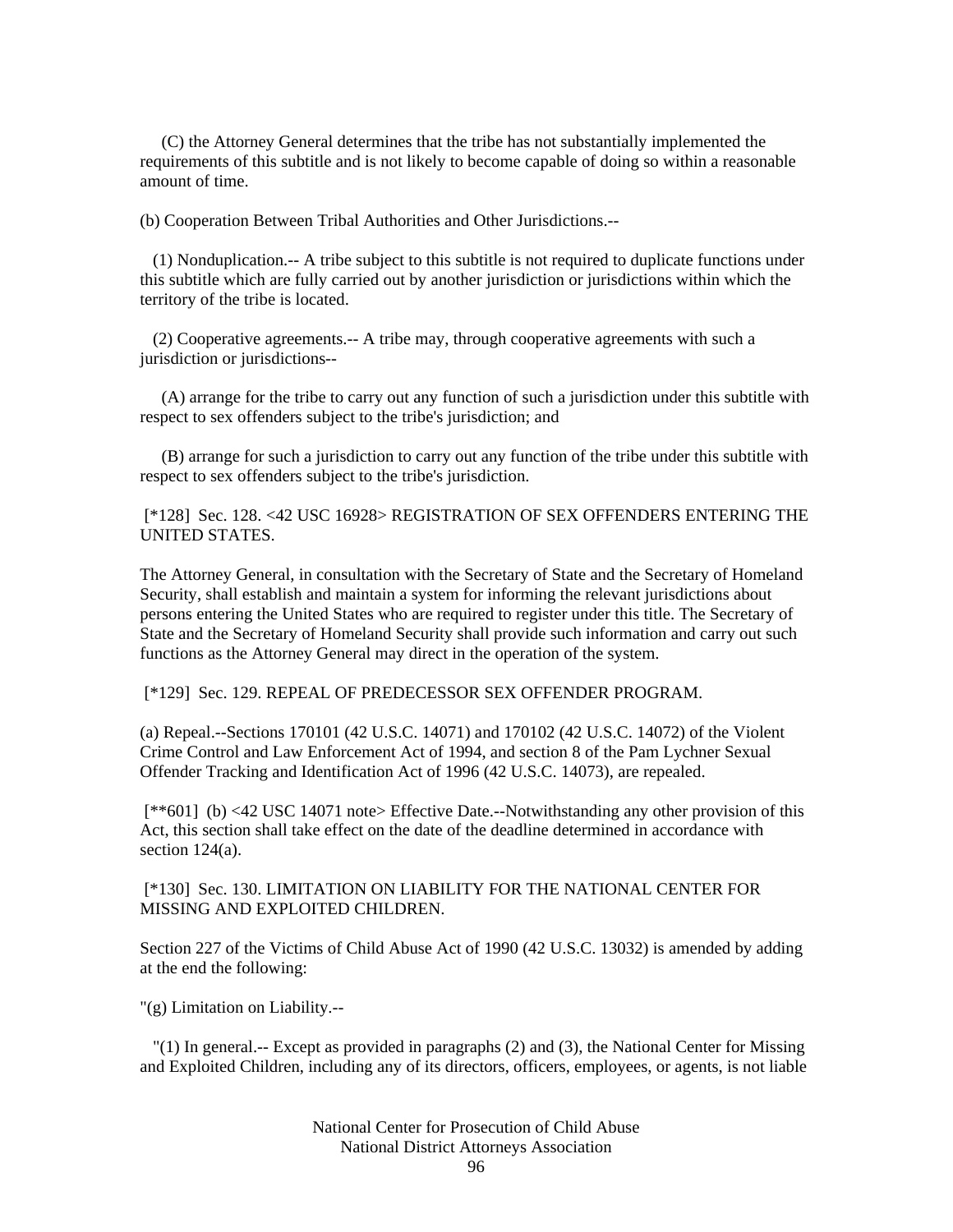(C) the Attorney General determines that the tribe has not substantially implemented the requirements of this subtitle and is not likely to become capable of doing so within a reasonable amount of time.

(b) Cooperation Between Tribal Authorities and Other Jurisdictions.--

(1) Nonduplication.-- A tribe subject to this subtitle is not required to duplicate functions under this subtitle which are fully carried out by another jurisdiction or jurisdictions within which the territory of the tribe is located.

(2) Cooperative agreements.-- A tribe may, through cooperative agreements with such a jurisdiction or jurisdictions--

(A) arrange for the tribe to carry out any function of such a jurisdiction under this subtitle with respect to sex offenders subject to the tribe's jurisdiction; and

(B) arrange for such a jurisdiction to carry out any function of the tribe under this subtitle with respect to sex offenders subject to the tribe's jurisdiction.

[*128] Sec. 128. <42 USC 16928> REGISTRATION OF SEX OFFENDERS ENTERING THE UNITED STATES.

The Attorney General, in consultation with the Secretary of State and the Secretary of Homeland Security, shall establish and maintain a system for informing the relevant jurisdictions about persons entering the United States who are required to register under this title. The Secretary of State and the Secretary of Homeland Security shall provide such information and carry out such functions as the Attorney General may direct in the operation of the system.

[*129] Sec. 129. REPEAL OF PREDECESSOR SEX OFFENDER PROGRAM.

(a) Repeal.--Sections 170101 (42 U.S.C. 14071) and 170102 (42 U.S.C. 14072) of the Violent Crime Control and Law Enforcement Act of 1994, and section 8 of the Pam Lychner Sexual Offender Tracking and Identification Act of 1996 (42 U.S.C. 14073), are repealed.

[**601] (b) <42 USC 14071 note> Effective Date.--Notwithstanding any other provision of this Act, this section shall take effect on the date of the deadline determined in accordance with section 124(a).

[*130] Sec. 130. LIMITATION ON LIABILITY FOR THE NATIONAL CENTER FOR MISSING AND EXPLOITED CHILDREN.

Section 227 of the Victims of Child Abuse Act of 1990 (42 U.S.C. 13032) is amended by adding at the end the following:

"(g) Limitation on Liability.--

"(1) In general.-- Except as provided in paragraphs (2) and (3), the National Center for Missing and Exploited Children, including any of its directors, officers, employees, or agents, is not liable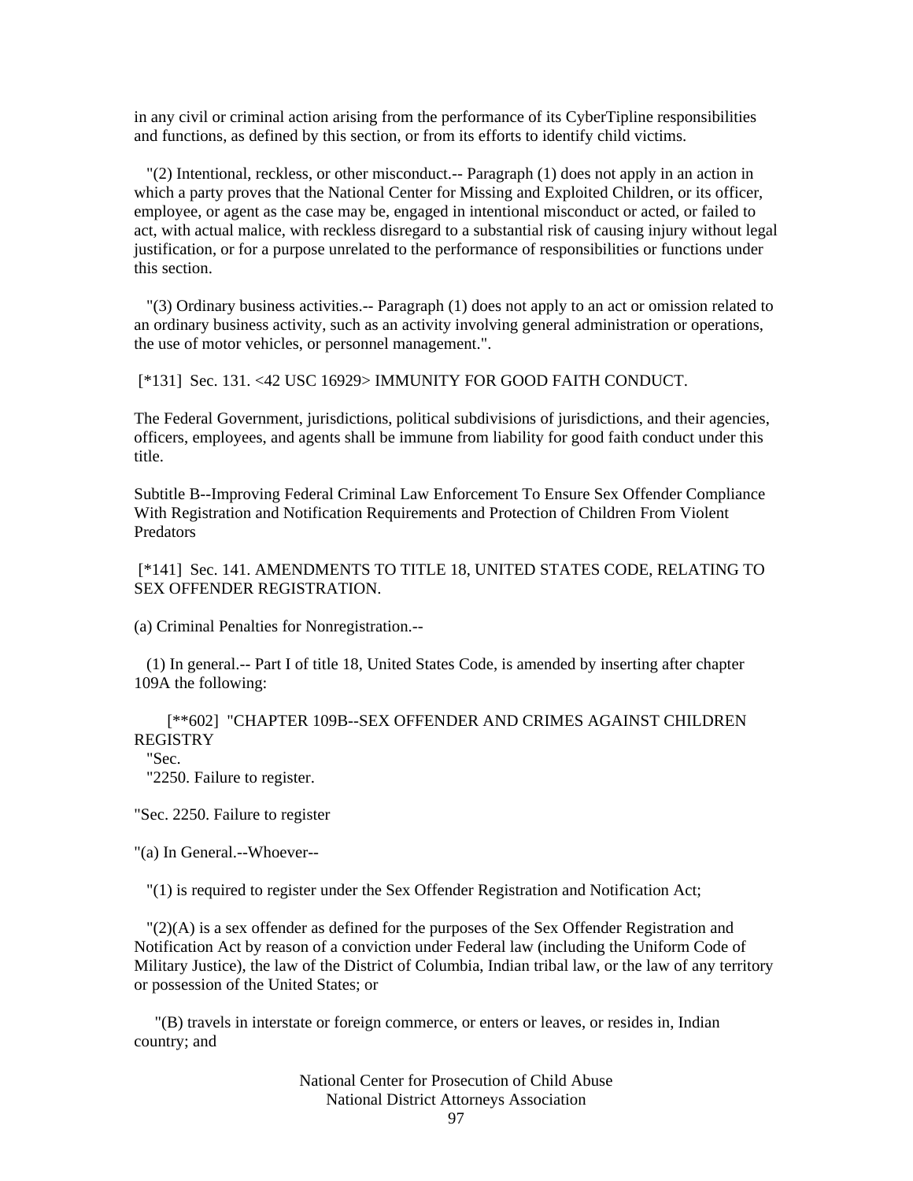in any civil or criminal action arising from the performance of its CyberTipline responsibilities and functions, as defined by this section, or from its efforts to identify child victims.

"(2) Intentional, reckless, or other misconduct.-- Paragraph (1) does not apply in an action in which a party proves that the National Center for Missing and Exploited Children, or its officer, employee, or agent as the case may be, engaged in intentional misconduct or acted, or failed to act, with actual malice, with reckless disregard to a substantial risk of causing injury without legal justification, or for a purpose unrelated to the performance of responsibilities or functions under this section.

"(3) Ordinary business activities.-- Paragraph (1) does not apply to an act or omission related to an ordinary business activity, such as an activity involving general administration or operations, the use of motor vehicles, or personnel management.".

[*131] Sec. 131. <42 USC 16929> IMMUNITY FOR GOOD FAITH CONDUCT.

The Federal Government, jurisdictions, political subdivisions of jurisdictions, and their agencies, officers, employees, and agents shall be immune from liability for good faith conduct under this title.

Subtitle B--Improving Federal Criminal Law Enforcement To Ensure Sex Offender Compliance With Registration and Notification Requirements and Protection of Children From Violent Predators

[*141] Sec. 141. AMENDMENTS TO TITLE 18, UNITED STATES CODE, RELATING TO SEX OFFENDER REGISTRATION.

(a) Criminal Penalties for Nonregistration.--

(1) In general.-- Part I of title 18, United States Code, is amended by inserting after chapter 109A the following:

[**602] "CHAPTER 109B--SEX OFFENDER AND CRIMES AGAINST CHILDREN REGISTRY

"Sec.
"2250. Failure to register.

"Sec. 2250. Failure to register

"(a) In General.--Whoever--

"(1) is required to register under the Sex Offender Registration and Notification Act;

"(2)(A) is a sex offender as defined for the purposes of the Sex Offender Registration and Notification Act by reason of a conviction under Federal law (including the Uniform Code of Military Justice), the law of the District of Columbia, Indian tribal law, or the law of any territory or possession of the United States; or

"(B) travels in interstate or foreign commerce, or enters or leaves, or resides in, Indian country; and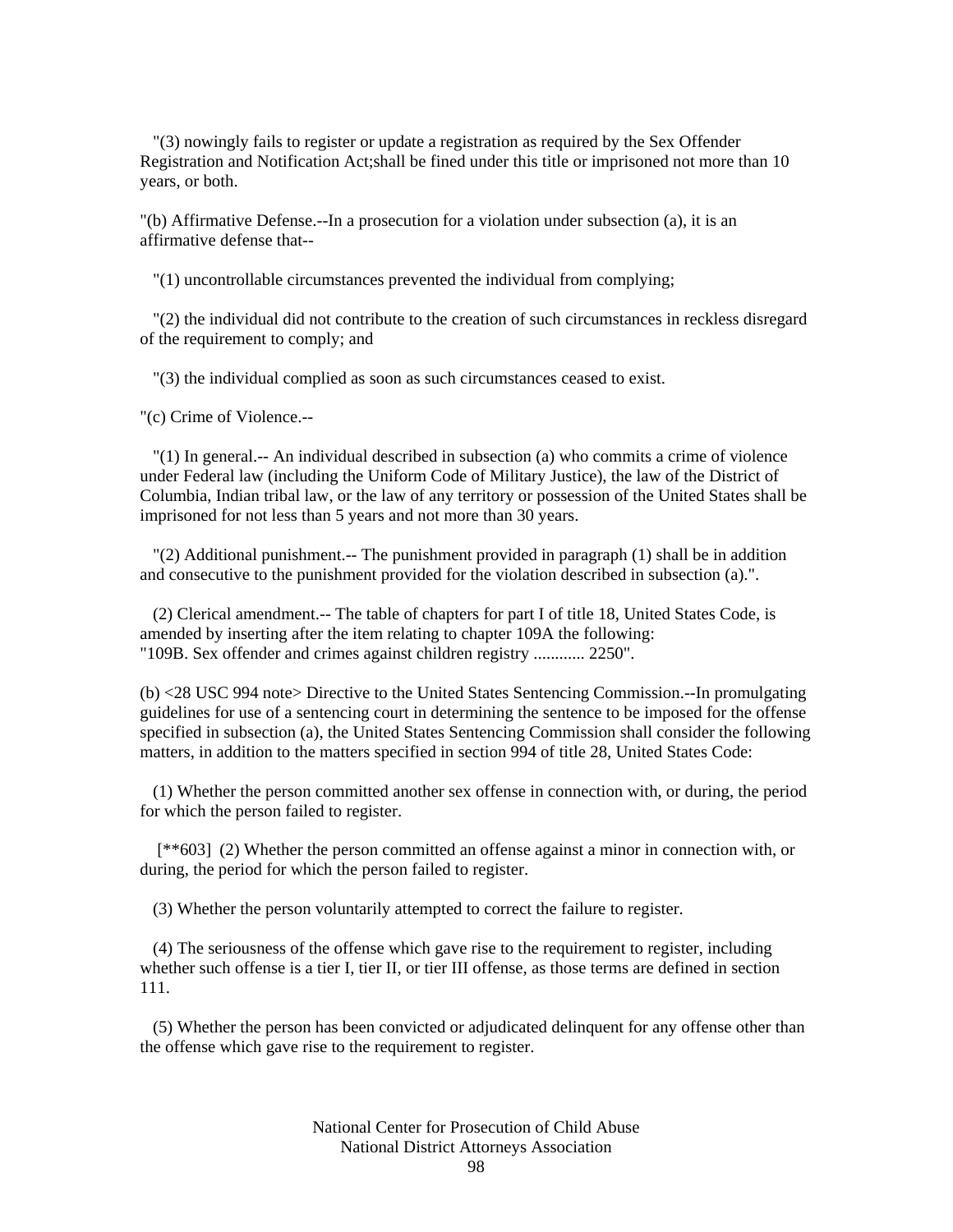"(3) nowingly fails to register or update a registration as required by the Sex Offender Registration and Notification Act;shall be fined under this title or imprisoned not more than 10 years, or both.

"(b) Affirmative Defense.--In a prosecution for a violation under subsection (a), it is an affirmative defense that--

"(1) uncontrollable circumstances prevented the individual from complying;

"(2) the individual did not contribute to the creation of such circumstances in reckless disregard of the requirement to comply; and

"(3) the individual complied as soon as such circumstances ceased to exist.

"(c) Crime of Violence.--

"(1) In general.-- An individual described in subsection (a) who commits a crime of violence under Federal law (including the Uniform Code of Military Justice), the law of the District of Columbia, Indian tribal law, or the law of any territory or possession of the United States shall be imprisoned for not less than 5 years and not more than 30 years.

"(2) Additional punishment.-- The punishment provided in paragraph (1) shall be in addition and consecutive to the punishment provided for the violation described in subsection (a).".

(2) Clerical amendment.-- The table of chapters for part I of title 18, United States Code, is amended by inserting after the item relating to chapter 109A the following:
"109B. Sex offender and crimes against children registry ............ 2250".

(b) <28 USC 994 note> Directive to the United States Sentencing Commission.--In promulgating guidelines for use of a sentencing court in determining the sentence to be imposed for the offense specified in subsection (a), the United States Sentencing Commission shall consider the following matters, in addition to the matters specified in section 994 of title 28, United States Code:

(1) Whether the person committed another sex offense in connection with, or during, the period for which the person failed to register.

[**603] (2) Whether the person committed an offense against a minor in connection with, or during, the period for which the person failed to register.

(3) Whether the person voluntarily attempted to correct the failure to register.

(4) The seriousness of the offense which gave rise to the requirement to register, including whether such offense is a tier I, tier II, or tier III offense, as those terms are defined in section 111.

(5) Whether the person has been convicted or adjudicated delinquent for any offense other than the offense which gave rise to the requirement to register.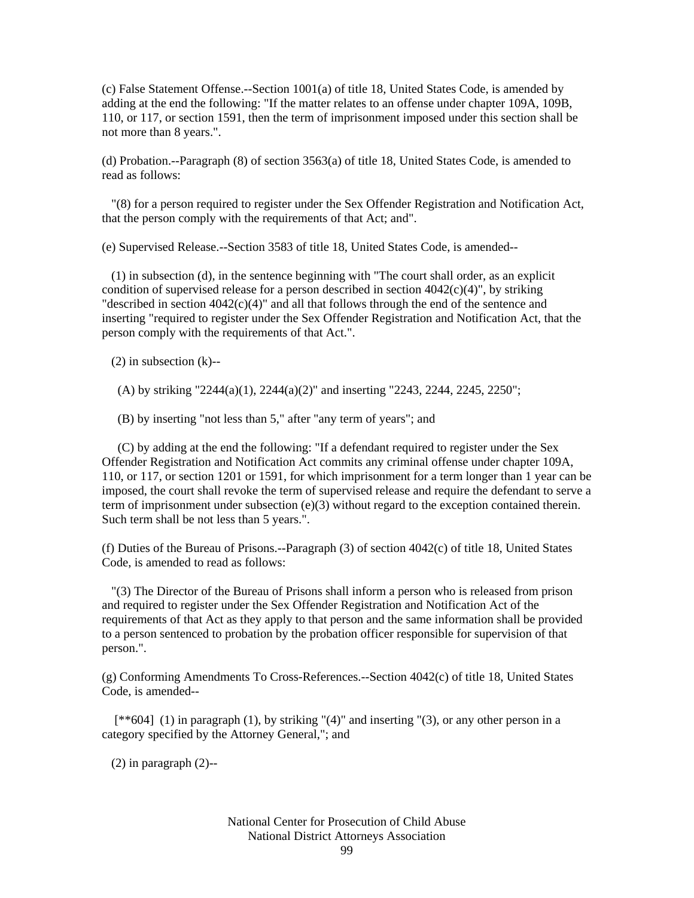(c) False Statement Offense.--Section 1001(a) of title 18, United States Code, is amended by adding at the end the following: "If the matter relates to an offense under chapter 109A, 109B, 110, or 117, or section 1591, then the term of imprisonment imposed under this section shall be not more than 8 years.".

(d) Probation.--Paragraph (8) of section 3563(a) of title 18, United States Code, is amended to read as follows:

"(8) for a person required to register under the Sex Offender Registration and Notification Act, that the person comply with the requirements of that Act; and".

(e) Supervised Release.--Section 3583 of title 18, United States Code, is amended--

(1) in subsection (d), in the sentence beginning with "The court shall order, as an explicit condition of supervised release for a person described in section 4042(c)(4)", by striking "described in section 4042(c)(4)" and all that follows through the end of the sentence and inserting "required to register under the Sex Offender Registration and Notification Act, that the person comply with the requirements of that Act.".

(2) in subsection (k)--

(A) by striking "2244(a)(1), 2244(a)(2)" and inserting "2243, 2244, 2245, 2250";

(B) by inserting "not less than 5," after "any term of years"; and

(C) by adding at the end the following: "If a defendant required to register under the Sex Offender Registration and Notification Act commits any criminal offense under chapter 109A, 110, or 117, or section 1201 or 1591, for which imprisonment for a term longer than 1 year can be imposed, the court shall revoke the term of supervised release and require the defendant to serve a term of imprisonment under subsection (e)(3) without regard to the exception contained therein. Such term shall be not less than 5 years.".

(f) Duties of the Bureau of Prisons.--Paragraph (3) of section 4042(c) of title 18, United States Code, is amended to read as follows:

"(3) The Director of the Bureau of Prisons shall inform a person who is released from prison and required to register under the Sex Offender Registration and Notification Act of the requirements of that Act as they apply to that person and the same information shall be provided to a person sentenced to probation by the probation officer responsible for supervision of that person.".

(g) Conforming Amendments To Cross-References.--Section 4042(c) of title 18, United States Code, is amended--

[**604] (1) in paragraph (1), by striking "(4)" and inserting "(3), or any other person in a category specified by the Attorney General,"; and

(2) in paragraph (2)--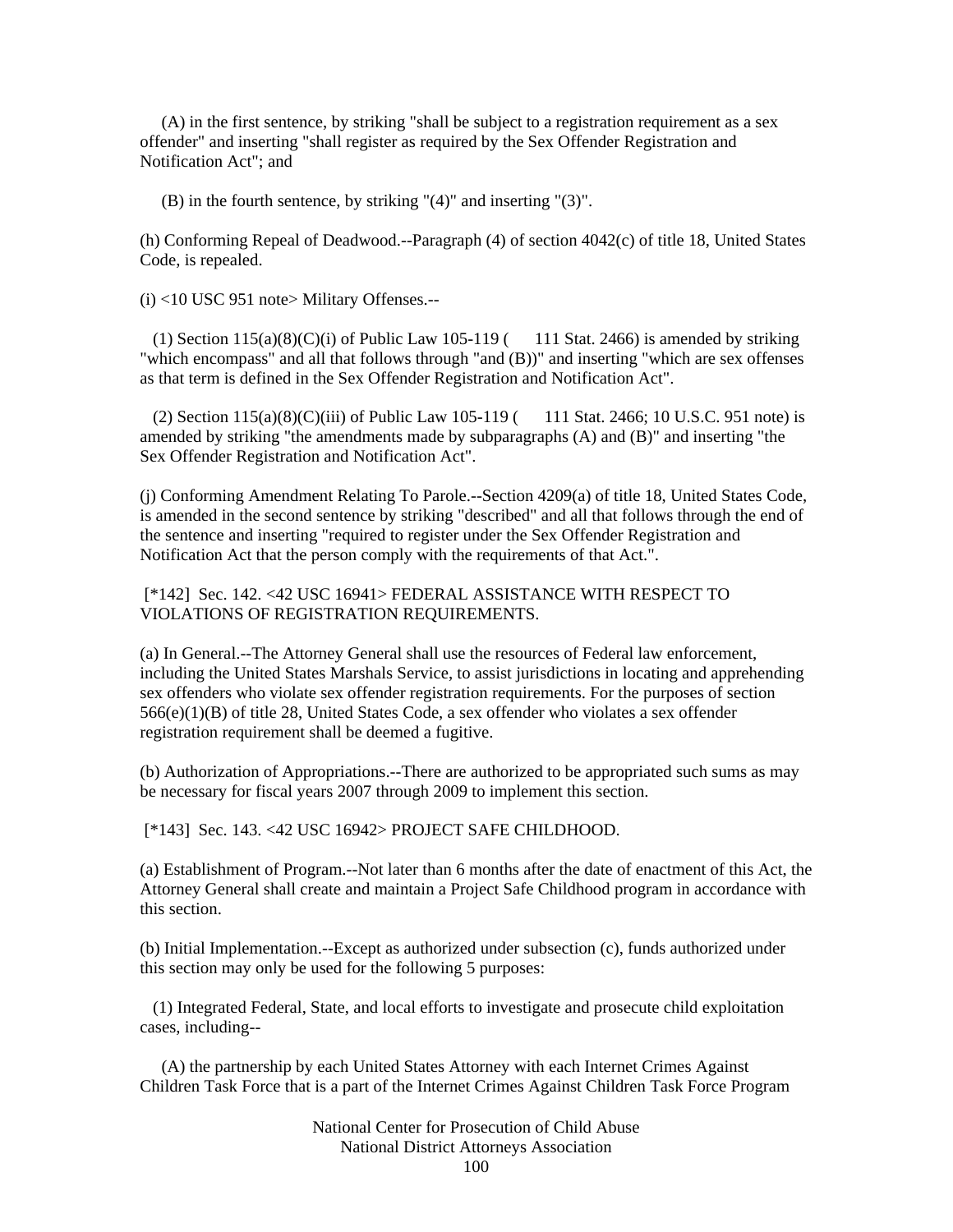(A) in the first sentence, by striking "shall be subject to a registration requirement as a sex offender" and inserting "shall register as required by the Sex Offender Registration and Notification Act"; and

(B) in the fourth sentence, by striking "(4)" and inserting "(3)".

(h) Conforming Repeal of Deadwood.--Paragraph (4) of section 4042(c) of title 18, United States Code, is repealed.

(i) <10 USC 951 note> Military Offenses.--

(1) Section 115(a)(8)(C)(i) of Public Law 105-119 ( 111 Stat. 2466) is amended by striking "which encompass" and all that follows through "and (B))" and inserting "which are sex offenses as that term is defined in the Sex Offender Registration and Notification Act".

(2) Section 115(a)(8)(C)(iii) of Public Law 105-119 ( 111 Stat. 2466; 10 U.S.C. 951 note) is amended by striking "the amendments made by subparagraphs (A) and (B)" and inserting "the Sex Offender Registration and Notification Act".

(j) Conforming Amendment Relating To Parole.--Section 4209(a) of title 18, United States Code, is amended in the second sentence by striking "described" and all that follows through the end of the sentence and inserting "required to register under the Sex Offender Registration and Notification Act that the person comply with the requirements of that Act.".

[*142] Sec. 142. <42 USC 16941> FEDERAL ASSISTANCE WITH RESPECT TO VIOLATIONS OF REGISTRATION REQUIREMENTS.

(a) In General.--The Attorney General shall use the resources of Federal law enforcement, including the United States Marshals Service, to assist jurisdictions in locating and apprehending sex offenders who violate sex offender registration requirements. For the purposes of section 566(e)(1)(B) of title 28, United States Code, a sex offender who violates a sex offender registration requirement shall be deemed a fugitive.

(b) Authorization of Appropriations.--There are authorized to be appropriated such sums as may be necessary for fiscal years 2007 through 2009 to implement this section.

[*143] Sec. 143. <42 USC 16942> PROJECT SAFE CHILDHOOD.

(a) Establishment of Program.--Not later than 6 months after the date of enactment of this Act, the Attorney General shall create and maintain a Project Safe Childhood program in accordance with this section.

(b) Initial Implementation.--Except as authorized under subsection (c), funds authorized under this section may only be used for the following 5 purposes:

(1) Integrated Federal, State, and local efforts to investigate and prosecute child exploitation cases, including--

(A) the partnership by each United States Attorney with each Internet Crimes Against Children Task Force that is a part of the Internet Crimes Against Children Task Force Program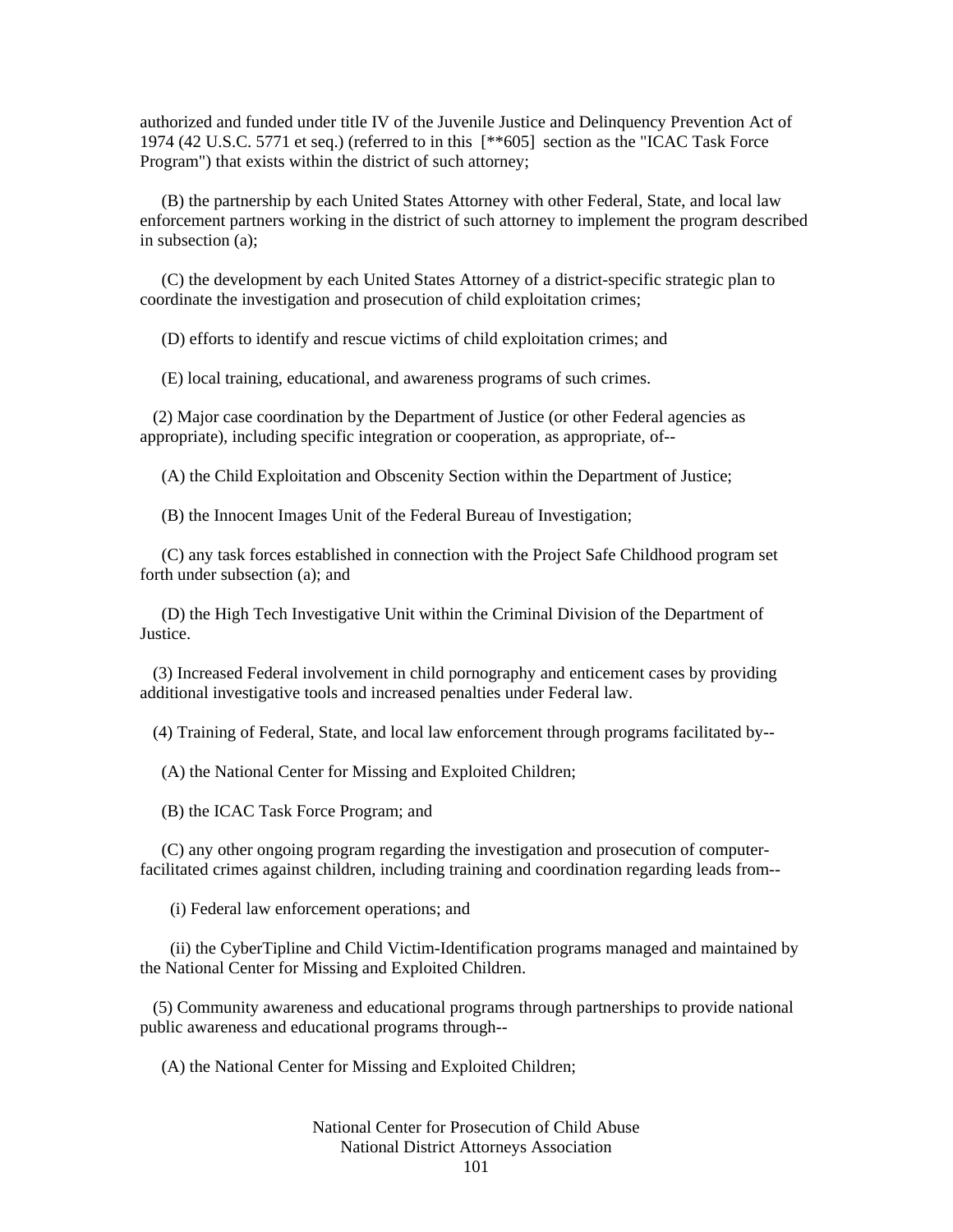authorized and funded under title IV of the Juvenile Justice and Delinquency Prevention Act of 1974 (42 U.S.C. 5771 et seq.) (referred to in this [**605] section as the "ICAC Task Force Program") that exists within the district of such attorney;

(B) the partnership by each United States Attorney with other Federal, State, and local law enforcement partners working in the district of such attorney to implement the program described in subsection (a);

(C) the development by each United States Attorney of a district-specific strategic plan to coordinate the investigation and prosecution of child exploitation crimes;

(D) efforts to identify and rescue victims of child exploitation crimes; and

(E) local training, educational, and awareness programs of such crimes.

(2) Major case coordination by the Department of Justice (or other Federal agencies as appropriate), including specific integration or cooperation, as appropriate, of--

(A) the Child Exploitation and Obscenity Section within the Department of Justice;

(B) the Innocent Images Unit of the Federal Bureau of Investigation;

(C) any task forces established in connection with the Project Safe Childhood program set forth under subsection (a); and

(D) the High Tech Investigative Unit within the Criminal Division of the Department of Justice.

(3) Increased Federal involvement in child pornography and enticement cases by providing additional investigative tools and increased penalties under Federal law.

(4) Training of Federal, State, and local law enforcement through programs facilitated by--

(A) the National Center for Missing and Exploited Children;

(B) the ICAC Task Force Program; and

(C) any other ongoing program regarding the investigation and prosecution of computer-facilitated crimes against children, including training and coordination regarding leads from--

(i) Federal law enforcement operations; and

(ii) the CyberTipline and Child Victim-Identification programs managed and maintained by the National Center for Missing and Exploited Children.

(5) Community awareness and educational programs through partnerships to provide national public awareness and educational programs through--

(A) the National Center for Missing and Exploited Children;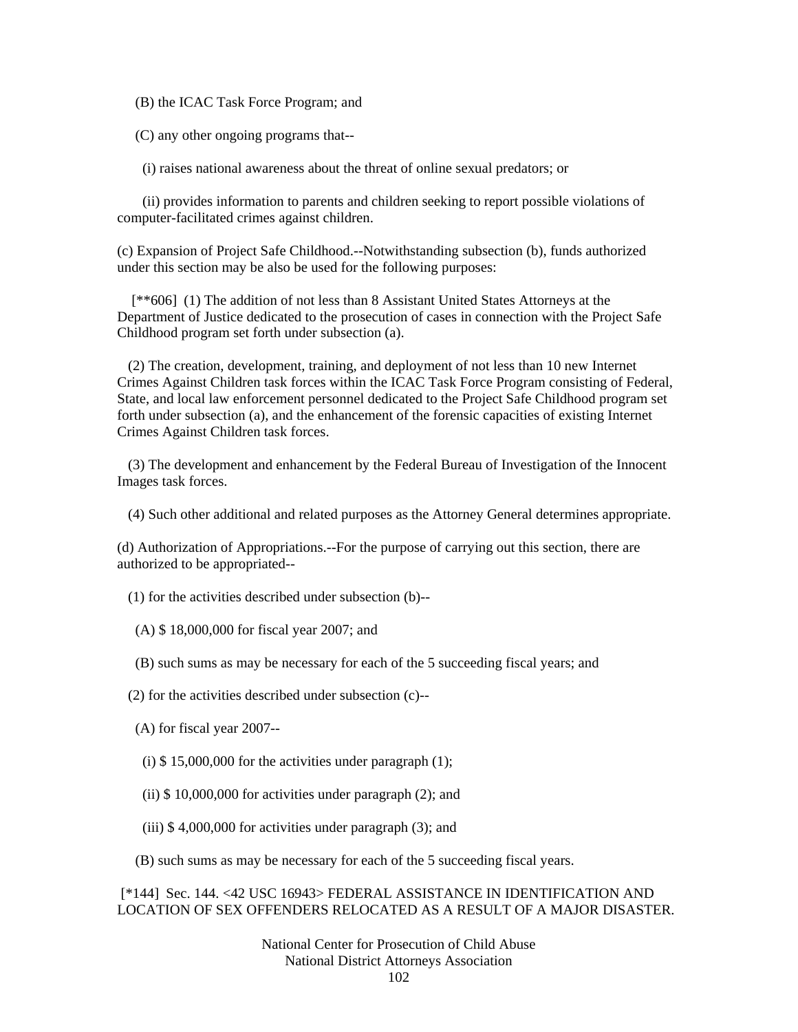(B) the ICAC Task Force Program; and

(C) any other ongoing programs that--

(i) raises national awareness about the threat of online sexual predators; or

(ii) provides information to parents and children seeking to report possible violations of computer-facilitated crimes against children.

(c) Expansion of Project Safe Childhood.--Notwithstanding subsection (b), funds authorized under this section may be also be used for the following purposes:

[**606] (1) The addition of not less than 8 Assistant United States Attorneys at the Department of Justice dedicated to the prosecution of cases in connection with the Project Safe Childhood program set forth under subsection (a).

(2) The creation, development, training, and deployment of not less than 10 new Internet Crimes Against Children task forces within the ICAC Task Force Program consisting of Federal, State, and local law enforcement personnel dedicated to the Project Safe Childhood program set forth under subsection (a), and the enhancement of the forensic capacities of existing Internet Crimes Against Children task forces.

(3) The development and enhancement by the Federal Bureau of Investigation of the Innocent Images task forces.

(4) Such other additional and related purposes as the Attorney General determines appropriate.

(d) Authorization of Appropriations.--For the purpose of carrying out this section, there are authorized to be appropriated--

(1) for the activities described under subsection (b)--

(A) $ 18,000,000 for fiscal year 2007; and

(B) such sums as may be necessary for each of the 5 succeeding fiscal years; and

(2) for the activities described under subsection (c)--

(A) for fiscal year 2007--

(i) $ 15,000,000 for the activities under paragraph (1);

(ii) $ 10,000,000 for activities under paragraph (2); and

(iii) $ 4,000,000 for activities under paragraph (3); and

(B) such sums as may be necessary for each of the 5 succeeding fiscal years.

[*144] Sec. 144. <42 USC 16943> FEDERAL ASSISTANCE IN IDENTIFICATION AND LOCATION OF SEX OFFENDERS RELOCATED AS A RESULT OF A MAJOR DISASTER.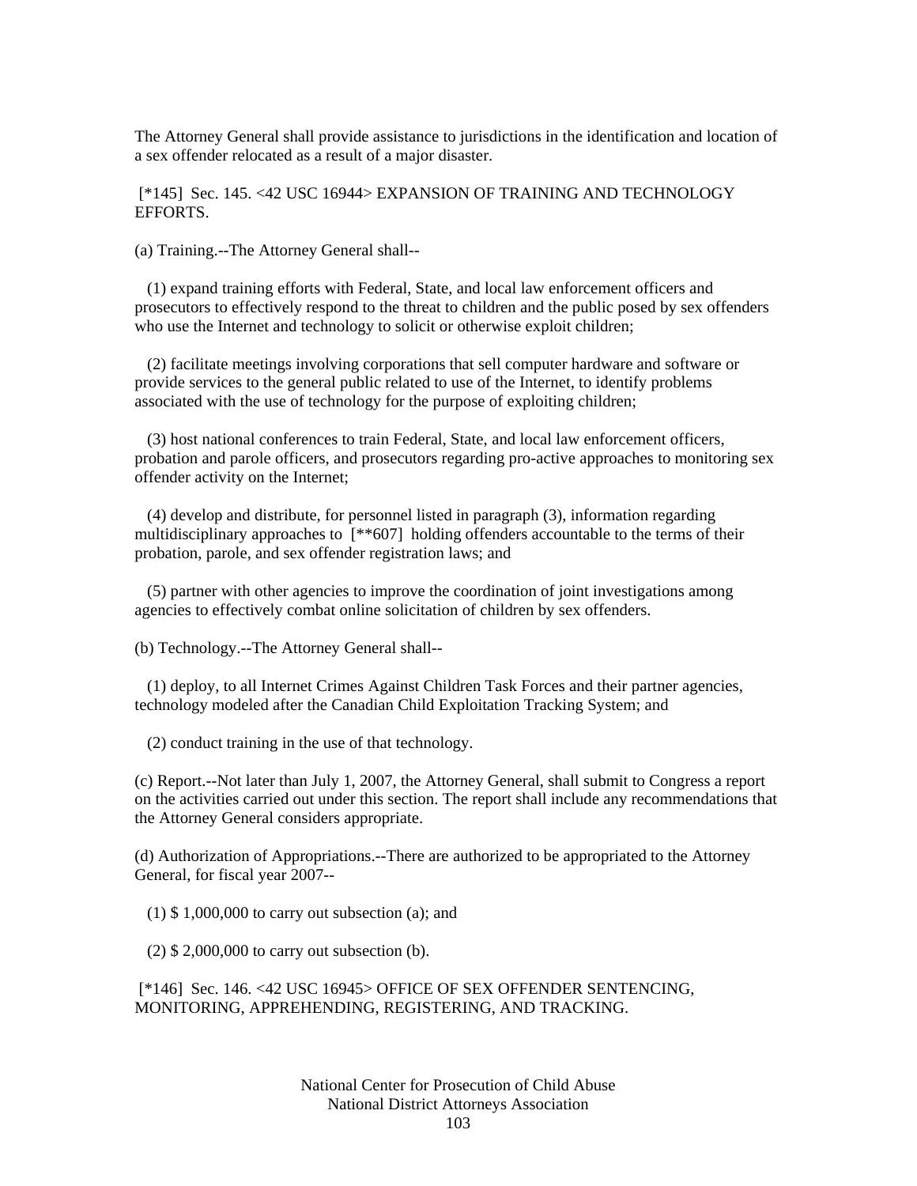The Attorney General shall provide assistance to jurisdictions in the identification and location of a sex offender relocated as a result of a major disaster.

[*145] Sec. 145. <42 USC 16944> EXPANSION OF TRAINING AND TECHNOLOGY EFFORTS.

(a) Training.--The Attorney General shall--

(1) expand training efforts with Federal, State, and local law enforcement officers and prosecutors to effectively respond to the threat to children and the public posed by sex offenders who use the Internet and technology to solicit or otherwise exploit children;

(2) facilitate meetings involving corporations that sell computer hardware and software or provide services to the general public related to use of the Internet, to identify problems associated with the use of technology for the purpose of exploiting children;

(3) host national conferences to train Federal, State, and local law enforcement officers, probation and parole officers, and prosecutors regarding pro-active approaches to monitoring sex offender activity on the Internet;

(4) develop and distribute, for personnel listed in paragraph (3), information regarding multidisciplinary approaches to [**607] holding offenders accountable to the terms of their probation, parole, and sex offender registration laws; and

(5) partner with other agencies to improve the coordination of joint investigations among agencies to effectively combat online solicitation of children by sex offenders.

(b) Technology.--The Attorney General shall--

(1) deploy, to all Internet Crimes Against Children Task Forces and their partner agencies, technology modeled after the Canadian Child Exploitation Tracking System; and

(2) conduct training in the use of that technology.

(c) Report.--Not later than July 1, 2007, the Attorney General, shall submit to Congress a report on the activities carried out under this section. The report shall include any recommendations that the Attorney General considers appropriate.

(d) Authorization of Appropriations.--There are authorized to be appropriated to the Attorney General, for fiscal year 2007--

(1) $ 1,000,000 to carry out subsection (a); and

(2) $ 2,000,000 to carry out subsection (b).

[*146] Sec. 146. <42 USC 16945> OFFICE OF SEX OFFENDER SENTENCING, MONITORING, APPREHENDING, REGISTERING, AND TRACKING.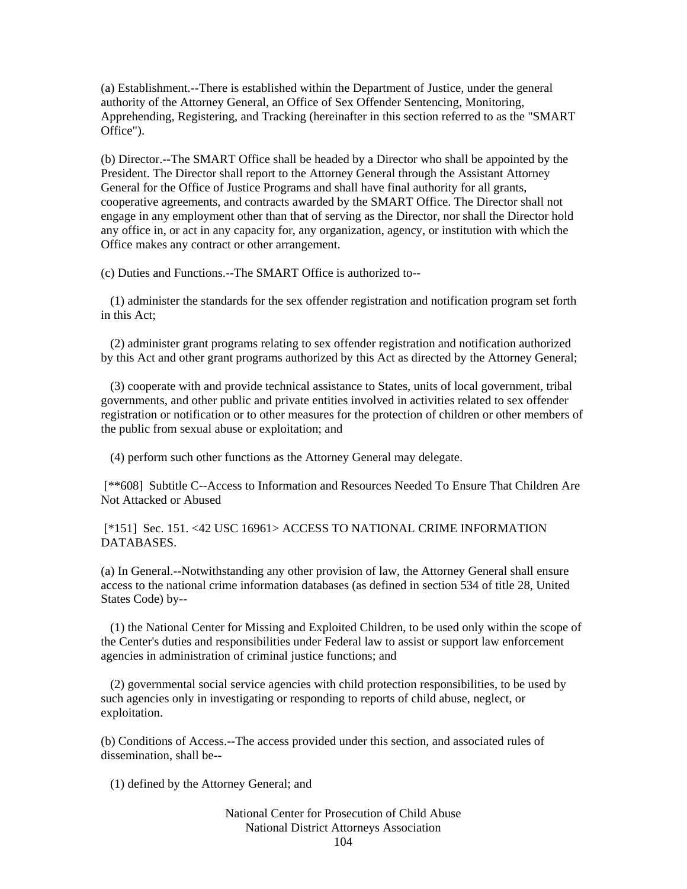(a) Establishment.--There is established within the Department of Justice, under the general authority of the Attorney General, an Office of Sex Offender Sentencing, Monitoring, Apprehending, Registering, and Tracking (hereinafter in this section referred to as the "SMART Office").

(b) Director.--The SMART Office shall be headed by a Director who shall be appointed by the President. The Director shall report to the Attorney General through the Assistant Attorney General for the Office of Justice Programs and shall have final authority for all grants, cooperative agreements, and contracts awarded by the SMART Office. The Director shall not engage in any employment other than that of serving as the Director, nor shall the Director hold any office in, or act in any capacity for, any organization, agency, or institution with which the Office makes any contract or other arrangement.

(c) Duties and Functions.--The SMART Office is authorized to--

(1) administer the standards for the sex offender registration and notification program set forth in this Act;

(2) administer grant programs relating to sex offender registration and notification authorized by this Act and other grant programs authorized by this Act as directed by the Attorney General;

(3) cooperate with and provide technical assistance to States, units of local government, tribal governments, and other public and private entities involved in activities related to sex offender registration or notification or to other measures for the protection of children or other members of the public from sexual abuse or exploitation; and

(4) perform such other functions as the Attorney General may delegate.

[**608] Subtitle C--Access to Information and Resources Needed To Ensure That Children Are Not Attacked or Abused

[*151] Sec. 151. <42 USC 16961> ACCESS TO NATIONAL CRIME INFORMATION DATABASES.

(a) In General.--Notwithstanding any other provision of law, the Attorney General shall ensure access to the national crime information databases (as defined in section 534 of title 28, United States Code) by--

(1) the National Center for Missing and Exploited Children, to be used only within the scope of the Center's duties and responsibilities under Federal law to assist or support law enforcement agencies in administration of criminal justice functions; and

(2) governmental social service agencies with child protection responsibilities, to be used by such agencies only in investigating or responding to reports of child abuse, neglect, or exploitation.

(b) Conditions of Access.--The access provided under this section, and associated rules of dissemination, shall be--

(1) defined by the Attorney General; and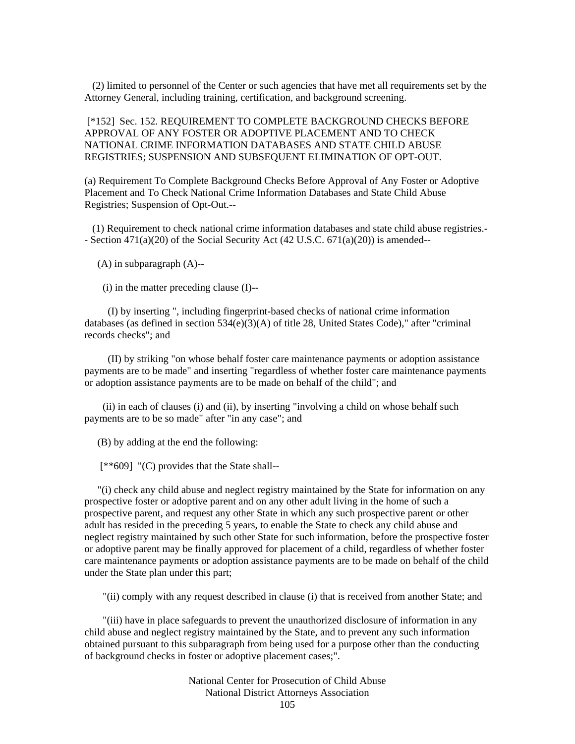(2) limited to personnel of the Center or such agencies that have met all requirements set by the Attorney General, including training, certification, and background screening.

[*152] Sec. 152. REQUIREMENT TO COMPLETE BACKGROUND CHECKS BEFORE APPROVAL OF ANY FOSTER OR ADOPTIVE PLACEMENT AND TO CHECK NATIONAL CRIME INFORMATION DATABASES AND STATE CHILD ABUSE REGISTRIES; SUSPENSION AND SUBSEQUENT ELIMINATION OF OPT-OUT.

(a) Requirement To Complete Background Checks Before Approval of Any Foster or Adoptive Placement and To Check National Crime Information Databases and State Child Abuse Registries; Suspension of Opt-Out.--

(1) Requirement to check national crime information databases and state child abuse registries.-- Section 471(a)(20) of the Social Security Act (42 U.S.C. 671(a)(20)) is amended--

(A) in subparagraph (A)--

(i) in the matter preceding clause (I)--

(I) by inserting ", including fingerprint-based checks of national crime information databases (as defined in section 534(e)(3)(A) of title 28, United States Code)," after "criminal records checks"; and

(II) by striking "on whose behalf foster care maintenance payments or adoption assistance payments are to be made" and inserting "regardless of whether foster care maintenance payments or adoption assistance payments are to be made on behalf of the child"; and

(ii) in each of clauses (i) and (ii), by inserting "involving a child on whose behalf such payments are to be so made" after "in any case"; and

(B) by adding at the end the following:

[**609] "(C) provides that the State shall--

"(i) check any child abuse and neglect registry maintained by the State for information on any prospective foster or adoptive parent and on any other adult living in the home of such a prospective parent, and request any other State in which any such prospective parent or other adult has resided in the preceding 5 years, to enable the State to check any child abuse and neglect registry maintained by such other State for such information, before the prospective foster or adoptive parent may be finally approved for placement of a child, regardless of whether foster care maintenance payments or adoption assistance payments are to be made on behalf of the child under the State plan under this part;

"(ii) comply with any request described in clause (i) that is received from another State; and

"(iii) have in place safeguards to prevent the unauthorized disclosure of information in any child abuse and neglect registry maintained by the State, and to prevent any such information obtained pursuant to this subparagraph from being used for a purpose other than the conducting of background checks in foster or adoptive placement cases;".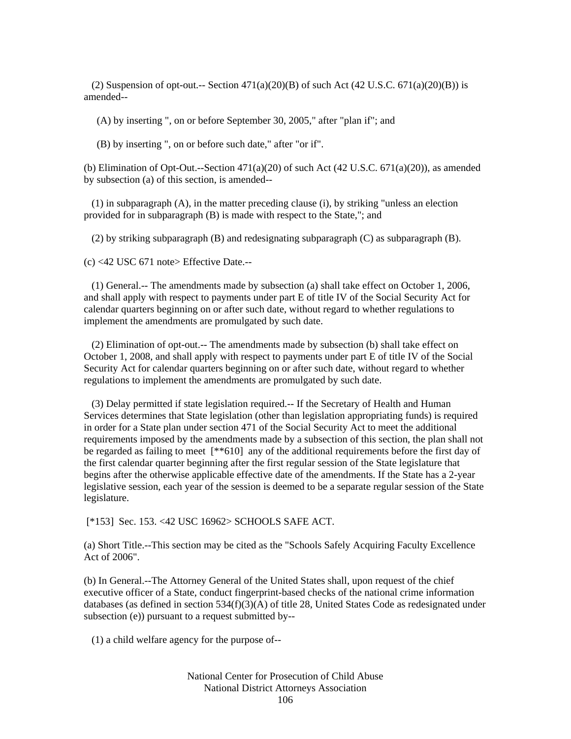(2) Suspension of opt-out.-- Section 471(a)(20)(B) of such Act (42 U.S.C. 671(a)(20)(B)) is amended--

(A) by inserting ", on or before September 30, 2005," after "plan if"; and

(B) by inserting ", on or before such date," after "or if".

(b) Elimination of Opt-Out.--Section 471(a)(20) of such Act (42 U.S.C. 671(a)(20)), as amended by subsection (a) of this section, is amended--

(1) in subparagraph (A), in the matter preceding clause (i), by striking "unless an election provided for in subparagraph (B) is made with respect to the State,"; and

(2) by striking subparagraph (B) and redesignating subparagraph (C) as subparagraph (B).

(c) <42 USC 671 note> Effective Date.--

(1) General.-- The amendments made by subsection (a) shall take effect on October 1, 2006, and shall apply with respect to payments under part E of title IV of the Social Security Act for calendar quarters beginning on or after such date, without regard to whether regulations to implement the amendments are promulgated by such date.

(2) Elimination of opt-out.-- The amendments made by subsection (b) shall take effect on October 1, 2008, and shall apply with respect to payments under part E of title IV of the Social Security Act for calendar quarters beginning on or after such date, without regard to whether regulations to implement the amendments are promulgated by such date.

(3) Delay permitted if state legislation required.-- If the Secretary of Health and Human Services determines that State legislation (other than legislation appropriating funds) is required in order for a State plan under section 471 of the Social Security Act to meet the additional requirements imposed by the amendments made by a subsection of this section, the plan shall not be regarded as failing to meet [**610] any of the additional requirements before the first day of the first calendar quarter beginning after the first regular session of the State legislature that begins after the otherwise applicable effective date of the amendments. If the State has a 2-year legislative session, each year of the session is deemed to be a separate regular session of the State legislature.

[*153] Sec. 153. <42 USC 16962> SCHOOLS SAFE ACT.

(a) Short Title.--This section may be cited as the "Schools Safely Acquiring Faculty Excellence Act of 2006".

(b) In General.--The Attorney General of the United States shall, upon request of the chief executive officer of a State, conduct fingerprint-based checks of the national crime information databases (as defined in section 534(f)(3)(A) of title 28, United States Code as redesignated under subsection (e)) pursuant to a request submitted by--

(1) a child welfare agency for the purpose of--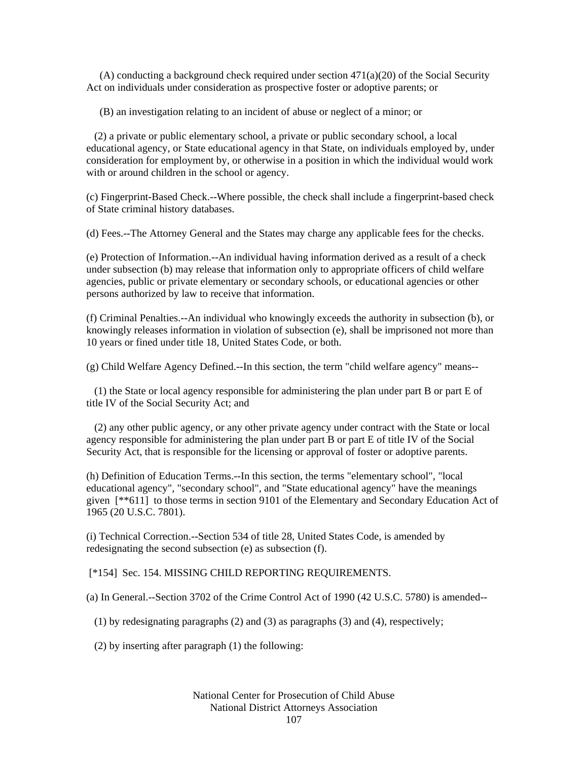(A) conducting a background check required under section 471(a)(20) of the Social Security Act on individuals under consideration as prospective foster or adoptive parents; or

(B) an investigation relating to an incident of abuse or neglect of a minor; or

(2) a private or public elementary school, a private or public secondary school, a local educational agency, or State educational agency in that State, on individuals employed by, under consideration for employment by, or otherwise in a position in which the individual would work with or around children in the school or agency.

(c) Fingerprint-Based Check.--Where possible, the check shall include a fingerprint-based check of State criminal history databases.

(d) Fees.--The Attorney General and the States may charge any applicable fees for the checks.

(e) Protection of Information.--An individual having information derived as a result of a check under subsection (b) may release that information only to appropriate officers of child welfare agencies, public or private elementary or secondary schools, or educational agencies or other persons authorized by law to receive that information.

(f) Criminal Penalties.--An individual who knowingly exceeds the authority in subsection (b), or knowingly releases information in violation of subsection (e), shall be imprisoned not more than 10 years or fined under title 18, United States Code, or both.

(g) Child Welfare Agency Defined.--In this section, the term "child welfare agency" means--

(1) the State or local agency responsible for administering the plan under part B or part E of title IV of the Social Security Act; and

(2) any other public agency, or any other private agency under contract with the State or local agency responsible for administering the plan under part B or part E of title IV of the Social Security Act, that is responsible for the licensing or approval of foster or adoptive parents.

(h) Definition of Education Terms.--In this section, the terms "elementary school", "local educational agency", "secondary school", and "State educational agency" have the meanings given [**611] to those terms in section 9101 of the Elementary and Secondary Education Act of 1965 (20 U.S.C. 7801).

(i) Technical Correction.--Section 534 of title 28, United States Code, is amended by redesignating the second subsection (e) as subsection (f).

[*154] Sec. 154. MISSING CHILD REPORTING REQUIREMENTS.

(a) In General.--Section 3702 of the Crime Control Act of 1990 (42 U.S.C. 5780) is amended--

(1) by redesignating paragraphs (2) and (3) as paragraphs (3) and (4), respectively;

(2) by inserting after paragraph (1) the following: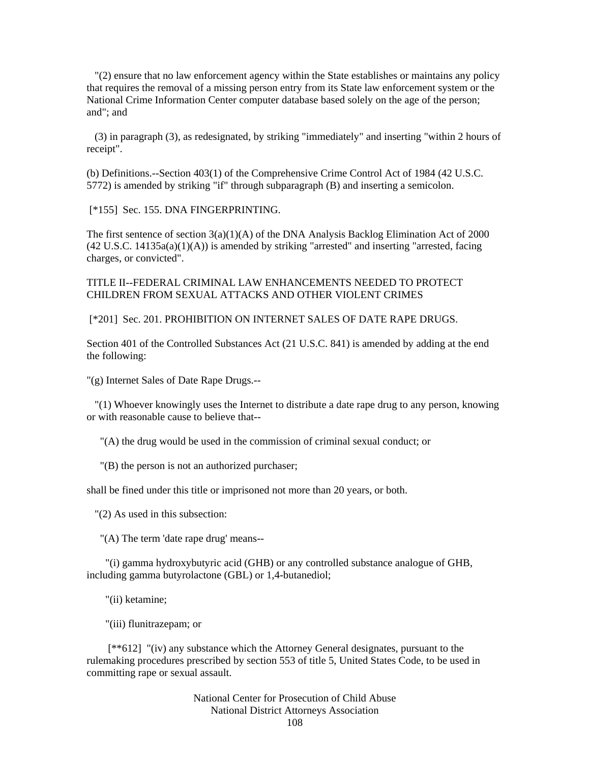"(2) ensure that no law enforcement agency within the State establishes or maintains any policy that requires the removal of a missing person entry from its State law enforcement system or the National Crime Information Center computer database based solely on the age of the person; and"; and

(3) in paragraph (3), as redesignated, by striking "immediately" and inserting "within 2 hours of receipt".

(b) Definitions.--Section 403(1) of the Comprehensive Crime Control Act of 1984 (42 U.S.C. 5772) is amended by striking "if" through subparagraph (B) and inserting a semicolon.

[*155] Sec. 155. DNA FINGERPRINTING.

The first sentence of section 3(a)(1)(A) of the DNA Analysis Backlog Elimination Act of 2000 (42 U.S.C. 14135a(a)(1)(A)) is amended by striking "arrested" and inserting "arrested, facing charges, or convicted".

TITLE II--FEDERAL CRIMINAL LAW ENHANCEMENTS NEEDED TO PROTECT CHILDREN FROM SEXUAL ATTACKS AND OTHER VIOLENT CRIMES

[*201] Sec. 201. PROHIBITION ON INTERNET SALES OF DATE RAPE DRUGS.

Section 401 of the Controlled Substances Act (21 U.S.C. 841) is amended by adding at the end the following:

"(g) Internet Sales of Date Rape Drugs.--

"(1) Whoever knowingly uses the Internet to distribute a date rape drug to any person, knowing or with reasonable cause to believe that--

"(A) the drug would be used in the commission of criminal sexual conduct; or

"(B) the person is not an authorized purchaser;

shall be fined under this title or imprisoned not more than 20 years, or both.

"(2) As used in this subsection:

"(A) The term 'date rape drug' means--

"(i) gamma hydroxybutyric acid (GHB) or any controlled substance analogue of GHB, including gamma butyrolactone (GBL) or 1,4-butanediol;

"(ii) ketamine;

"(iii) flunitrazepam; or

[**612] "(iv) any substance which the Attorney General designates, pursuant to the rulemaking procedures prescribed by section 553 of title 5, United States Code, to be used in committing rape or sexual assault.

National Center for Prosecution of Child Abuse
National District Attorneys Association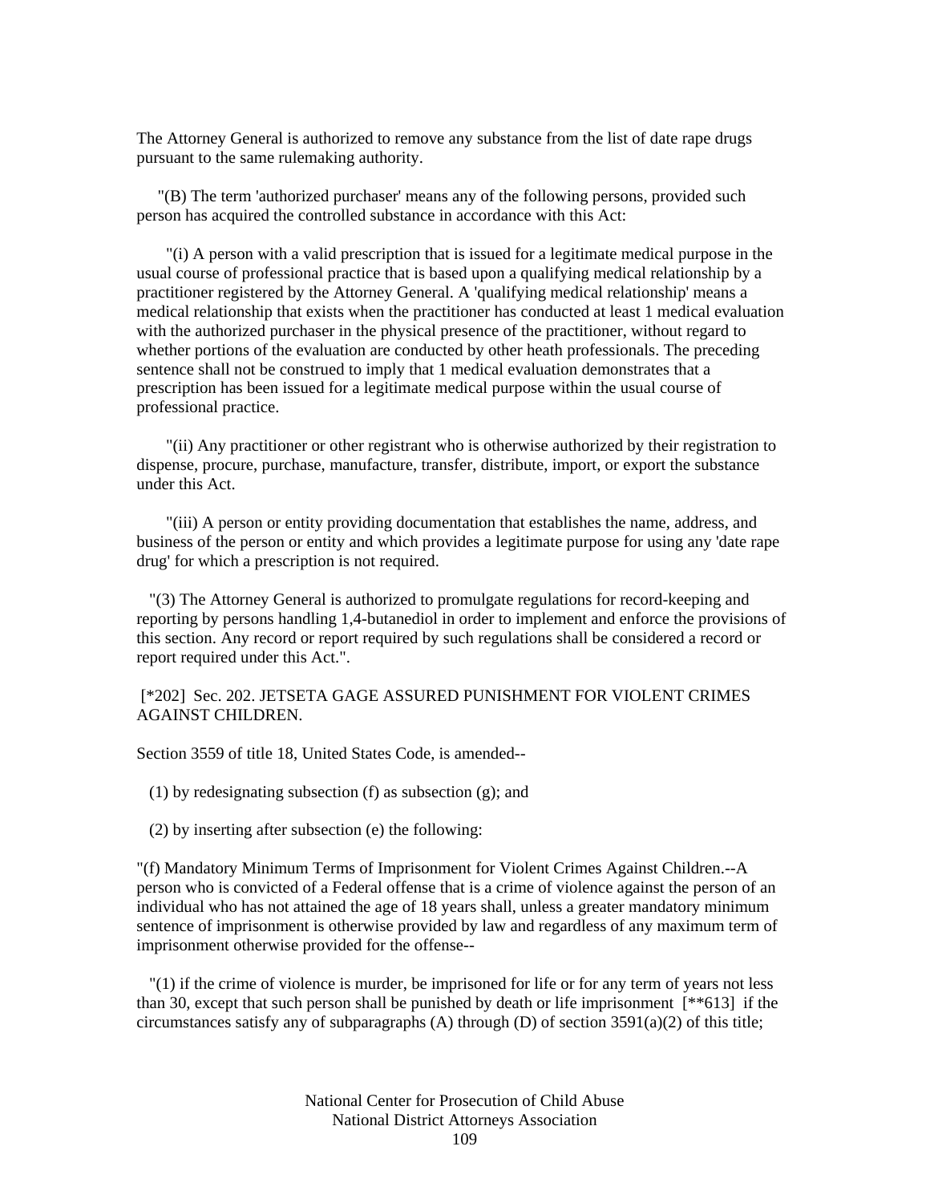The Attorney General is authorized to remove any substance from the list of date rape drugs pursuant to the same rulemaking authority.

"(B) The term 'authorized purchaser' means any of the following persons, provided such person has acquired the controlled substance in accordance with this Act:

"(i) A person with a valid prescription that is issued for a legitimate medical purpose in the usual course of professional practice that is based upon a qualifying medical relationship by a practitioner registered by the Attorney General. A 'qualifying medical relationship' means a medical relationship that exists when the practitioner has conducted at least 1 medical evaluation with the authorized purchaser in the physical presence of the practitioner, without regard to whether portions of the evaluation are conducted by other heath professionals. The preceding sentence shall not be construed to imply that 1 medical evaluation demonstrates that a prescription has been issued for a legitimate medical purpose within the usual course of professional practice.

"(ii) Any practitioner or other registrant who is otherwise authorized by their registration to dispense, procure, purchase, manufacture, transfer, distribute, import, or export the substance under this Act.

"(iii) A person or entity providing documentation that establishes the name, address, and business of the person or entity and which provides a legitimate purpose for using any 'date rape drug' for which a prescription is not required.

"(3) The Attorney General is authorized to promulgate regulations for record-keeping and reporting by persons handling 1,4-butanediol in order to implement and enforce the provisions of this section. Any record or report required by such regulations shall be considered a record or report required under this Act.".

[*202] Sec. 202. JETSETA GAGE ASSURED PUNISHMENT FOR VIOLENT CRIMES AGAINST CHILDREN.

Section 3559 of title 18, United States Code, is amended--

(1) by redesignating subsection (f) as subsection (g); and

(2) by inserting after subsection (e) the following:

"(f) Mandatory Minimum Terms of Imprisonment for Violent Crimes Against Children.--A person who is convicted of a Federal offense that is a crime of violence against the person of an individual who has not attained the age of 18 years shall, unless a greater mandatory minimum sentence of imprisonment is otherwise provided by law and regardless of any maximum term of imprisonment otherwise provided for the offense--

"(1) if the crime of violence is murder, be imprisoned for life or for any term of years not less than 30, except that such person shall be punished by death or life imprisonment [**613] if the circumstances satisfy any of subparagraphs (A) through (D) of section 3591(a)(2) of this title;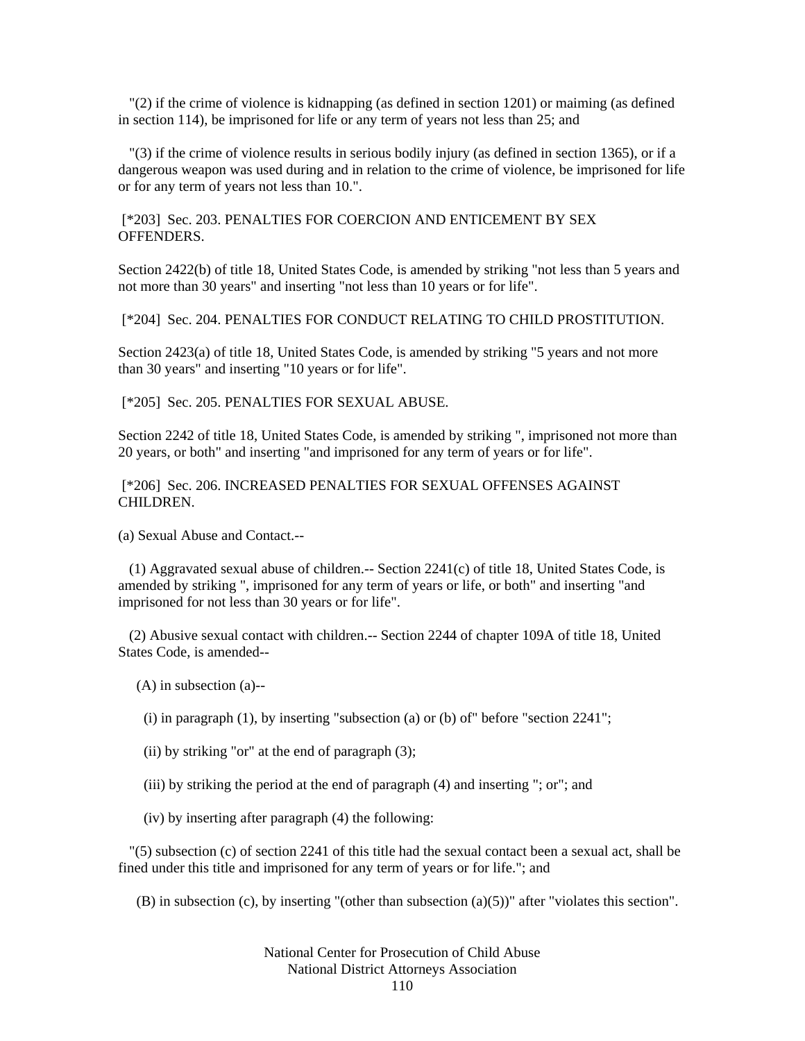"(2) if the crime of violence is kidnapping (as defined in section 1201) or maiming (as defined in section 114), be imprisoned for life or any term of years not less than 25; and

"(3) if the crime of violence results in serious bodily injury (as defined in section 1365), or if a dangerous weapon was used during and in relation to the crime of violence, be imprisoned for life or for any term of years not less than 10.".

[*203] Sec. 203. PENALTIES FOR COERCION AND ENTICEMENT BY SEX OFFENDERS.

Section 2422(b) of title 18, United States Code, is amended by striking "not less than 5 years and not more than 30 years" and inserting "not less than 10 years or for life".

[*204] Sec. 204. PENALTIES FOR CONDUCT RELATING TO CHILD PROSTITUTION.

Section 2423(a) of title 18, United States Code, is amended by striking "5 years and not more than 30 years" and inserting "10 years or for life".

[*205] Sec. 205. PENALTIES FOR SEXUAL ABUSE.

Section 2242 of title 18, United States Code, is amended by striking ", imprisoned not more than 20 years, or both" and inserting "and imprisoned for any term of years or for life".

[*206] Sec. 206. INCREASED PENALTIES FOR SEXUAL OFFENSES AGAINST CHILDREN.

(a) Sexual Abuse and Contact.--

(1) Aggravated sexual abuse of children.-- Section 2241(c) of title 18, United States Code, is amended by striking ", imprisoned for any term of years or life, or both" and inserting "and imprisoned for not less than 30 years or for life".

(2) Abusive sexual contact with children.-- Section 2244 of chapter 109A of title 18, United States Code, is amended--

(A) in subsection (a)--

(i) in paragraph (1), by inserting "subsection (a) or (b) of" before "section 2241";

(ii) by striking "or" at the end of paragraph (3);

(iii) by striking the period at the end of paragraph (4) and inserting "; or"; and

(iv) by inserting after paragraph (4) the following:

"(5) subsection (c) of section 2241 of this title had the sexual contact been a sexual act, shall be fined under this title and imprisoned for any term of years or for life."; and

(B) in subsection (c), by inserting "(other than subsection (a)(5))" after "violates this section".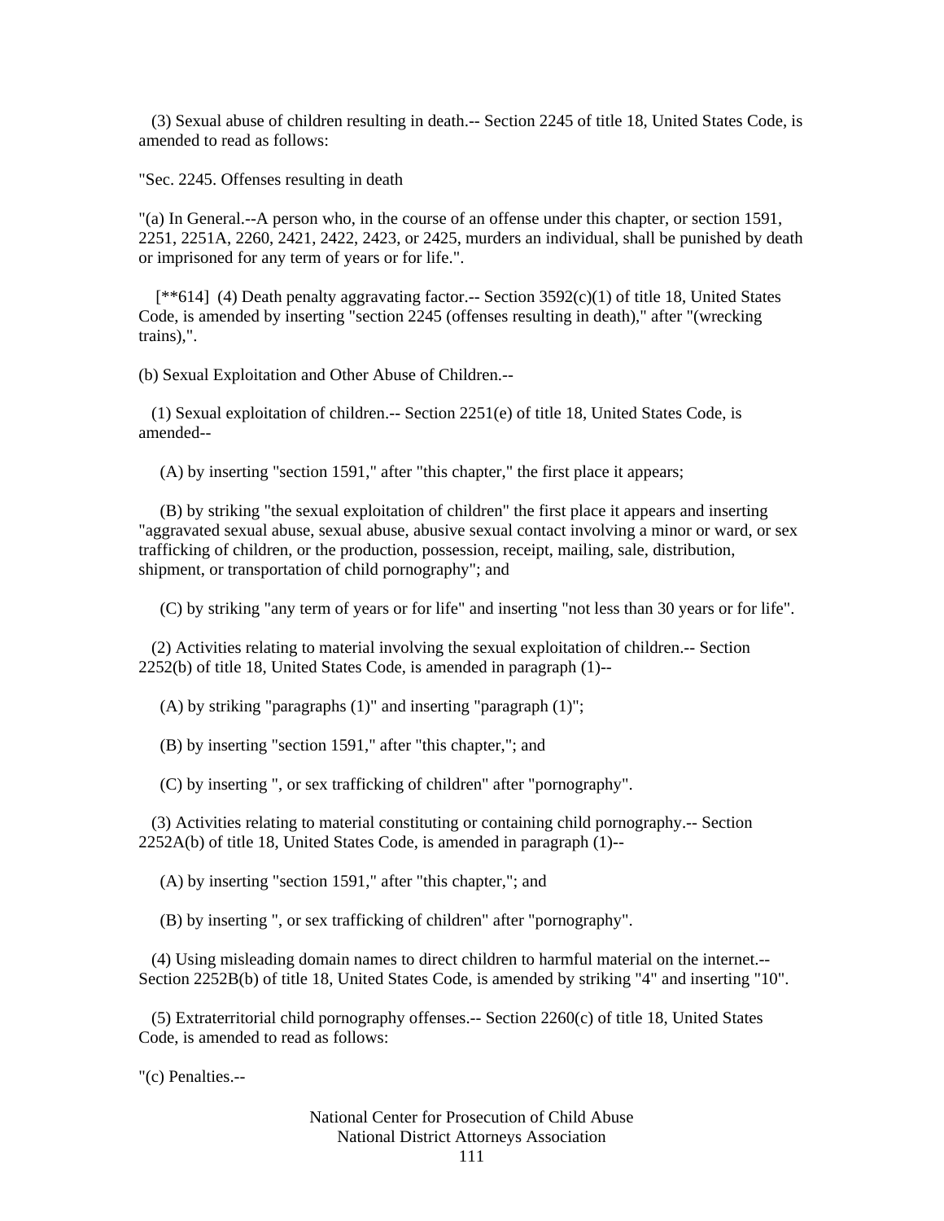(3) Sexual abuse of children resulting in death.-- Section 2245 of title 18, United States Code, is amended to read as follows:

"Sec. 2245. Offenses resulting in death

"(a) In General.--A person who, in the course of an offense under this chapter, or section 1591, 2251, 2251A, 2260, 2421, 2422, 2423, or 2425, murders an individual, shall be punished by death or imprisoned for any term of years or for life.".

[**614] (4) Death penalty aggravating factor.-- Section 3592(c)(1) of title 18, United States Code, is amended by inserting "section 2245 (offenses resulting in death)," after "(wrecking trains),".

(b) Sexual Exploitation and Other Abuse of Children.--

(1) Sexual exploitation of children.-- Section 2251(e) of title 18, United States Code, is amended--

(A) by inserting "section 1591," after "this chapter," the first place it appears;

(B) by striking "the sexual exploitation of children" the first place it appears and inserting "aggravated sexual abuse, sexual abuse, abusive sexual contact involving a minor or ward, or sex trafficking of children, or the production, possession, receipt, mailing, sale, distribution, shipment, or transportation of child pornography"; and

(C) by striking "any term of years or for life" and inserting "not less than 30 years or for life".

(2) Activities relating to material involving the sexual exploitation of children.-- Section 2252(b) of title 18, United States Code, is amended in paragraph (1)--

(A) by striking "paragraphs (1)" and inserting "paragraph (1)";

(B) by inserting "section 1591," after "this chapter,"; and

(C) by inserting ", or sex trafficking of children" after "pornography".

(3) Activities relating to material constituting or containing child pornography.-- Section 2252A(b) of title 18, United States Code, is amended in paragraph (1)--

(A) by inserting "section 1591," after "this chapter,"; and

(B) by inserting ", or sex trafficking of children" after "pornography".

(4) Using misleading domain names to direct children to harmful material on the internet.-- Section 2252B(b) of title 18, United States Code, is amended by striking "4" and inserting "10".

(5) Extraterritorial child pornography offenses.-- Section 2260(c) of title 18, United States Code, is amended to read as follows:

"(c) Penalties.--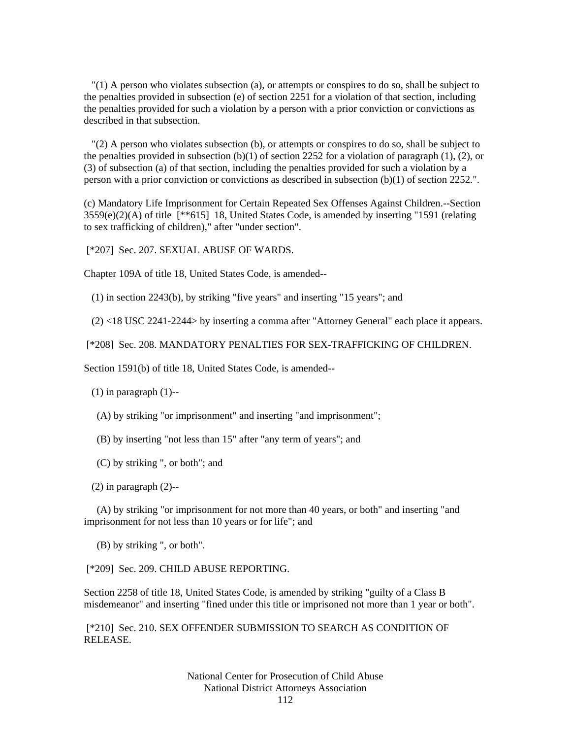"(1) A person who violates subsection (a), or attempts or conspires to do so, shall be subject to the penalties provided in subsection (e) of section 2251 for a violation of that section, including the penalties provided for such a violation by a person with a prior conviction or convictions as described in that subsection.

"(2) A person who violates subsection (b), or attempts or conspires to do so, shall be subject to the penalties provided in subsection (b)(1) of section 2252 for a violation of paragraph (1), (2), or (3) of subsection (a) of that section, including the penalties provided for such a violation by a person with a prior conviction or convictions as described in subsection (b)(1) of section 2252.".

(c) Mandatory Life Imprisonment for Certain Repeated Sex Offenses Against Children.--Section 3559(e)(2)(A) of title [**615] 18, United States Code, is amended by inserting "1591 (relating to sex trafficking of children)," after "under section".

[*207] Sec. 207. SEXUAL ABUSE OF WARDS.

Chapter 109A of title 18, United States Code, is amended--

(1) in section 2243(b), by striking "five years" and inserting "15 years"; and

(2) <18 USC 2241-2244> by inserting a comma after "Attorney General" each place it appears.

[*208] Sec. 208. MANDATORY PENALTIES FOR SEX-TRAFFICKING OF CHILDREN.

Section 1591(b) of title 18, United States Code, is amended--

(1) in paragraph (1)--

(A) by striking "or imprisonment" and inserting "and imprisonment";

(B) by inserting "not less than 15" after "any term of years"; and

(C) by striking ", or both"; and

(2) in paragraph (2)--

(A) by striking "or imprisonment for not more than 40 years, or both" and inserting "and imprisonment for not less than 10 years or for life"; and

(B) by striking ", or both".

[*209] Sec. 209. CHILD ABUSE REPORTING.

Section 2258 of title 18, United States Code, is amended by striking "guilty of a Class B misdemeanor" and inserting "fined under this title or imprisoned not more than 1 year or both".

[*210] Sec. 210. SEX OFFENDER SUBMISSION TO SEARCH AS CONDITION OF RELEASE.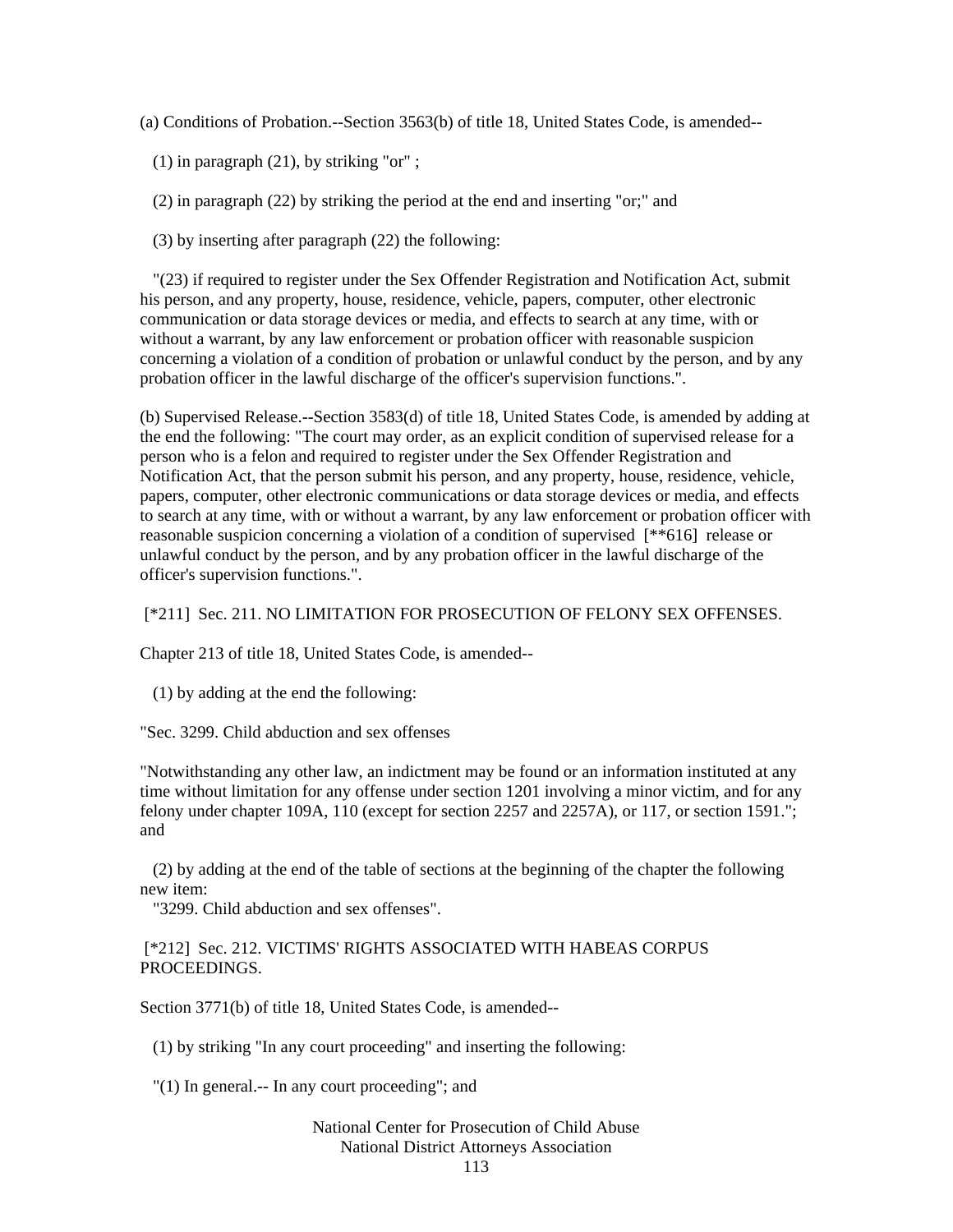(a) Conditions of Probation.--Section 3563(b) of title 18, United States Code, is amended--

(1) in paragraph (21), by striking "or" ;

(2) in paragraph (22) by striking the period at the end and inserting "or;" and

(3) by inserting after paragraph (22) the following:

"(23) if required to register under the Sex Offender Registration and Notification Act, submit his person, and any property, house, residence, vehicle, papers, computer, other electronic communication or data storage devices or media, and effects to search at any time, with or without a warrant, by any law enforcement or probation officer with reasonable suspicion concerning a violation of a condition of probation or unlawful conduct by the person, and by any probation officer in the lawful discharge of the officer's supervision functions.".

(b) Supervised Release.--Section 3583(d) of title 18, United States Code, is amended by adding at the end the following: "The court may order, as an explicit condition of supervised release for a person who is a felon and required to register under the Sex Offender Registration and Notification Act, that the person submit his person, and any property, house, residence, vehicle, papers, computer, other electronic communications or data storage devices or media, and effects to search at any time, with or without a warrant, by any law enforcement or probation officer with reasonable suspicion concerning a violation of a condition of supervised [**616] release or unlawful conduct by the person, and by any probation officer in the lawful discharge of the officer's supervision functions.".

[*211] Sec. 211. NO LIMITATION FOR PROSECUTION OF FELONY SEX OFFENSES.

Chapter 213 of title 18, United States Code, is amended--

(1) by adding at the end the following:

"Sec. 3299. Child abduction and sex offenses

"Notwithstanding any other law, an indictment may be found or an information instituted at any time without limitation for any offense under section 1201 involving a minor victim, and for any felony under chapter 109A, 110 (except for section 2257 and 2257A), or 117, or section 1591."; and

(2) by adding at the end of the table of sections at the beginning of the chapter the following new item:
"3299. Child abduction and sex offenses".

[*212] Sec. 212. VICTIMS' RIGHTS ASSOCIATED WITH HABEAS CORPUS PROCEEDINGS.

Section 3771(b) of title 18, United States Code, is amended--

(1) by striking "In any court proceeding" and inserting the following:

"(1) In general.-- In any court proceeding"; and

National Center for Prosecution of Child Abuse
National District Attorneys Association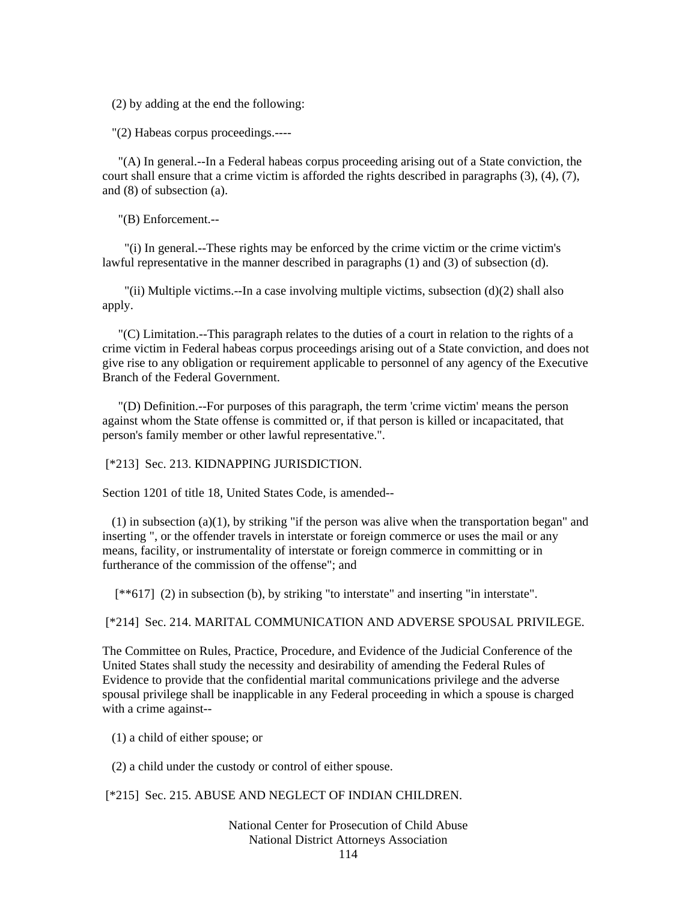(2) by adding at the end the following:

"(2) Habeas corpus proceedings.----

"(A) In general.--In a Federal habeas corpus proceeding arising out of a State conviction, the court shall ensure that a crime victim is afforded the rights described in paragraphs (3), (4), (7), and (8) of subsection (a).

"(B) Enforcement.--

"(i) In general.--These rights may be enforced by the crime victim or the crime victim's lawful representative in the manner described in paragraphs (1) and (3) of subsection (d).

"(ii) Multiple victims.--In a case involving multiple victims, subsection (d)(2) shall also apply.

"(C) Limitation.--This paragraph relates to the duties of a court in relation to the rights of a crime victim in Federal habeas corpus proceedings arising out of a State conviction, and does not give rise to any obligation or requirement applicable to personnel of any agency of the Executive Branch of the Federal Government.

"(D) Definition.--For purposes of this paragraph, the term 'crime victim' means the person against whom the State offense is committed or, if that person is killed or incapacitated, that person's family member or other lawful representative.".

[*213] Sec. 213. KIDNAPPING JURISDICTION.

Section 1201 of title 18, United States Code, is amended--

(1) in subsection (a)(1), by striking "if the person was alive when the transportation began" and inserting ", or the offender travels in interstate or foreign commerce or uses the mail or any means, facility, or instrumentality of interstate or foreign commerce in committing or in furtherance of the commission of the offense"; and

[**617] (2) in subsection (b), by striking "to interstate" and inserting "in interstate".

[*214] Sec. 214. MARITAL COMMUNICATION AND ADVERSE SPOUSAL PRIVILEGE.

The Committee on Rules, Practice, Procedure, and Evidence of the Judicial Conference of the United States shall study the necessity and desirability of amending the Federal Rules of Evidence to provide that the confidential marital communications privilege and the adverse spousal privilege shall be inapplicable in any Federal proceeding in which a spouse is charged with a crime against--

(1) a child of either spouse; or

(2) a child under the custody or control of either spouse.

[*215] Sec. 215. ABUSE AND NEGLECT OF INDIAN CHILDREN.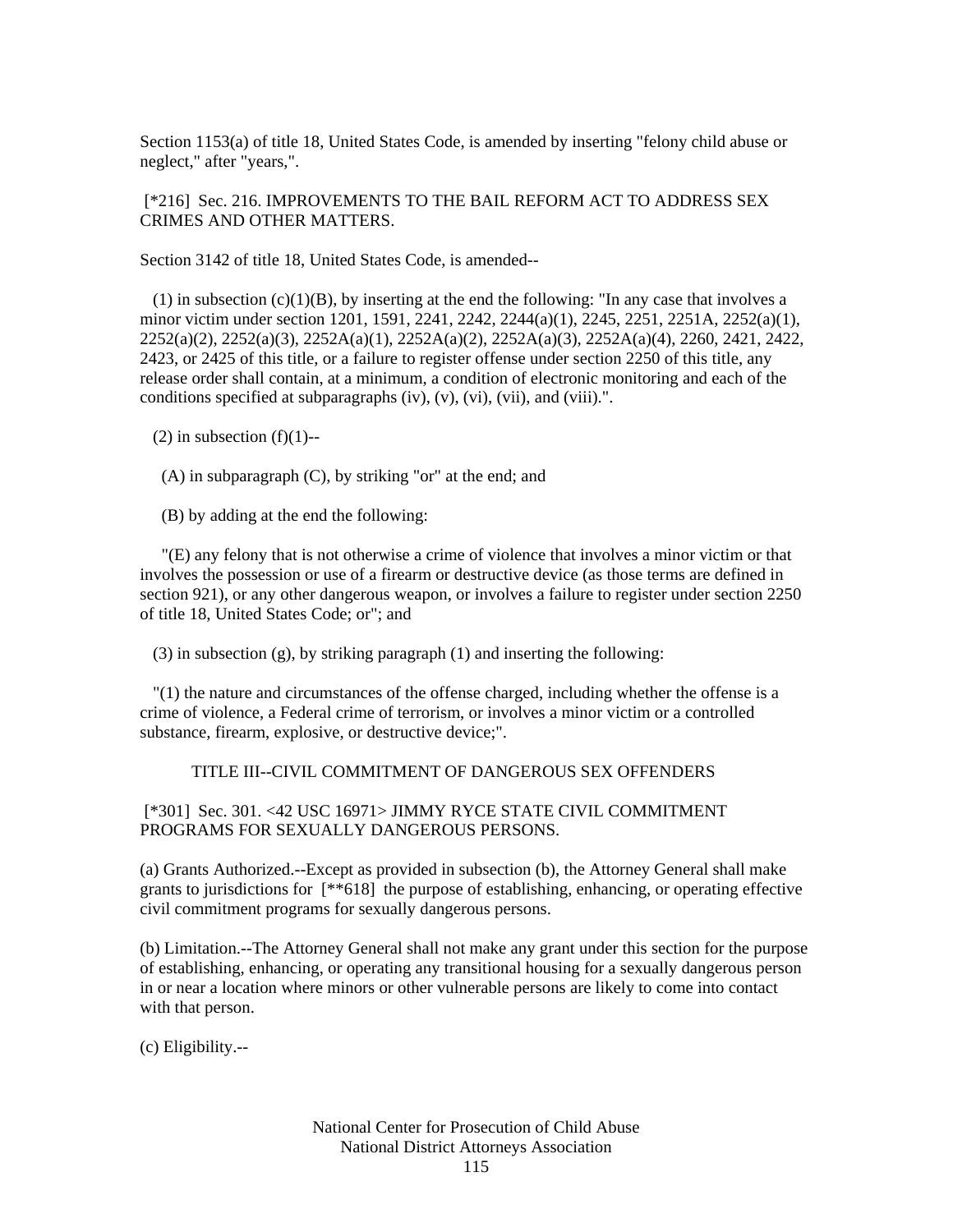Section 1153(a) of title 18, United States Code, is amended by inserting "felony child abuse or neglect," after "years,".

[*216] Sec. 216. IMPROVEMENTS TO THE BAIL REFORM ACT TO ADDRESS SEX CRIMES AND OTHER MATTERS.

Section 3142 of title 18, United States Code, is amended--

(1) in subsection (c)(1)(B), by inserting at the end the following: "In any case that involves a minor victim under section 1201, 1591, 2241, 2242, 2244(a)(1), 2245, 2251, 2251A, 2252(a)(1), 2252(a)(2), 2252(a)(3), 2252A(a)(1), 2252A(a)(2), 2252A(a)(3), 2252A(a)(4), 2260, 2421, 2422, 2423, or 2425 of this title, or a failure to register offense under section 2250 of this title, any release order shall contain, at a minimum, a condition of electronic monitoring and each of the conditions specified at subparagraphs (iv), (v), (vi), (vii), and (viii).".

(2) in subsection (f)(1)--

(A) in subparagraph (C), by striking "or" at the end; and

(B) by adding at the end the following:

"(E) any felony that is not otherwise a crime of violence that involves a minor victim or that involves the possession or use of a firearm or destructive device (as those terms are defined in section 921), or any other dangerous weapon, or involves a failure to register under section 2250 of title 18, United States Code; or"; and

(3) in subsection (g), by striking paragraph (1) and inserting the following:

"(1) the nature and circumstances of the offense charged, including whether the offense is a crime of violence, a Federal crime of terrorism, or involves a minor victim or a controlled substance, firearm, explosive, or destructive device;".

## TITLE III--CIVIL COMMITMENT OF DANGEROUS SEX OFFENDERS

[*301] Sec. 301. <42 USC 16971> JIMMY RYCE STATE CIVIL COMMITMENT PROGRAMS FOR SEXUALLY DANGEROUS PERSONS.

(a) Grants Authorized.--Except as provided in subsection (b), the Attorney General shall make grants to jurisdictions for [**618] the purpose of establishing, enhancing, or operating effective civil commitment programs for sexually dangerous persons.

(b) Limitation.--The Attorney General shall not make any grant under this section for the purpose of establishing, enhancing, or operating any transitional housing for a sexually dangerous person in or near a location where minors or other vulnerable persons are likely to come into contact with that person.

(c) Eligibility.--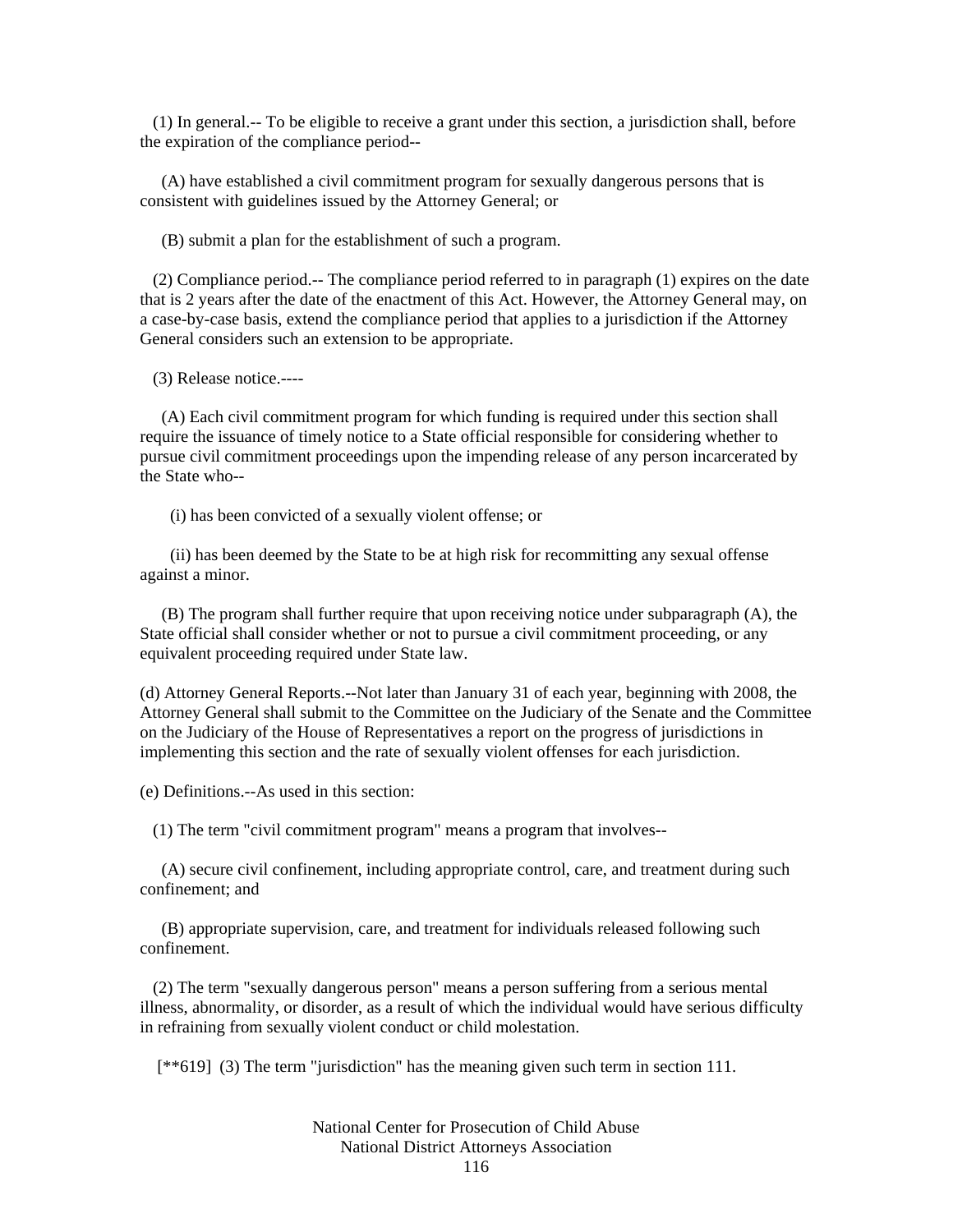(1) In general.-- To be eligible to receive a grant under this section, a jurisdiction shall, before the expiration of the compliance period--

(A) have established a civil commitment program for sexually dangerous persons that is consistent with guidelines issued by the Attorney General; or

(B) submit a plan for the establishment of such a program.

(2) Compliance period.-- The compliance period referred to in paragraph (1) expires on the date that is 2 years after the date of the enactment of this Act. However, the Attorney General may, on a case-by-case basis, extend the compliance period that applies to a jurisdiction if the Attorney General considers such an extension to be appropriate.

(3) Release notice.----

(A) Each civil commitment program for which funding is required under this section shall require the issuance of timely notice to a State official responsible for considering whether to pursue civil commitment proceedings upon the impending release of any person incarcerated by the State who--

(i) has been convicted of a sexually violent offense; or

(ii) has been deemed by the State to be at high risk for recommitting any sexual offense against a minor.

(B) The program shall further require that upon receiving notice under subparagraph (A), the State official shall consider whether or not to pursue a civil commitment proceeding, or any equivalent proceeding required under State law.

(d) Attorney General Reports.--Not later than January 31 of each year, beginning with 2008, the Attorney General shall submit to the Committee on the Judiciary of the Senate and the Committee on the Judiciary of the House of Representatives a report on the progress of jurisdictions in implementing this section and the rate of sexually violent offenses for each jurisdiction.

(e) Definitions.--As used in this section:

(1) The term "civil commitment program" means a program that involves--

(A) secure civil confinement, including appropriate control, care, and treatment during such confinement; and

(B) appropriate supervision, care, and treatment for individuals released following such confinement.

(2) The term "sexually dangerous person" means a person suffering from a serious mental illness, abnormality, or disorder, as a result of which the individual would have serious difficulty in refraining from sexually violent conduct or child molestation.

[**619] (3) The term "jurisdiction" has the meaning given such term in section 111.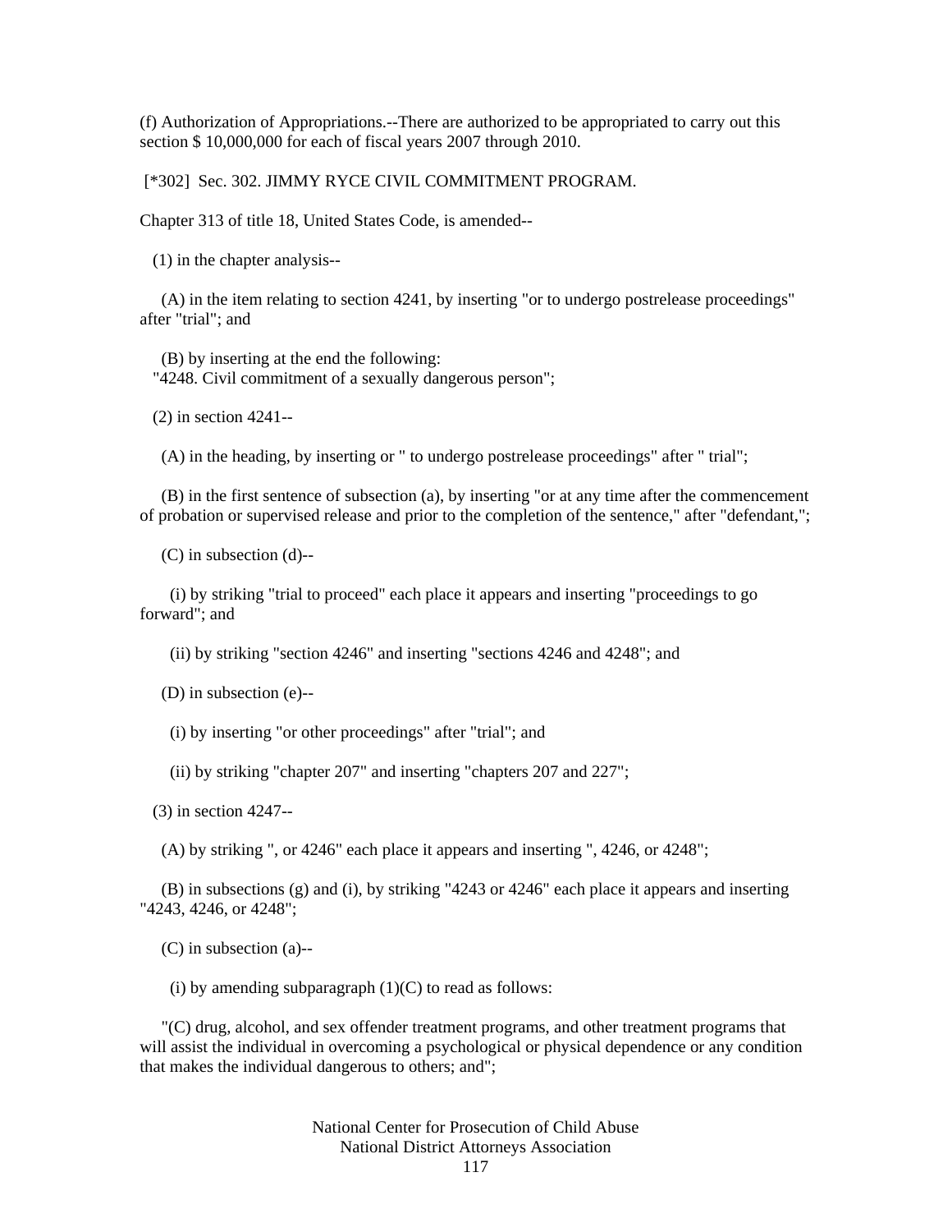(f) Authorization of Appropriations.--There are authorized to be appropriated to carry out this section $ 10,000,000 for each of fiscal years 2007 through 2010.

[*302] Sec. 302. JIMMY RYCE CIVIL COMMITMENT PROGRAM.

Chapter 313 of title 18, United States Code, is amended--

(1) in the chapter analysis--

(A) in the item relating to section 4241, by inserting "or to undergo postrelease proceedings" after "trial"; and

(B) by inserting at the end the following:
"4248. Civil commitment of a sexually dangerous person";

(2) in section 4241--

(A) in the heading, by inserting or " to undergo postrelease proceedings" after " trial";

(B) in the first sentence of subsection (a), by inserting "or at any time after the commencement of probation or supervised release and prior to the completion of the sentence," after "defendant,";

(C) in subsection (d)--

(i) by striking "trial to proceed" each place it appears and inserting "proceedings to go forward"; and

(ii) by striking "section 4246" and inserting "sections 4246 and 4248"; and

(D) in subsection (e)--

(i) by inserting "or other proceedings" after "trial"; and

(ii) by striking "chapter 207" and inserting "chapters 207 and 227";

(3) in section 4247--

(A) by striking ", or 4246" each place it appears and inserting ", 4246, or 4248";

(B) in subsections (g) and (i), by striking "4243 or 4246" each place it appears and inserting "4243, 4246, or 4248";

(C) in subsection (a)--

(i) by amending subparagraph (1)(C) to read as follows:

"(C) drug, alcohol, and sex offender treatment programs, and other treatment programs that will assist the individual in overcoming a psychological or physical dependence or any condition that makes the individual dangerous to others; and";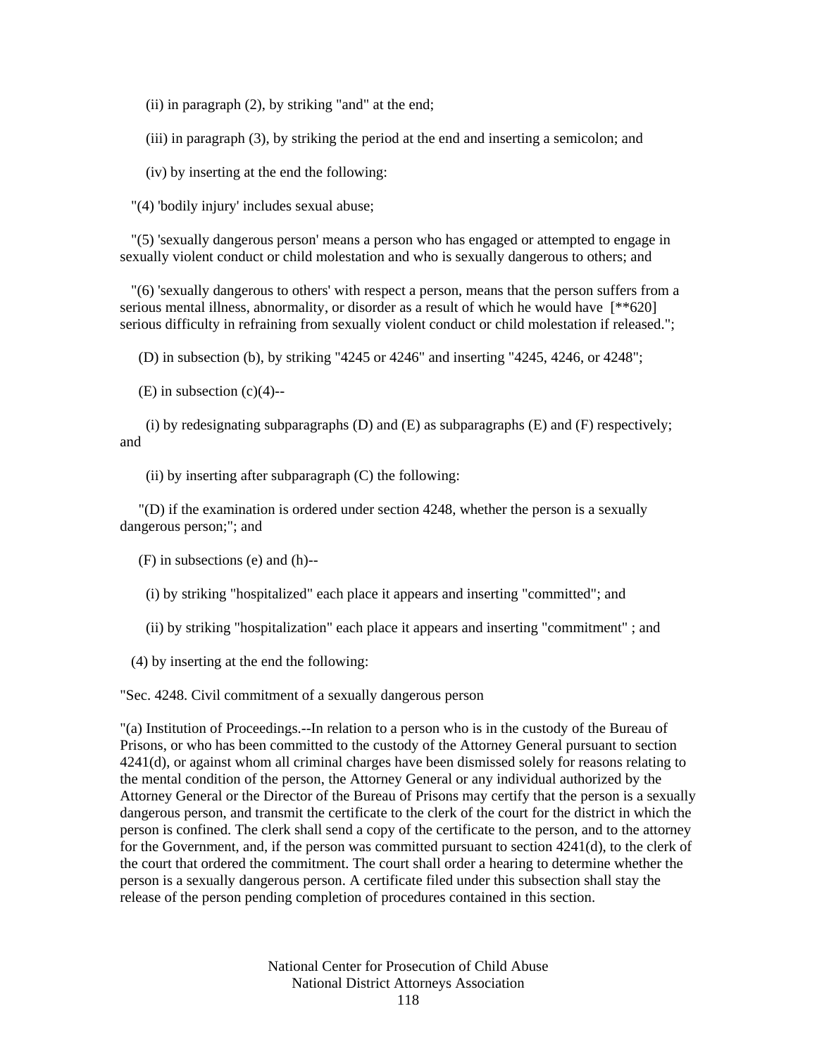(ii) in paragraph (2), by striking "and" at the end;

(iii) in paragraph (3), by striking the period at the end and inserting a semicolon; and

(iv) by inserting at the end the following:

"(4) 'bodily injury' includes sexual abuse;

"(5) 'sexually dangerous person' means a person who has engaged or attempted to engage in sexually violent conduct or child molestation and who is sexually dangerous to others; and

"(6) 'sexually dangerous to others' with respect a person, means that the person suffers from a serious mental illness, abnormality, or disorder as a result of which he would have [**620] serious difficulty in refraining from sexually violent conduct or child molestation if released.";

(D) in subsection (b), by striking "4245 or 4246" and inserting "4245, 4246, or 4248";

(E) in subsection (c)(4)--

(i) by redesignating subparagraphs (D) and (E) as subparagraphs (E) and (F) respectively; and

(ii) by inserting after subparagraph (C) the following:

"(D) if the examination is ordered under section 4248, whether the person is a sexually dangerous person;"; and

(F) in subsections (e) and (h)--

(i) by striking "hospitalized" each place it appears and inserting "committed"; and

(ii) by striking "hospitalization" each place it appears and inserting "commitment" ; and

(4) by inserting at the end the following:

"Sec. 4248. Civil commitment of a sexually dangerous person

"(a) Institution of Proceedings.--In relation to a person who is in the custody of the Bureau of Prisons, or who has been committed to the custody of the Attorney General pursuant to section 4241(d), or against whom all criminal charges have been dismissed solely for reasons relating to the mental condition of the person, the Attorney General or any individual authorized by the Attorney General or the Director of the Bureau of Prisons may certify that the person is a sexually dangerous person, and transmit the certificate to the clerk of the court for the district in which the person is confined. The clerk shall send a copy of the certificate to the person, and to the attorney for the Government, and, if the person was committed pursuant to section 4241(d), to the clerk of the court that ordered the commitment. The court shall order a hearing to determine whether the person is a sexually dangerous person. A certificate filed under this subsection shall stay the release of the person pending completion of procedures contained in this section.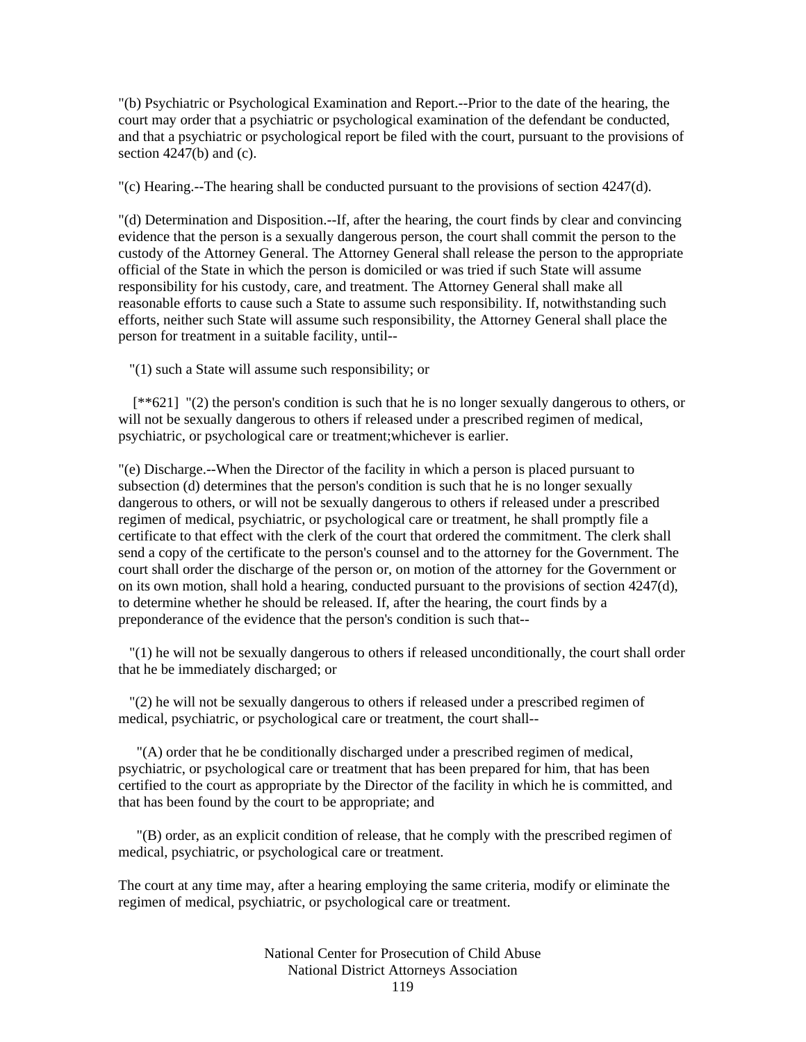"(b) Psychiatric or Psychological Examination and Report.--Prior to the date of the hearing, the court may order that a psychiatric or psychological examination of the defendant be conducted, and that a psychiatric or psychological report be filed with the court, pursuant to the provisions of section 4247(b) and (c).

"(c) Hearing.--The hearing shall be conducted pursuant to the provisions of section 4247(d).

"(d) Determination and Disposition.--If, after the hearing, the court finds by clear and convincing evidence that the person is a sexually dangerous person, the court shall commit the person to the custody of the Attorney General. The Attorney General shall release the person to the appropriate official of the State in which the person is domiciled or was tried if such State will assume responsibility for his custody, care, and treatment. The Attorney General shall make all reasonable efforts to cause such a State to assume such responsibility. If, notwithstanding such efforts, neither such State will assume such responsibility, the Attorney General shall place the person for treatment in a suitable facility, until--

"(1) such a State will assume such responsibility; or

[**621] "(2) the person's condition is such that he is no longer sexually dangerous to others, or will not be sexually dangerous to others if released under a prescribed regimen of medical, psychiatric, or psychological care or treatment;whichever is earlier.

"(e) Discharge.--When the Director of the facility in which a person is placed pursuant to subsection (d) determines that the person's condition is such that he is no longer sexually dangerous to others, or will not be sexually dangerous to others if released under a prescribed regimen of medical, psychiatric, or psychological care or treatment, he shall promptly file a certificate to that effect with the clerk of the court that ordered the commitment. The clerk shall send a copy of the certificate to the person's counsel and to the attorney for the Government. The court shall order the discharge of the person or, on motion of the attorney for the Government or on its own motion, shall hold a hearing, conducted pursuant to the provisions of section 4247(d), to determine whether he should be released. If, after the hearing, the court finds by a preponderance of the evidence that the person's condition is such that--

"(1) he will not be sexually dangerous to others if released unconditionally, the court shall order that he be immediately discharged; or

"(2) he will not be sexually dangerous to others if released under a prescribed regimen of medical, psychiatric, or psychological care or treatment, the court shall--

"(A) order that he be conditionally discharged under a prescribed regimen of medical, psychiatric, or psychological care or treatment that has been prepared for him, that has been certified to the court as appropriate by the Director of the facility in which he is committed, and that has been found by the court to be appropriate; and

"(B) order, as an explicit condition of release, that he comply with the prescribed regimen of medical, psychiatric, or psychological care or treatment.

The court at any time may, after a hearing employing the same criteria, modify or eliminate the regimen of medical, psychiatric, or psychological care or treatment.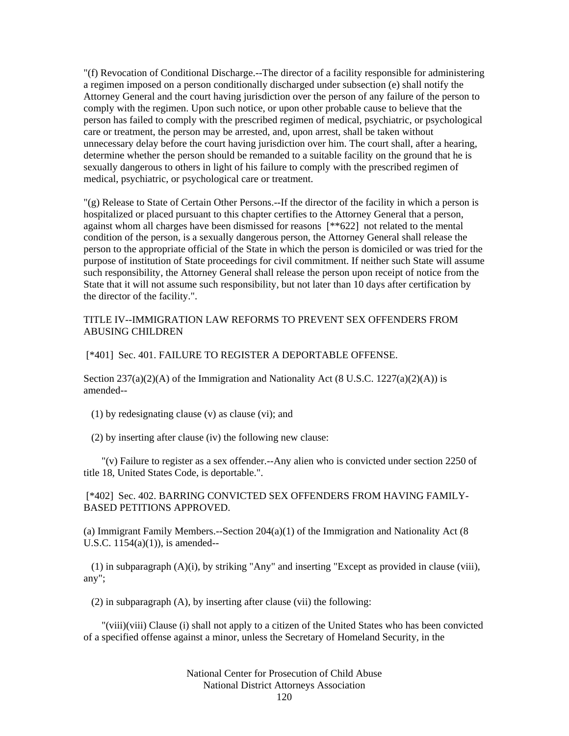"(f) Revocation of Conditional Discharge.--The director of a facility responsible for administering a regimen imposed on a person conditionally discharged under subsection (e) shall notify the Attorney General and the court having jurisdiction over the person of any failure of the person to comply with the regimen. Upon such notice, or upon other probable cause to believe that the person has failed to comply with the prescribed regimen of medical, psychiatric, or psychological care or treatment, the person may be arrested, and, upon arrest, shall be taken without unnecessary delay before the court having jurisdiction over him. The court shall, after a hearing, determine whether the person should be remanded to a suitable facility on the ground that he is sexually dangerous to others in light of his failure to comply with the prescribed regimen of medical, psychiatric, or psychological care or treatment.

"(g) Release to State of Certain Other Persons.--If the director of the facility in which a person is hospitalized or placed pursuant to this chapter certifies to the Attorney General that a person, against whom all charges have been dismissed for reasons [**622] not related to the mental condition of the person, is a sexually dangerous person, the Attorney General shall release the person to the appropriate official of the State in which the person is domiciled or was tried for the purpose of institution of State proceedings for civil commitment. If neither such State will assume such responsibility, the Attorney General shall release the person upon receipt of notice from the State that it will not assume such responsibility, but not later than 10 days after certification by the director of the facility.".

TITLE IV--IMMIGRATION LAW REFORMS TO PREVENT SEX OFFENDERS FROM ABUSING CHILDREN

[*401] Sec. 401. FAILURE TO REGISTER A DEPORTABLE OFFENSE.

Section 237(a)(2)(A) of the Immigration and Nationality Act (8 U.S.C. 1227(a)(2)(A)) is amended--

(1) by redesignating clause (v) as clause (vi); and

(2) by inserting after clause (iv) the following new clause:

"(v) Failure to register as a sex offender.--Any alien who is convicted under section 2250 of title 18, United States Code, is deportable.".

[*402] Sec. 402. BARRING CONVICTED SEX OFFENDERS FROM HAVING FAMILY-BASED PETITIONS APPROVED.

(a) Immigrant Family Members.--Section 204(a)(1) of the Immigration and Nationality Act (8 U.S.C. 1154(a)(1)), is amended--

(1) in subparagraph (A)(i), by striking "Any" and inserting "Except as provided in clause (viii), any";

(2) in subparagraph (A), by inserting after clause (vii) the following:

"(viii)(viii) Clause (i) shall not apply to a citizen of the United States who has been convicted of a specified offense against a minor, unless the Secretary of Homeland Security, in the

National Center for Prosecution of Child Abuse
National District Attorneys Association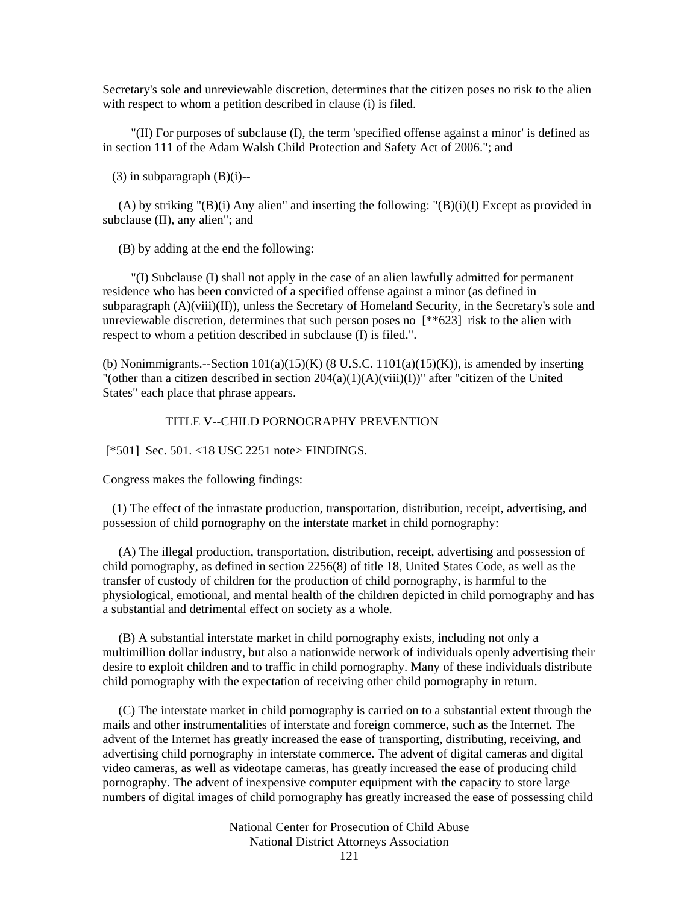Secretary's sole and unreviewable discretion, determines that the citizen poses no risk to the alien with respect to whom a petition described in clause (i) is filed.

"(II) For purposes of subclause (I), the term 'specified offense against a minor' is defined as in section 111 of the Adam Walsh Child Protection and Safety Act of 2006."; and

(3) in subparagraph (B)(i)--

(A) by striking "(B)(i) Any alien" and inserting the following: "(B)(i)(I) Except as provided in subclause (II), any alien"; and

(B) by adding at the end the following:

"(I) Subclause (I) shall not apply in the case of an alien lawfully admitted for permanent residence who has been convicted of a specified offense against a minor (as defined in subparagraph (A)(viii)(II)), unless the Secretary of Homeland Security, in the Secretary's sole and unreviewable discretion, determines that such person poses no [**623] risk to the alien with respect to whom a petition described in subclause (I) is filed.".

(b) Nonimmigrants.--Section 101(a)(15)(K) (8 U.S.C. 1101(a)(15)(K)), is amended by inserting "(other than a citizen described in section 204(a)(1)(A)(viii)(I))" after "citizen of the United States" each place that phrase appears.

## TITLE V--CHILD PORNOGRAPHY PREVENTION

[*501] Sec. 501. <18 USC 2251 note> FINDINGS.

Congress makes the following findings:

(1) The effect of the intrastate production, transportation, distribution, receipt, advertising, and possession of child pornography on the interstate market in child pornography:

(A) The illegal production, transportation, distribution, receipt, advertising and possession of child pornography, as defined in section 2256(8) of title 18, United States Code, as well as the transfer of custody of children for the production of child pornography, is harmful to the physiological, emotional, and mental health of the children depicted in child pornography and has a substantial and detrimental effect on society as a whole.

(B) A substantial interstate market in child pornography exists, including not only a multimillion dollar industry, but also a nationwide network of individuals openly advertising their desire to exploit children and to traffic in child pornography. Many of these individuals distribute child pornography with the expectation of receiving other child pornography in return.

(C) The interstate market in child pornography is carried on to a substantial extent through the mails and other instrumentalities of interstate and foreign commerce, such as the Internet. The advent of the Internet has greatly increased the ease of transporting, distributing, receiving, and advertising child pornography in interstate commerce. The advent of digital cameras and digital video cameras, as well as videotape cameras, has greatly increased the ease of producing child pornography. The advent of inexpensive computer equipment with the capacity to store large numbers of digital images of child pornography has greatly increased the ease of possessing child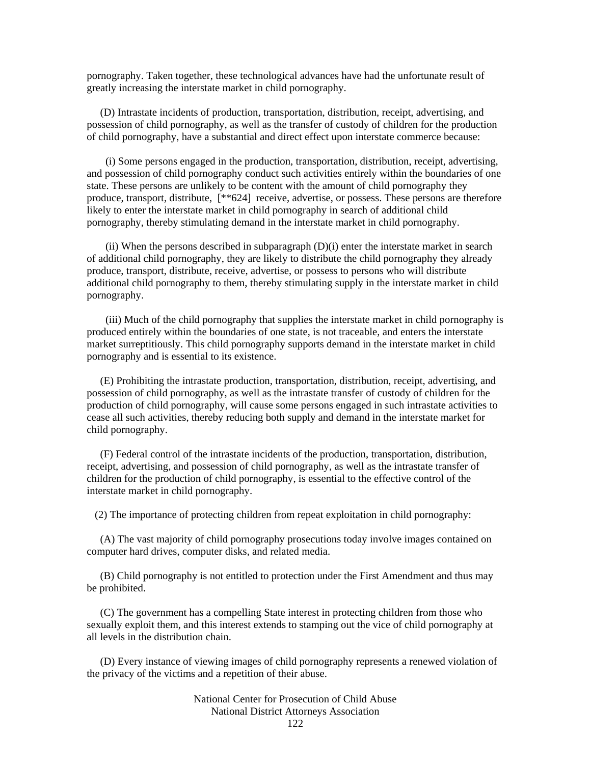pornography. Taken together, these technological advances have had the unfortunate result of greatly increasing the interstate market in child pornography.

(D) Intrastate incidents of production, transportation, distribution, receipt, advertising, and possession of child pornography, as well as the transfer of custody of children for the production of child pornography, have a substantial and direct effect upon interstate commerce because:

(i) Some persons engaged in the production, transportation, distribution, receipt, advertising, and possession of child pornography conduct such activities entirely within the boundaries of one state. These persons are unlikely to be content with the amount of child pornography they produce, transport, distribute, [**624] receive, advertise, or possess. These persons are therefore likely to enter the interstate market in child pornography in search of additional child pornography, thereby stimulating demand in the interstate market in child pornography.

(ii) When the persons described in subparagraph (D)(i) enter the interstate market in search of additional child pornography, they are likely to distribute the child pornography they already produce, transport, distribute, receive, advertise, or possess to persons who will distribute additional child pornography to them, thereby stimulating supply in the interstate market in child pornography.

(iii) Much of the child pornography that supplies the interstate market in child pornography is produced entirely within the boundaries of one state, is not traceable, and enters the interstate market surreptitiously. This child pornography supports demand in the interstate market in child pornography and is essential to its existence.

(E) Prohibiting the intrastate production, transportation, distribution, receipt, advertising, and possession of child pornography, as well as the intrastate transfer of custody of children for the production of child pornography, will cause some persons engaged in such intrastate activities to cease all such activities, thereby reducing both supply and demand in the interstate market for child pornography.

(F) Federal control of the intrastate incidents of the production, transportation, distribution, receipt, advertising, and possession of child pornography, as well as the intrastate transfer of children for the production of child pornography, is essential to the effective control of the interstate market in child pornography.

(2) The importance of protecting children from repeat exploitation in child pornography:

(A) The vast majority of child pornography prosecutions today involve images contained on computer hard drives, computer disks, and related media.

(B) Child pornography is not entitled to protection under the First Amendment and thus may be prohibited.

(C) The government has a compelling State interest in protecting children from those who sexually exploit them, and this interest extends to stamping out the vice of child pornography at all levels in the distribution chain.

(D) Every instance of viewing images of child pornography represents a renewed violation of the privacy of the victims and a repetition of their abuse.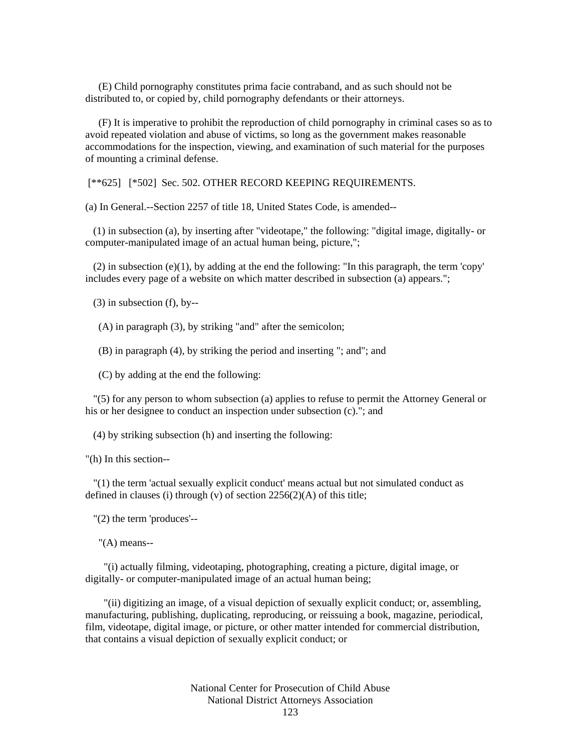(E) Child pornography constitutes prima facie contraband, and as such should not be distributed to, or copied by, child pornography defendants or their attorneys.

(F) It is imperative to prohibit the reproduction of child pornography in criminal cases so as to avoid repeated violation and abuse of victims, so long as the government makes reasonable accommodations for the inspection, viewing, and examination of such material for the purposes of mounting a criminal defense.

[**625] [*502] Sec. 502. OTHER RECORD KEEPING REQUIREMENTS.

(a) In General.--Section 2257 of title 18, United States Code, is amended--

(1) in subsection (a), by inserting after "videotape," the following: "digital image, digitally- or computer-manipulated image of an actual human being, picture,";

(2) in subsection (e)(1), by adding at the end the following: "In this paragraph, the term 'copy' includes every page of a website on which matter described in subsection (a) appears.";

(3) in subsection (f), by--

(A) in paragraph (3), by striking "and" after the semicolon;

(B) in paragraph (4), by striking the period and inserting "; and"; and

(C) by adding at the end the following:

"(5) for any person to whom subsection (a) applies to refuse to permit the Attorney General or his or her designee to conduct an inspection under subsection (c)."; and

(4) by striking subsection (h) and inserting the following:

"(h) In this section--

"(1) the term 'actual sexually explicit conduct' means actual but not simulated conduct as defined in clauses (i) through (v) of section 2256(2)(A) of this title;

"(2) the term 'produces'--

"(A) means--

"(i) actually filming, videotaping, photographing, creating a picture, digital image, or digitally- or computer-manipulated image of an actual human being;

"(ii) digitizing an image, of a visual depiction of sexually explicit conduct; or, assembling, manufacturing, publishing, duplicating, reproducing, or reissuing a book, magazine, periodical, film, videotape, digital image, or picture, or other matter intended for commercial distribution, that contains a visual depiction of sexually explicit conduct; or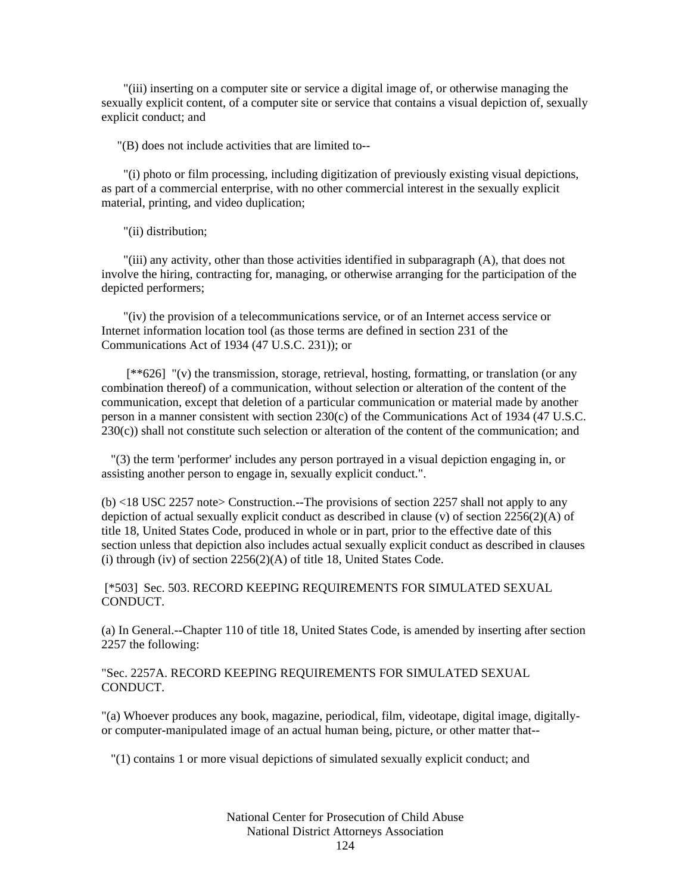"(iii) inserting on a computer site or service a digital image of, or otherwise managing the sexually explicit content, of a computer site or service that contains a visual depiction of, sexually explicit conduct; and

"(B) does not include activities that are limited to--

"(i) photo or film processing, including digitization of previously existing visual depictions, as part of a commercial enterprise, with no other commercial interest in the sexually explicit material, printing, and video duplication;

"(ii) distribution;

"(iii) any activity, other than those activities identified in subparagraph (A), that does not involve the hiring, contracting for, managing, or otherwise arranging for the participation of the depicted performers;

"(iv) the provision of a telecommunications service, or of an Internet access service or Internet information location tool (as those terms are defined in section 231 of the Communications Act of 1934 (47 U.S.C. 231)); or

[**626] "(v) the transmission, storage, retrieval, hosting, formatting, or translation (or any combination thereof) of a communication, without selection or alteration of the content of the communication, except that deletion of a particular communication or material made by another person in a manner consistent with section 230(c) of the Communications Act of 1934 (47 U.S.C. 230(c)) shall not constitute such selection or alteration of the content of the communication; and

"(3) the term 'performer' includes any person portrayed in a visual depiction engaging in, or assisting another person to engage in, sexually explicit conduct.".

(b) <18 USC 2257 note> Construction.--The provisions of section 2257 shall not apply to any depiction of actual sexually explicit conduct as described in clause (v) of section 2256(2)(A) of title 18, United States Code, produced in whole or in part, prior to the effective date of this section unless that depiction also includes actual sexually explicit conduct as described in clauses (i) through (iv) of section 2256(2)(A) of title 18, United States Code.

[*503] Sec. 503. RECORD KEEPING REQUIREMENTS FOR SIMULATED SEXUAL CONDUCT.

(a) In General.--Chapter 110 of title 18, United States Code, is amended by inserting after section 2257 the following:

"Sec. 2257A. RECORD KEEPING REQUIREMENTS FOR SIMULATED SEXUAL CONDUCT.

"(a) Whoever produces any book, magazine, periodical, film, videotape, digital image, digitally- or computer-manipulated image of an actual human being, picture, or other matter that--

"(1) contains 1 or more visual depictions of simulated sexually explicit conduct; and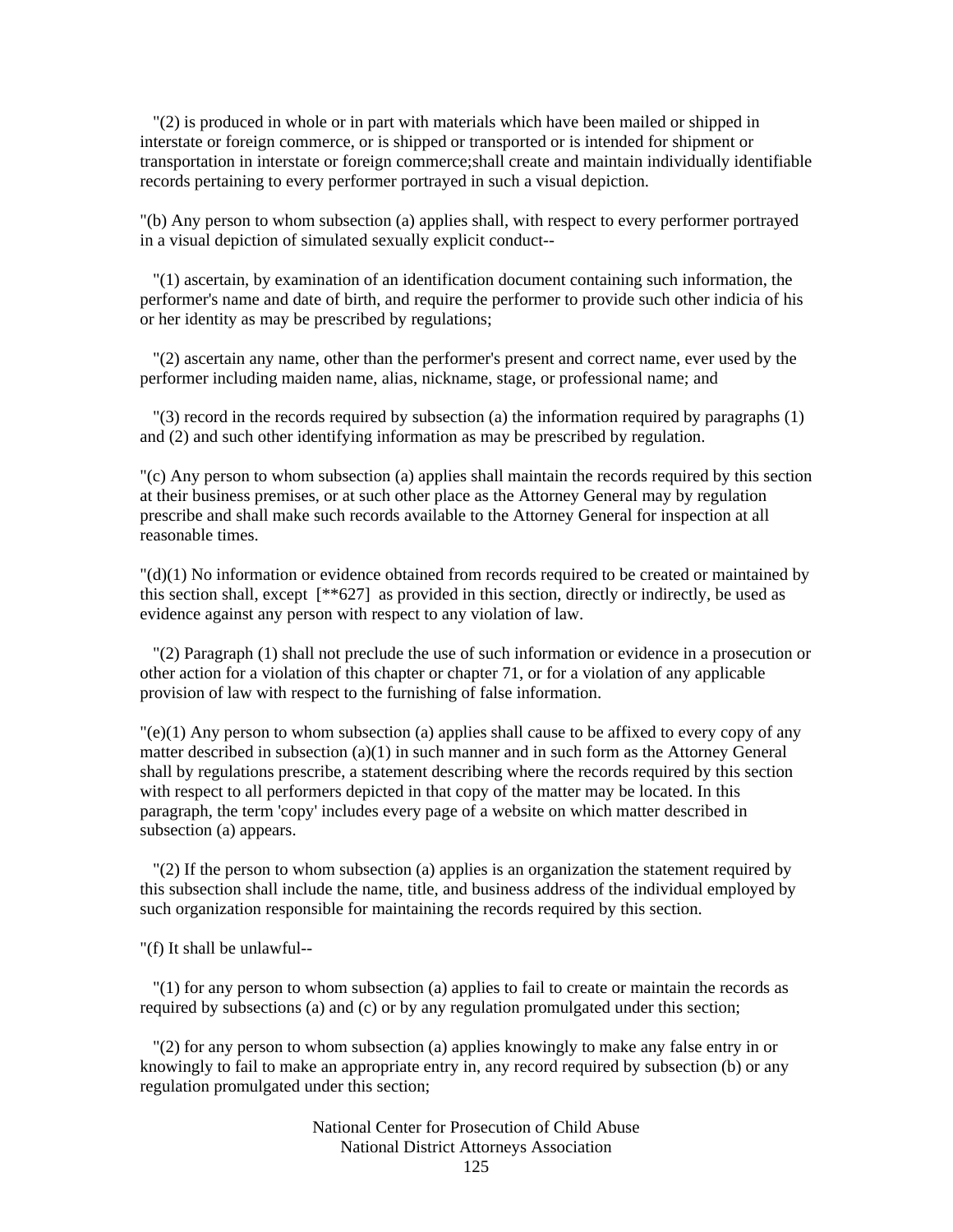"(2) is produced in whole or in part with materials which have been mailed or shipped in interstate or foreign commerce, or is shipped or transported or is intended for shipment or transportation in interstate or foreign commerce;shall create and maintain individually identifiable records pertaining to every performer portrayed in such a visual depiction.

"(b) Any person to whom subsection (a) applies shall, with respect to every performer portrayed in a visual depiction of simulated sexually explicit conduct--

"(1) ascertain, by examination of an identification document containing such information, the performer's name and date of birth, and require the performer to provide such other indicia of his or her identity as may be prescribed by regulations;

"(2) ascertain any name, other than the performer's present and correct name, ever used by the performer including maiden name, alias, nickname, stage, or professional name; and

"(3) record in the records required by subsection (a) the information required by paragraphs (1) and (2) and such other identifying information as may be prescribed by regulation.

"(c) Any person to whom subsection (a) applies shall maintain the records required by this section at their business premises, or at such other place as the Attorney General may by regulation prescribe and shall make such records available to the Attorney General for inspection at all reasonable times.

"(d)(1) No information or evidence obtained from records required to be created or maintained by this section shall, except [**627] as provided in this section, directly or indirectly, be used as evidence against any person with respect to any violation of law.

"(2) Paragraph (1) shall not preclude the use of such information or evidence in a prosecution or other action for a violation of this chapter or chapter 71, or for a violation of any applicable provision of law with respect to the furnishing of false information.

"(e)(1) Any person to whom subsection (a) applies shall cause to be affixed to every copy of any matter described in subsection (a)(1) in such manner and in such form as the Attorney General shall by regulations prescribe, a statement describing where the records required by this section with respect to all performers depicted in that copy of the matter may be located. In this paragraph, the term 'copy' includes every page of a website on which matter described in subsection (a) appears.

"(2) If the person to whom subsection (a) applies is an organization the statement required by this subsection shall include the name, title, and business address of the individual employed by such organization responsible for maintaining the records required by this section.

"(f) It shall be unlawful--

"(1) for any person to whom subsection (a) applies to fail to create or maintain the records as required by subsections (a) and (c) or by any regulation promulgated under this section;

"(2) for any person to whom subsection (a) applies knowingly to make any false entry in or knowingly to fail to make an appropriate entry in, any record required by subsection (b) or any regulation promulgated under this section;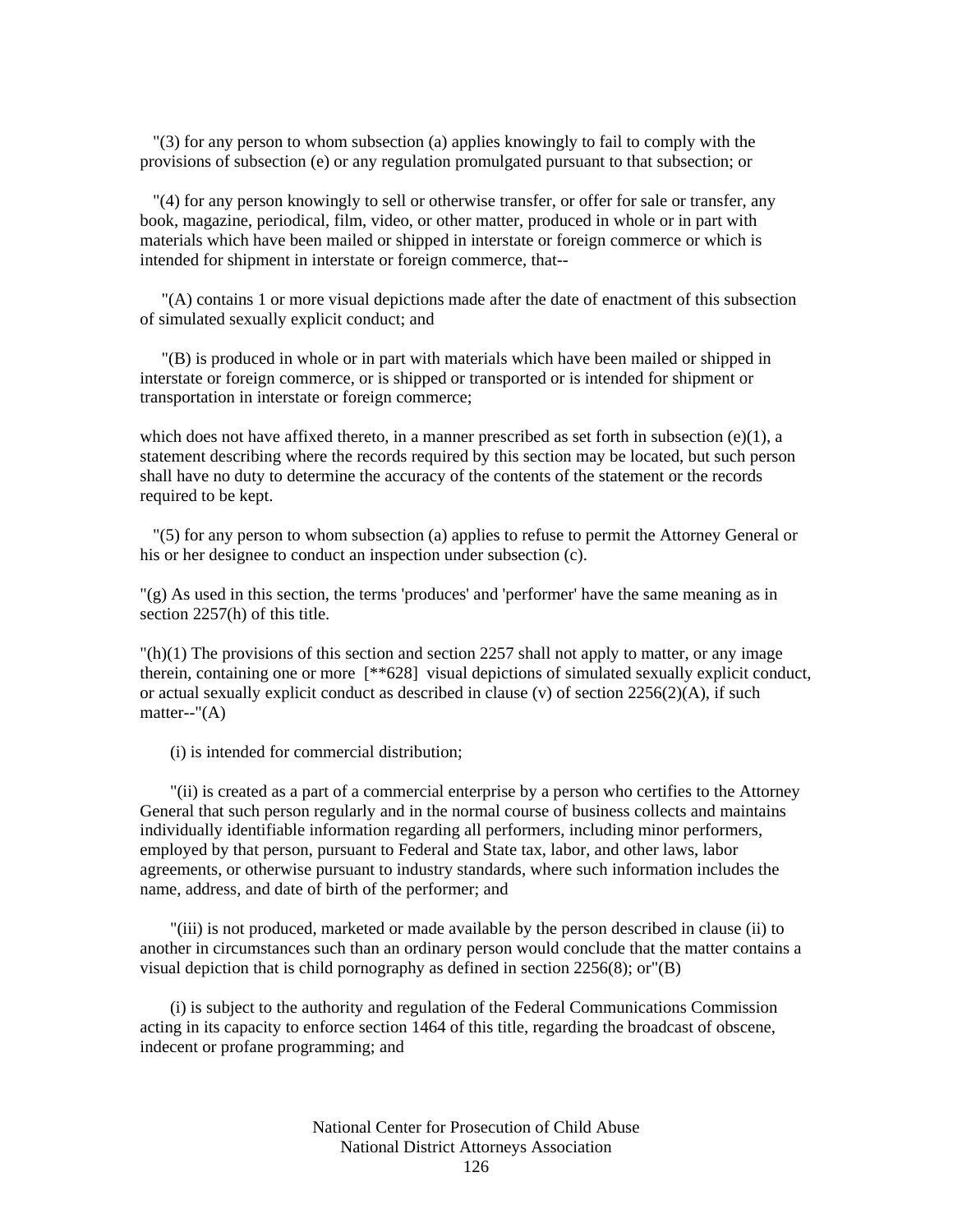"(3) for any person to whom subsection (a) applies knowingly to fail to comply with the provisions of subsection (e) or any regulation promulgated pursuant to that subsection; or

"(4) for any person knowingly to sell or otherwise transfer, or offer for sale or transfer, any book, magazine, periodical, film, video, or other matter, produced in whole or in part with materials which have been mailed or shipped in interstate or foreign commerce or which is intended for shipment in interstate or foreign commerce, that--

"(A) contains 1 or more visual depictions made after the date of enactment of this subsection of simulated sexually explicit conduct; and

"(B) is produced in whole or in part with materials which have been mailed or shipped in interstate or foreign commerce, or is shipped or transported or is intended for shipment or transportation in interstate or foreign commerce;

which does not have affixed thereto, in a manner prescribed as set forth in subsection (e)(1), a statement describing where the records required by this section may be located, but such person shall have no duty to determine the accuracy of the contents of the statement or the records required to be kept.

"(5) for any person to whom subsection (a) applies to refuse to permit the Attorney General or his or her designee to conduct an inspection under subsection (c).

"(g) As used in this section, the terms 'produces' and 'performer' have the same meaning as in section 2257(h) of this title.

"(h)(1) The provisions of this section and section 2257 shall not apply to matter, or any image therein, containing one or more [**628] visual depictions of simulated sexually explicit conduct, or actual sexually explicit conduct as described in clause (v) of section 2256(2)(A), if such matter--"(A)

(i) is intended for commercial distribution;

"(ii) is created as a part of a commercial enterprise by a person who certifies to the Attorney General that such person regularly and in the normal course of business collects and maintains individually identifiable information regarding all performers, including minor performers, employed by that person, pursuant to Federal and State tax, labor, and other laws, labor agreements, or otherwise pursuant to industry standards, where such information includes the name, address, and date of birth of the performer; and

"(iii) is not produced, marketed or made available by the person described in clause (ii) to another in circumstances such than an ordinary person would conclude that the matter contains a visual depiction that is child pornography as defined in section 2256(8); or"(B)

(i) is subject to the authority and regulation of the Federal Communications Commission acting in its capacity to enforce section 1464 of this title, regarding the broadcast of obscene, indecent or profane programming; and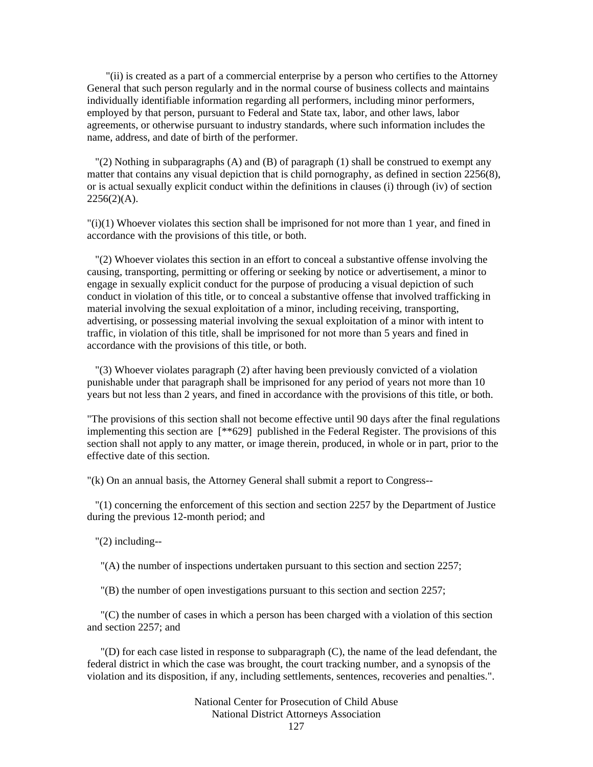"(ii) is created as a part of a commercial enterprise by a person who certifies to the Attorney General that such person regularly and in the normal course of business collects and maintains individually identifiable information regarding all performers, including minor performers, employed by that person, pursuant to Federal and State tax, labor, and other laws, labor agreements, or otherwise pursuant to industry standards, where such information includes the name, address, and date of birth of the performer.

"(2) Nothing in subparagraphs (A) and (B) of paragraph (1) shall be construed to exempt any matter that contains any visual depiction that is child pornography, as defined in section 2256(8), or is actual sexually explicit conduct within the definitions in clauses (i) through (iv) of section 2256(2)(A).

"(i)(1) Whoever violates this section shall be imprisoned for not more than 1 year, and fined in accordance with the provisions of this title, or both.

"(2) Whoever violates this section in an effort to conceal a substantive offense involving the causing, transporting, permitting or offering or seeking by notice or advertisement, a minor to engage in sexually explicit conduct for the purpose of producing a visual depiction of such conduct in violation of this title, or to conceal a substantive offense that involved trafficking in material involving the sexual exploitation of a minor, including receiving, transporting, advertising, or possessing material involving the sexual exploitation of a minor with intent to traffic, in violation of this title, shall be imprisoned for not more than 5 years and fined in accordance with the provisions of this title, or both.

"(3) Whoever violates paragraph (2) after having been previously convicted of a violation punishable under that paragraph shall be imprisoned for any period of years not more than 10 years but not less than 2 years, and fined in accordance with the provisions of this title, or both.

"The provisions of this section shall not become effective until 90 days after the final regulations implementing this section are [**629] published in the Federal Register. The provisions of this section shall not apply to any matter, or image therein, produced, in whole or in part, prior to the effective date of this section.

"(k) On an annual basis, the Attorney General shall submit a report to Congress--

"(1) concerning the enforcement of this section and section 2257 by the Department of Justice during the previous 12-month period; and

"(2) including--

"(A) the number of inspections undertaken pursuant to this section and section 2257;

"(B) the number of open investigations pursuant to this section and section 2257;

"(C) the number of cases in which a person has been charged with a violation of this section and section 2257; and

"(D) for each case listed in response to subparagraph (C), the name of the lead defendant, the federal district in which the case was brought, the court tracking number, and a synopsis of the violation and its disposition, if any, including settlements, sentences, recoveries and penalties.".

National Center for Prosecution of Child Abuse
National District Attorneys Association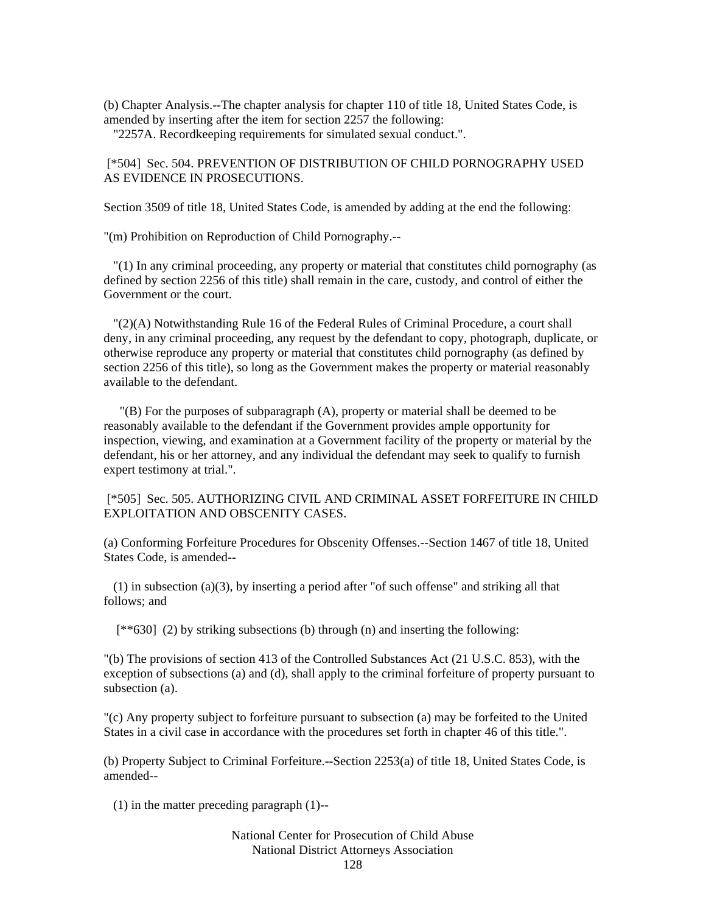(b) Chapter Analysis.--The chapter analysis for chapter 110 of title 18, United States Code, is amended by inserting after the item for section 2257 the following:

"2257A. Recordkeeping requirements for simulated sexual conduct.".

[*504] Sec. 504. PREVENTION OF DISTRIBUTION OF CHILD PORNOGRAPHY USED AS EVIDENCE IN PROSECUTIONS.

Section 3509 of title 18, United States Code, is amended by adding at the end the following:

"(m) Prohibition on Reproduction of Child Pornography.--

"(1) In any criminal proceeding, any property or material that constitutes child pornography (as defined by section 2256 of this title) shall remain in the care, custody, and control of either the Government or the court.

"(2)(A) Notwithstanding Rule 16 of the Federal Rules of Criminal Procedure, a court shall deny, in any criminal proceeding, any request by the defendant to copy, photograph, duplicate, or otherwise reproduce any property or material that constitutes child pornography (as defined by section 2256 of this title), so long as the Government makes the property or material reasonably available to the defendant.

"(B) For the purposes of subparagraph (A), property or material shall be deemed to be reasonably available to the defendant if the Government provides ample opportunity for inspection, viewing, and examination at a Government facility of the property or material by the defendant, his or her attorney, and any individual the defendant may seek to qualify to furnish expert testimony at trial.".

[*505] Sec. 505. AUTHORIZING CIVIL AND CRIMINAL ASSET FORFEITURE IN CHILD EXPLOITATION AND OBSCENITY CASES.

(a) Conforming Forfeiture Procedures for Obscenity Offenses.--Section 1467 of title 18, United States Code, is amended--

(1) in subsection (a)(3), by inserting a period after "of such offense" and striking all that follows; and

[**630] (2) by striking subsections (b) through (n) and inserting the following:

"(b) The provisions of section 413 of the Controlled Substances Act (21 U.S.C. 853), with the exception of subsections (a) and (d), shall apply to the criminal forfeiture of property pursuant to subsection (a).

"(c) Any property subject to forfeiture pursuant to subsection (a) may be forfeited to the United States in a civil case in accordance with the procedures set forth in chapter 46 of this title.".

(b) Property Subject to Criminal Forfeiture.--Section 2253(a) of title 18, United States Code, is amended--

(1) in the matter preceding paragraph (1)--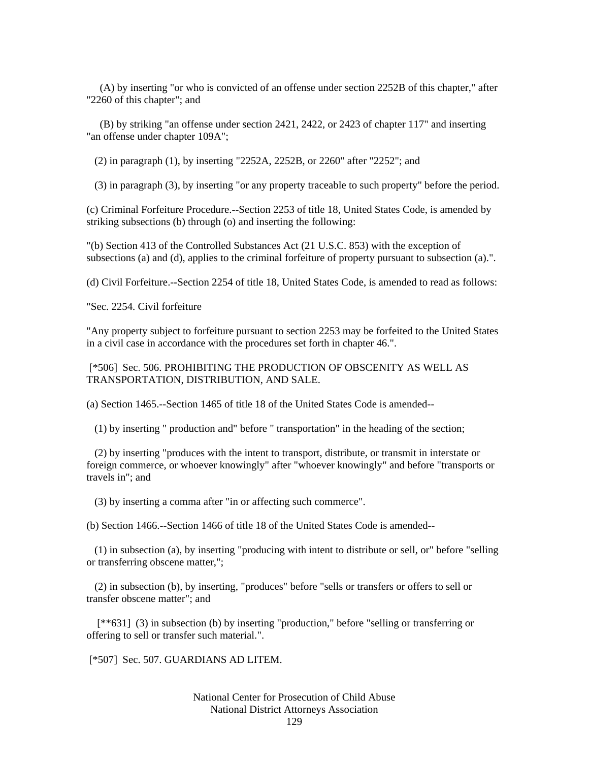(A) by inserting "or who is convicted of an offense under section 2252B of this chapter," after "2260 of this chapter"; and

(B) by striking "an offense under section 2421, 2422, or 2423 of chapter 117" and inserting "an offense under chapter 109A";

(2) in paragraph (1), by inserting "2252A, 2252B, or 2260" after "2252"; and

(3) in paragraph (3), by inserting "or any property traceable to such property" before the period.

(c) Criminal Forfeiture Procedure.--Section 2253 of title 18, United States Code, is amended by striking subsections (b) through (o) and inserting the following:

"(b) Section 413 of the Controlled Substances Act (21 U.S.C. 853) with the exception of subsections (a) and (d), applies to the criminal forfeiture of property pursuant to subsection (a).".

(d) Civil Forfeiture.--Section 2254 of title 18, United States Code, is amended to read as follows:

"Sec. 2254. Civil forfeiture

"Any property subject to forfeiture pursuant to section 2253 may be forfeited to the United States in a civil case in accordance with the procedures set forth in chapter 46.".

[*506] Sec. 506. PROHIBITING THE PRODUCTION OF OBSCENITY AS WELL AS TRANSPORTATION, DISTRIBUTION, AND SALE.

(a) Section 1465.--Section 1465 of title 18 of the United States Code is amended--

(1) by inserting " production and" before " transportation" in the heading of the section;

(2) by inserting "produces with the intent to transport, distribute, or transmit in interstate or foreign commerce, or whoever knowingly" after "whoever knowingly" and before "transports or travels in"; and

(3) by inserting a comma after "in or affecting such commerce".

(b) Section 1466.--Section 1466 of title 18 of the United States Code is amended--

(1) in subsection (a), by inserting "producing with intent to distribute or sell, or" before "selling or transferring obscene matter,";

(2) in subsection (b), by inserting, "produces" before "sells or transfers or offers to sell or transfer obscene matter"; and

[**631] (3) in subsection (b) by inserting "production," before "selling or transferring or offering to sell or transfer such material.".

[*507] Sec. 507. GUARDIANS AD LITEM.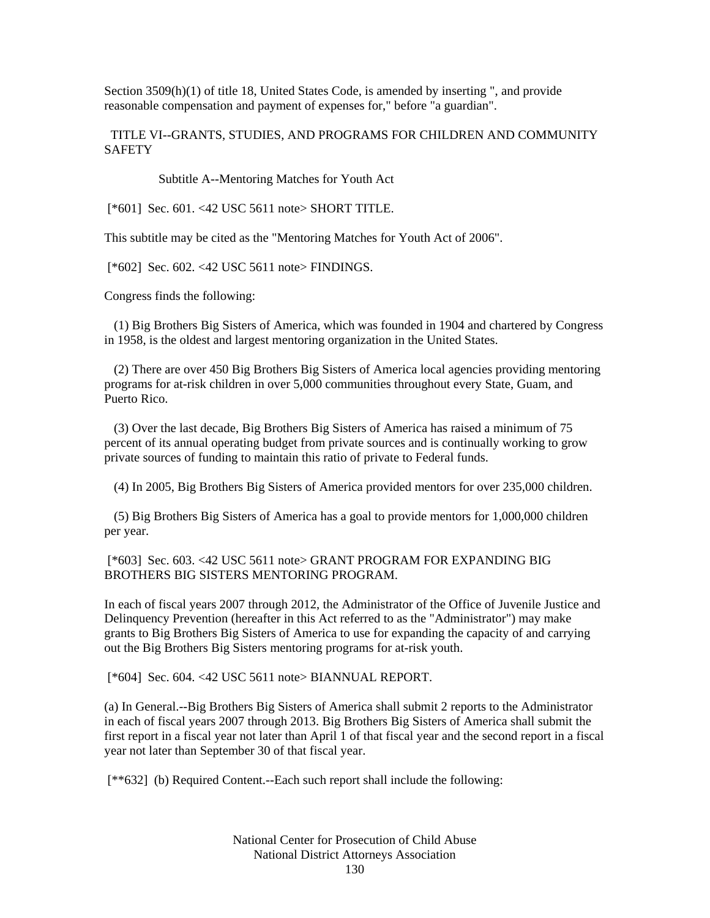Section 3509(h)(1) of title 18, United States Code, is amended by inserting ", and provide reasonable compensation and payment of expenses for," before "a guardian".

## TITLE VI--GRANTS, STUDIES, AND PROGRAMS FOR CHILDREN AND COMMUNITY SAFETY

### Subtitle A--Mentoring Matches for Youth Act

[*601] Sec. 601. <42 USC 5611 note> SHORT TITLE.

This subtitle may be cited as the "Mentoring Matches for Youth Act of 2006".

[*602] Sec. 602. <42 USC 5611 note> FINDINGS.

Congress finds the following:

(1) Big Brothers Big Sisters of America, which was founded in 1904 and chartered by Congress in 1958, is the oldest and largest mentoring organization in the United States.

(2) There are over 450 Big Brothers Big Sisters of America local agencies providing mentoring programs for at-risk children in over 5,000 communities throughout every State, Guam, and Puerto Rico.

(3) Over the last decade, Big Brothers Big Sisters of America has raised a minimum of 75 percent of its annual operating budget from private sources and is continually working to grow private sources of funding to maintain this ratio of private to Federal funds.

(4) In 2005, Big Brothers Big Sisters of America provided mentors for over 235,000 children.

(5) Big Brothers Big Sisters of America has a goal to provide mentors for 1,000,000 children per year.

[*603] Sec. 603. <42 USC 5611 note> GRANT PROGRAM FOR EXPANDING BIG BROTHERS BIG SISTERS MENTORING PROGRAM.

In each of fiscal years 2007 through 2012, the Administrator of the Office of Juvenile Justice and Delinquency Prevention (hereafter in this Act referred to as the "Administrator") may make grants to Big Brothers Big Sisters of America to use for expanding the capacity of and carrying out the Big Brothers Big Sisters mentoring programs for at-risk youth.

[*604] Sec. 604. <42 USC 5611 note> BIANNUAL REPORT.

(a) In General.--Big Brothers Big Sisters of America shall submit 2 reports to the Administrator in each of fiscal years 2007 through 2013. Big Brothers Big Sisters of America shall submit the first report in a fiscal year not later than April 1 of that fiscal year and the second report in a fiscal year not later than September 30 of that fiscal year.

[**632] (b) Required Content.--Each such report shall include the following: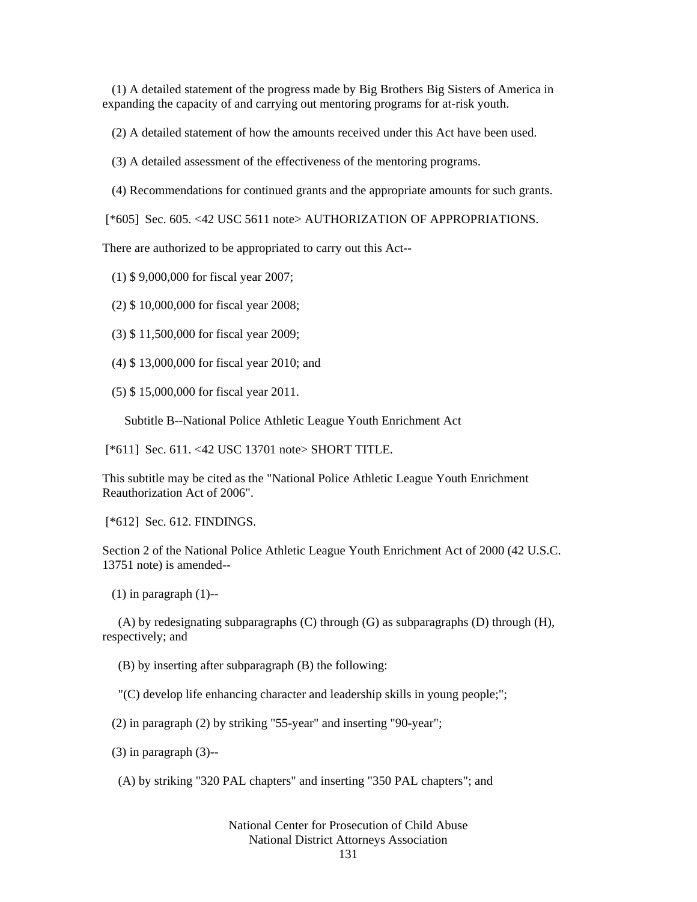(1) A detailed statement of the progress made by Big Brothers Big Sisters of America in expanding the capacity of and carrying out mentoring programs for at-risk youth.

(2) A detailed statement of how the amounts received under this Act have been used.

(3) A detailed assessment of the effectiveness of the mentoring programs.

(4) Recommendations for continued grants and the appropriate amounts for such grants.

[*605] Sec. 605. <42 USC 5611 note> AUTHORIZATION OF APPROPRIATIONS.

There are authorized to be appropriated to carry out this Act--

(1) $ 9,000,000 for fiscal year 2007;

(2) $ 10,000,000 for fiscal year 2008;

(3) $ 11,500,000 for fiscal year 2009;

(4) $ 13,000,000 for fiscal year 2010; and

(5) $ 15,000,000 for fiscal year 2011.

Subtitle B--National Police Athletic League Youth Enrichment Act

[*611] Sec. 611. <42 USC 13701 note> SHORT TITLE.

This subtitle may be cited as the "National Police Athletic League Youth Enrichment Reauthorization Act of 2006".

[*612] Sec. 612. FINDINGS.

Section 2 of the National Police Athletic League Youth Enrichment Act of 2000 (42 U.S.C. 13751 note) is amended--

(1) in paragraph (1)--

(A) by redesignating subparagraphs (C) through (G) as subparagraphs (D) through (H), respectively; and

(B) by inserting after subparagraph (B) the following:

"(C) develop life enhancing character and leadership skills in young people;";

(2) in paragraph (2) by striking "55-year" and inserting "90-year";

(3) in paragraph (3)--

(A) by striking "320 PAL chapters" and inserting "350 PAL chapters"; and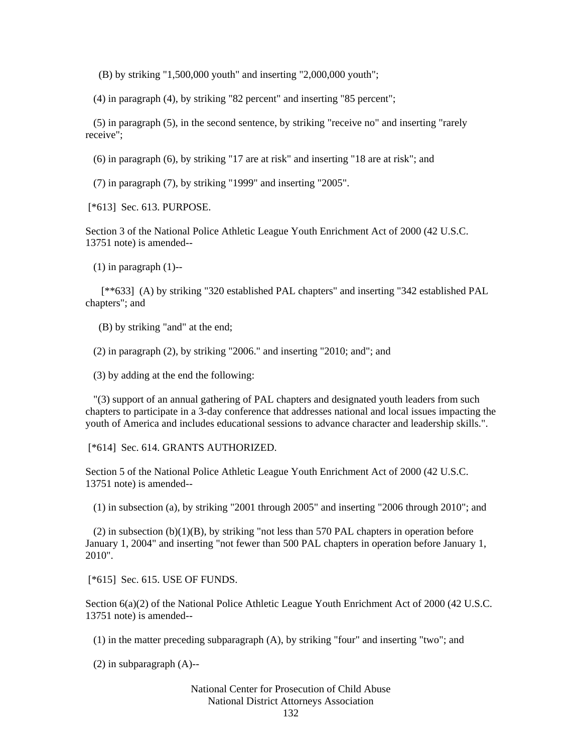(B) by striking "1,500,000 youth" and inserting "2,000,000 youth";

(4) in paragraph (4), by striking "82 percent" and inserting "85 percent";

(5) in paragraph (5), in the second sentence, by striking "receive no" and inserting "rarely receive";

(6) in paragraph (6), by striking "17 are at risk" and inserting "18 are at risk"; and

(7) in paragraph (7), by striking "1999" and inserting "2005".

[*613] Sec. 613. PURPOSE.

Section 3 of the National Police Athletic League Youth Enrichment Act of 2000 (42 U.S.C. 13751 note) is amended--

(1) in paragraph (1)--

[**633] (A) by striking "320 established PAL chapters" and inserting "342 established PAL chapters"; and

(B) by striking "and" at the end;

(2) in paragraph (2), by striking "2006." and inserting "2010; and"; and

(3) by adding at the end the following:

"(3) support of an annual gathering of PAL chapters and designated youth leaders from such chapters to participate in a 3-day conference that addresses national and local issues impacting the youth of America and includes educational sessions to advance character and leadership skills.".

[*614] Sec. 614. GRANTS AUTHORIZED.

Section 5 of the National Police Athletic League Youth Enrichment Act of 2000 (42 U.S.C. 13751 note) is amended--

(1) in subsection (a), by striking "2001 through 2005" and inserting "2006 through 2010"; and

(2) in subsection (b)(1)(B), by striking "not less than 570 PAL chapters in operation before January 1, 2004" and inserting "not fewer than 500 PAL chapters in operation before January 1, 2010".

[*615] Sec. 615. USE OF FUNDS.

Section 6(a)(2) of the National Police Athletic League Youth Enrichment Act of 2000 (42 U.S.C. 13751 note) is amended--

(1) in the matter preceding subparagraph (A), by striking "four" and inserting "two"; and

(2) in subparagraph (A)--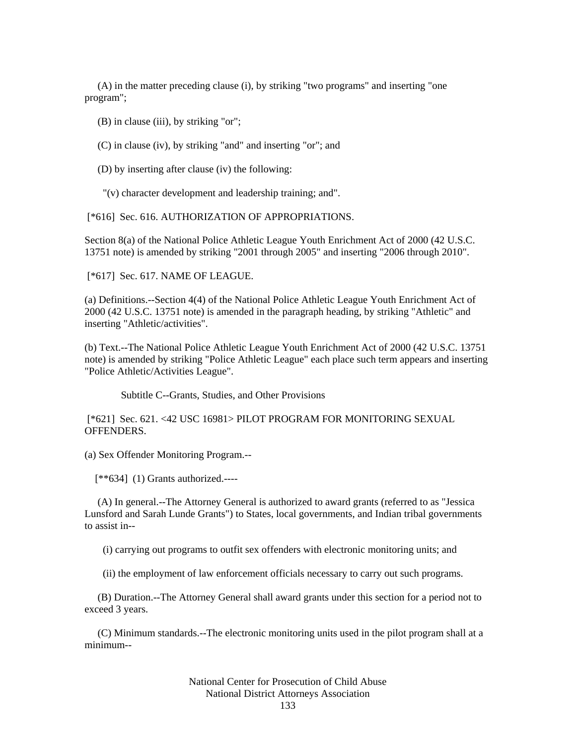(A) in the matter preceding clause (i), by striking "two programs" and inserting "one program";

(B) in clause (iii), by striking "or";

(C) in clause (iv), by striking "and" and inserting "or"; and

(D) by inserting after clause (iv) the following:

"(v) character development and leadership training; and".

[*616] Sec. 616. AUTHORIZATION OF APPROPRIATIONS.

Section 8(a) of the National Police Athletic League Youth Enrichment Act of 2000 (42 U.S.C. 13751 note) is amended by striking "2001 through 2005" and inserting "2006 through 2010".

[*617] Sec. 617. NAME OF LEAGUE.

(a) Definitions.--Section 4(4) of the National Police Athletic League Youth Enrichment Act of 2000 (42 U.S.C. 13751 note) is amended in the paragraph heading, by striking "Athletic" and inserting "Athletic/activities".

(b) Text.--The National Police Athletic League Youth Enrichment Act of 2000 (42 U.S.C. 13751 note) is amended by striking "Police Athletic League" each place such term appears and inserting "Police Athletic/Activities League".

Subtitle C--Grants, Studies, and Other Provisions

[*621] Sec. 621. <42 USC 16981> PILOT PROGRAM FOR MONITORING SEXUAL OFFENDERS.

(a) Sex Offender Monitoring Program.--

[**634] (1) Grants authorized.----

(A) In general.--The Attorney General is authorized to award grants (referred to as "Jessica Lunsford and Sarah Lunde Grants") to States, local governments, and Indian tribal governments to assist in--

(i) carrying out programs to outfit sex offenders with electronic monitoring units; and

(ii) the employment of law enforcement officials necessary to carry out such programs.

(B) Duration.--The Attorney General shall award grants under this section for a period not to exceed 3 years.

(C) Minimum standards.--The electronic monitoring units used in the pilot program shall at a minimum--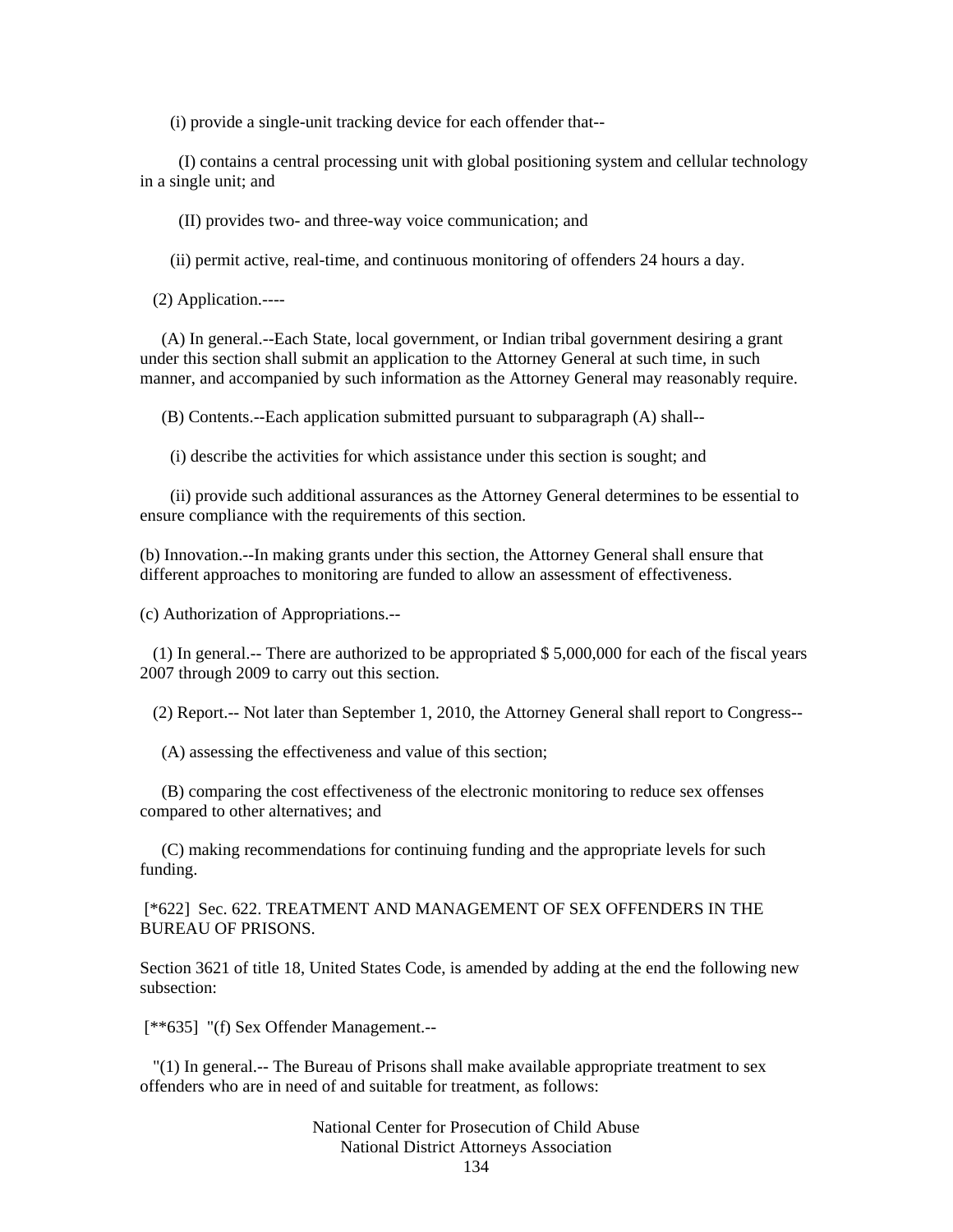(i) provide a single-unit tracking device for each offender that--

(I) contains a central processing unit with global positioning system and cellular technology in a single unit; and

(II) provides two- and three-way voice communication; and

(ii) permit active, real-time, and continuous monitoring of offenders 24 hours a day.

(2) Application.----

(A) In general.--Each State, local government, or Indian tribal government desiring a grant under this section shall submit an application to the Attorney General at such time, in such manner, and accompanied by such information as the Attorney General may reasonably require.

(B) Contents.--Each application submitted pursuant to subparagraph (A) shall--

(i) describe the activities for which assistance under this section is sought; and

(ii) provide such additional assurances as the Attorney General determines to be essential to ensure compliance with the requirements of this section.

(b) Innovation.--In making grants under this section, the Attorney General shall ensure that different approaches to monitoring are funded to allow an assessment of effectiveness.

(c) Authorization of Appropriations.--

(1) In general.-- There are authorized to be appropriated $ 5,000,000 for each of the fiscal years 2007 through 2009 to carry out this section.

(2) Report.-- Not later than September 1, 2010, the Attorney General shall report to Congress--

(A) assessing the effectiveness and value of this section;

(B) comparing the cost effectiveness of the electronic monitoring to reduce sex offenses compared to other alternatives; and

(C) making recommendations for continuing funding and the appropriate levels for such funding.

[*622] Sec. 622. TREATMENT AND MANAGEMENT OF SEX OFFENDERS IN THE BUREAU OF PRISONS.

Section 3621 of title 18, United States Code, is amended by adding at the end the following new subsection:

[**635] "(f) Sex Offender Management.--

"(1) In general.-- The Bureau of Prisons shall make available appropriate treatment to sex offenders who are in need of and suitable for treatment, as follows: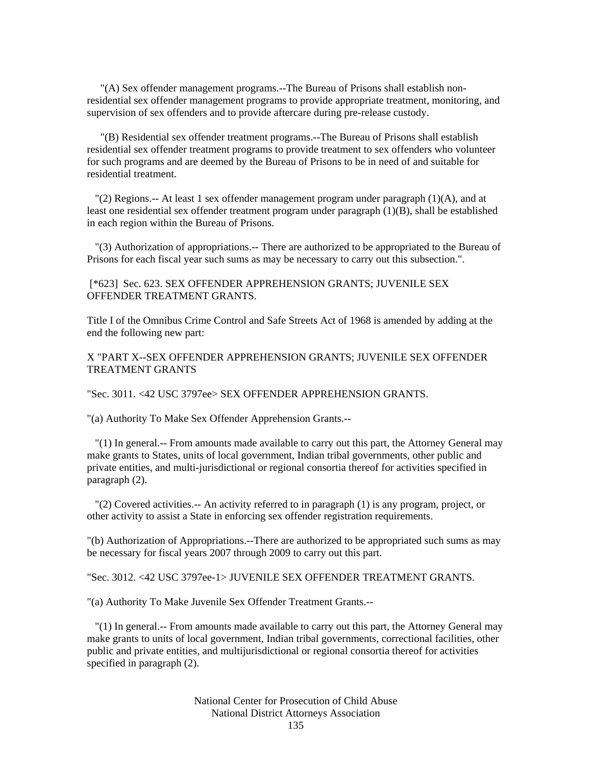"(A) Sex offender management programs.--The Bureau of Prisons shall establish non-residential sex offender management programs to provide appropriate treatment, monitoring, and supervision of sex offenders and to provide aftercare during pre-release custody.

"(B) Residential sex offender treatment programs.--The Bureau of Prisons shall establish residential sex offender treatment programs to provide treatment to sex offenders who volunteer for such programs and are deemed by the Bureau of Prisons to be in need of and suitable for residential treatment.

"(2) Regions.-- At least 1 sex offender management program under paragraph (1)(A), and at least one residential sex offender treatment program under paragraph (1)(B), shall be established in each region within the Bureau of Prisons.

"(3) Authorization of appropriations.-- There are authorized to be appropriated to the Bureau of Prisons for each fiscal year such sums as may be necessary to carry out this subsection.".

[*623] Sec. 623. SEX OFFENDER APPREHENSION GRANTS; JUVENILE SEX OFFENDER TREATMENT GRANTS.

Title I of the Omnibus Crime Control and Safe Streets Act of 1968 is amended by adding at the end the following new part:

X "PART X--SEX OFFENDER APPREHENSION GRANTS; JUVENILE SEX OFFENDER TREATMENT GRANTS

"Sec. 3011. <42 USC 3797ee> SEX OFFENDER APPREHENSION GRANTS.

"(a) Authority To Make Sex Offender Apprehension Grants.--

"(1) In general.-- From amounts made available to carry out this part, the Attorney General may make grants to States, units of local government, Indian tribal governments, other public and private entities, and multi-jurisdictional or regional consortia thereof for activities specified in paragraph (2).

"(2) Covered activities.-- An activity referred to in paragraph (1) is any program, project, or other activity to assist a State in enforcing sex offender registration requirements.

"(b) Authorization of Appropriations.--There are authorized to be appropriated such sums as may be necessary for fiscal years 2007 through 2009 to carry out this part.

"Sec. 3012. <42 USC 3797ee-1> JUVENILE SEX OFFENDER TREATMENT GRANTS.

"(a) Authority To Make Juvenile Sex Offender Treatment Grants.--

"(1) In general.-- From amounts made available to carry out this part, the Attorney General may make grants to units of local government, Indian tribal governments, correctional facilities, other public and private entities, and multijurisdictional or regional consortia thereof for activities specified in paragraph (2).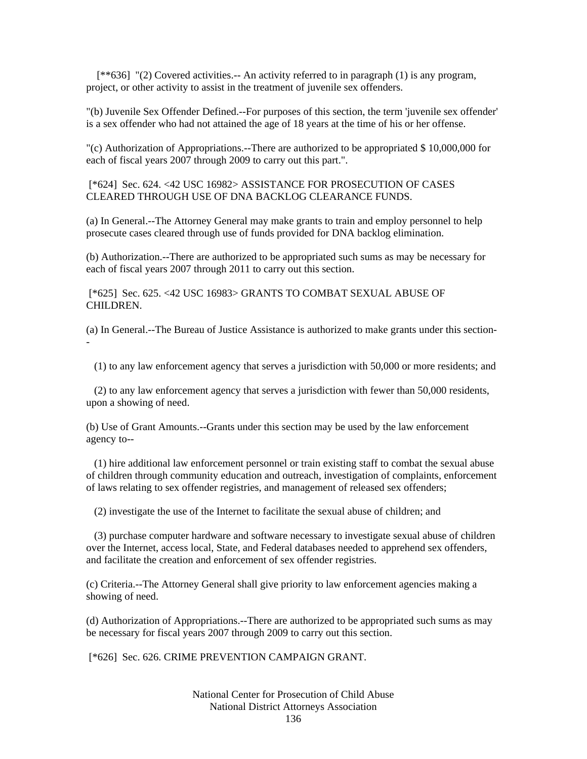[**636] "(2) Covered activities.-- An activity referred to in paragraph (1) is any program, project, or other activity to assist in the treatment of juvenile sex offenders.

"(b) Juvenile Sex Offender Defined.--For purposes of this section, the term 'juvenile sex offender' is a sex offender who had not attained the age of 18 years at the time of his or her offense.

"(c) Authorization of Appropriations.--There are authorized to be appropriated $ 10,000,000 for each of fiscal years 2007 through 2009 to carry out this part.".

[*624] Sec. 624. <42 USC 16982> ASSISTANCE FOR PROSECUTION OF CASES CLEARED THROUGH USE OF DNA BACKLOG CLEARANCE FUNDS.

(a) In General.--The Attorney General may make grants to train and employ personnel to help prosecute cases cleared through use of funds provided for DNA backlog elimination.

(b) Authorization.--There are authorized to be appropriated such sums as may be necessary for each of fiscal years 2007 through 2011 to carry out this section.

[*625] Sec. 625. <42 USC 16983> GRANTS TO COMBAT SEXUAL ABUSE OF CHILDREN.

(a) In General.--The Bureau of Justice Assistance is authorized to make grants under this section--

(1) to any law enforcement agency that serves a jurisdiction with 50,000 or more residents; and

(2) to any law enforcement agency that serves a jurisdiction with fewer than 50,000 residents, upon a showing of need.

(b) Use of Grant Amounts.--Grants under this section may be used by the law enforcement agency to--

(1) hire additional law enforcement personnel or train existing staff to combat the sexual abuse of children through community education and outreach, investigation of complaints, enforcement of laws relating to sex offender registries, and management of released sex offenders;

(2) investigate the use of the Internet to facilitate the sexual abuse of children; and

(3) purchase computer hardware and software necessary to investigate sexual abuse of children over the Internet, access local, State, and Federal databases needed to apprehend sex offenders, and facilitate the creation and enforcement of sex offender registries.

(c) Criteria.--The Attorney General shall give priority to law enforcement agencies making a showing of need.

(d) Authorization of Appropriations.--There are authorized to be appropriated such sums as may be necessary for fiscal years 2007 through 2009 to carry out this section.

[*626] Sec. 626. CRIME PREVENTION CAMPAIGN GRANT.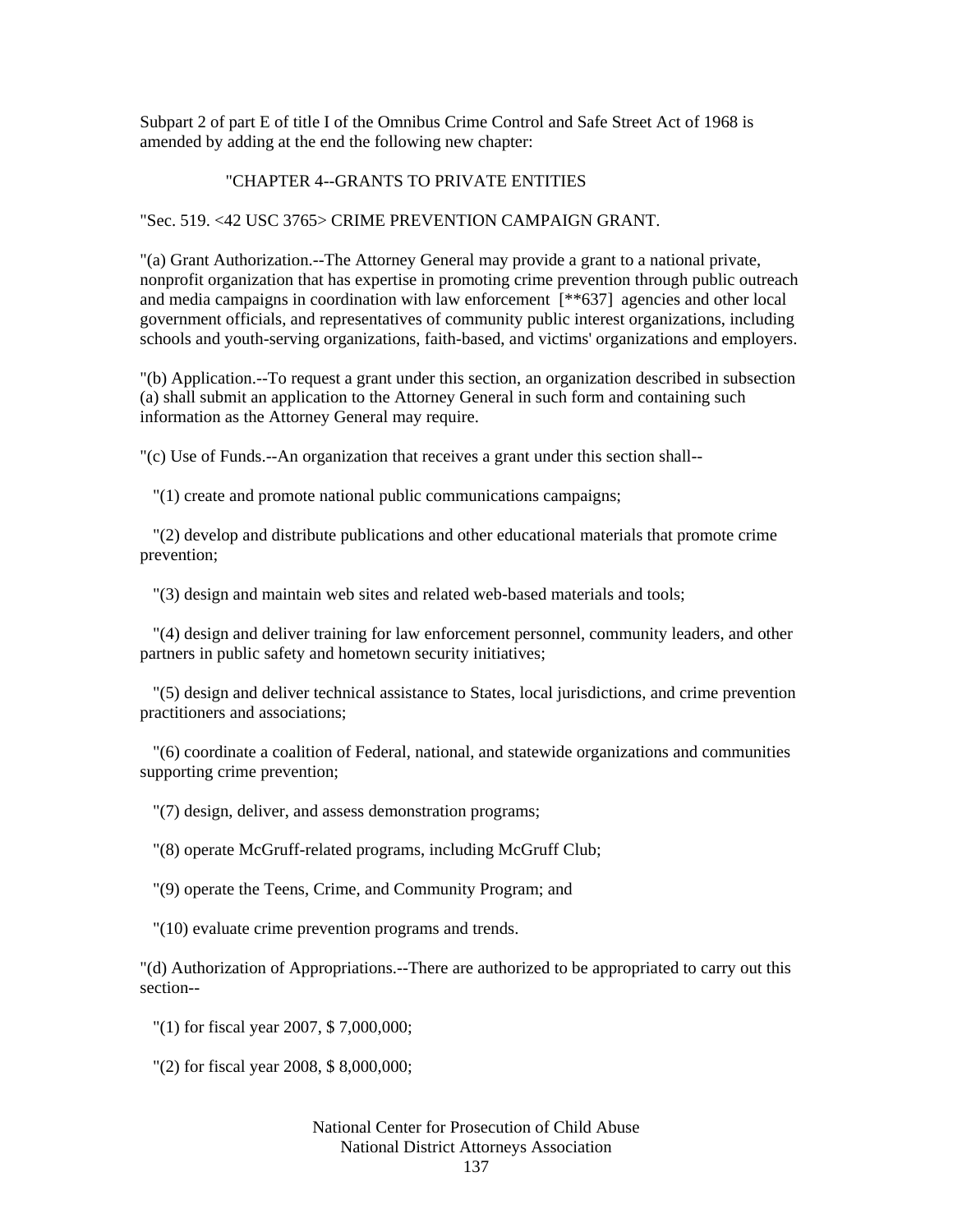Subpart 2 of part E of title I of the Omnibus Crime Control and Safe Street Act of 1968 is amended by adding at the end the following new chapter:

"CHAPTER 4--GRANTS TO PRIVATE ENTITIES

"Sec. 519. <42 USC 3765> CRIME PREVENTION CAMPAIGN GRANT.

"(a) Grant Authorization.--The Attorney General may provide a grant to a national private, nonprofit organization that has expertise in promoting crime prevention through public outreach and media campaigns in coordination with law enforcement [**637] agencies and other local government officials, and representatives of community public interest organizations, including schools and youth-serving organizations, faith-based, and victims' organizations and employers.

"(b) Application.--To request a grant under this section, an organization described in subsection (a) shall submit an application to the Attorney General in such form and containing such information as the Attorney General may require.

"(c) Use of Funds.--An organization that receives a grant under this section shall--

"(1) create and promote national public communications campaigns;

"(2) develop and distribute publications and other educational materials that promote crime prevention;

"(3) design and maintain web sites and related web-based materials and tools;

"(4) design and deliver training for law enforcement personnel, community leaders, and other partners in public safety and hometown security initiatives;

"(5) design and deliver technical assistance to States, local jurisdictions, and crime prevention practitioners and associations;

"(6) coordinate a coalition of Federal, national, and statewide organizations and communities supporting crime prevention;

"(7) design, deliver, and assess demonstration programs;

"(8) operate McGruff-related programs, including McGruff Club;

"(9) operate the Teens, Crime, and Community Program; and

"(10) evaluate crime prevention programs and trends.

"(d) Authorization of Appropriations.--There are authorized to be appropriated to carry out this section--

"(1) for fiscal year 2007, $ 7,000,000;

"(2) for fiscal year 2008, $ 8,000,000;

National Center for Prosecution of Child Abuse
National District Attorneys Association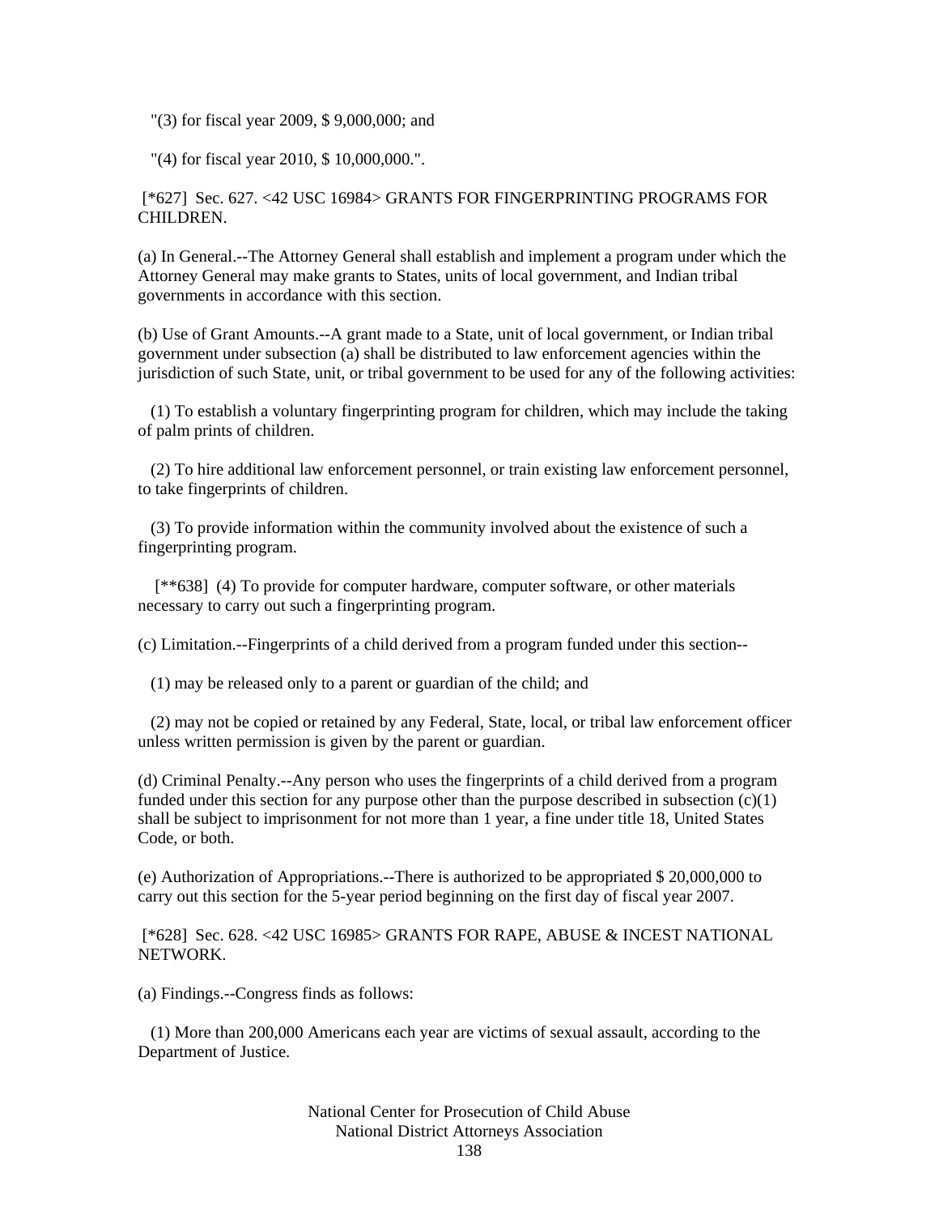"(3) for fiscal year 2009, $ 9,000,000; and

"(4) for fiscal year 2010, $ 10,000,000.".

[*627] Sec. 627. <42 USC 16984> GRANTS FOR FINGERPRINTING PROGRAMS FOR CHILDREN.

(a) In General.--The Attorney General shall establish and implement a program under which the Attorney General may make grants to States, units of local government, and Indian tribal governments in accordance with this section.

(b) Use of Grant Amounts.--A grant made to a State, unit of local government, or Indian tribal government under subsection (a) shall be distributed to law enforcement agencies within the jurisdiction of such State, unit, or tribal government to be used for any of the following activities:

(1) To establish a voluntary fingerprinting program for children, which may include the taking of palm prints of children.

(2) To hire additional law enforcement personnel, or train existing law enforcement personnel, to take fingerprints of children.

(3) To provide information within the community involved about the existence of such a fingerprinting program.

[**638] (4) To provide for computer hardware, computer software, or other materials necessary to carry out such a fingerprinting program.

(c) Limitation.--Fingerprints of a child derived from a program funded under this section--

(1) may be released only to a parent or guardian of the child; and

(2) may not be copied or retained by any Federal, State, local, or tribal law enforcement officer unless written permission is given by the parent or guardian.

(d) Criminal Penalty.--Any person who uses the fingerprints of a child derived from a program funded under this section for any purpose other than the purpose described in subsection (c)(1) shall be subject to imprisonment for not more than 1 year, a fine under title 18, United States Code, or both.

(e) Authorization of Appropriations.--There is authorized to be appropriated $ 20,000,000 to carry out this section for the 5-year period beginning on the first day of fiscal year 2007.

[*628] Sec. 628. <42 USC 16985> GRANTS FOR RAPE, ABUSE & INCEST NATIONAL NETWORK.

(a) Findings.--Congress finds as follows:

(1) More than 200,000 Americans each year are victims of sexual assault, according to the Department of Justice.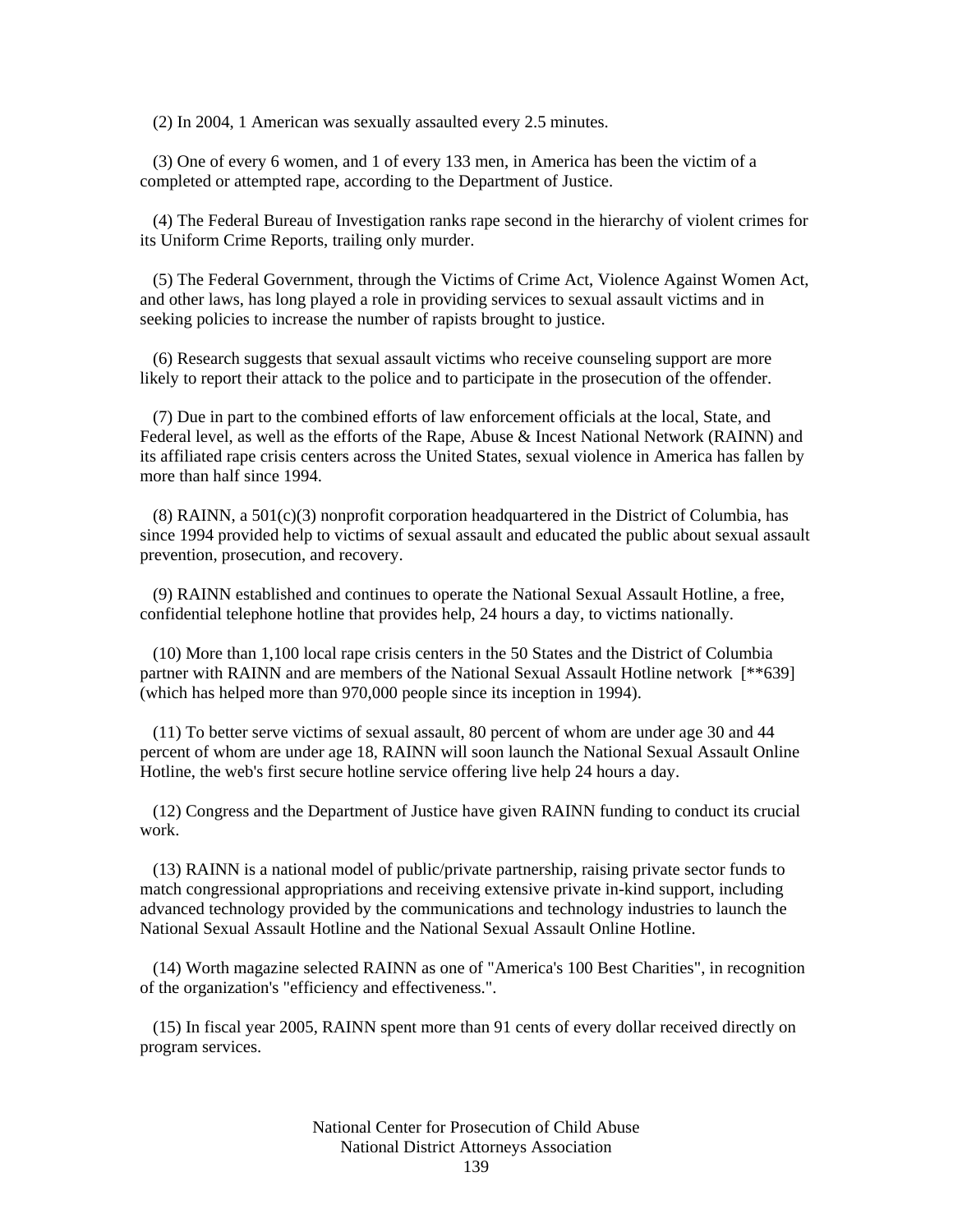(2) In 2004, 1 American was sexually assaulted every 2.5 minutes.

(3) One of every 6 women, and 1 of every 133 men, in America has been the victim of a completed or attempted rape, according to the Department of Justice.

(4) The Federal Bureau of Investigation ranks rape second in the hierarchy of violent crimes for its Uniform Crime Reports, trailing only murder.

(5) The Federal Government, through the Victims of Crime Act, Violence Against Women Act, and other laws, has long played a role in providing services to sexual assault victims and in seeking policies to increase the number of rapists brought to justice.

(6) Research suggests that sexual assault victims who receive counseling support are more likely to report their attack to the police and to participate in the prosecution of the offender.

(7) Due in part to the combined efforts of law enforcement officials at the local, State, and Federal level, as well as the efforts of the Rape, Abuse & Incest National Network (RAINN) and its affiliated rape crisis centers across the United States, sexual violence in America has fallen by more than half since 1994.

(8) RAINN, a 501(c)(3) nonprofit corporation headquartered in the District of Columbia, has since 1994 provided help to victims of sexual assault and educated the public about sexual assault prevention, prosecution, and recovery.

(9) RAINN established and continues to operate the National Sexual Assault Hotline, a free, confidential telephone hotline that provides help, 24 hours a day, to victims nationally.

(10) More than 1,100 local rape crisis centers in the 50 States and the District of Columbia partner with RAINN and are members of the National Sexual Assault Hotline network [**639] (which has helped more than 970,000 people since its inception in 1994).

(11) To better serve victims of sexual assault, 80 percent of whom are under age 30 and 44 percent of whom are under age 18, RAINN will soon launch the National Sexual Assault Online Hotline, the web's first secure hotline service offering live help 24 hours a day.

(12) Congress and the Department of Justice have given RAINN funding to conduct its crucial work.

(13) RAINN is a national model of public/private partnership, raising private sector funds to match congressional appropriations and receiving extensive private in-kind support, including advanced technology provided by the communications and technology industries to launch the National Sexual Assault Hotline and the National Sexual Assault Online Hotline.

(14) Worth magazine selected RAINN as one of "America's 100 Best Charities", in recognition of the organization's "efficiency and effectiveness.".

(15) In fiscal year 2005, RAINN spent more than 91 cents of every dollar received directly on program services.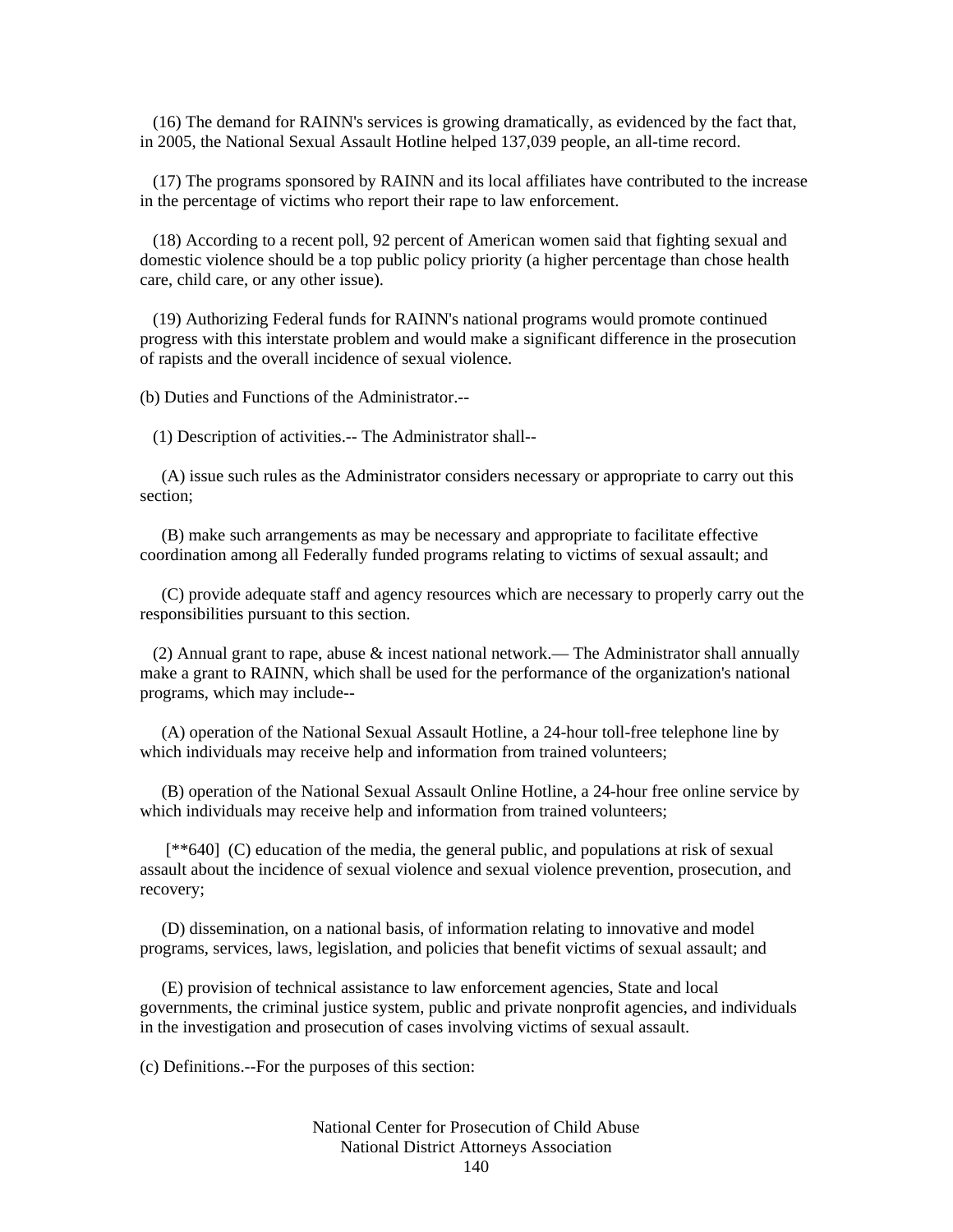(16) The demand for RAINN's services is growing dramatically, as evidenced by the fact that, in 2005, the National Sexual Assault Hotline helped 137,039 people, an all-time record.

(17) The programs sponsored by RAINN and its local affiliates have contributed to the increase in the percentage of victims who report their rape to law enforcement.

(18) According to a recent poll, 92 percent of American women said that fighting sexual and domestic violence should be a top public policy priority (a higher percentage than chose health care, child care, or any other issue).

(19) Authorizing Federal funds for RAINN's national programs would promote continued progress with this interstate problem and would make a significant difference in the prosecution of rapists and the overall incidence of sexual violence.

(b) Duties and Functions of the Administrator.--

(1) Description of activities.-- The Administrator shall--

(A) issue such rules as the Administrator considers necessary or appropriate to carry out this section;

(B) make such arrangements as may be necessary and appropriate to facilitate effective coordination among all Federally funded programs relating to victims of sexual assault; and

(C) provide adequate staff and agency resources which are necessary to properly carry out the responsibilities pursuant to this section.

(2) Annual grant to rape, abuse & incest national network.— The Administrator shall annually make a grant to RAINN, which shall be used for the performance of the organization's national programs, which may include--

(A) operation of the National Sexual Assault Hotline, a 24-hour toll-free telephone line by which individuals may receive help and information from trained volunteers;

(B) operation of the National Sexual Assault Online Hotline, a 24-hour free online service by which individuals may receive help and information from trained volunteers;

[**640] (C) education of the media, the general public, and populations at risk of sexual assault about the incidence of sexual violence and sexual violence prevention, prosecution, and recovery;

(D) dissemination, on a national basis, of information relating to innovative and model programs, services, laws, legislation, and policies that benefit victims of sexual assault; and

(E) provision of technical assistance to law enforcement agencies, State and local governments, the criminal justice system, public and private nonprofit agencies, and individuals in the investigation and prosecution of cases involving victims of sexual assault.

(c) Definitions.--For the purposes of this section: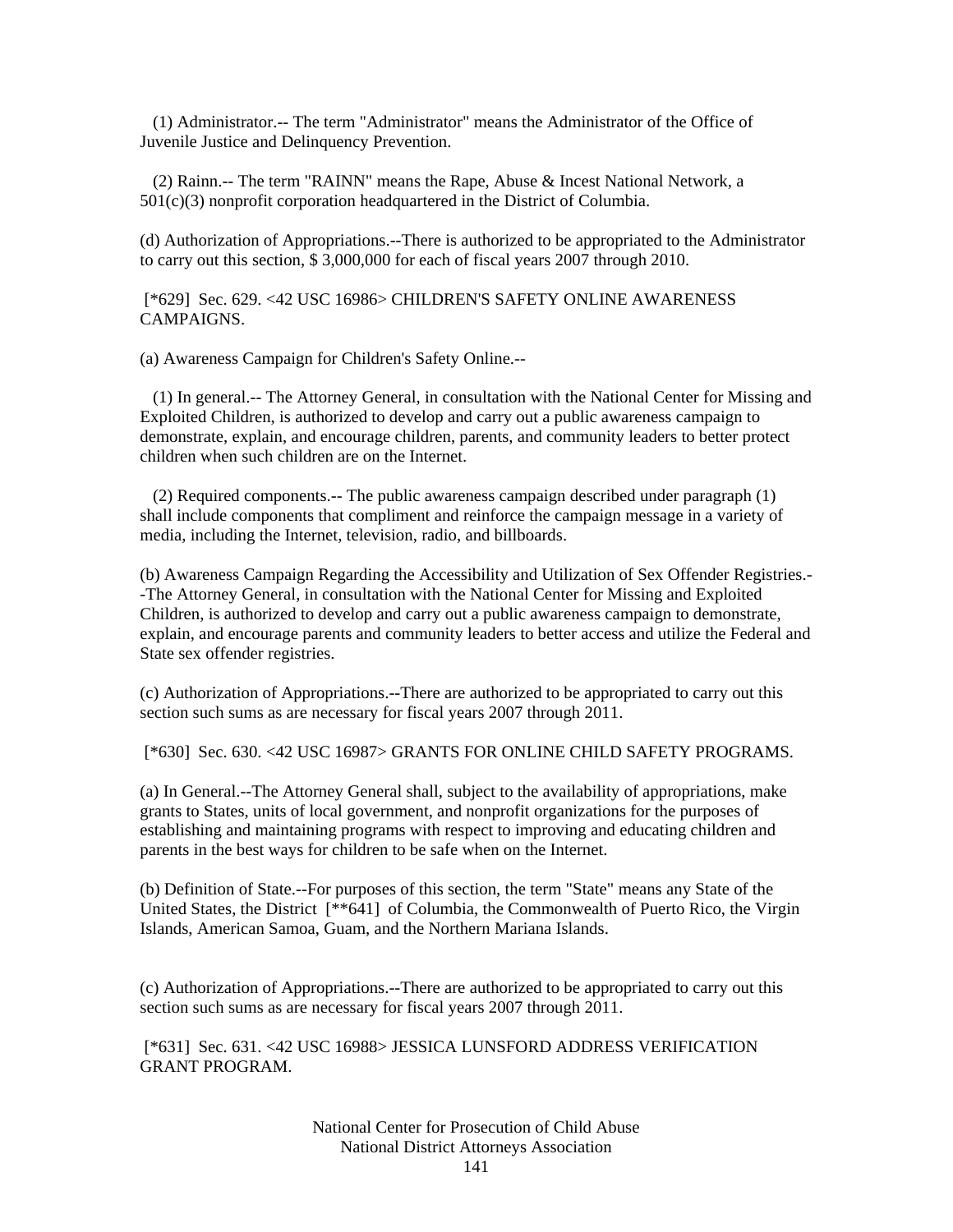(1) Administrator.-- The term "Administrator" means the Administrator of the Office of Juvenile Justice and Delinquency Prevention.

(2) Rainn.-- The term "RAINN" means the Rape, Abuse & Incest National Network, a 501(c)(3) nonprofit corporation headquartered in the District of Columbia.

(d) Authorization of Appropriations.--There is authorized to be appropriated to the Administrator to carry out this section, $ 3,000,000 for each of fiscal years 2007 through 2010.

[*629] Sec. 629. <42 USC 16986> CHILDREN'S SAFETY ONLINE AWARENESS CAMPAIGNS.

(a) Awareness Campaign for Children's Safety Online.--

(1) In general.-- The Attorney General, in consultation with the National Center for Missing and Exploited Children, is authorized to develop and carry out a public awareness campaign to demonstrate, explain, and encourage children, parents, and community leaders to better protect children when such children are on the Internet.

(2) Required components.-- The public awareness campaign described under paragraph (1) shall include components that compliment and reinforce the campaign message in a variety of media, including the Internet, television, radio, and billboards.

(b) Awareness Campaign Regarding the Accessibility and Utilization of Sex Offender Registries.--The Attorney General, in consultation with the National Center for Missing and Exploited Children, is authorized to develop and carry out a public awareness campaign to demonstrate, explain, and encourage parents and community leaders to better access and utilize the Federal and State sex offender registries.

(c) Authorization of Appropriations.--There are authorized to be appropriated to carry out this section such sums as are necessary for fiscal years 2007 through 2011.

[*630] Sec. 630. <42 USC 16987> GRANTS FOR ONLINE CHILD SAFETY PROGRAMS.

(a) In General.--The Attorney General shall, subject to the availability of appropriations, make grants to States, units of local government, and nonprofit organizations for the purposes of establishing and maintaining programs with respect to improving and educating children and parents in the best ways for children to be safe when on the Internet.

(b) Definition of State.--For purposes of this section, the term "State" means any State of the United States, the District [**641] of Columbia, the Commonwealth of Puerto Rico, the Virgin Islands, American Samoa, Guam, and the Northern Mariana Islands.

(c) Authorization of Appropriations.--There are authorized to be appropriated to carry out this section such sums as are necessary for fiscal years 2007 through 2011.

[*631] Sec. 631. <42 USC 16988> JESSICA LUNSFORD ADDRESS VERIFICATION GRANT PROGRAM.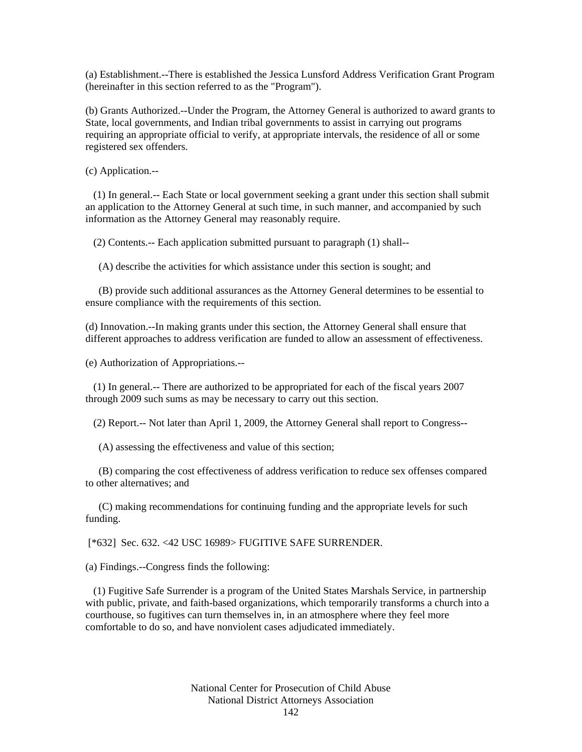(a) Establishment.--There is established the Jessica Lunsford Address Verification Grant Program (hereinafter in this section referred to as the "Program").

(b) Grants Authorized.--Under the Program, the Attorney General is authorized to award grants to State, local governments, and Indian tribal governments to assist in carrying out programs requiring an appropriate official to verify, at appropriate intervals, the residence of all or some registered sex offenders.

(c) Application.--

(1) In general.-- Each State or local government seeking a grant under this section shall submit an application to the Attorney General at such time, in such manner, and accompanied by such information as the Attorney General may reasonably require.

(2) Contents.-- Each application submitted pursuant to paragraph (1) shall--

(A) describe the activities for which assistance under this section is sought; and

(B) provide such additional assurances as the Attorney General determines to be essential to ensure compliance with the requirements of this section.

(d) Innovation.--In making grants under this section, the Attorney General shall ensure that different approaches to address verification are funded to allow an assessment of effectiveness.

(e) Authorization of Appropriations.--

(1) In general.-- There are authorized to be appropriated for each of the fiscal years 2007 through 2009 such sums as may be necessary to carry out this section.

(2) Report.-- Not later than April 1, 2009, the Attorney General shall report to Congress--

(A) assessing the effectiveness and value of this section;

(B) comparing the cost effectiveness of address verification to reduce sex offenses compared to other alternatives; and

(C) making recommendations for continuing funding and the appropriate levels for such funding.

[*632] Sec. 632. <42 USC 16989> FUGITIVE SAFE SURRENDER.

(a) Findings.--Congress finds the following:

(1) Fugitive Safe Surrender is a program of the United States Marshals Service, in partnership with public, private, and faith-based organizations, which temporarily transforms a church into a courthouse, so fugitives can turn themselves in, in an atmosphere where they feel more comfortable to do so, and have nonviolent cases adjudicated immediately.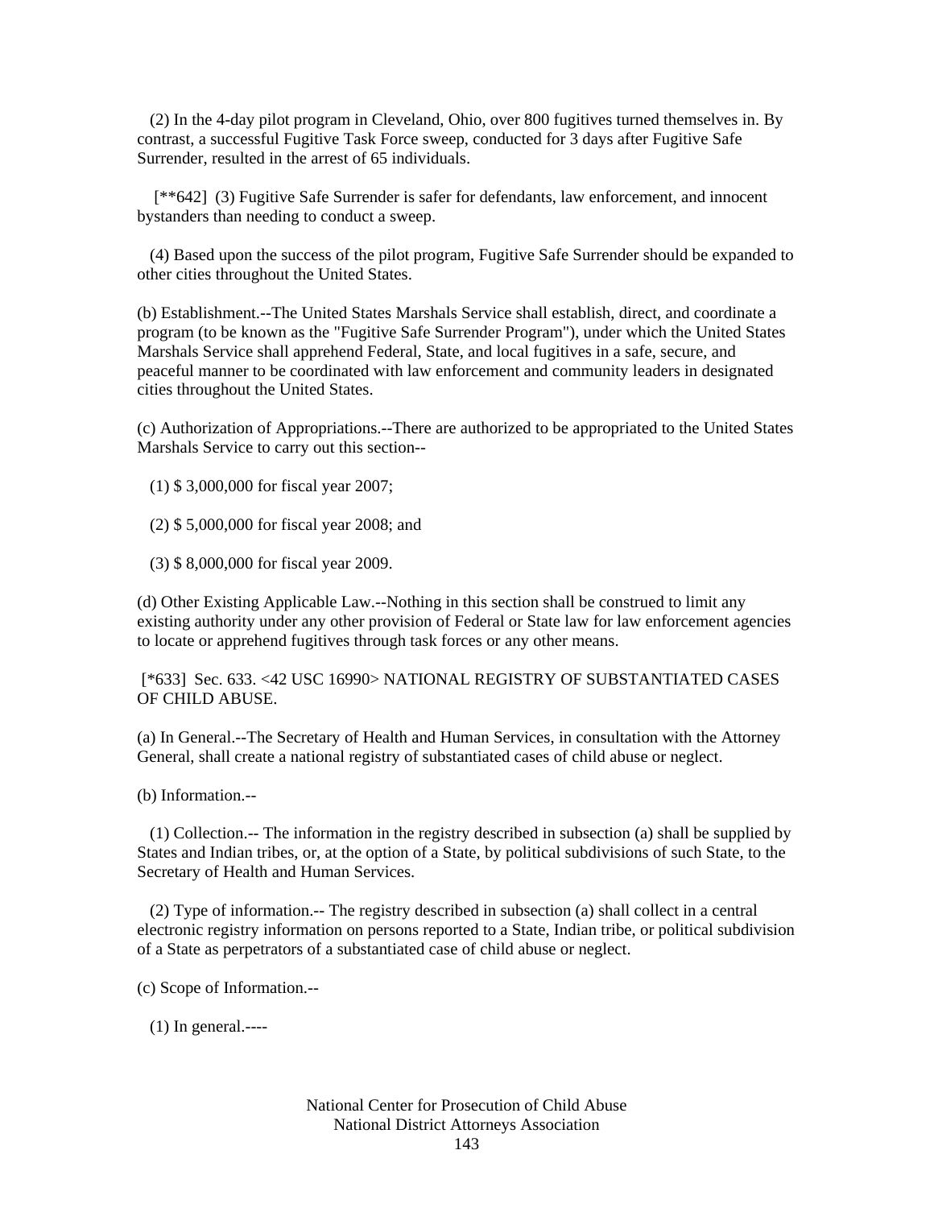(2) In the 4-day pilot program in Cleveland, Ohio, over 800 fugitives turned themselves in. By contrast, a successful Fugitive Task Force sweep, conducted for 3 days after Fugitive Safe Surrender, resulted in the arrest of 65 individuals.

[**642] (3) Fugitive Safe Surrender is safer for defendants, law enforcement, and innocent bystanders than needing to conduct a sweep.

(4) Based upon the success of the pilot program, Fugitive Safe Surrender should be expanded to other cities throughout the United States.

(b) Establishment.--The United States Marshals Service shall establish, direct, and coordinate a program (to be known as the "Fugitive Safe Surrender Program"), under which the United States Marshals Service shall apprehend Federal, State, and local fugitives in a safe, secure, and peaceful manner to be coordinated with law enforcement and community leaders in designated cities throughout the United States.

(c) Authorization of Appropriations.--There are authorized to be appropriated to the United States Marshals Service to carry out this section--

(1) $ 3,000,000 for fiscal year 2007;

(2) $ 5,000,000 for fiscal year 2008; and

(3) $ 8,000,000 for fiscal year 2009.

(d) Other Existing Applicable Law.--Nothing in this section shall be construed to limit any existing authority under any other provision of Federal or State law for law enforcement agencies to locate or apprehend fugitives through task forces or any other means.

[*633] Sec. 633. <42 USC 16990> NATIONAL REGISTRY OF SUBSTANTIATED CASES OF CHILD ABUSE.

(a) In General.--The Secretary of Health and Human Services, in consultation with the Attorney General, shall create a national registry of substantiated cases of child abuse or neglect.

(b) Information.--

(1) Collection.-- The information in the registry described in subsection (a) shall be supplied by States and Indian tribes, or, at the option of a State, by political subdivisions of such State, to the Secretary of Health and Human Services.

(2) Type of information.-- The registry described in subsection (a) shall collect in a central electronic registry information on persons reported to a State, Indian tribe, or political subdivision of a State as perpetrators of a substantiated case of child abuse or neglect.

(c) Scope of Information.--

(1) In general.----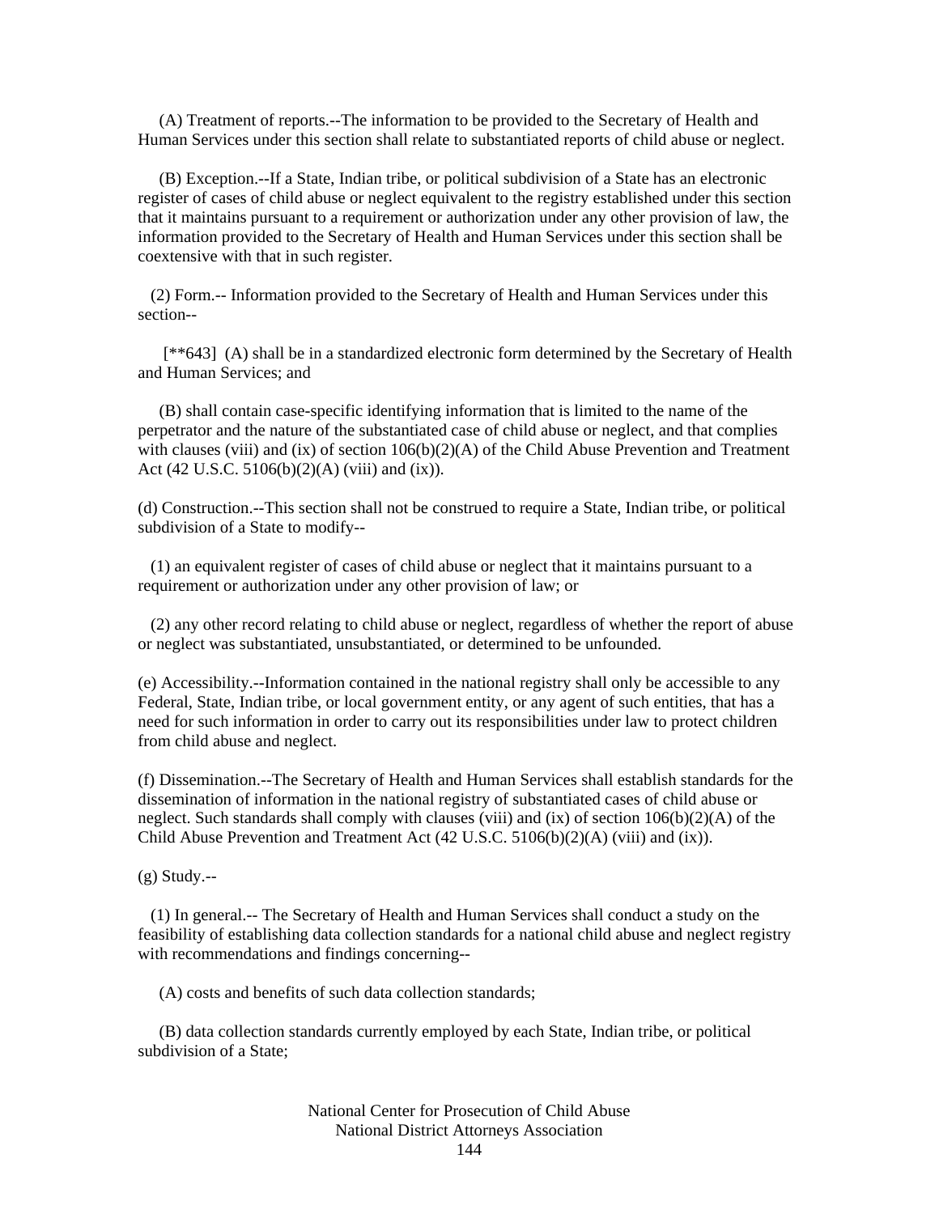(A) Treatment of reports.--The information to be provided to the Secretary of Health and Human Services under this section shall relate to substantiated reports of child abuse or neglect.

(B) Exception.--If a State, Indian tribe, or political subdivision of a State has an electronic register of cases of child abuse or neglect equivalent to the registry established under this section that it maintains pursuant to a requirement or authorization under any other provision of law, the information provided to the Secretary of Health and Human Services under this section shall be coextensive with that in such register.

(2) Form.-- Information provided to the Secretary of Health and Human Services under this section--

[**643] (A) shall be in a standardized electronic form determined by the Secretary of Health and Human Services; and

(B) shall contain case-specific identifying information that is limited to the name of the perpetrator and the nature of the substantiated case of child abuse or neglect, and that complies with clauses (viii) and (ix) of section 106(b)(2)(A) of the Child Abuse Prevention and Treatment Act (42 U.S.C. 5106(b)(2)(A) (viii) and (ix)).

(d) Construction.--This section shall not be construed to require a State, Indian tribe, or political subdivision of a State to modify--

(1) an equivalent register of cases of child abuse or neglect that it maintains pursuant to a requirement or authorization under any other provision of law; or

(2) any other record relating to child abuse or neglect, regardless of whether the report of abuse or neglect was substantiated, unsubstantiated, or determined to be unfounded.

(e) Accessibility.--Information contained in the national registry shall only be accessible to any Federal, State, Indian tribe, or local government entity, or any agent of such entities, that has a need for such information in order to carry out its responsibilities under law to protect children from child abuse and neglect.

(f) Dissemination.--The Secretary of Health and Human Services shall establish standards for the dissemination of information in the national registry of substantiated cases of child abuse or neglect. Such standards shall comply with clauses (viii) and (ix) of section 106(b)(2)(A) of the Child Abuse Prevention and Treatment Act (42 U.S.C. 5106(b)(2)(A) (viii) and (ix)).

(g) Study.--

(1) In general.-- The Secretary of Health and Human Services shall conduct a study on the feasibility of establishing data collection standards for a national child abuse and neglect registry with recommendations and findings concerning--

(A) costs and benefits of such data collection standards;

(B) data collection standards currently employed by each State, Indian tribe, or political subdivision of a State;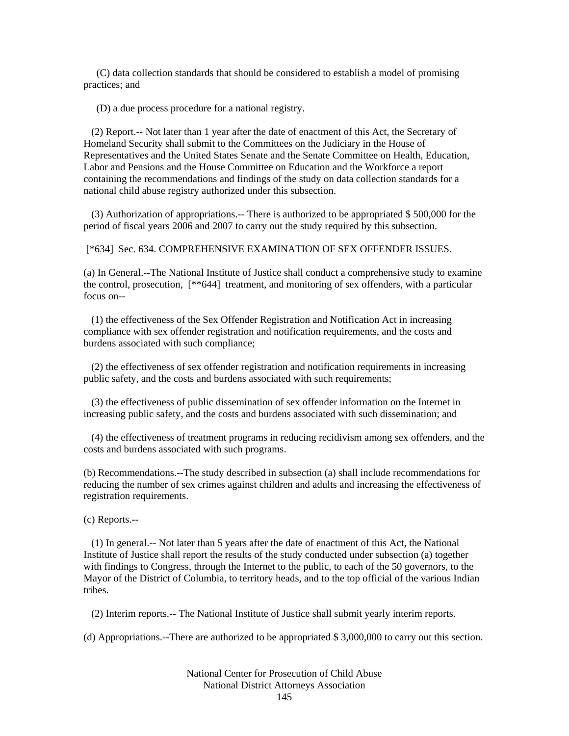(C) data collection standards that should be considered to establish a model of promising practices; and

(D) a due process procedure for a national registry.

(2) Report.-- Not later than 1 year after the date of enactment of this Act, the Secretary of Homeland Security shall submit to the Committees on the Judiciary in the House of Representatives and the United States Senate and the Senate Committee on Health, Education, Labor and Pensions and the House Committee on Education and the Workforce a report containing the recommendations and findings of the study on data collection standards for a national child abuse registry authorized under this subsection.

(3) Authorization of appropriations.-- There is authorized to be appropriated $ 500,000 for the period of fiscal years 2006 and 2007 to carry out the study required by this subsection.

[*634] Sec. 634. COMPREHENSIVE EXAMINATION OF SEX OFFENDER ISSUES.

(a) In General.--The National Institute of Justice shall conduct a comprehensive study to examine the control, prosecution, [**644] treatment, and monitoring of sex offenders, with a particular focus on--

(1) the effectiveness of the Sex Offender Registration and Notification Act in increasing compliance with sex offender registration and notification requirements, and the costs and burdens associated with such compliance;

(2) the effectiveness of sex offender registration and notification requirements in increasing public safety, and the costs and burdens associated with such requirements;

(3) the effectiveness of public dissemination of sex offender information on the Internet in increasing public safety, and the costs and burdens associated with such dissemination; and

(4) the effectiveness of treatment programs in reducing recidivism among sex offenders, and the costs and burdens associated with such programs.

(b) Recommendations.--The study described in subsection (a) shall include recommendations for reducing the number of sex crimes against children and adults and increasing the effectiveness of registration requirements.

(c) Reports.--

(1) In general.-- Not later than 5 years after the date of enactment of this Act, the National Institute of Justice shall report the results of the study conducted under subsection (a) together with findings to Congress, through the Internet to the public, to each of the 50 governors, to the Mayor of the District of Columbia, to territory heads, and to the top official of the various Indian tribes.

(2) Interim reports.-- The National Institute of Justice shall submit yearly interim reports.

(d) Appropriations.--There are authorized to be appropriated $ 3,000,000 to carry out this section.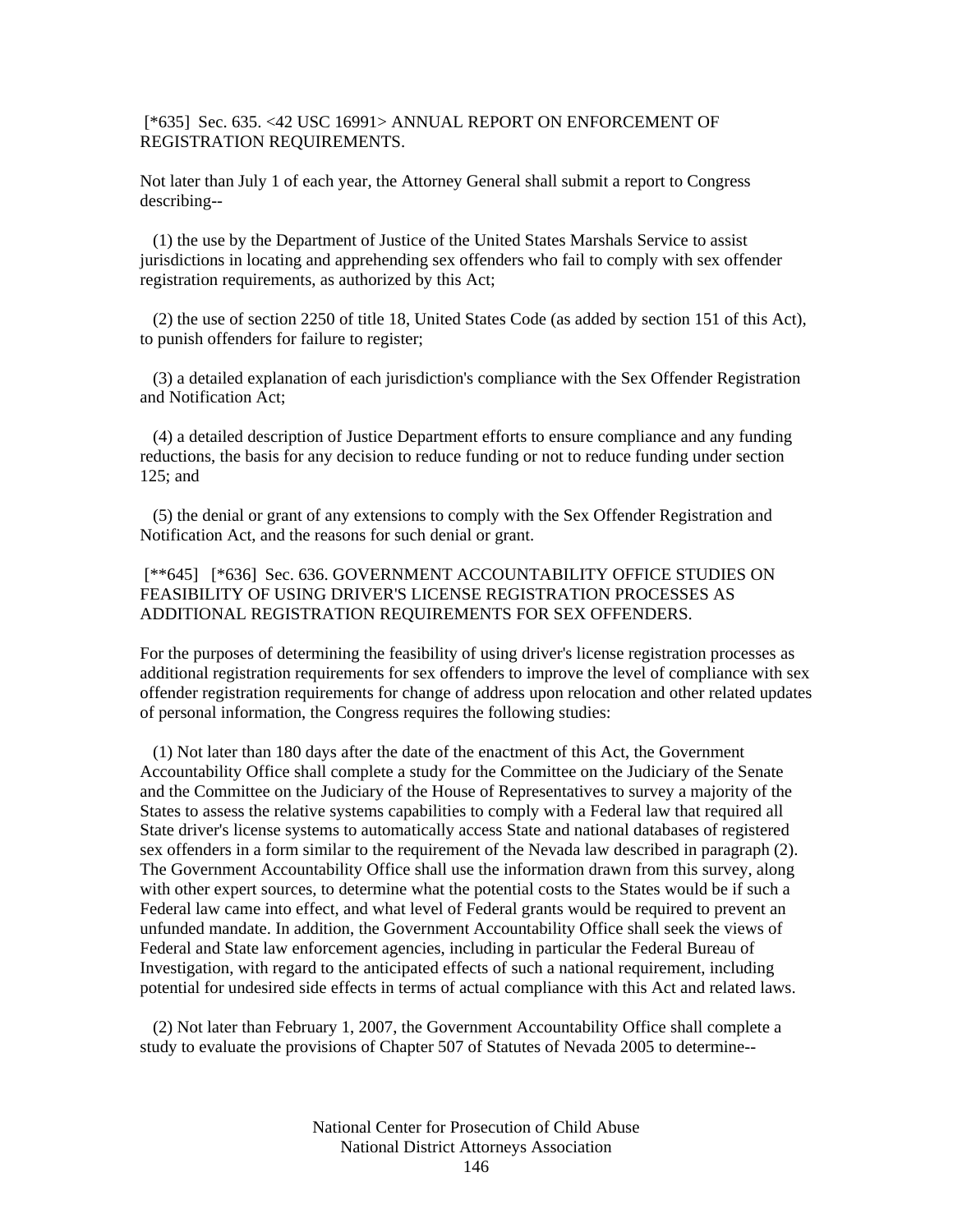[*635] Sec. 635. <42 USC 16991> ANNUAL REPORT ON ENFORCEMENT OF REGISTRATION REQUIREMENTS.

Not later than July 1 of each year, the Attorney General shall submit a report to Congress describing--

(1) the use by the Department of Justice of the United States Marshals Service to assist jurisdictions in locating and apprehending sex offenders who fail to comply with sex offender registration requirements, as authorized by this Act;

(2) the use of section 2250 of title 18, United States Code (as added by section 151 of this Act), to punish offenders for failure to register;

(3) a detailed explanation of each jurisdiction's compliance with the Sex Offender Registration and Notification Act;

(4) a detailed description of Justice Department efforts to ensure compliance and any funding reductions, the basis for any decision to reduce funding or not to reduce funding under section 125; and

(5) the denial or grant of any extensions to comply with the Sex Offender Registration and Notification Act, and the reasons for such denial or grant.

[**645] [*636] Sec. 636. GOVERNMENT ACCOUNTABILITY OFFICE STUDIES ON FEASIBILITY OF USING DRIVER'S LICENSE REGISTRATION PROCESSES AS ADDITIONAL REGISTRATION REQUIREMENTS FOR SEX OFFENDERS.

For the purposes of determining the feasibility of using driver's license registration processes as additional registration requirements for sex offenders to improve the level of compliance with sex offender registration requirements for change of address upon relocation and other related updates of personal information, the Congress requires the following studies:

(1) Not later than 180 days after the date of the enactment of this Act, the Government Accountability Office shall complete a study for the Committee on the Judiciary of the Senate and the Committee on the Judiciary of the House of Representatives to survey a majority of the States to assess the relative systems capabilities to comply with a Federal law that required all State driver's license systems to automatically access State and national databases of registered sex offenders in a form similar to the requirement of the Nevada law described in paragraph (2). The Government Accountability Office shall use the information drawn from this survey, along with other expert sources, to determine what the potential costs to the States would be if such a Federal law came into effect, and what level of Federal grants would be required to prevent an unfunded mandate. In addition, the Government Accountability Office shall seek the views of Federal and State law enforcement agencies, including in particular the Federal Bureau of Investigation, with regard to the anticipated effects of such a national requirement, including potential for undesired side effects in terms of actual compliance with this Act and related laws.

(2) Not later than February 1, 2007, the Government Accountability Office shall complete a study to evaluate the provisions of Chapter 507 of Statutes of Nevada 2005 to determine--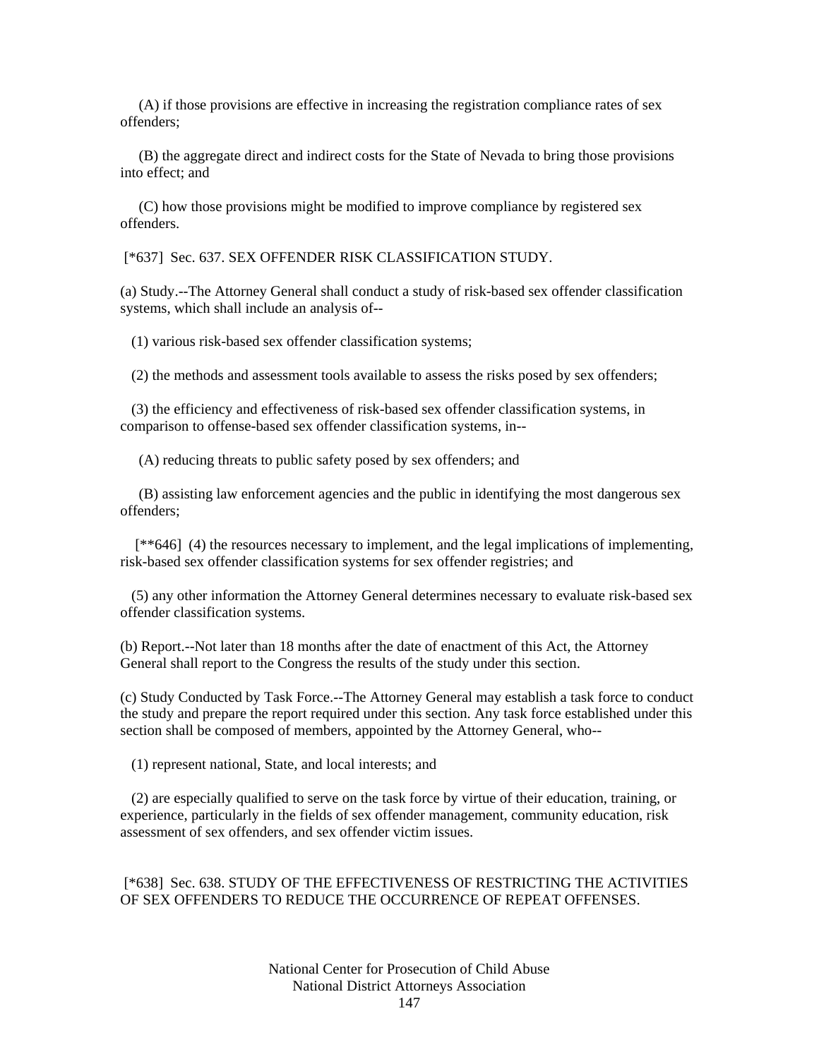(A) if those provisions are effective in increasing the registration compliance rates of sex offenders;

(B) the aggregate direct and indirect costs for the State of Nevada to bring those provisions into effect; and

(C) how those provisions might be modified to improve compliance by registered sex offenders.

[*637] Sec. 637. SEX OFFENDER RISK CLASSIFICATION STUDY.

(a) Study.--The Attorney General shall conduct a study of risk-based sex offender classification systems, which shall include an analysis of--

(1) various risk-based sex offender classification systems;

(2) the methods and assessment tools available to assess the risks posed by sex offenders;

(3) the efficiency and effectiveness of risk-based sex offender classification systems, in comparison to offense-based sex offender classification systems, in--

(A) reducing threats to public safety posed by sex offenders; and

(B) assisting law enforcement agencies and the public in identifying the most dangerous sex offenders;

[**646] (4) the resources necessary to implement, and the legal implications of implementing, risk-based sex offender classification systems for sex offender registries; and

(5) any other information the Attorney General determines necessary to evaluate risk-based sex offender classification systems.

(b) Report.--Not later than 18 months after the date of enactment of this Act, the Attorney General shall report to the Congress the results of the study under this section.

(c) Study Conducted by Task Force.--The Attorney General may establish a task force to conduct the study and prepare the report required under this section. Any task force established under this section shall be composed of members, appointed by the Attorney General, who--

(1) represent national, State, and local interests; and

(2) are especially qualified to serve on the task force by virtue of their education, training, or experience, particularly in the fields of sex offender management, community education, risk assessment of sex offenders, and sex offender victim issues.

[*638] Sec. 638. STUDY OF THE EFFECTIVENESS OF RESTRICTING THE ACTIVITIES OF SEX OFFENDERS TO REDUCE THE OCCURRENCE OF REPEAT OFFENSES.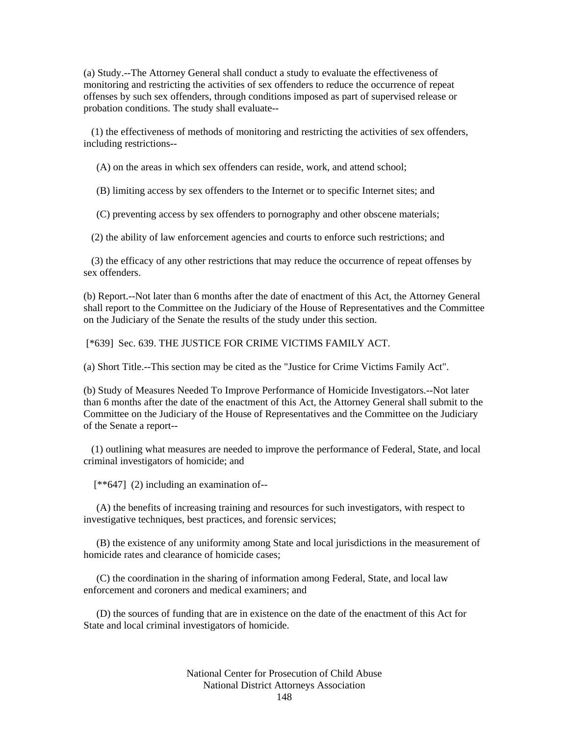(a) Study.--The Attorney General shall conduct a study to evaluate the effectiveness of monitoring and restricting the activities of sex offenders to reduce the occurrence of repeat offenses by such sex offenders, through conditions imposed as part of supervised release or probation conditions. The study shall evaluate--

(1) the effectiveness of methods of monitoring and restricting the activities of sex offenders, including restrictions--

(A) on the areas in which sex offenders can reside, work, and attend school;

(B) limiting access by sex offenders to the Internet or to specific Internet sites; and

(C) preventing access by sex offenders to pornography and other obscene materials;

(2) the ability of law enforcement agencies and courts to enforce such restrictions; and

(3) the efficacy of any other restrictions that may reduce the occurrence of repeat offenses by sex offenders.

(b) Report.--Not later than 6 months after the date of enactment of this Act, the Attorney General shall report to the Committee on the Judiciary of the House of Representatives and the Committee on the Judiciary of the Senate the results of the study under this section.

[*639] Sec. 639. THE JUSTICE FOR CRIME VICTIMS FAMILY ACT.

(a) Short Title.--This section may be cited as the "Justice for Crime Victims Family Act".

(b) Study of Measures Needed To Improve Performance of Homicide Investigators.--Not later than 6 months after the date of the enactment of this Act, the Attorney General shall submit to the Committee on the Judiciary of the House of Representatives and the Committee on the Judiciary of the Senate a report--

(1) outlining what measures are needed to improve the performance of Federal, State, and local criminal investigators of homicide; and

[**647] (2) including an examination of--

(A) the benefits of increasing training and resources for such investigators, with respect to investigative techniques, best practices, and forensic services;

(B) the existence of any uniformity among State and local jurisdictions in the measurement of homicide rates and clearance of homicide cases;

(C) the coordination in the sharing of information among Federal, State, and local law enforcement and coroners and medical examiners; and

(D) the sources of funding that are in existence on the date of the enactment of this Act for State and local criminal investigators of homicide.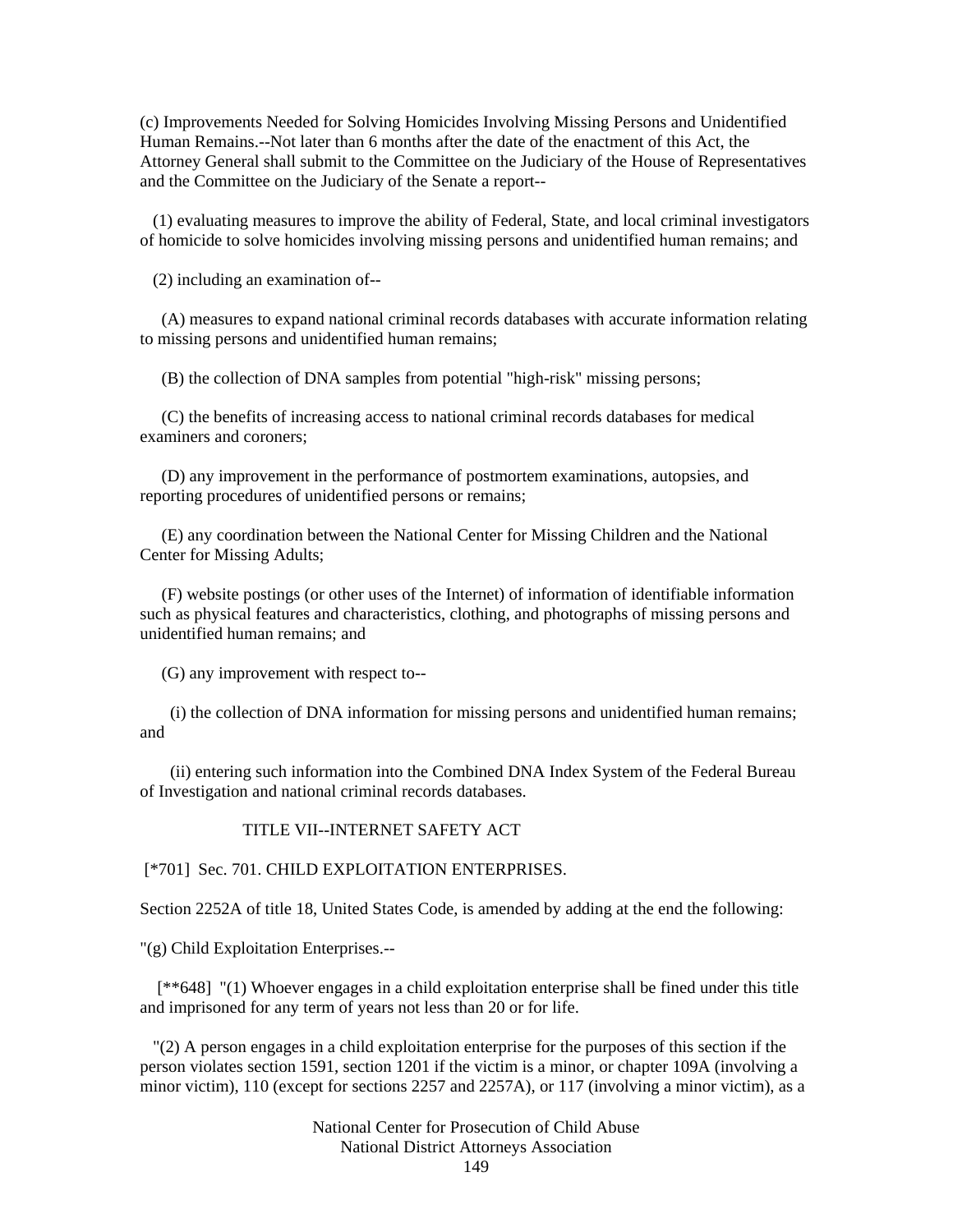(c) Improvements Needed for Solving Homicides Involving Missing Persons and Unidentified Human Remains.--Not later than 6 months after the date of the enactment of this Act, the Attorney General shall submit to the Committee on the Judiciary of the House of Representatives and the Committee on the Judiciary of the Senate a report--

(1) evaluating measures to improve the ability of Federal, State, and local criminal investigators of homicide to solve homicides involving missing persons and unidentified human remains; and

(2) including an examination of--

(A) measures to expand national criminal records databases with accurate information relating to missing persons and unidentified human remains;

(B) the collection of DNA samples from potential "high-risk" missing persons;

(C) the benefits of increasing access to national criminal records databases for medical examiners and coroners;

(D) any improvement in the performance of postmortem examinations, autopsies, and reporting procedures of unidentified persons or remains;

(E) any coordination between the National Center for Missing Children and the National Center for Missing Adults;

(F) website postings (or other uses of the Internet) of information of identifiable information such as physical features and characteristics, clothing, and photographs of missing persons and unidentified human remains; and

(G) any improvement with respect to--

(i) the collection of DNA information for missing persons and unidentified human remains; and

(ii) entering such information into the Combined DNA Index System of the Federal Bureau of Investigation and national criminal records databases.

## TITLE VII--INTERNET SAFETY ACT

### [*701] Sec. 701. CHILD EXPLOITATION ENTERPRISES.

Section 2252A of title 18, United States Code, is amended by adding at the end the following:

"(g) Child Exploitation Enterprises.--

[**648] "(1) Whoever engages in a child exploitation enterprise shall be fined under this title and imprisoned for any term of years not less than 20 or for life.

"(2) A person engages in a child exploitation enterprise for the purposes of this section if the person violates section 1591, section 1201 if the victim is a minor, or chapter 109A (involving a minor victim), 110 (except for sections 2257 and 2257A), or 117 (involving a minor victim), as a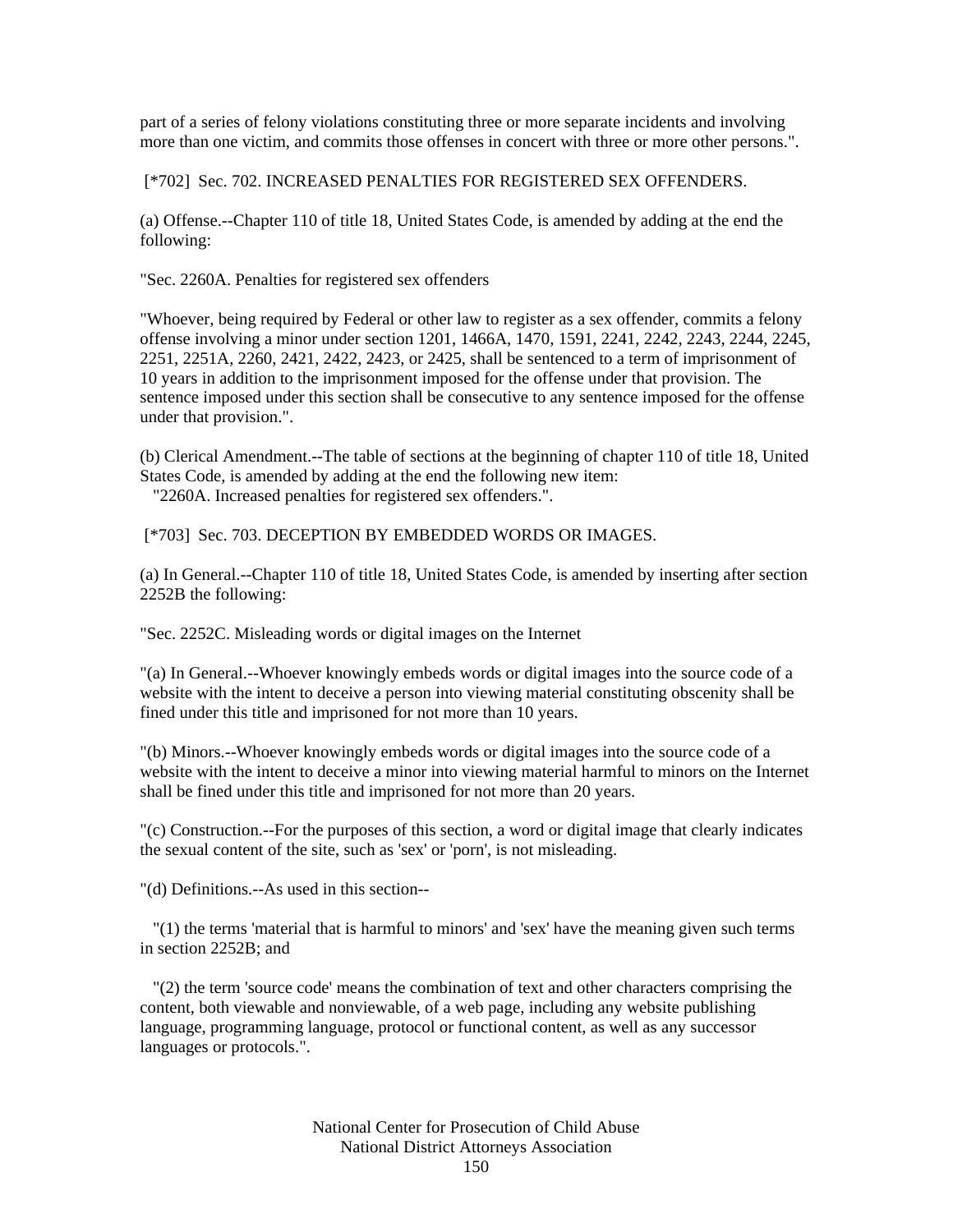part of a series of felony violations constituting three or more separate incidents and involving more than one victim, and commits those offenses in concert with three or more other persons.".

[*702] Sec. 702. INCREASED PENALTIES FOR REGISTERED SEX OFFENDERS.

(a) Offense.--Chapter 110 of title 18, United States Code, is amended by adding at the end the following:

"Sec. 2260A. Penalties for registered sex offenders

"Whoever, being required by Federal or other law to register as a sex offender, commits a felony offense involving a minor under section 1201, 1466A, 1470, 1591, 2241, 2242, 2243, 2244, 2245, 2251, 2251A, 2260, 2421, 2422, 2423, or 2425, shall be sentenced to a term of imprisonment of 10 years in addition to the imprisonment imposed for the offense under that provision. The sentence imposed under this section shall be consecutive to any sentence imposed for the offense under that provision.".

(b) Clerical Amendment.--The table of sections at the beginning of chapter 110 of title 18, United States Code, is amended by adding at the end the following new item:
"2260A. Increased penalties for registered sex offenders.".

[*703] Sec. 703. DECEPTION BY EMBEDDED WORDS OR IMAGES.

(a) In General.--Chapter 110 of title 18, United States Code, is amended by inserting after section 2252B the following:

"Sec. 2252C. Misleading words or digital images on the Internet

"(a) In General.--Whoever knowingly embeds words or digital images into the source code of a website with the intent to deceive a person into viewing material constituting obscenity shall be fined under this title and imprisoned for not more than 10 years.

"(b) Minors.--Whoever knowingly embeds words or digital images into the source code of a website with the intent to deceive a minor into viewing material harmful to minors on the Internet shall be fined under this title and imprisoned for not more than 20 years.

"(c) Construction.--For the purposes of this section, a word or digital image that clearly indicates the sexual content of the site, such as 'sex' or 'porn', is not misleading.

"(d) Definitions.--As used in this section--

"(1) the terms 'material that is harmful to minors' and 'sex' have the meaning given such terms in section 2252B; and

"(2) the term 'source code' means the combination of text and other characters comprising the content, both viewable and nonviewable, of a web page, including any website publishing language, programming language, protocol or functional content, as well as any successor languages or protocols.".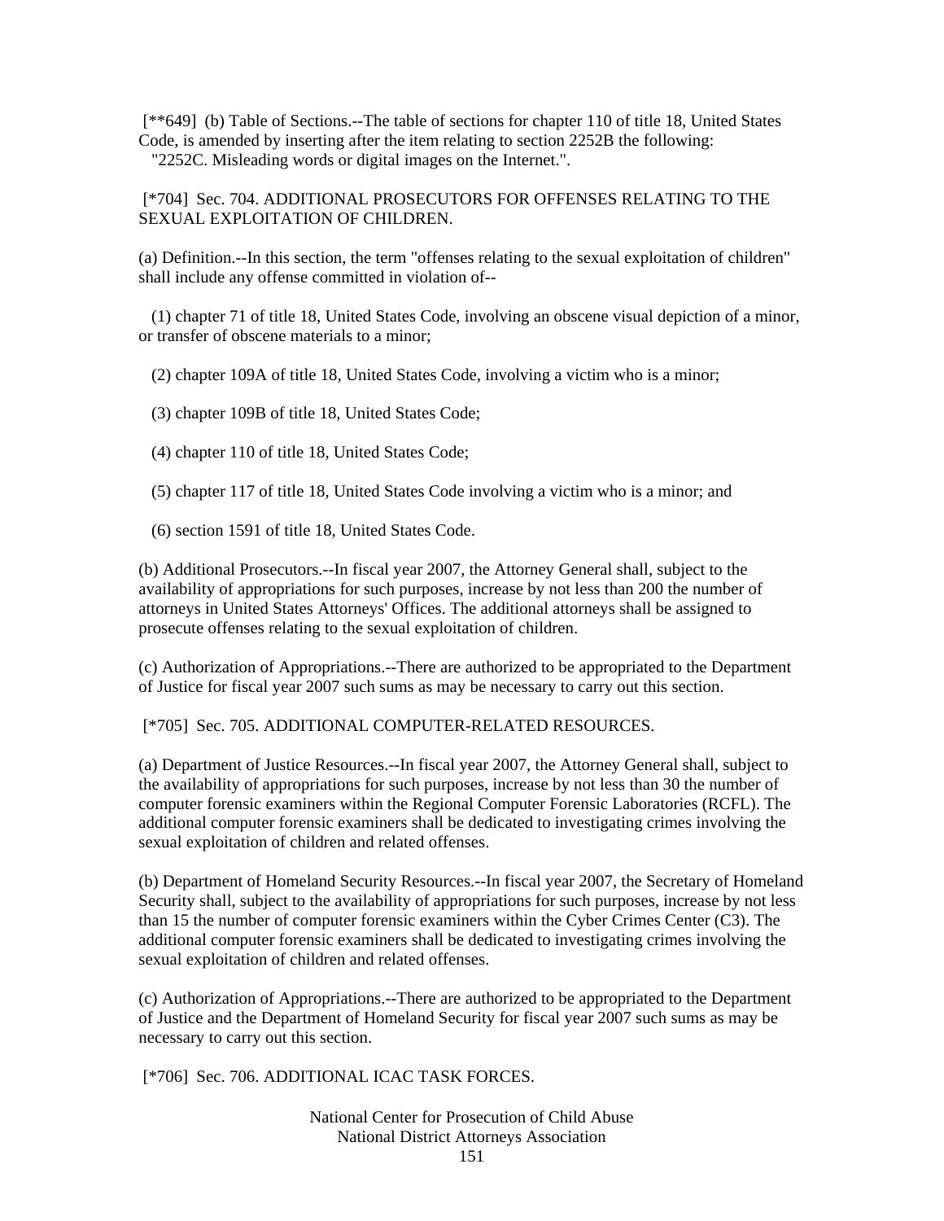[**649] (b) Table of Sections.--The table of sections for chapter 110 of title 18, United States Code, is amended by inserting after the item relating to section 2252B the following:
"2252C. Misleading words or digital images on the Internet.".

[*704] Sec. 704. ADDITIONAL PROSECUTORS FOR OFFENSES RELATING TO THE SEXUAL EXPLOITATION OF CHILDREN.

(a) Definition.--In this section, the term "offenses relating to the sexual exploitation of children" shall include any offense committed in violation of--

(1) chapter 71 of title 18, United States Code, involving an obscene visual depiction of a minor, or transfer of obscene materials to a minor;

(2) chapter 109A of title 18, United States Code, involving a victim who is a minor;

(3) chapter 109B of title 18, United States Code;

(4) chapter 110 of title 18, United States Code;

(5) chapter 117 of title 18, United States Code involving a victim who is a minor; and

(6) section 1591 of title 18, United States Code.

(b) Additional Prosecutors.--In fiscal year 2007, the Attorney General shall, subject to the availability of appropriations for such purposes, increase by not less than 200 the number of attorneys in United States Attorneys' Offices. The additional attorneys shall be assigned to prosecute offenses relating to the sexual exploitation of children.

(c) Authorization of Appropriations.--There are authorized to be appropriated to the Department of Justice for fiscal year 2007 such sums as may be necessary to carry out this section.

[*705] Sec. 705. ADDITIONAL COMPUTER-RELATED RESOURCES.

(a) Department of Justice Resources.--In fiscal year 2007, the Attorney General shall, subject to the availability of appropriations for such purposes, increase by not less than 30 the number of computer forensic examiners within the Regional Computer Forensic Laboratories (RCFL). The additional computer forensic examiners shall be dedicated to investigating crimes involving the sexual exploitation of children and related offenses.

(b) Department of Homeland Security Resources.--In fiscal year 2007, the Secretary of Homeland Security shall, subject to the availability of appropriations for such purposes, increase by not less than 15 the number of computer forensic examiners within the Cyber Crimes Center (C3). The additional computer forensic examiners shall be dedicated to investigating crimes involving the sexual exploitation of children and related offenses.

(c) Authorization of Appropriations.--There are authorized to be appropriated to the Department of Justice and the Department of Homeland Security for fiscal year 2007 such sums as may be necessary to carry out this section.

[*706] Sec. 706. ADDITIONAL ICAC TASK FORCES.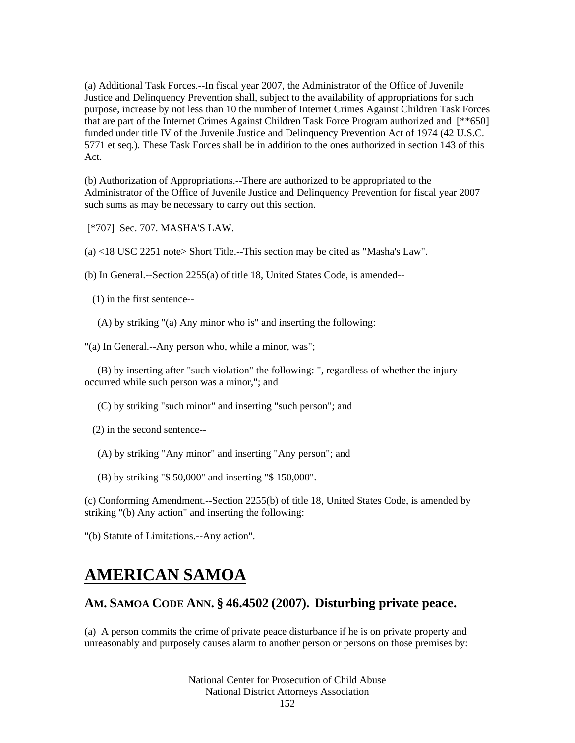(a) Additional Task Forces.--In fiscal year 2007, the Administrator of the Office of Juvenile Justice and Delinquency Prevention shall, subject to the availability of appropriations for such purpose, increase by not less than 10 the number of Internet Crimes Against Children Task Forces that are part of the Internet Crimes Against Children Task Force Program authorized and [**650] funded under title IV of the Juvenile Justice and Delinquency Prevention Act of 1974 (42 U.S.C. 5771 et seq.). These Task Forces shall be in addition to the ones authorized in section 143 of this Act.

(b) Authorization of Appropriations.--There are authorized to be appropriated to the Administrator of the Office of Juvenile Justice and Delinquency Prevention for fiscal year 2007 such sums as may be necessary to carry out this section.

[*707] Sec. 707. MASHA'S LAW.

(a) <18 USC 2251 note> Short Title.--This section may be cited as "Masha's Law".

(b) In General.--Section 2255(a) of title 18, United States Code, is amended--

(1) in the first sentence--

(A) by striking "(a) Any minor who is" and inserting the following:

"(a) In General.--Any person who, while a minor, was";

(B) by inserting after "such violation" the following: ", regardless of whether the injury occurred while such person was a minor,"; and

(C) by striking "such minor" and inserting "such person"; and

(2) in the second sentence--

(A) by striking "Any minor" and inserting "Any person"; and

(B) by striking "$ 50,000" and inserting "$ 150,000".

(c) Conforming Amendment.--Section 2255(b) of title 18, United States Code, is amended by striking "(b) Any action" and inserting the following:

"(b) Statute of Limitations.--Any action".

# AMERICAN SAMOA

## AM. SAMOA CODE ANN. § 46.4502 (2007). Disturbing private peace.

(a) A person commits the crime of private peace disturbance if he is on private property and unreasonably and purposely causes alarm to another person or persons on those premises by: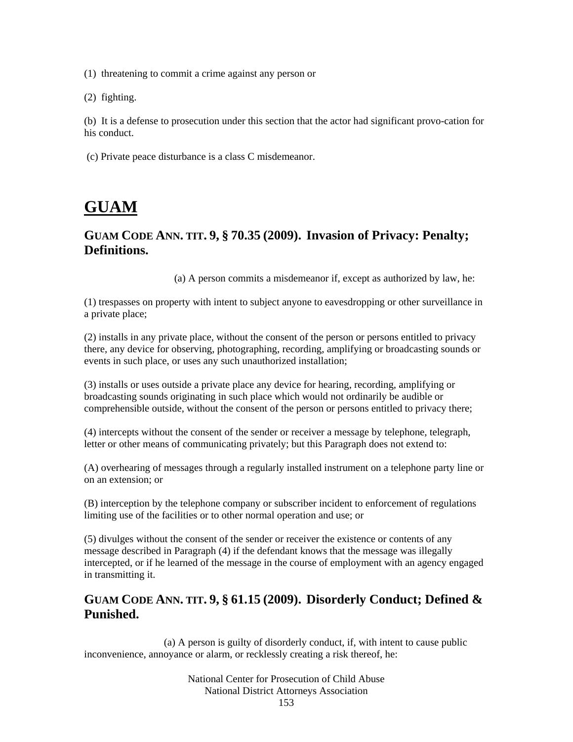(1) threatening to commit a crime against any person or

(2) fighting.

(b) It is a defense to prosecution under this section that the actor had significant provo-cation for his conduct.

(c) Private peace disturbance is a class C misdemeanor.

# GUAM

## GUAM CODE ANN. TIT. 9, § 70.35 (2009). Invasion of Privacy: Penalty; Definitions.

(a) A person commits a misdemeanor if, except as authorized by law, he:

(1) trespasses on property with intent to subject anyone to eavesdropping or other surveillance in a private place;

(2) installs in any private place, without the consent of the person or persons entitled to privacy there, any device for observing, photographing, recording, amplifying or broadcasting sounds or events in such place, or uses any such unauthorized installation;

(3) installs or uses outside a private place any device for hearing, recording, amplifying or broadcasting sounds originating in such place which would not ordinarily be audible or comprehensible outside, without the consent of the person or persons entitled to privacy there;

(4) intercepts without the consent of the sender or receiver a message by telephone, telegraph, letter or other means of communicating privately; but this Paragraph does not extend to:

(A) overhearing of messages through a regularly installed instrument on a telephone party line or on an extension; or

(B) interception by the telephone company or subscriber incident to enforcement of regulations limiting use of the facilities or to other normal operation and use; or

(5) divulges without the consent of the sender or receiver the existence or contents of any message described in Paragraph (4) if the defendant knows that the message was illegally intercepted, or if he learned of the message in the course of employment with an agency engaged in transmitting it.

## GUAM CODE ANN. TIT. 9, § 61.15 (2009). Disorderly Conduct; Defined & Punished.

(a) A person is guilty of disorderly conduct, if, with intent to cause public inconvenience, annoyance or alarm, or recklessly creating a risk thereof, he: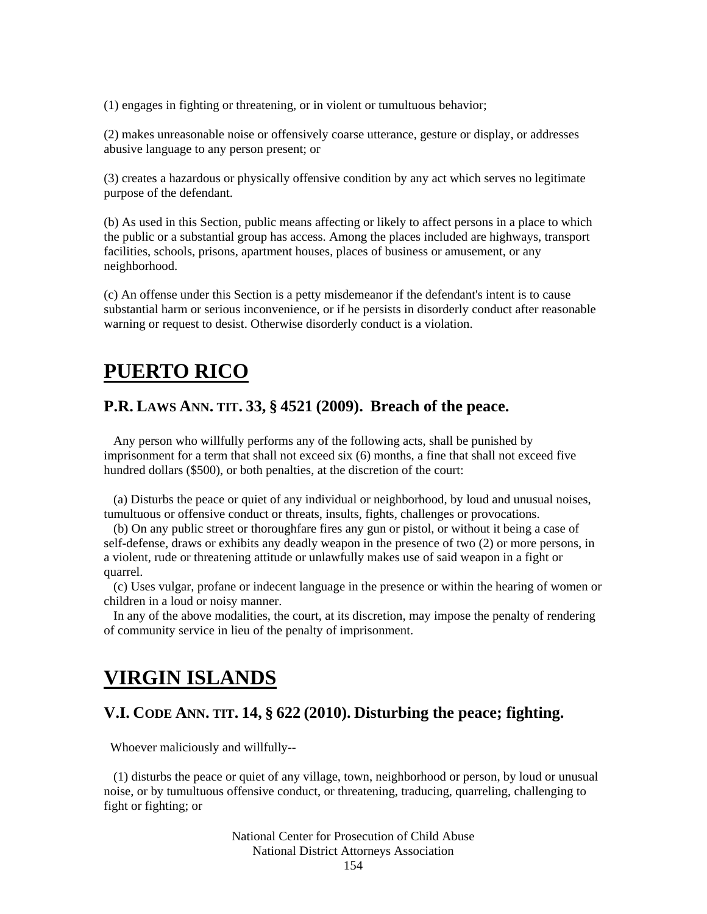(1) engages in fighting or threatening, or in violent or tumultuous behavior;

(2) makes unreasonable noise or offensively coarse utterance, gesture or display, or addresses abusive language to any person present; or

(3) creates a hazardous or physically offensive condition by any act which serves no legitimate purpose of the defendant.

(b) As used in this Section, public means affecting or likely to affect persons in a place to which the public or a substantial group has access. Among the places included are highways, transport facilities, schools, prisons, apartment houses, places of business or amusement, or any neighborhood.

(c) An offense under this Section is a petty misdemeanor if the defendant's intent is to cause substantial harm or serious inconvenience, or if he persists in disorderly conduct after reasonable warning or request to desist. Otherwise disorderly conduct is a violation.

# PUERTO RICO

## P.R. LAWS ANN. TIT. 33, § 4521 (2009). Breach of the peace.

Any person who willfully performs any of the following acts, shall be punished by imprisonment for a term that shall not exceed six (6) months, a fine that shall not exceed five hundred dollars ($500), or both penalties, at the discretion of the court:

(a) Disturbs the peace or quiet of any individual or neighborhood, by loud and unusual noises, tumultuous or offensive conduct or threats, insults, fights, challenges or provocations.

(b) On any public street or thoroughfare fires any gun or pistol, or without it being a case of self-defense, draws or exhibits any deadly weapon in the presence of two (2) or more persons, in a violent, rude or threatening attitude or unlawfully makes use of said weapon in a fight or quarrel.

(c) Uses vulgar, profane or indecent language in the presence or within the hearing of women or children in a loud or noisy manner.

In any of the above modalities, the court, at its discretion, may impose the penalty of rendering of community service in lieu of the penalty of imprisonment.

# VIRGIN ISLANDS

## V.I. CODE ANN. TIT. 14, § 622 (2010). Disturbing the peace; fighting.

Whoever maliciously and willfully--

(1) disturbs the peace or quiet of any village, town, neighborhood or person, by loud or unusual noise, or by tumultuous offensive conduct, or threatening, traducing, quarreling, challenging to fight or fighting; or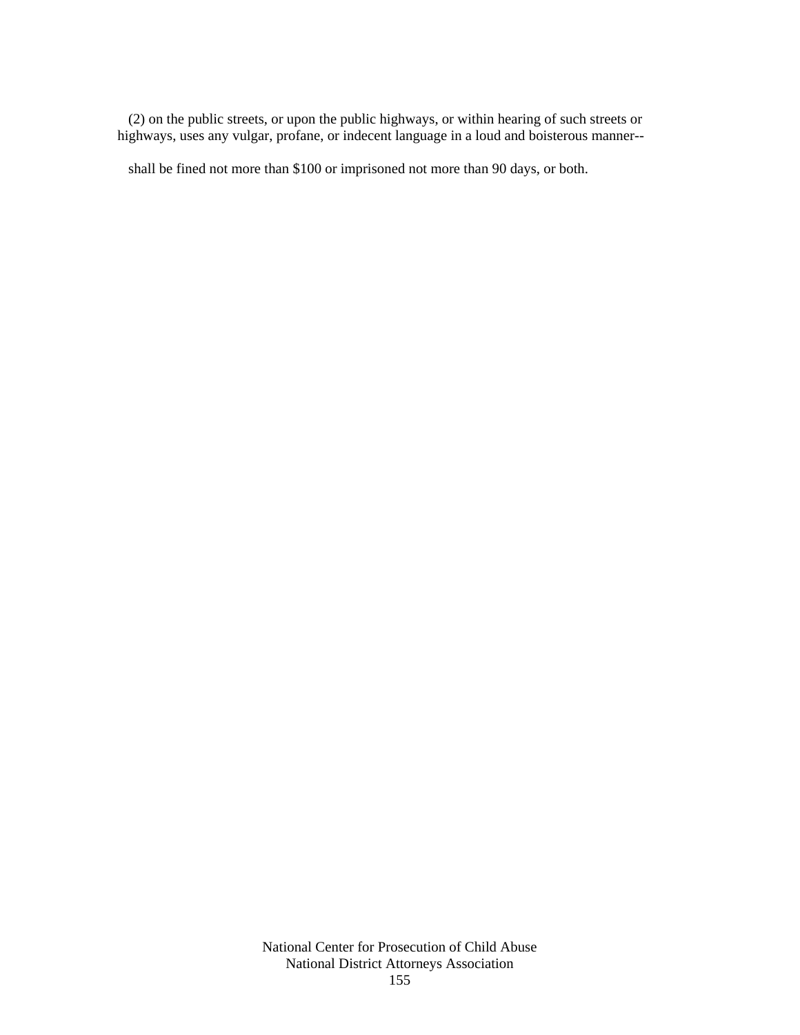(2) on the public streets, or upon the public highways, or within hearing of such streets or highways, uses any vulgar, profane, or indecent language in a loud and boisterous manner--

shall be fined not more than $100 or imprisoned not more than 90 days, or both.